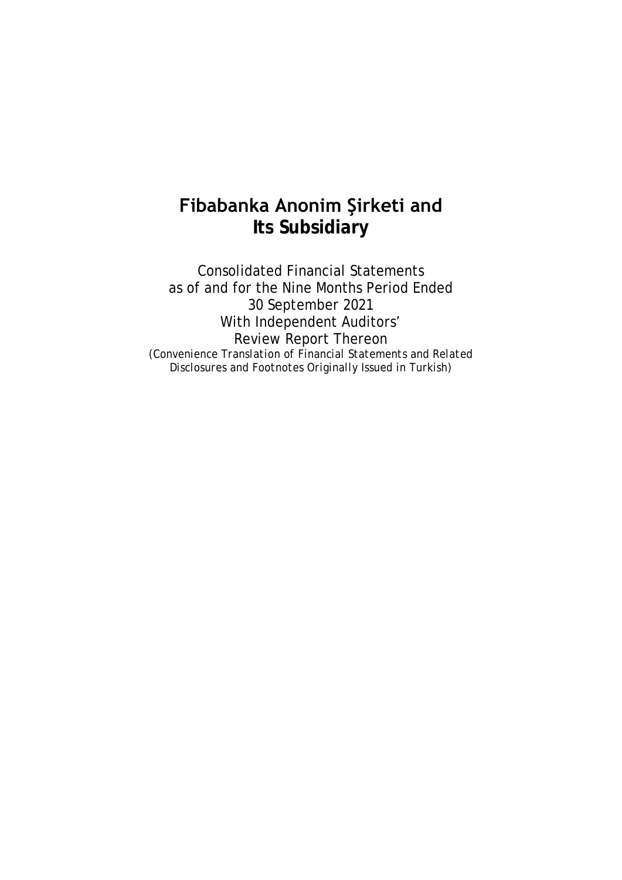# Fibabanka Anonim Şirketi and Its Subsidiary

Consolidated Financial Statements
as of and for the Nine Months Period Ended
30 September 2021
With Independent Auditors'
Review Report Thereon

*(Convenience Translation of Financial Statements and Related Disclosures and Footnotes Originally Issued in Turkish)*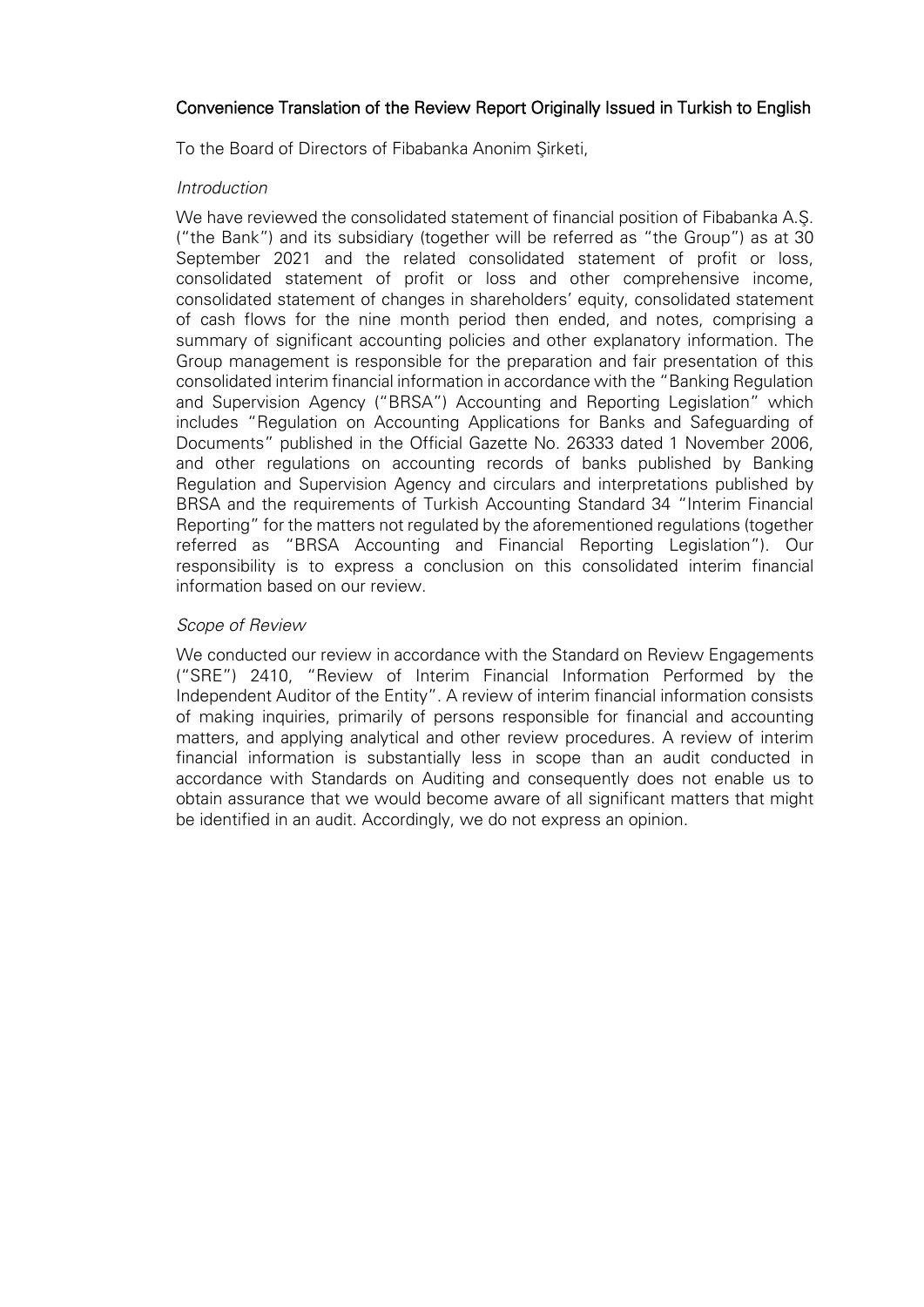Convenience Translation of the Review Report Originally Issued in Turkish to English

To the Board of Directors of Fibabanka Anonim Şirketi,

*Introduction*

We have reviewed the consolidated statement of financial position of Fibabanka A.Ş. ("the Bank") and its subsidiary (together will be referred as "the Group") as at 30 September 2021 and the related consolidated statement of profit or loss, consolidated statement of profit or loss and other comprehensive income, consolidated statement of changes in shareholders' equity, consolidated statement of cash flows for the nine month period then ended, and notes, comprising a summary of significant accounting policies and other explanatory information. The Group management is responsible for the preparation and fair presentation of this consolidated interim financial information in accordance with the "Banking Regulation and Supervision Agency ("BRSA") Accounting and Reporting Legislation" which includes "Regulation on Accounting Applications for Banks and Safeguarding of Documents" published in the Official Gazette No. 26333 dated 1 November 2006, and other regulations on accounting records of banks published by Banking Regulation and Supervision Agency and circulars and interpretations published by BRSA and the requirements of Turkish Accounting Standard 34 "Interim Financial Reporting" for the matters not regulated by the aforementioned regulations (together referred as "BRSA Accounting and Financial Reporting Legislation"). Our responsibility is to express a conclusion on this consolidated interim financial information based on our review.

*Scope of Review*

We conducted our review in accordance with the Standard on Review Engagements ("SRE") 2410, "Review of Interim Financial Information Performed by the Independent Auditor of the Entity". A review of interim financial information consists of making inquiries, primarily of persons responsible for financial and accounting matters, and applying analytical and other review procedures. A review of interim financial information is substantially less in scope than an audit conducted in accordance with Standards on Auditing and consequently does not enable us to obtain assurance that we would become aware of all significant matters that might be identified in an audit. Accordingly, we do not express an opinion.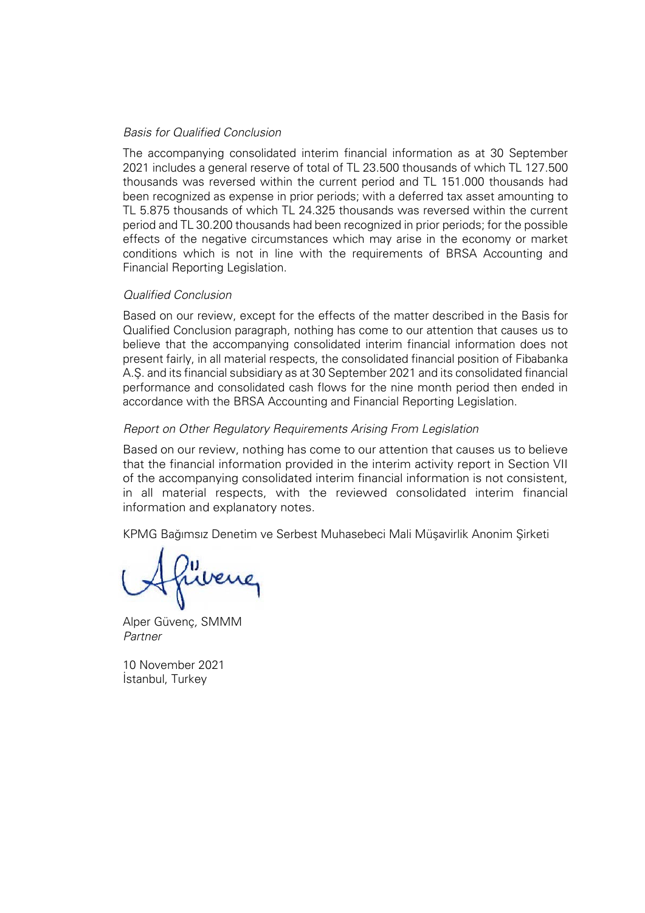*Basis for Qualified Conclusion*

The accompanying consolidated interim financial information as at 30 September 2021 includes a general reserve of total of TL 23.500 thousands of which TL 127.500 thousands was reversed within the current period and TL 151.000 thousands had been recognized as expense in prior periods; with a deferred tax asset amounting to TL 5.875 thousands of which TL 24.325 thousands was reversed within the current period and TL 30.200 thousands had been recognized in prior periods; for the possible effects of the negative circumstances which may arise in the economy or market conditions which is not in line with the requirements of BRSA Accounting and Financial Reporting Legislation.

*Qualified Conclusion*

Based on our review, except for the effects of the matter described in the Basis for Qualified Conclusion paragraph, nothing has come to our attention that causes us to believe that the accompanying consolidated interim financial information does not present fairly, in all material respects, the consolidated financial position of Fibabanka A.Ş. and its financial subsidiary as at 30 September 2021 and its consolidated financial performance and consolidated cash flows for the nine month period then ended in accordance with the BRSA Accounting and Financial Reporting Legislation.

*Report on Other Regulatory Requirements Arising From Legislation*

Based on our review, nothing has come to our attention that causes us to believe that the financial information provided in the interim activity report in Section VII of the accompanying consolidated interim financial information is not consistent, in all material respects, with the reviewed consolidated interim financial information and explanatory notes.

KPMG Bağımsız Denetim ve Serbest Muhasebeci Mali Müşavirlik Anonim Şirketi

Alper Güvenç, SMMM
*Partner*

10 November 2021
İstanbul, Turkey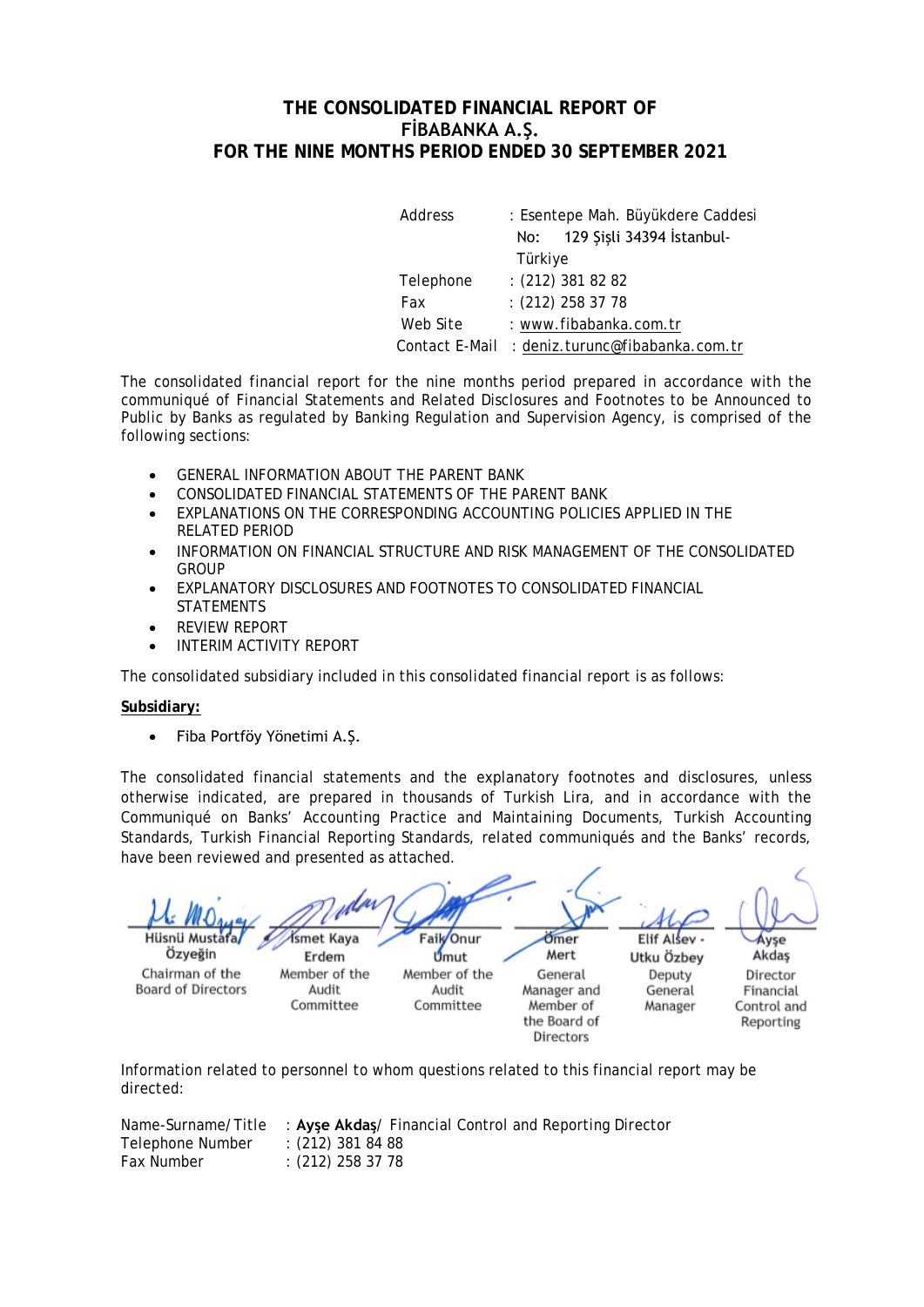# THE CONSOLIDATED FINANCIAL REPORT OF FİBABANKA A.Ş. FOR THE NINE MONTHS PERIOD ENDED 30 SEPTEMBER 2021

| | |
|---|---|
| Address | : Esentepe Mah. Büyükdere Caddesi No: 129 Şişli 34394 İstanbul-Türkiye |
| Telephone | : (212) 381 82 82 |
| Fax | : (212) 258 37 78 |
| Web Site | : www.fibabanka.com.tr |
| Contact E-Mail | : deniz.turunc@fibabanka.com.tr |

The consolidated financial report for the nine months period prepared in accordance with the communiqué of Financial Statements and Related Disclosures and Footnotes to be Announced to Public by Banks as regulated by Banking Regulation and Supervision Agency, is comprised of the following sections:

- GENERAL INFORMATION ABOUT THE PARENT BANK
- CONSOLIDATED FINANCIAL STATEMENTS OF THE PARENT BANK
- EXPLANATIONS ON THE CORRESPONDING ACCOUNTING POLICIES APPLIED IN THE RELATED PERIOD
- INFORMATION ON FINANCIAL STRUCTURE AND RISK MANAGEMENT OF THE CONSOLIDATED GROUP
- EXPLANATORY DISCLOSURES AND FOOTNOTES TO CONSOLIDATED FINANCIAL STATEMENTS
- REVIEW REPORT
- INTERIM ACTIVITY REPORT

The consolidated subsidiary included in this consolidated financial report is as follows:

**Subsidiary:**

- Fiba Portföy Yönetimi A.Ş.

The consolidated financial statements and the explanatory footnotes and disclosures, unless otherwise indicated, are prepared in thousands of Turkish Lira, and in accordance with the Communiqué on Banks' Accounting Practice and Maintaining Documents, Turkish Accounting Standards, Turkish Financial Reporting Standards, related communiqués and the Banks' records, have been reviewed and presented as attached.

| Hüsnü Mustafa Özyeğin | İsmet Kaya Erdem | Faik Onur Umut | Ömer Mert | Elif Alsev Utku Özbey | Ayşe Akdaş |
|---|---|---|---|---|---|
| Chairman of the Board of Directors | Member of the Audit Committee | Member of the Audit Committee | General Manager and Member of the Board of Directors | Deputy General Manager | Director Financial Control and Reporting |

Information related to personnel to whom questions related to this financial report may be directed:

| | |
|---|---|
| Name-Surname/Title | : **Ayşe Akdaş**/ Financial Control and Reporting Director |
| Telephone Number | : (212) 381 84 88 |
| Fax Number | : (212) 258 37 78 |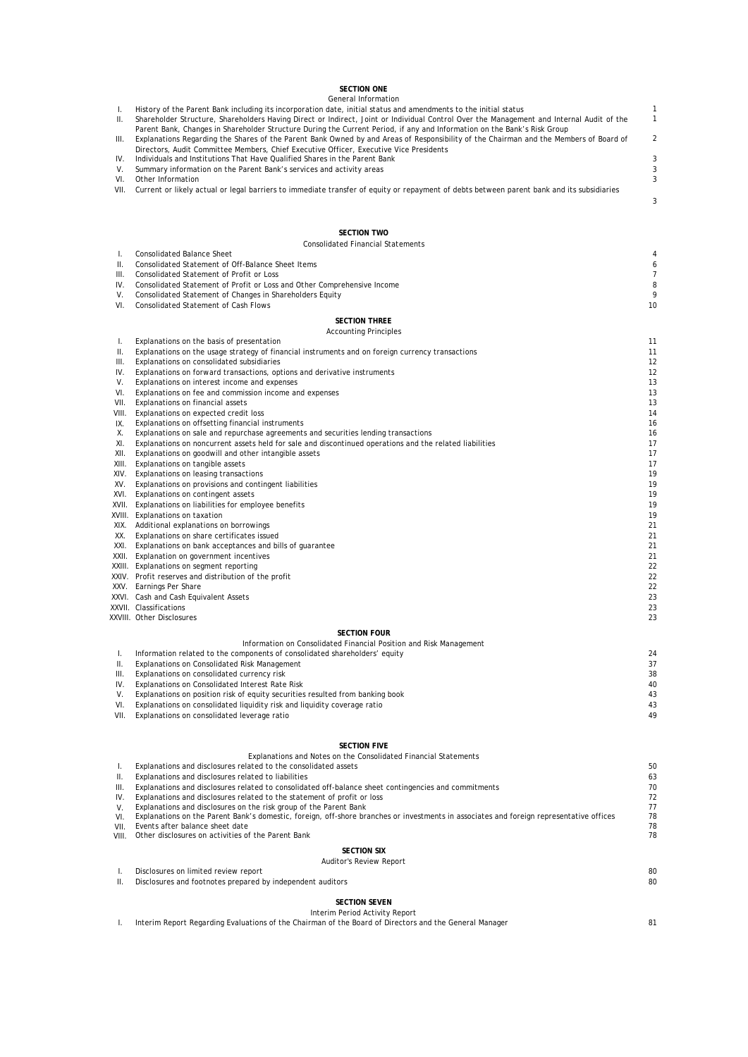## SECTION ONE

General Information

| | | |
|---|---|---|
| I. | History of the Parent Bank including its incorporation date, initial status and amendments to the initial status | 1 |
| II. | Shareholder Structure, Shareholders Having Direct or Indirect, Joint or Individual Control Over the Management and Internal Audit of the Parent Bank, Changes in Shareholder Structure During the Current Period, if any and Information on the Bank's Risk Group | 1 |
| III. | Explanations Regarding the Shares of the Parent Bank Owned by and Areas of Responsibility of the Chairman and the Members of Board of Directors, Audit Committee Members, Chief Executive Officer, Executive Vice Presidents | 2 |
| IV. | Individuals and Institutions That Have Qualified Shares in the Parent Bank | 3 |
| V. | Summary information on the Parent Bank's services and activity areas | 3 |
| VI. | Other Information | 3 |
| VII. | Current or likely actual or legal barriers to immediate transfer of equity or repayment of debts between parent bank and its subsidiaries | 3 |

## SECTION TWO

Consolidated Financial Statements

| | | |
|---|---|---|
| I. | Consolidated Balance Sheet | 4 |
| II. | Consolidated Statement of Off-Balance Sheet Items | 6 |
| III. | Consolidated Statement of Profit or Loss | 7 |
| IV. | Consolidated Statement of Profit or Loss and Other Comprehensive Income | 8 |
| V. | Consolidated Statement of Changes in Shareholders Equity | 9 |
| VI. | Consolidated Statement of Cash Flows | 10 |

## SECTION THREE

Accounting Principles

| | | |
|---|---|---|
| I. | Explanations on the basis of presentation | 11 |
| II. | Explanations on the usage strategy of financial instruments and on foreign currency transactions | 11 |
| III. | Explanations on consolidated subsidiaries | 12 |
| IV. | Explanations on forward transactions, options and derivative instruments | 12 |
| V. | Explanations on interest income and expenses | 13 |
| VI. | Explanations on fee and commission income and expenses | 13 |
| VII. | Explanations on financial assets | 13 |
| VIII. | Explanations on expected credit loss | 14 |
| IX. | Explanations on offsetting financial instruments | 16 |
| X. | Explanations on sale and repurchase agreements and securities lending transactions | 16 |
| XI. | Explanations on noncurrent assets held for sale and discontinued operations and the related liabilities | 17 |
| XII. | Explanations on goodwill and other intangible assets | 17 |
| XIII. | Explanations on tangible assets | 17 |
| XIV. | Explanations on leasing transactions | 19 |
| XV. | Explanations on provisions and contingent liabilities | 19 |
| XVI. | Explanations on contingent assets | 19 |
| XVII. | Explanations on liabilities for employee benefits | 19 |
| XVIII. | Explanations on taxation | 19 |
| XIX. | Additional explanations on borrowings | 21 |
| XX. | Explanations on share certificates issued | 21 |
| XXI. | Explanations on bank acceptances and bills of guarantee | 21 |
| XXII. | Explanation on government incentives | 21 |
| XXIII. | Explanations on segment reporting | 22 |
| XXIV. | Profit reserves and distribution of the profit | 22 |
| XXV. | Earnings Per Share | 22 |
| XXVI. | Cash and Cash Equivalent Assets | 23 |
| XXVII. | Classifications | 23 |
| XXVIII. | Other Disclosures | 23 |

## SECTION FOUR

Information on Consolidated Financial Position and Risk Management

| | | |
|---|---|---|
| I. | Information related to the components of consolidated shareholders' equity | 24 |
| II. | Explanations on Consolidated Risk Management | 37 |
| III. | Explanations on consolidated currency risk | 38 |
| IV. | Explanations on Consolidated Interest Rate Risk | 40 |
| V. | Explanations on position risk of equity securities resulted from banking book | 43 |
| VI. | Explanations on consolidated liquidity risk and liquidity coverage ratio | 43 |
| VII. | Explanations on consolidated leverage ratio | 49 |

## SECTION FIVE

Explanations and Notes on the Consolidated Financial Statements

| | | |
|---|---|---|
| I. | Explanations and disclosures related to the consolidated assets | 50 |
| II. | Explanations and disclosures related to liabilities | 63 |
| III. | Explanations and disclosures related to consolidated off-balance sheet contingencies and commitments | 70 |
| IV. | Explanations and disclosures related to the statement of profit or loss | 72 |
| V. | Explanations and disclosures on the risk group of the Parent Bank | 77 |
| VI. | Explanations on the Parent Bank's domestic, foreign, off-shore branches or investments in associates and foreign representative offices | 78 |
| VII. | Events after balance sheet date | 78 |
| VIII. | Other disclosures on activities of the Parent Bank | 78 |

## SECTION SIX

Auditor's Review Report

| | | |
|---|---|---|
| I. | Disclosures on limited review report | 80 |
| II. | Disclosures and footnotes prepared by independent auditors | 80 |

## SECTION SEVEN

Interim Period Activity Report

| | | |
|---|---|---|
| I. | Interim Report Regarding Evaluations of the Chairman of the Board of Directors and the General Manager | 81 |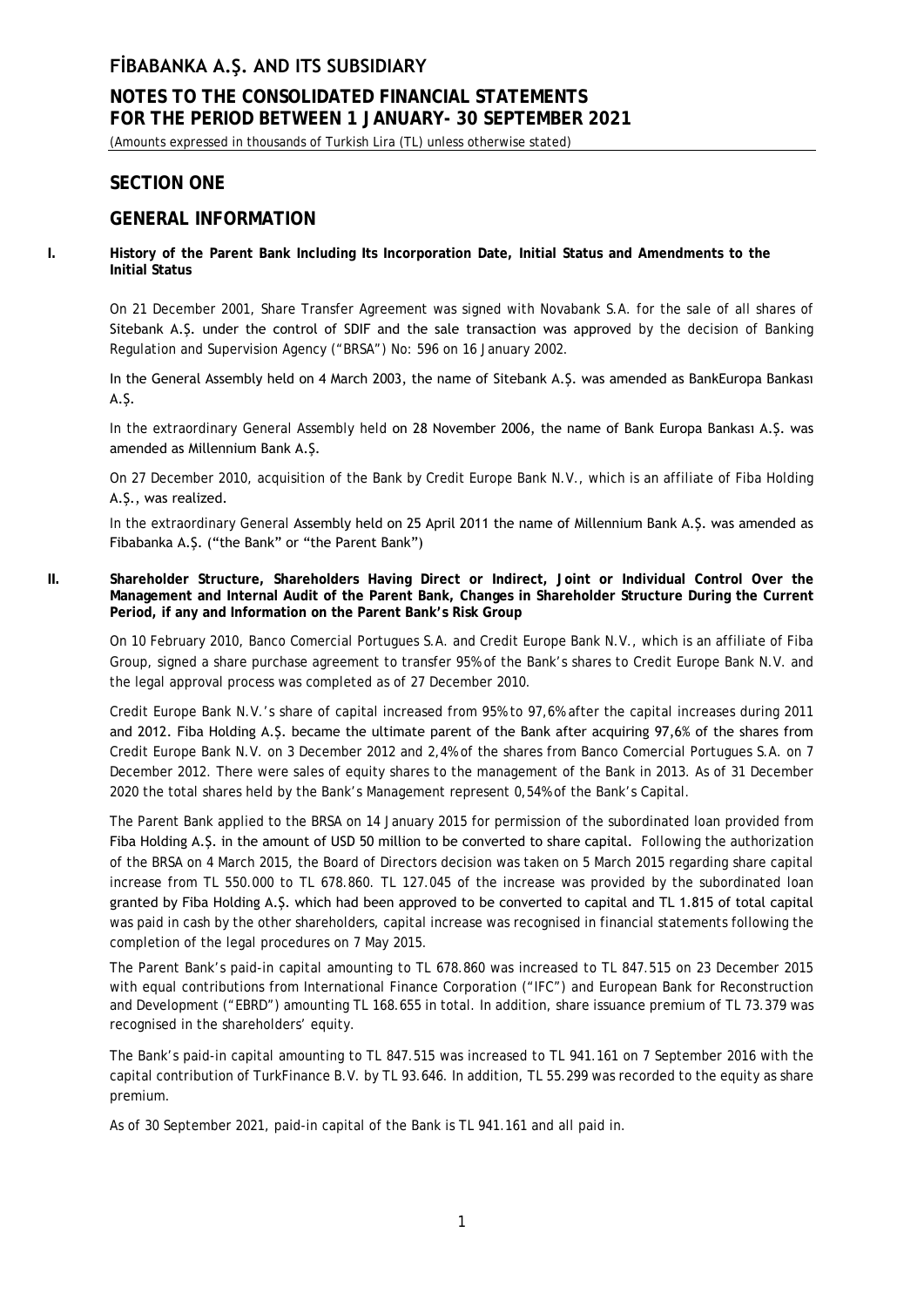## SECTION ONE

## GENERAL INFORMATION

**I. History of the Parent Bank Including Its Incorporation Date, Initial Status and Amendments to the Initial Status**

On 21 December 2001, Share Transfer Agreement was signed with Novabank S.A. for the sale of all shares of Sitebank A.Ş. under the control of SDIF and the sale transaction was approved by the decision of Banking Regulation and Supervision Agency ("BRSA") No: 596 on 16 January 2002.

In the General Assembly held on 4 March 2003, the name of Sitebank A.Ş. was amended as BankEuropa Bankası A.Ş.

In the extraordinary General Assembly held on 28 November 2006, the name of Bank Europa Bankası A.Ş. was amended as Millennium Bank A.Ş.

On 27 December 2010, acquisition of the Bank by Credit Europe Bank N.V., which is an affiliate of Fiba Holding A.Ş., was realized.

In the extraordinary General Assembly held on 25 April 2011 the name of Millennium Bank A.Ş. was amended as Fibabanka A.Ş. ("the Bank" or "the Parent Bank")

**II. Shareholder Structure, Shareholders Having Direct or Indirect, Joint or Individual Control Over the Management and Internal Audit of the Parent Bank, Changes in Shareholder Structure During the Current Period, if any and Information on the Parent Bank's Risk Group**

On 10 February 2010, Banco Comercial Portugues S.A. and Credit Europe Bank N.V., which is an affiliate of Fiba Group, signed a share purchase agreement to transfer 95% of the Bank's shares to Credit Europe Bank N.V. and the legal approval process was completed as of 27 December 2010.

Credit Europe Bank N.V.'s share of capital increased from 95% to 97,6% after the capital increases during 2011 and 2012. Fiba Holding A.Ş. became the ultimate parent of the Bank after acquiring 97,6% of the shares from Credit Europe Bank N.V. on 3 December 2012 and 2,4% of the shares from Banco Comercial Portugues S.A. on 7 December 2012. There were sales of equity shares to the management of the Bank in 2013. As of 31 December 2020 the total shares held by the Bank's Management represent 0,54% of the Bank's Capital.

The Parent Bank applied to the BRSA on 14 January 2015 for permission of the subordinated loan provided from Fiba Holding A.Ş. in the amount of USD 50 million to be converted to share capital. Following the authorization of the BRSA on 4 March 2015, the Board of Directors decision was taken on 5 March 2015 regarding share capital increase from TL 550.000 to TL 678.860. TL 127.045 of the increase was provided by the subordinated loan granted by Fiba Holding A.Ş. which had been approved to be converted to capital and TL 1.815 of total capital was paid in cash by the other shareholders, capital increase was recognised in financial statements following the completion of the legal procedures on 7 May 2015.

The Parent Bank's paid-in capital amounting to TL 678.860 was increased to TL 847.515 on 23 December 2015 with equal contributions from International Finance Corporation ("IFC") and European Bank for Reconstruction and Development ("EBRD") amounting TL 168.655 in total. In addition, share issuance premium of TL 73.379 was recognised in the shareholders' equity.

The Bank's paid-in capital amounting to TL 847.515 was increased to TL 941.161 on 7 September 2016 with the capital contribution of TurkFinance B.V. by TL 93.646. In addition, TL 55.299 was recorded to the equity as share premium.

As of 30 September 2021, paid-in capital of the Bank is TL 941.161 and all paid in.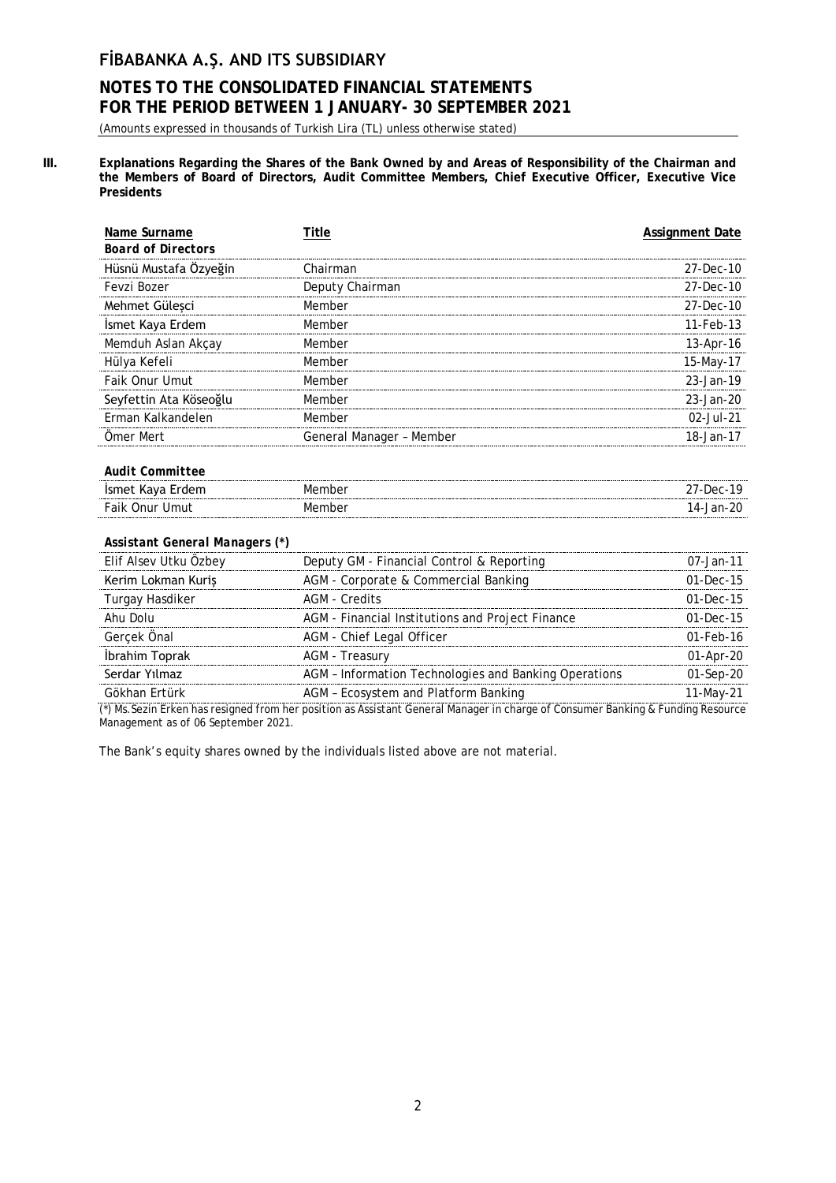**III. Explanations Regarding the Shares of the Bank Owned by and Areas of Responsibility of the Chairman and the Members of Board of Directors, Audit Committee Members, Chief Executive Officer, Executive Vice Presidents**

| Name Surname | Title | Assignment Date |
|---|---|---|
| ***Board of Directors*** | | |
| Hüsnü Mustafa Özyeğin | Chairman | 27-Dec-10 |
| Fevzi Bozer | Deputy Chairman | 27-Dec-10 |
| Mehmet Güleşci | Member | 27-Dec-10 |
| İsmet Kaya Erdem | Member | 11-Feb-13 |
| Memduh Aslan Akçay | Member | 13-Apr-16 |
| Hülya Kefeli | Member | 15-May-17 |
| Faik Onur Umut | Member | 23-Jan-19 |
| Seyfettin Ata Köseoğlu | Member | 23-Jan-20 |
| Erman Kalkandelen | Member | 02-Jul-21 |
| Ömer Mert | General Manager – Member | 18-Jan-17 |
| | | |
| ***Audit Committee*** | | |
| İsmet Kaya Erdem | Member | 27-Dec-19 |
| Faik Onur Umut | Member | 14-Jan-20 |
| | | |
| ***Assistant General Managers (\*)*** | | |
| Elif Alsev Utku Özbey | Deputy GM - Financial Control & Reporting | 07-Jan-11 |
| Kerim Lokman Kuriş | AGM - Corporate & Commercial Banking | 01-Dec-15 |
| Turgay Hasdiker | AGM - Credits | 01-Dec-15 |
| Ahu Dolu | AGM - Financial Institutions and Project Finance | 01-Dec-15 |
| Gerçek Önal | AGM - Chief Legal Officer | 01-Feb-16 |
| İbrahim Toprak | AGM - Treasury | 01-Apr-20 |
| Serdar Yılmaz | AGM – Information Technologies and Banking Operations | 01-Sep-20 |
| Gökhan Ertürk | AGM – Ecosystem and Platform Banking | 11-May-21 |

(*) Ms. Sezin Erken has resigned from her position as Assistant General Manager in charge of Consumer Banking & Funding Resource Management as of 06 September 2021.

The Bank's equity shares owned by the individuals listed above are not material.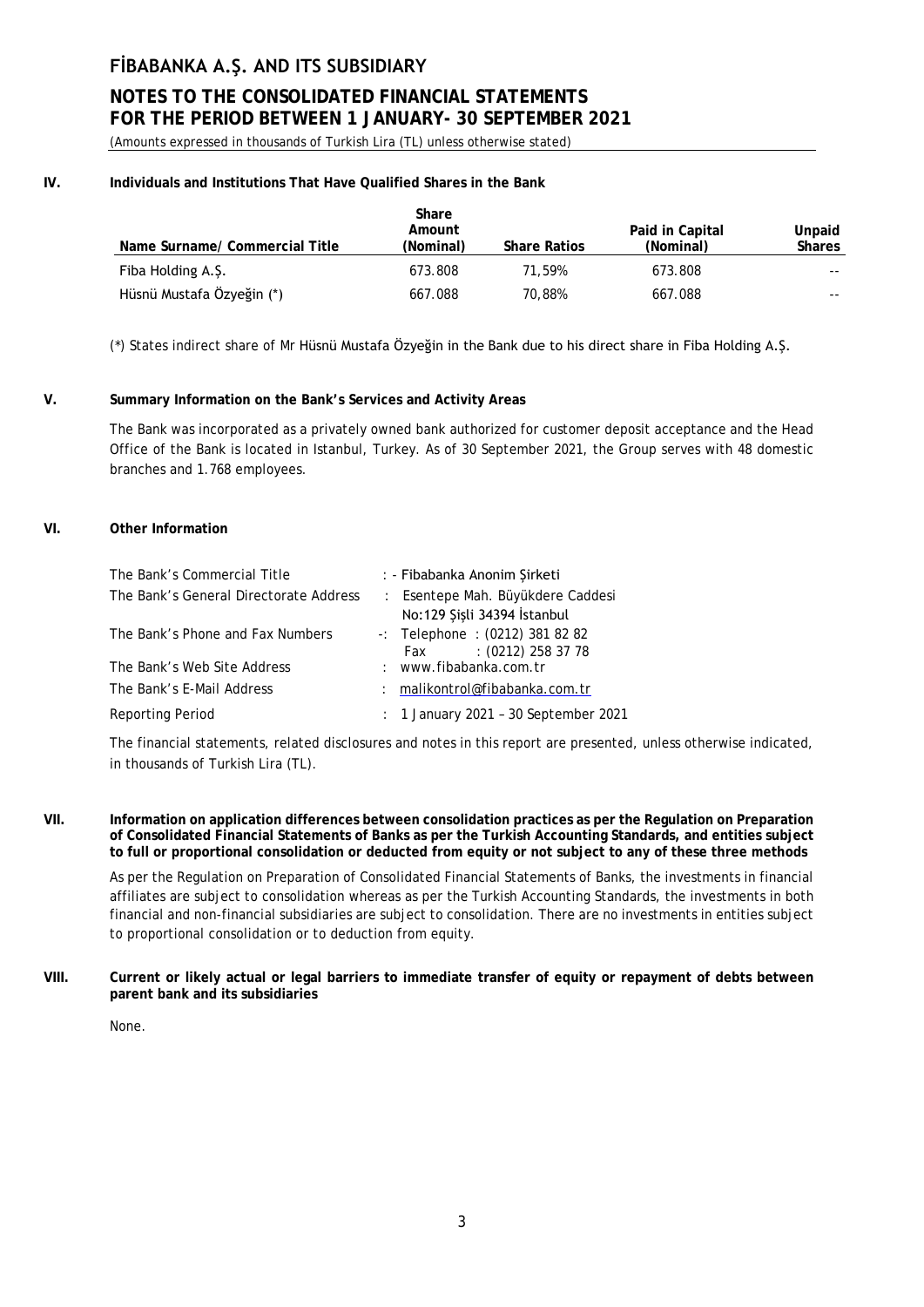# FİBABANKA A.Ş. AND ITS SUBSIDIARY

## NOTES TO THE CONSOLIDATED FINANCIAL STATEMENTS FOR THE PERIOD BETWEEN 1 JANUARY- 30 SEPTEMBER 2021

*(Amounts expressed in thousands of Turkish Lira (TL) unless otherwise stated)*

**IV. Individuals and Institutions That Have Qualified Shares in the Bank**

| Name Surname/ Commercial Title | Share Amount (Nominal) | Share Ratios | Paid in Capital (Nominal) | Unpaid Shares |
|---|---|---|---|---|
| Fiba Holding A.Ş. | 673.808 | 71,59% | 673.808 | -- |
| Hüsnü Mustafa Özyeğin (*) | 667.088 | 70,88% | 667.088 | -- |

(*) States indirect share of Mr Hüsnü Mustafa Özyeğin in the Bank due to his direct share in Fiba Holding A.Ş.

**V. Summary Information on the Bank's Services and Activity Areas**

The Bank was incorporated as a privately owned bank authorized for customer deposit acceptance and the Head Office of the Bank is located in Istanbul, Turkey. As of 30 September 2021, the Group serves with 48 domestic branches and 1.768 employees.

**VI. Other Information**

| | |
|---|---|
| The Bank's Commercial Title | : - Fibabanka Anonim Şirketi |
| The Bank's General Directorate Address | : Esentepe Mah. Büyükdere Caddesi No:129 Şişli 34394 İstanbul |
| The Bank's Phone and Fax Numbers | -: Telephone : (0212) 381 82 82 Fax : (0212) 258 37 78 |
| The Bank's Web Site Address | : www.fibabanka.com.tr |
| The Bank's E-Mail Address | : malikontrol@fibabanka.com.tr |
| Reporting Period | : 1 January 2021 – 30 September 2021 |

The financial statements, related disclosures and notes in this report are presented, unless otherwise indicated, in thousands of Turkish Lira (TL).

**VII. Information on application differences between consolidation practices as per the Regulation on Preparation of Consolidated Financial Statements of Banks as per the Turkish Accounting Standards, and entities subject to full or proportional consolidation or deducted from equity or not subject to any of these three methods**

As per the Regulation on Preparation of Consolidated Financial Statements of Banks, the investments in financial affiliates are subject to consolidation whereas as per the Turkish Accounting Standards, the investments in both financial and non-financial subsidiaries are subject to consolidation. There are no investments in entities subject to proportional consolidation or to deduction from equity.

**VIII. Current or likely actual or legal barriers to immediate transfer of equity or repayment of debts between parent bank and its subsidiaries**

None.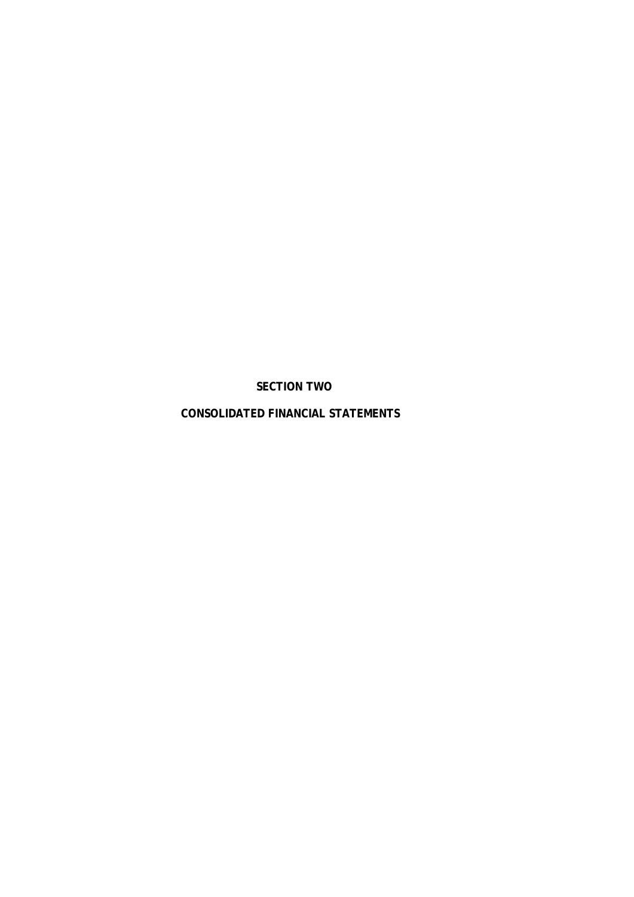# SECTION TWO

# CONSOLIDATED FINANCIAL STATEMENTS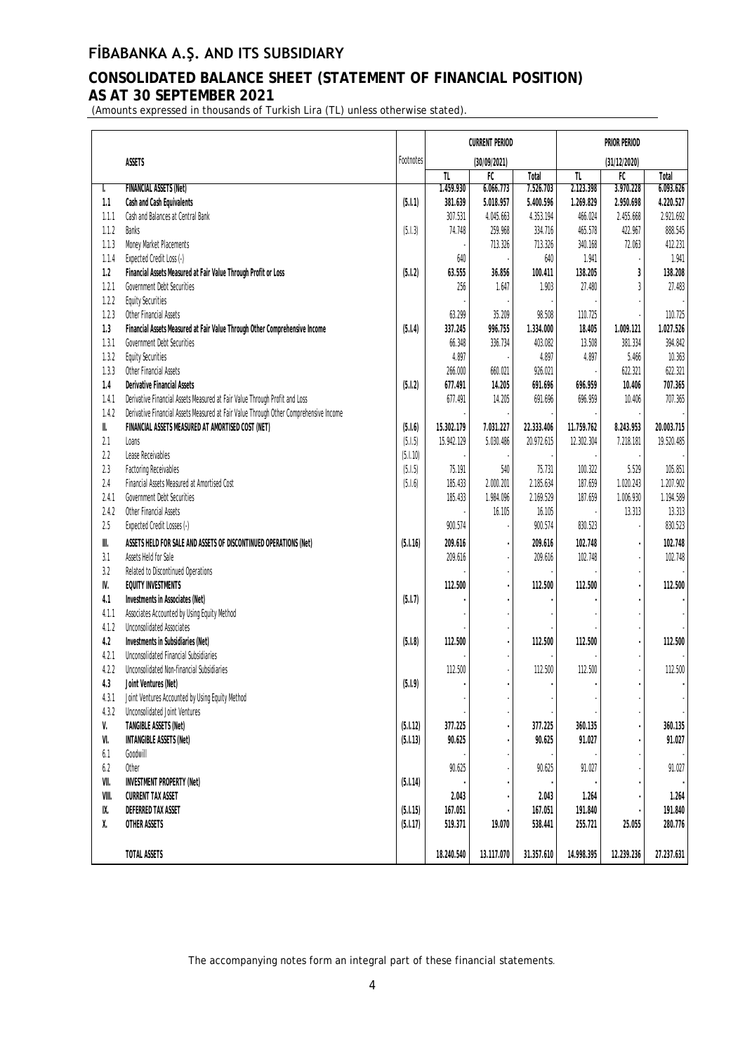# FİBABANKA A.Ş. AND ITS SUBSIDIARY

## CONSOLIDATED BALANCE SHEET (STATEMENT OF FINANCIAL POSITION) AS AT 30 SEPTEMBER 2021

(Amounts expressed in thousands of Turkish Lira (TL) unless otherwise stated).

| | ASSETS | Footnotes | CURRENT PERIOD (30/09/2021) | | | PRIOR PERIOD (31/12/2020) | | |
|---|---|---|---|---|---|---|---|---|
| | | | TL | FC | Total | TL | FC | Total |
| I. | **FINANCIAL ASSETS (Net)** | | **1.459.930** | **6.066.773** | **7.526.703** | **2.123.398** | **3.970.228** | **6.093.626** |
| 1.1 | **Cash and Cash Equivalents** | (5.I.1) | **381.639** | **5.018.957** | **5.400.596** | **1.269.829** | **2.950.698** | **4.220.527** |
| 1.1.1 | Cash and Balances at Central Bank | | 307.531 | 4.045.663 | 4.353.194 | 466.024 | 2.455.668 | 2.921.692 |
| 1.1.2 | Banks | (5.I.3) | 74.748 | 259.968 | 334.716 | 465.578 | 422.967 | 888.545 |
| 1.1.3 | Money Market Placements | | - | 713.326 | 713.326 | 340.168 | 72.063 | 412.231 |
| 1.1.4 | Expected Credit Loss (-) | | 640 | - | 640 | 1.941 | - | 1.941 |
| 1.2 | **Financial Assets Measured at Fair Value Through Profit or Loss** | (5.I.2) | **63.555** | **36.856** | **100.411** | **138.205** | **3** | **138.208** |
| 1.2.1 | Government Debt Securities | | 256 | 1.647 | 1.903 | 27.480 | 3 | 27.483 |
| 1.2.2 | Equity Securities | | - | - | - | - | - | - |
| 1.2.3 | Other Financial Assets | | 63.299 | 35.209 | 98.508 | 110.725 | - | 110.725 |
| 1.3 | **Financial Assets Measured at Fair Value Through Other Comprehensive Income** | (5.I.4) | **337.245** | **996.755** | **1.334.000** | **18.405** | **1.009.121** | **1.027.526** |
| 1.3.1 | Government Debt Securities | | 66.348 | 336.734 | 403.082 | 13.508 | 381.334 | 394.842 |
| 1.3.2 | Equity Securities | | 4.897 | - | 4.897 | 4.897 | 5.466 | 10.363 |
| 1.3.3 | Other Financial Assets | | 266.000 | 660.021 | 926.021 | - | 622.321 | 622.321 |
| 1.4 | **Derivative Financial Assets** | (5.I.2) | **677.491** | **14.205** | **691.696** | **696.959** | **10.406** | **707.365** |
| 1.4.1 | Derivative Financial Assets Measured at Fair Value Through Profit and Loss | | 677.491 | 14.205 | 691.696 | 696.959 | 10.406 | 707.365 |
| 1.4.2 | Derivative Financial Assets Measured at Fair Value Through Other Comprehensive Income | | - | - | - | - | - | - |
| II. | **FINANCIAL ASSETS MEASURED AT AMORTISED COST (NET)** | (5.I.6) | **15.302.179** | **7.031.227** | **22.333.406** | **11.759.762** | **8.243.953** | **20.003.715** |
| 2.1 | Loans | (5.I.5) | 15.942.129 | 5.030.486 | 20.972.615 | 12.302.304 | 7.218.181 | 19.520.485 |
| 2.2 | Lease Receivables | (5.I.10) | - | - | - | - | - | - |
| 2.3 | Factoring Receivables | (5.I.5) | 75.191 | 540 | 75.731 | 100.322 | 5.529 | 105.851 |
| 2.4 | Financial Assets Measured at Amortised Cost | (5.I.6) | 185.433 | 2.000.201 | 2.185.634 | 187.659 | 1.020.243 | 1.207.902 |
| 2.4.1 | Government Debt Securities | | 185.433 | 1.984.096 | 2.169.529 | 187.659 | 1.006.930 | 1.194.589 |
| 2.4.2 | Other Financial Assets | | - | 16.105 | 16.105 | - | 13.313 | 13.313 |
| 2.5 | Expected Credit Losses (-) | | 900.574 | - | 900.574 | 830.523 | - | 830.523 |
| III. | **ASSETS HELD FOR SALE AND ASSETS OF DISCONTINUED OPERATIONS (Net)** | (5.I.16) | **209.616** | **-** | **209.616** | **102.748** | **-** | **102.748** |
| 3.1 | Assets Held for Sale | | 209.616 | - | 209.616 | 102.748 | - | 102.748 |
| 3.2 | Related to Discontinued Operations | | - | - | - | - | - | - |
| IV. | **EQUITY INVESTMENTS** | | **112.500** | **-** | **112.500** | **112.500** | **-** | **112.500** |
| 4.1 | **Investments in Associates (Net)** | (5.I.7) | **-** | **-** | **-** | **-** | **-** | **-** |
| 4.1.1 | Associates Accounted by Using Equity Method | | - | - | - | - | - | - |
| 4.1.2 | Unconsolidated Associates | | - | - | - | - | - | - |
| 4.2 | **Investments in Subsidiaries (Net)** | (5.I.8) | **112.500** | **-** | **112.500** | **112.500** | **-** | **112.500** |
| 4.2.1 | Unconsolidated Financial Subsidiaries | | - | - | - | - | - | - |
| 4.2.2 | Unconsolidated Non-financial Subsidiaries | | 112.500 | - | 112.500 | 112.500 | - | 112.500 |
| 4.3 | **Joint Ventures (Net)** | (5.I.9) | **-** | **-** | **-** | **-** | **-** | **-** |
| 4.3.1 | Joint Ventures Accounted by Using Equity Method | | - | - | - | - | - | - |
| 4.3.2 | Unconsolidated Joint Ventures | | - | - | - | - | - | - |
| V. | **TANGIBLE ASSETS (Net)** | (5.I.12) | **377.225** | **-** | **377.225** | **360.135** | **-** | **360.135** |
| VI. | **INTANGIBLE ASSETS (Net)** | (5.I.13) | **90.625** | **-** | **90.625** | **91.027** | **-** | **91.027** |
| 6.1 | Goodwill | | - | - | - | - | - | - |
| 6.2 | Other | | 90.625 | - | 90.625 | 91.027 | - | 91.027 |
| VII. | **INVESTMENT PROPERTY (Net)** | (5.I.14) | **-** | **-** | **-** | **-** | **-** | **-** |
| VIII. | **CURRENT TAX ASSET** | | **2.043** | **-** | **2.043** | **1.264** | **-** | **1.264** |
| IX. | **DEFERRED TAX ASSET** | (5.I.15) | **167.051** | **-** | **167.051** | **191.840** | **-** | **191.840** |
| X. | **OTHER ASSETS** | (5.I.17) | **519.371** | **19.070** | **538.441** | **255.721** | **25.055** | **280.776** |
| | **TOTAL ASSETS** | | **18.240.540** | **13.117.070** | **31.357.610** | **14.998.395** | **12.239.236** | **27.237.631** |

The accompanying notes form an integral part of these financial statements.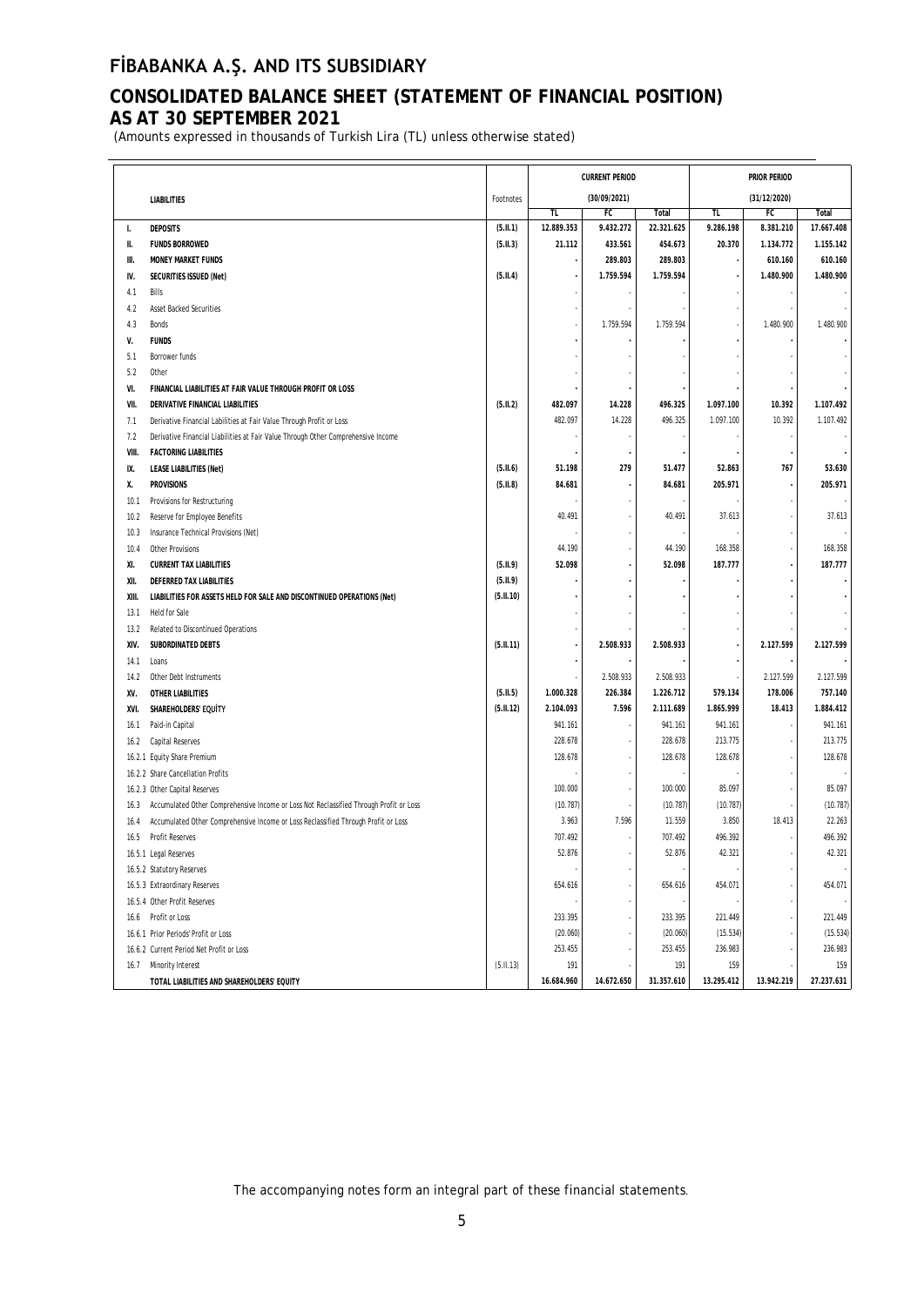# FİBABANKA A.Ş. AND ITS SUBSIDIARY

## CONSOLIDATED BALANCE SHEET (STATEMENT OF FINANCIAL POSITION) AS AT 30 SEPTEMBER 2021

(Amounts expressed in thousands of Turkish Lira (TL) unless otherwise stated)

| | LIABILITIES | Footnotes | CURRENT PERIOD (30/09/2021) | | | PRIOR PERIOD (31/12/2020) | | |
|---|---|---|---|---|---|---|---|---|
| | | | TL | FC | Total | TL | FC | Total |
| I. | DEPOSITS | (5.II.1) | 12.889.353 | 9.432.272 | 22.321.625 | 9.286.198 | 8.381.210 | 17.667.408 |
| II. | FUNDS BORROWED | (5.II.3) | 21.112 | 433.561 | 454.673 | 20.370 | 1.134.772 | 1.155.142 |
| III. | MONEY MARKET FUNDS | | - | 289.803 | 289.803 | - | 610.160 | 610.160 |
| IV. | SECURITIES ISSUED (Net) | (5.II.4) | - | 1.759.594 | 1.759.594 | - | 1.480.900 | 1.480.900 |
| 4.1 | Bills | | - | - | - | - | - | - |
| 4.2 | Asset Backed Securities | | - | - | - | - | - | - |
| 4.3 | Bonds | | - | 1.759.594 | 1.759.594 | - | 1.480.900 | 1.480.900 |
| V. | FUNDS | | - | - | - | - | - | - |
| 5.1 | Borrower funds | | - | - | - | - | - | - |
| 5.2 | Other | | - | - | - | - | - | - |
| VI. | FINANCIAL LIABILITIES AT FAIR VALUE THROUGH PROFIT OR LOSS | | - | - | - | - | - | - |
| VII. | DERIVATIVE FINANCIAL LIABILITIES | (5.II.2) | 482.097 | 14.228 | 496.325 | 1.097.100 | 10.392 | 1.107.492 |
| 7.1 | Derivative Financial Liabilities at Fair Value Through Profit or Loss | | 482.097 | 14.228 | 496.325 | 1.097.100 | 10.392 | 1.107.492 |
| 7.2 | Derivative Financial Liabilities at Fair Value Through Other Comprehensive Income | | - | - | - | - | - | - |
| VIII. | FACTORING LIABILITIES | | - | - | - | - | - | - |
| IX. | LEASE LIABILITIES (Net) | (5.II.6) | 51.198 | 279 | 51.477 | 52.863 | 767 | 53.630 |
| X. | PROVISIONS | (5.II.8) | 84.681 | - | 84.681 | 205.971 | - | 205.971 |
| 10.1 | Provisions for Restructuring | | - | - | - | - | - | - |
| 10.2 | Reserve for Employee Benefits | | 40.491 | - | 40.491 | 37.613 | - | 37.613 |
| 10.3 | Insurance Technical Provisions (Net) | | - | - | - | - | - | - |
| 10.4 | Other Provisions | | 44.190 | - | 44.190 | 168.358 | - | 168.358 |
| XI. | CURRENT TAX LIABILITIES | (5.II.9) | 52.098 | - | 52.098 | 187.777 | - | 187.777 |
| XII. | DEFERRED TAX LIABILITIES | (5.II.9) | - | - | - | - | - | - |
| XIII. | LIABILITIES FOR ASSETS HELD FOR SALE AND DISCONTINUED OPERATIONS (Net) | (5.II.10) | - | - | - | - | - | - |
| 13.1 | Held for Sale | | - | - | - | - | - | - |
| 13.2 | Related to Discontinued Operations | | - | - | - | - | - | - |
| XIV. | SUBORDINATED DEBTS | (5.II.11) | - | 2.508.933 | 2.508.933 | - | 2.127.599 | 2.127.599 |
| 14.1 | Loans | | - | - | - | - | - | - |
| 14.2 | Other Debt Instruments | | - | 2.508.933 | 2.508.933 | - | 2.127.599 | 2.127.599 |
| XV. | OTHER LIABILITIES | (5.II.5) | 1.000.328 | 226.384 | 1.226.712 | 579.134 | 178.006 | 757.140 |
| XVI. | SHAREHOLDERS' EQUİTY | (5.II.12) | 2.104.093 | 7.596 | 2.111.689 | 1.865.999 | 18.413 | 1.884.412 |
| 16.1 | Paid-in Capital | | 941.161 | - | 941.161 | 941.161 | - | 941.161 |
| 16.2 | Capital Reserves | | 228.678 | - | 228.678 | 213.775 | - | 213.775 |
| 16.2.1 | Equity Share Premium | | 128.678 | - | 128.678 | 128.678 | - | 128.678 |
| 16.2.2 | Share Cancellation Profits | | - | - | - | - | - | - |
| 16.2.3 | Other Capital Reserves | | 100.000 | - | 100.000 | 85.097 | - | 85.097 |
| 16.3 | Accumulated Other Comprehensive Income or Loss Not Reclassified Through Profit or Loss | | (10.787) | - | (10.787) | (10.787) | - | (10.787) |
| 16.4 | Accumulated Other Comprehensive Income or Loss Reclassified Through Profit or Loss | | 3.963 | 7.596 | 11.559 | 3.850 | 18.413 | 22.263 |
| 16.5 | Profit Reserves | | 707.492 | - | 707.492 | 496.392 | - | 496.392 |
| 16.5.1 | Legal Reserves | | 52.876 | - | 52.876 | 42.321 | - | 42.321 |
| 16.5.2 | Statutory Reserves | | - | - | - | - | - | - |
| 16.5.3 | Extraordinary Reserves | | 654.616 | - | 654.616 | 454.071 | - | 454.071 |
| 16.5.4 | Other Profit Reserves | | - | - | - | - | - | - |
| 16.6 | Profit or Loss | | 233.395 | - | 233.395 | 221.449 | - | 221.449 |
| 16.6.1 | Prior Periods' Profit or Loss | | (20.060) | - | (20.060) | (15.534) | - | (15.534) |
| 16.6.2 | Current Period Net Profit or Loss | | 253.455 | - | 253.455 | 236.983 | - | 236.983 |
| 16.7 | Minority Interest | (5.II.13) | 191 | - | 191 | 159 | - | 159 |
| | TOTAL LIABILITIES AND SHAREHOLDERS' EQUITY | | 16.684.960 | 14.672.650 | 31.357.610 | 13.295.412 | 13.942.219 | 27.237.631 |

The accompanying notes form an integral part of these financial statements.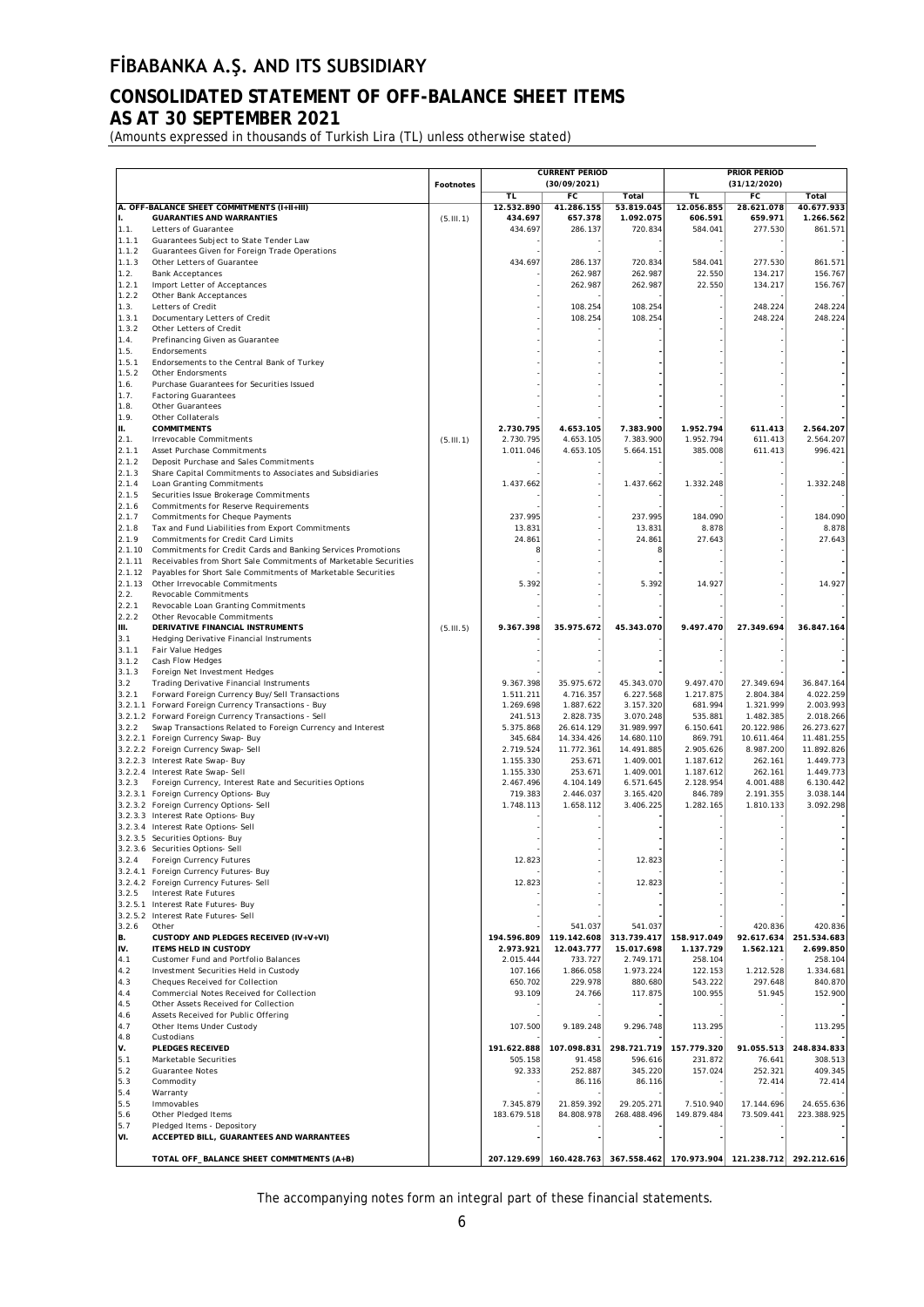# FİBABANKA A.Ş. AND ITS SUBSIDIARY

## CONSOLIDATED STATEMENT OF OFF-BALANCE SHEET ITEMS
## AS AT 30 SEPTEMBER 2021

(Amounts expressed in thousands of Turkish Lira (TL) unless otherwise stated)

| | | Footnotes | CURRENT PERIOD (30/09/2021) | | | PRIOR PERIOD (31/12/2020) | | |
|---|---|---|---|---|---|---|---|---|
| | | | TL | FC | Total | TL | FC | Total |
| A. | OFF-BALANCE SHEET COMMITMENTS (I+II+III) | | 12.532.890 | 41.286.155 | 53.819.045 | 12.056.855 | 28.621.078 | 40.677.933 |
| I. | GUARANTEES AND WARRANTIES | (5.III.1) | 434.697 | 657.378 | 1.092.075 | 606.591 | 659.971 | 1.266.562 |
| 1.1. | Letters of Guarantee | | 434.697 | 286.137 | 720.834 | 584.041 | 277.530 | 861.571 |
| 1.1.1 | Guarantees Subject to State Tender Law | | - | - | - | - | - | - |
| 1.1.2 | Guarantees Given for Foreign Trade Operations | | - | - | - | - | - | - |
| 1.1.3 | Other Letters of Guarantee | | 434.697 | 286.137 | 720.834 | 584.041 | 277.530 | 861.571 |
| 1.2. | Bank Acceptances | | - | 262.987 | 262.987 | 22.550 | 134.217 | 156.767 |
| 1.2.1 | Import Letter of Acceptances | | - | 262.987 | 262.987 | 22.550 | 134.217 | 156.767 |
| 1.2.2 | Other Bank Acceptances | | - | - | - | - | - | - |
| 1.3. | Letters of Credit | | - | 108.254 | 108.254 | - | 248.224 | 248.224 |
| 1.3.1 | Documentary Letters of Credit | | - | 108.254 | 108.254 | - | 248.224 | 248.224 |
| 1.3.2 | Other Letters of Credit | | - | - | - | - | - | - |
| 1.4. | Prefinancing Given as Guarantee | | - | - | - | - | - | - |
| 1.5. | Endorsements | | - | - | - | - | - | - |
| 1.5.1 | Endorsements to the Central Bank of Turkey | | - | - | - | - | - | - |
| 1.5.2 | Other Endorsments | | - | - | - | - | - | - |
| 1.6. | Purchase Guarantees for Securities Issued | | - | - | - | - | - | - |
| 1.7. | Factoring Guarantees | | - | - | - | - | - | - |
| 1.8. | Other Guarantees | | - | - | - | - | - | - |
| 1.9. | Other Collaterals | | - | - | - | - | - | - |
| II. | COMMITMENTS | | 2.730.795 | 4.653.105 | 7.383.900 | 1.952.794 | 611.413 | 2.564.207 |
| 2.1. | Irrevocable Commitments | (5.III.1) | 2.730.795 | 4.653.105 | 7.383.900 | 1.952.794 | 611.413 | 2.564.207 |
| 2.1.1 | Asset Purchase Commitments | | 1.011.046 | 4.653.105 | 5.664.151 | 385.008 | 611.413 | 996.421 |
| 2.1.2 | Deposit Purchase and Sales Commitments | | - | - | - | - | - | - |
| 2.1.3 | Share Capital Commitments to Associates and Subsidiaries | | - | - | - | - | - | - |
| 2.1.4 | Loan Granting Commitments | | 1.437.662 | - | 1.437.662 | 1.332.248 | - | 1.332.248 |
| 2.1.5 | Securities Issue Brokerage Commitments | | - | - | - | - | - | - |
| 2.1.6 | Commitments for Reserve Requirements | | - | - | - | - | - | - |
| 2.1.7 | Commitments for Cheque Payments | | 237.995 | - | 237.995 | 184.090 | - | 184.090 |
| 2.1.8 | Tax and Fund Liabilities from Export Commitments | | 13.831 | - | 13.831 | 8.878 | - | 8.878 |
| 2.1.9 | Commitments for Credit Card Limits | | 24.861 | - | 24.861 | 27.643 | - | 27.643 |
| 2.1.10 | Commitments for Credit Cards and Banking Services Promotions | | 8 | - | 8 | - | - | - |
| 2.1.11 | Receivables from Short Sale Commitments of Marketable Securities | | - | - | - | - | - | - |
| 2.1.12 | Payables for Short Sale Commitments of Marketable Securities | | - | - | - | - | - | - |
| 2.1.13 | Other Irrevocable Commitments | | 5.392 | - | 5.392 | 14.927 | - | 14.927 |
| 2.2. | Revocable Commitments | | - | - | - | - | - | - |
| 2.2.1 | Revocable Loan Granting Commitments | | - | - | - | - | - | - |
| 2.2.2 | Other Revocable Commitments | | - | - | - | - | - | - |
| III. | DERIVATIVE FINANCIAL INSTRUMENTS | (5.III.5) | 9.367.398 | 35.975.672 | 45.343.070 | 9.497.470 | 27.349.694 | 36.847.164 |
| 3.1 | Hedging Derivative Financial Instruments | | - | - | - | - | - | - |
| 3.1.1 | Fair Value Hedges | | - | - | - | - | - | - |
| 3.1.2 | Cash Flow Hedges | | - | - | - | - | - | - |
| 3.1.3 | Foreign Net Investment Hedges | | - | - | - | - | - | - |
| 3.2 | Trading Derivative Financial Instruments | | 9.367.398 | 35.975.672 | 45.343.070 | 9.497.470 | 27.349.694 | 36.847.164 |
| 3.2.1 | Forward Foreign Currency Buy/Sell Transactions | | 1.511.211 | 4.716.357 | 6.227.568 | 1.217.875 | 2.804.384 | 4.022.259 |
| 3.2.1.1 | Forward Foreign Currency Transactions - Buy | | 1.269.698 | 1.887.622 | 3.157.320 | 681.994 | 1.321.999 | 2.003.993 |
| 3.2.1.2 | Forward Foreign Currency Transactions - Sell | | 241.513 | 2.828.735 | 3.070.248 | 535.881 | 1.482.385 | 2.018.266 |
| 3.2.2 | Swap Transactions Related to Foreign Currency and Interest | | 5.375.868 | 26.614.129 | 31.989.997 | 6.150.641 | 20.122.986 | 26.273.627 |
| 3.2.2.1 | Foreign Currency Swap- Buy | | 345.684 | 14.334.426 | 14.680.110 | 869.791 | 10.611.464 | 11.481.255 |
| 3.2.2.2 | Foreign Currency Swap- Sell | | 2.719.524 | 11.772.361 | 14.491.885 | 2.905.626 | 8.987.200 | 11.892.826 |
| 3.2.2.3 | Interest Rate Swap- Buy | | 1.155.330 | 253.671 | 1.409.001 | 1.187.612 | 262.161 | 1.449.773 |
| 3.2.2.4 | Interest Rate Swap- Sell | | 1.155.330 | 253.671 | 1.409.001 | 1.187.612 | 262.161 | 1.449.773 |
| 3.2.3 | Foreign Currency, Interest Rate and Securities Options | | 2.467.496 | 4.104.149 | 6.571.645 | 2.128.954 | 4.001.488 | 6.130.442 |
| 3.2.3.1 | Foreign Currency Options- Buy | | 719.383 | 2.446.037 | 3.165.420 | 846.789 | 2.191.355 | 3.038.144 |
| 3.2.3.2 | Foreign Currency Options- Sell | | 1.748.113 | 1.658.112 | 3.406.225 | 1.282.165 | 1.810.133 | 3.092.298 |
| 3.2.3.3 | Interest Rate Options- Buy | | - | - | - | - | - | - |
| 3.2.3.4 | Interest Rate Options- Sell | | - | - | - | - | - | - |
| 3.2.3.5 | Securities Options- Buy | | - | - | - | - | - | - |
| 3.2.3.6 | Securities Options- Sell | | - | - | - | - | - | - |
| 3.2.4 | Foreign Currency Futures | | 12.823 | - | 12.823 | - | - | - |
| 3.2.4.1 | Foreign Currency Futures- Buy | | - | - | - | - | - | - |
| 3.2.4.2 | Foreign Currency Futures- Sell | | 12.823 | - | 12.823 | - | - | - |
| 3.2.5 | Interest Rate Futures | | - | - | - | - | - | - |
| 3.2.5.1 | Interest Rate Futures- Buy | | - | - | - | - | - | - |
| 3.2.5.2 | Interest Rate Futures- Sell | | - | - | - | - | - | - |
| 3.2.6 | Other | | - | 541.037 | 541.037 | - | 420.836 | 420.836 |
| B. | CUSTODY AND PLEDGES RECEIVED (IV+V+VI) | | 194.596.809 | 119.142.608 | 313.739.417 | 158.917.049 | 92.617.634 | 251.534.683 |
| IV. | ITEMS HELD IN CUSTODY | | 2.973.921 | 12.043.777 | 15.017.698 | 1.137.729 | 1.562.121 | 2.699.850 |
| 4.1 | Customer Fund and Portfolio Balances | | 2.015.444 | 733.727 | 2.749.171 | 258.104 | - | 258.104 |
| 4.2 | Investment Securities Held in Custody | | 107.166 | 1.866.058 | 1.973.224 | 122.153 | 1.212.528 | 1.334.681 |
| 4.3 | Cheques Received for Collection | | 650.702 | 229.978 | 880.680 | 543.222 | 297.648 | 840.870 |
| 4.4 | Commercial Notes Received for Collection | | 93.109 | 24.766 | 117.875 | 100.955 | 51.945 | 152.900 |
| 4.5 | Other Assets Received for Collection | | - | - | - | - | - | - |
| 4.6 | Assets Received for Public Offering | | - | - | - | - | - | - |
| 4.7 | Other Items Under Custody | | 107.500 | 9.189.248 | 9.296.748 | 113.295 | - | 113.295 |
| 4.8 | Custodians | | - | - | - | - | - | - |
| V. | PLEDGES RECEIVED | | 191.622.888 | 107.098.831 | 298.721.719 | 157.779.320 | 91.055.513 | 248.834.833 |
| 5.1 | Marketable Securities | | 505.158 | 91.458 | 596.616 | 231.872 | 76.641 | 308.513 |
| 5.2 | Guarantee Notes | | 92.333 | 252.887 | 345.220 | 157.024 | 252.321 | 409.345 |
| 5.3 | Commodity | | - | 86.116 | 86.116 | - | 72.414 | 72.414 |
| 5.4 | Warranty | | - | - | - | - | - | - |
| 5.5 | Immovables | | 7.345.879 | 21.859.392 | 29.205.271 | 7.510.940 | 17.144.696 | 24.655.636 |
| 5.6 | Other Pledged Items | | 183.679.518 | 84.808.978 | 268.488.496 | 149.879.484 | 73.509.441 | 223.388.925 |
| 5.7 | Pledged Items - Depository | | - | - | - | - | - | - |
| VI. | ACCEPTED BILL, GUARANTEES AND WARRANTEES | | - | - | - | - | - | - |
| | TOTAL OFF_BALANCE SHEET COMMITMENTS (A+B) | | 207.129.699 | 160.428.763 | 367.558.462 | 170.973.904 | 121.238.712 | 292.212.616 |

The accompanying notes form an integral part of these financial statements.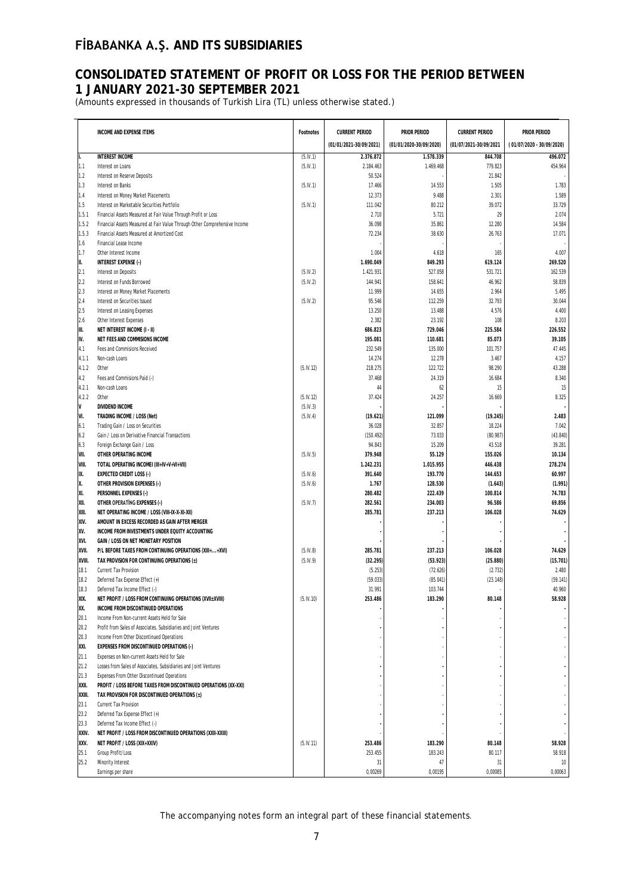# FİBABANKA A.Ş. AND ITS SUBSIDIARIES

## CONSOLIDATED STATEMENT OF PROFIT OR LOSS FOR THE PERIOD BETWEEN 1 JANUARY 2021-30 SEPTEMBER 2021

(Amounts expressed in thousands of Turkish Lira (TL) unless otherwise stated.)

| | INCOME AND EXPENSE ITEMS | Footnotes | CURRENT PERIOD | PRIOR PERIOD | CURRENT PERIOD | PRIOR PERIOD |
|---|---|---|---|---|---|---|
| | | | (01/01/2021-30/09/2021) | (01/01/2020-30/09/2020) | (01/07/2021-30/09/2021 | ( 01/07/2020 - 30/09/2020) |
| I. | INTEREST INCOME | (5.IV.1) | 2.376.872 | 1.578.339 | 844.708 | 496.072 |
| 1.1 | Interest on Loans | (5.IV.1) | 2.184.463 | 1.469.468 | 779.823 | 454.964 |
| 1.2 | Interest on Reserve Deposits | | 50.524 | - | 21.842 | - |
| 1.3 | Interest on Banks | (5.IV.1) | 17.466 | 14.553 | 1.505 | 1.783 |
| 1.4 | Interest on Money Market Placements | | 12.373 | 9.488 | 2.301 | 1.589 |
| 1.5 | Interest on Marketable Securities Portfolio | (5.IV.1) | 111.042 | 80.212 | 39.072 | 33.729 |
| 1.5.1 | Financial Assets Measured at Fair Value Through Profit or Loss | | 2.710 | 5.721 | 29 | 2.074 |
| 1.5.2 | Financial Assets Measured at Fair Value Through Other Comprehensive Income | | 36.098 | 35.861 | 12.280 | 14.584 |
| 1.5.3 | Financial Assets Measured at Amortized Cost | | 72.234 | 38.630 | 26.763 | 17.071 |
| 1.6 | Financial Lease Income | | - | - | - | - |
| 1.7 | Other Interest Income | | 1.004 | 4.618 | 165 | 4.007 |
| II. | INTEREST EXPENSE (-) | | 1.690.049 | 849.293 | 619.124 | 269.520 |
| 2.1 | Interest on Deposits | (5.IV.2) | 1.421.931 | 527.058 | 531.721 | 162.539 |
| 2.2 | Interest on Funds Borrowed | (5.IV.2) | 144.941 | 158.641 | 46.962 | 58.839 |
| 2.3 | Interest on Money Market Placements | | 11.999 | 14.655 | 2.964 | 5.495 |
| 2.4 | Interest on Securities Issued | (5.IV.2) | 95.546 | 112.259 | 32.793 | 30.044 |
| 2.5 | Interest on Leasing Expenses | | 13.250 | 13.488 | 4.576 | 4.400 |
| 2.6 | Other Interest Expenses | | 2.382 | 23.192 | 108 | 8.203 |
| III. | NET INTEREST INCOME (I - II) | | 686.823 | 729.046 | 225.584 | 226.552 |
| IV. | NET FEES AND COMMISIONS INCOME | | 195.081 | 110.681 | 85.073 | 39.105 |
| 4.1 | Fees and Commisions Received | | 232.549 | 135.000 | 101.757 | 47.445 |
| 4.1.1 | Non-cash Loans | | 14.274 | 12.278 | 3.467 | 4.157 |
| 4.1.2 | Other | (5.IV.12) | 218.275 | 122.722 | 98.290 | 43.288 |
| 4.2 | Fees and Commisions Paid (-) | | 37.468 | 24.319 | 16.684 | 8.340 |
| 4.2.1 | Non-cash Loans | | 44 | 62 | 15 | 15 |
| 4.2.2 | Other | (5.IV.12) | 37.424 | 24.257 | 16.669 | 8.325 |
| V | DIVIDEND INCOME | (5.IV.3) | - | - | - | - |
| VI. | TRADING INCOME / LOSS (Net) | (5.IV.4) | (19.621) | 121.099 | (19.245) | 2.483 |
| 6.1 | Trading Gain / Loss on Securities | | 36.028 | 32.857 | 18.224 | 7.042 |
| 6.2 | Gain / Loss on Derivative Financial Transactions | | (150.492) | 73.033 | (80.987) | (43.840) |
| 6.3 | Foreign Exchange Gain / Loss | | 94.843 | 15.209 | 43.518 | 39.281 |
| VII. | OTHER OPERATING INCOME | (5.IV.5) | 379.948 | 55.129 | 155.026 | 10.134 |
| VIII. | TOTAL OPERATING INCOMEI (III+IV+V+VI+VII) | | 1.242.231 | 1.015.955 | 446.438 | 278.274 |
| IX. | EXPECTED CREDIT LOSS (-) | (5.IV.6) | 391.640 | 193.770 | 144.653 | 60.997 |
| X. | OTHER PROVISION EXPENSES (-) | (5.IV.6) | 1.767 | 128.530 | (1.643) | (1.991) |
| XI. | PERSONNEL EXPENSES (-) | | 280.482 | 222.439 | 100.814 | 74.783 |
| XII. | OTHER OPERATİNG EXPENSES (-) | (5.IV.7) | 282.561 | 234.003 | 96.586 | 69.856 |
| XIII. | NET OPERATING INCOME / LOSS (VIII-IX-X-XI-XII) | | 285.781 | 237.213 | 106.028 | 74.629 |
| XIV. | AMOUNT IN EXCESS RECORDED AS GAIN AFTER MERGER | | - | - | - | - |
| XV. | INCOME FROM INVESTMENTS UNDER EQUITY ACCOUNTING | | - | - | - | - |
| XVI. | GAIN / LOSS ON NET MONETARY POSITION | | - | - | - | - |
| XVII. | P/L BEFORE TAXES FROM CONTINUING OPERATIONS (XIII+...+XVI) | (5.IV.8) | 285.781 | 237.213 | 106.028 | 74.629 |
| XVIII. | TAX PROVISION FOR CONTINUING OPERATIONS (±) | (5.IV.9) | (32.295) | (53.923) | (25.880) | (15.701) |
| 18.1 | Current Tax Provision | | (5.253) | (72.626) | (2.732) | 2.480 |
| 18.2 | Deferred Tax Expense Effect (+) | | (59.033) | (85.041) | (23.148) | (59.141) |
| 18.3 | Deferred Tax Income Effect (-) | | 31.991 | 103.744 | - | 40.960 |
| XIX. | NET PROFIT / LOSS FROM CONTINUING OPERATIONS (XVII±XVIII) | (5.IV.10) | 253.486 | 183.290 | 80.148 | 58.928 |
| XX. | INCOME FROM DISCONTINUED OPERATIONS | | - | - | - | - |
| 20.1 | Income From Non-current Assets Held for Sale | | - | - | - | - |
| 20.2 | Profit from Sales of Associates, Subsidiaries and Joint Ventures | | - | - | - | - |
| 20.3 | Income From Other Discontinued Operations | | - | - | - | - |
| XXI. | EXPENSES FROM DISCONTINUED OPERATIONS (-) | | - | - | - | - |
| 21.1 | Expenses on Non-current Assets Held for Sale | | - | - | - | - |
| 21.2 | Losses from Sales of Associates, Subsidiaries and Joint Ventures | | - | - | - | - |
| 21.3 | Expenses From Other Discontinued Operations | | - | - | - | - |
| XXII. | PROFIT / LOSS BEFORE TAXES FROM DISCONTINUED OPERATIONS (XX-XXI) | | - | - | - | - |
| XXIII. | TAX PROVISION FOR DISCONTINUED OPERATIONS (±) | | - | - | - | - |
| 23.1 | Current Tax Provision | | - | - | - | - |
| 23.2 | Deferred Tax Expense Effect (+) | | - | - | - | - |
| 23.3 | Deferred Tax Income Effect (-) | | - | - | - | - |
| XXIV. | NET PROFIT / LOSS FROM DISCONTINUED OPERATIONS (XXII-XXIII) | | - | - | - | - |
| XXV. | NET PROFIT / LOSS (XIX+XXIV) | (5.IV.11) | 253.486 | 183.290 | 80.148 | 58.928 |
| 25.1 | Group Profit/Loss | | 253.455 | 183.243 | 80.117 | 58.918 |
| 25.2 | Minority Interest | | 31 | 47 | 31 | 10 |
| | Earnings per share | | 0,00269 | 0,00195 | 0,00085 | 0,00063 |

The accompanying notes form an integral part of these financial statements.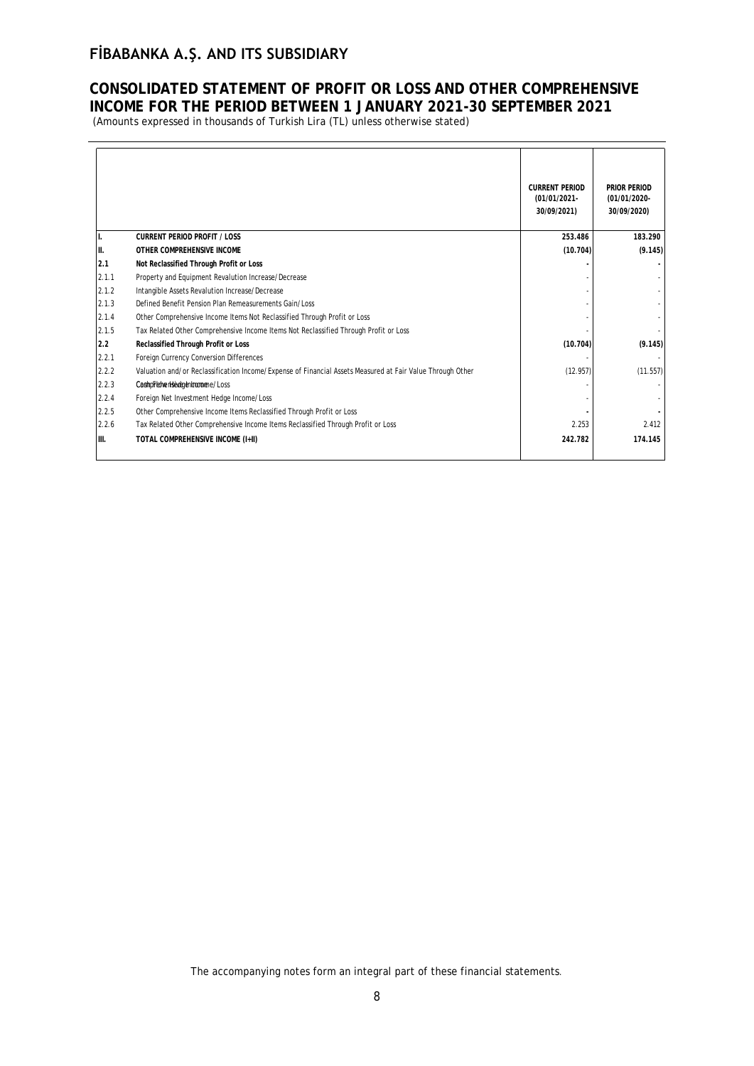# FİBABANKA A.Ş. AND ITS SUBSIDIARY

## CONSOLIDATED STATEMENT OF PROFIT OR LOSS AND OTHER COMPREHENSIVE INCOME FOR THE PERIOD BETWEEN 1 JANUARY 2021-30 SEPTEMBER 2021

(Amounts expressed in thousands of Turkish Lira (TL) unless otherwise stated)

| | | CURRENT PERIOD (01/01/2021-30/09/2021) | PRIOR PERIOD (01/01/2020-30/09/2020) |
|---|---|---|---|
| **I.** | **CURRENT PERIOD PROFIT / LOSS** | **253.486** | **183.290** |
| **II.** | **OTHER COMPREHENSIVE INCOME** | **(10.704)** | **(9.145)** |
| **2.1** | **Not Reclassified Through Profit or Loss** | **-** | **-** |
| 2.1.1 | Property and Equipment Revalution Increase/Decrease | - | - |
| 2.1.2 | Intangible Assets Revalution Increase/Decrease | - | - |
| 2.1.3 | Defined Benefit Pension Plan Remeasurements Gain/Loss | - | - |
| 2.1.4 | Other Comprehensive Income Items Not Reclassified Through Profit or Loss | - | - |
| 2.1.5 | Tax Related Other Comprehensive Income Items Not Reclassified Through Profit or Loss | - | - |
| **2.2** | **Reclassified Through Profit or Loss** | **(10.704)** | **(9.145)** |
| 2.2.1 | Foreign Currency Conversion Differences | - | - |
| 2.2.2 | Valuation and/or Reclassification Income/Expense of Financial Assets Measured at Fair Value Through Other Comprehensive Income | (12.957) | (11.557) |
| 2.2.3 | Cash Flow Hedge Income/Loss | - | - |
| 2.2.4 | Foreign Net Investment Hedge Income/Loss | - | - |
| 2.2.5 | Other Comprehensive Income Items Reclassified Through Profit or Loss | **-** | **-** |
| 2.2.6 | Tax Related Other Comprehensive Income Items Reclassified Through Profit or Loss | 2.253 | 2.412 |
| **III.** | **TOTAL COMPREHENSIVE INCOME (I+II)** | **242.782** | **174.145** |

The accompanying notes form an integral part of these financial statements.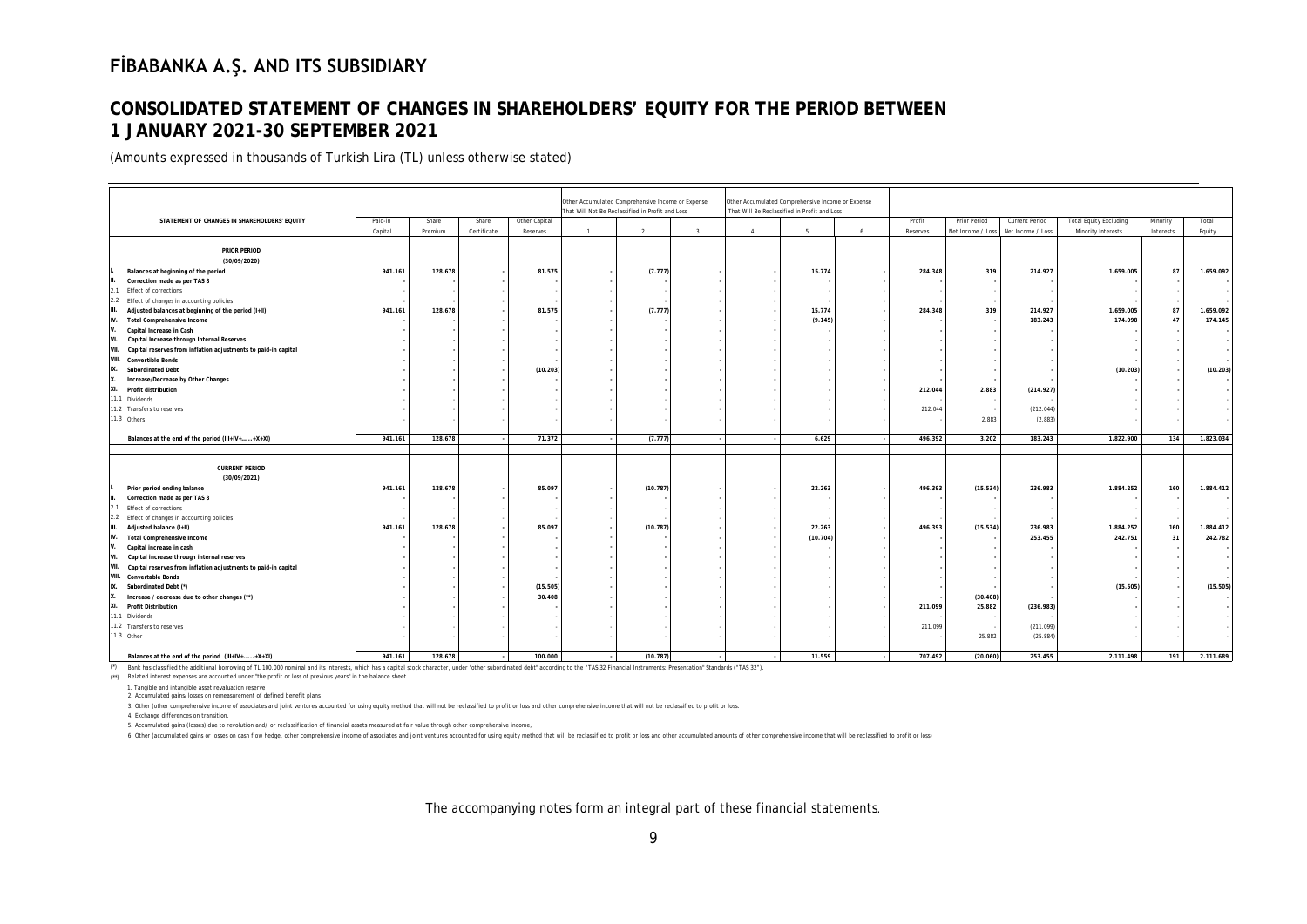# FİBABANKA A.Ş. AND ITS SUBSIDIARY

## CONSOLIDATED STATEMENT OF CHANGES IN SHAREHOLDERS' EQUITY FOR THE PERIOD BETWEEN 1 JANUARY 2021-30 SEPTEMBER 2021

(Amounts expressed in thousands of Turkish Lira (TL) unless otherwise stated)

| STATEMENT OF CHANGES IN SHAREHOLDERS' EQUITY | Paid-in Capital | Share Premium | Share Certificate | Other Capital Reserves | Other Accumulated Comprehensive Income or Expense That Will Not Be Reclassified in Profit and Loss | | | Other Accumulated Comprehensive Income or Expense That Will Be Reclassified in Profit and Loss | | | Profit Reserves | Prior Period Net Income / Loss | Current Period Net Income / Loss | Total Equity Excluding Minority Interests | Minority Interests | Total Equity |
|---|---|---|---|---|---|---|---|---|---|---|---|---|---|---|---|---|
| | | | | | 1 | 2 | 3 | 4 | 5 | 6 | | | | | | |
| **PRIOR PERIOD (30/09/2020)** | | | | | | | | | | | | | | | | |
| I. Balances at beginning of the period | 941.161 | 128.678 | - | 81.575 | - | (7.777) | - | - | 15.774 | - | 284.348 | 319 | 214.927 | 1.659.005 | 87 | 1.659.092 |
| II. Correction made as per TAS 8 | - | - | - | - | - | - | - | - | - | - | - | - | - | - | - | - |
| 2.1 Effect of corrections | - | - | - | - | - | - | - | - | - | - | - | - | - | - | - | - |
| 2.2 Effect of changes in accounting policies | - | - | - | - | - | - | - | - | - | - | - | - | - | - | - | - |
| III. Adjusted balances at beginning of the period (I+II) | 941.161 | 128.678 | - | 81.575 | - | (7.777) | - | - | 15.774 | - | 284.348 | 319 | 214.927 | 1.659.005 | 87 | 1.659.092 |
| IV. Total Comprehensive Income | - | - | - | - | - | - | - | - | (9.145) | - | - | - | 183.243 | 174.098 | 47 | 174.145 |
| V. Capital Increase in Cash | - | - | - | - | - | - | - | - | - | - | - | - | - | - | - | - |
| VI. Capital Increase through Internal Reserves | - | - | - | - | - | - | - | - | - | - | - | - | - | - | - | - |
| VII. Capital reserves from inflation adjustments to paid-in capital | - | - | - | - | - | - | - | - | - | - | - | - | - | - | - | - |
| VIII. Convertible Bonds | - | - | - | - | - | - | - | - | - | - | - | - | - | - | - | - |
| IX. Subordinated Debt | - | - | - | (10.203) | - | - | - | - | - | - | - | - | - | (10.203) | - | (10.203) |
| X. Increase/Decrease by Other Changes | - | - | - | - | - | - | - | - | - | - | - | - | - | - | - | - |
| XI. Profit distribution | - | - | - | - | - | - | - | - | - | - | 212.044 | 2.883 | (214.927) | - | - | - |
| 11.1 Dividends | - | - | - | - | - | - | - | - | - | - | - | - | - | - | - | - |
| 11.2 Transfers to reserves | - | - | - | - | - | - | - | - | - | - | 212.044 | - | (212.044) | - | - | - |
| 11.3 Others | - | - | - | - | - | - | - | - | - | - | - | 2.883 | (2.883) | - | - | - |
| Balances at the end of the period (III+IV+……+X+XI) | 941.161 | 128.678 | - | 71.372 | - | (7.777) | - | - | 6.629 | - | 496.392 | 3.202 | 183.243 | 1.822.900 | 134 | 1.823.034 |
| **CURRENT PERIOD (30/09/2021)** | | | | | | | | | | | | | | | | |
| I. Prior period ending balance | 941.161 | 128.678 | - | 85.097 | - | (10.787) | - | - | 22.263 | - | 496.393 | (15.534) | 236.983 | 1.884.252 | 160 | 1.884.412 |
| II. Correction made as per TAS 8 | - | - | - | - | - | - | - | - | - | - | - | - | - | - | - | - |
| 2.1 Effect of corrections | - | - | - | - | - | - | - | - | - | - | - | - | - | - | - | - |
| 2.2 Effect of changes in accounting policies | - | - | - | - | - | - | - | - | - | - | - | - | - | - | - | - |
| III. Adjusted balance (I+II) | 941.161 | 128.678 | - | 85.097 | - | (10.787) | - | - | 22.263 | - | 496.393 | (15.534) | 236.983 | 1.884.252 | 160 | 1.884.412 |
| IV. Total Comprehensive Income | - | - | - | - | - | - | - | - | (10.704) | - | - | - | 253.455 | 242.751 | 31 | 242.782 |
| V. Capital increase in cash | - | - | - | - | - | - | - | - | - | - | - | - | - | - | - | - |
| VI. Capital increase through internal reserves | - | - | - | - | - | - | - | - | - | - | - | - | - | - | - | - |
| VII. Capital reserves from inflation adjustments to paid-in capital | - | - | - | - | - | - | - | - | - | - | - | - | - | - | - | - |
| VIII. Convertable Bonds | - | - | - | - | - | - | - | - | - | - | - | - | - | - | - | - |
| IX. Subordinated Debt (*) | - | - | - | (15.505) | - | - | - | - | - | - | - | - | - | (15.505) | - | (15.505) |
| X. Increase / decrease due to other changes (**) | - | - | - | 30.408 | - | - | - | - | - | - | - | (30.408) | - | - | - | - |
| XI. Profit Distribution | - | - | - | - | - | - | - | - | - | - | 211.099 | 25.882 | (236.983) | - | - | - |
| 11.1 Dividends | - | - | - | - | - | - | - | - | - | - | - | - | - | - | - | - |
| 11.2 Transfers to reserves | - | - | - | - | - | - | - | - | - | - | 211.099 | - | (211.099) | - | - | - |
| 11.3 Other | - | - | - | - | - | - | - | - | - | - | - | 25.882 | (25.884) | - | - | - |
| Balances at the end of the period (III+IV+……+X+XI) | 941.161 | 128.678 | - | 100.000 | - | (10.787) | - | - | 11.559 | - | 707.492 | (20.060) | 253.455 | 2.111.498 | 191 | 2.111.689 |

(*) Bank has classified the additional borrowing of TL 100.000 nominal and its interests, which has a capital stock character, under "other subordinated debt" according to the "TAS 32 Financial Instruments: Presentation" Standards ("TAS 32").

(**) Related interest expenses are accounted under "the profit or loss of previous years" in the balance sheet.

1. Tangible and intangible asset revaluation reserve
2. Accumulated gains/losses on remeasurement of defined benefit plans
3. Other (other comprehensive income of associates and joint ventures accounted for using equity method that will not be reclassified to profit or loss and other comprehensive income that will not be reclassified to profit or loss.
4. Exchange differences on transition,
5. Accumulated gains (losses) due to revolution and/ or reclassification of financial assets measured at fair value through other comprehensive income,
6. Other (accumulated gains or losses on cash flow hedge, other comprehensive income of associates and joint ventures accounted for using equity method that will be reclassified to profit or loss and other accumulated amounts of other comprehensive income that will be reclassified to profit or loss)

The accompanying notes form an integral part of these financial statements.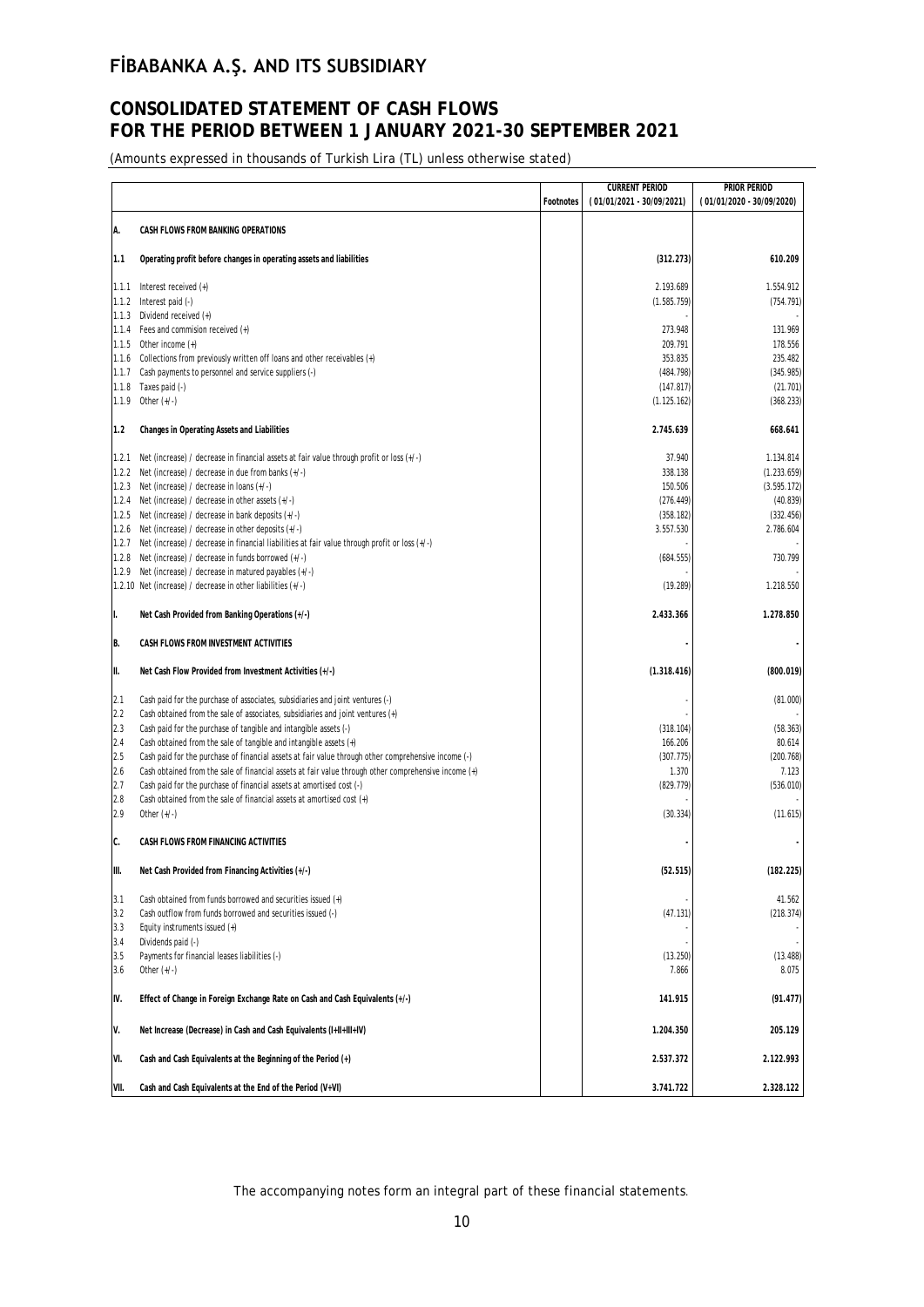# FİBABANKA A.Ş. AND ITS SUBSIDIARY

## CONSOLIDATED STATEMENT OF CASH FLOWS FOR THE PERIOD BETWEEN 1 JANUARY 2021-30 SEPTEMBER 2021

(Amounts expressed in thousands of Turkish Lira (TL) unless otherwise stated)

| | | Footnotes | CURRENT PERIOD (01/01/2021 - 30/09/2021) | PRIOR PERIOD (01/01/2020 - 30/09/2020) |
|---|---|---|---|---|
| **A.** | **CASH FLOWS FROM BANKING OPERATIONS** | | | |
| **1.1** | **Operating profit before changes in operating assets and liabilities** | | **(312.273)** | **610.209** |
| 1.1.1 | Interest received (+) | | 2.193.689 | 1.554.912 |
| 1.1.2 | Interest paid (-) | | (1.585.759) | (754.791) |
| 1.1.3 | Dividend received (+) | | - | - |
| 1.1.4 | Fees and commision received (+) | | 273.948 | 131.969 |
| 1.1.5 | Other income (+) | | 209.791 | 178.556 |
| 1.1.6 | Collections from previously written off loans and other receivables (+) | | 353.835 | 235.482 |
| 1.1.7 | Cash payments to personnel and service suppliers (-) | | (484.798) | (345.985) |
| 1.1.8 | Taxes paid (-) | | (147.817) | (21.701) |
| 1.1.9 | Other (+/-) | | (1.125.162) | (368.233) |
| **1.2** | **Changes in Operating Assets and Liabilities** | | **2.745.639** | **668.641** |
| 1.2.1 | Net (increase) / decrease in financial assets at fair value through profit or loss (+/-) | | 37.940 | 1.134.814 |
| 1.2.2 | Net (increase) / decrease in due from banks (+/-) | | 338.138 | (1.233.659) |
| 1.2.3 | Net (increase) / decrease in loans (+/-) | | 150.506 | (3.595.172) |
| 1.2.4 | Net (increase) / decrease in other assets (+/-) | | (276.449) | (40.839) |
| 1.2.5 | Net (increase) / decrease in bank deposits (+/-) | | (358.182) | (332.456) |
| 1.2.6 | Net (increase) / decrease in other deposits (+/-) | | 3.557.530 | 2.786.604 |
| 1.2.7 | Net (increase) / decrease in financial liabilities at fair value through profit or loss (+/-) | | - | - |
| 1.2.8 | Net (increase) / decrease in funds borrowed (+/-) | | (684.555) | 730.799 |
| 1.2.9 | Net (increase) / decrease in matured payables (+/-) | | - | - |
| 1.2.10 | Net (increase) / decrease in other liabilities (+/-) | | (19.289) | 1.218.550 |
| **I.** | **Net Cash Provided from Banking Operations (+/-)** | | **2.433.366** | **1.278.850** |
| **B.** | **CASH FLOWS FROM INVESTMENT ACTIVITIES** | | **-** | **-** |
| **II.** | **Net Cash Flow Provided from Investment Activities (+/-)** | | **(1.318.416)** | **(800.019)** |
| 2.1 | Cash paid for the purchase of associates, subsidiaries and joint ventures (-) | | - | (81.000) |
| 2.2 | Cash obtained from the sale of associates, subsidiaries and joint ventures (+) | | - | - |
| 2.3 | Cash paid for the purchase of tangible and intangible assets (-) | | (318.104) | (58.363) |
| 2.4 | Cash obtained from the sale of tangible and intangible assets (+) | | 166.206 | 80.614 |
| 2.5 | Cash paid for the purchase of financial assets at fair value through other comprehensive income (-) | | (307.775) | (200.768) |
| 2.6 | Cash obtained from the sale of financial assets at fair value through other comprehensive income (+) | | 1.370 | 7.123 |
| 2.7 | Cash paid for the purchase of financial assets at amortised cost (-) | | (829.779) | (536.010) |
| 2.8 | Cash obtained from the sale of financial assets at amortised cost (+) | | - | - |
| 2.9 | Other (+/-) | | (30.334) | (11.615) |
| **C.** | **CASH FLOWS FROM FINANCING ACTIVITIES** | | **-** | **-** |
| **III.** | **Net Cash Provided from Financing Activities (+/-)** | | **(52.515)** | **(182.225)** |
| 3.1 | Cash obtained from funds borrowed and securities issued (+) | | - | 41.562 |
| 3.2 | Cash outflow from funds borrowed and securities issued (-) | | (47.131) | (218.374) |
| 3.3 | Equity instruments issued (+) | | - | - |
| 3.4 | Dividends paid (-) | | - | - |
| 3.5 | Payments for financial leases liabilities (-) | | (13.250) | (13.488) |
| 3.6 | Other (+/-) | | 7.866 | 8.075 |
| **IV.** | **Effect of Change in Foreign Exchange Rate on Cash and Cash Equivalents (+/-)** | | **141.915** | **(91.477)** |
| **V.** | **Net Increase (Decrease) in Cash and Cash Equivalents (I+II+III+IV)** | | **1.204.350** | **205.129** |
| **VI.** | **Cash and Cash Equivalents at the Beginning of the Period (+)** | | **2.537.372** | **2.122.993** |
| **VII.** | **Cash and Cash Equivalents at the End of the Period (V+VI)** | | **3.741.722** | **2.328.122** |

The accompanying notes form an integral part of these financial statements.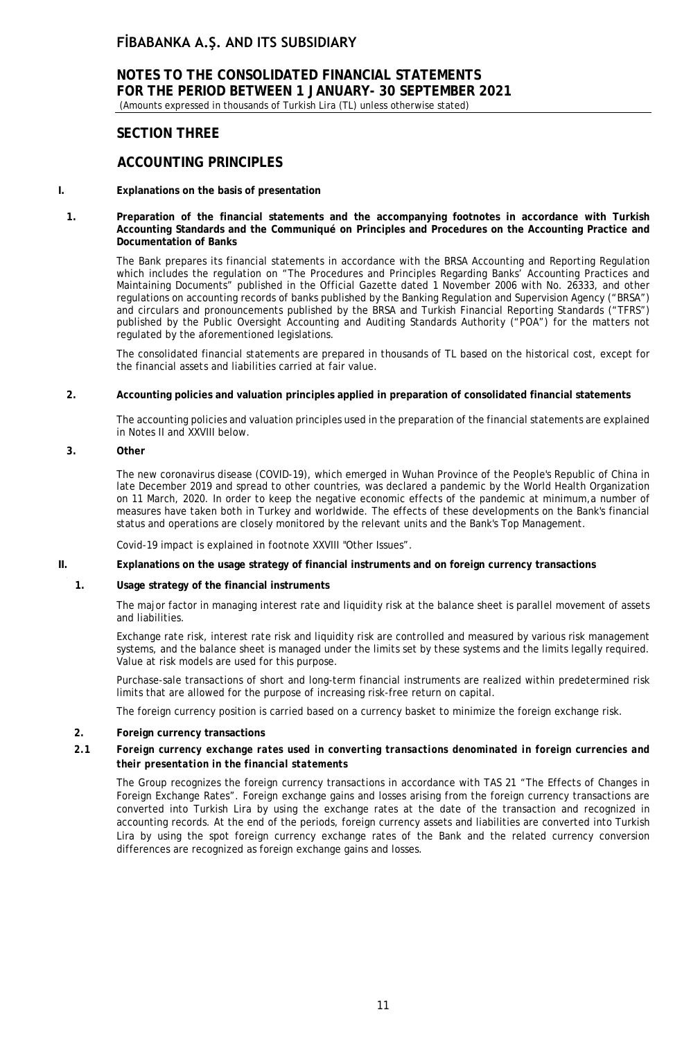## SECTION THREE

## ACCOUNTING PRINCIPLES

### I. Explanations on the basis of presentation

#### 1. Preparation of the financial statements and the accompanying footnotes in accordance with Turkish Accounting Standards and the Communiqué on Principles and Procedures on the Accounting Practice and Documentation of Banks

The Bank prepares its financial statements in accordance with the BRSA Accounting and Reporting Regulation which includes the regulation on "The Procedures and Principles Regarding Banks' Accounting Practices and Maintaining Documents" published in the Official Gazette dated 1 November 2006 with No. 26333, and other regulations on accounting records of banks published by the Banking Regulation and Supervision Agency ("BRSA") and circulars and pronouncements published by the BRSA and Turkish Financial Reporting Standards ("TFRS") published by the Public Oversight Accounting and Auditing Standards Authority ("POA") for the matters not regulated by the aforementioned legislations.

The consolidated financial statements are prepared in thousands of TL based on the historical cost, except for the financial assets and liabilities carried at fair value.

#### 2. Accounting policies and valuation principles applied in preparation of consolidated financial statements

The accounting policies and valuation principles used in the preparation of the financial statements are explained in Notes II and XXVIII below.

#### 3. Other

The new coronavirus disease (COVID-19), which emerged in Wuhan Province of the People's Republic of China in late December 2019 and spread to other countries, was declared a pandemic by the World Health Organization on 11 March, 2020. In order to keep the negative economic effects of the pandemic at minimum,a number of measures have taken both in Turkey and worldwide. The effects of these developments on the Bank's financial status and operations are closely monitored by the relevant units and the Bank's Top Management.

Covid-19 impact is explained in footnote XXVIII "Other Issues".

### II. Explanations on the usage strategy of financial instruments and on foreign currency transactions

#### 1. Usage strategy of the financial instruments

The major factor in managing interest rate and liquidity risk at the balance sheet is parallel movement of assets and liabilities.

Exchange rate risk, interest rate risk and liquidity risk are controlled and measured by various risk management systems, and the balance sheet is managed under the limits set by these systems and the limits legally required. Value at risk models are used for this purpose.

Purchase-sale transactions of short and long-term financial instruments are realized within predetermined risk limits that are allowed for the purpose of increasing risk-free return on capital.

The foreign currency position is carried based on a currency basket to minimize the foreign exchange risk.

#### 2. Foreign currency transactions

##### 2.1 *Foreign currency exchange rates used in converting transactions denominated in foreign currencies and their presentation in the financial statements*

The Group recognizes the foreign currency transactions in accordance with TAS 21 "The Effects of Changes in Foreign Exchange Rates". Foreign exchange gains and losses arising from the foreign currency transactions are converted into Turkish Lira by using the exchange rates at the date of the transaction and recognized in accounting records. At the end of the periods, foreign currency assets and liabilities are converted into Turkish Lira by using the spot foreign currency exchange rates of the Bank and the related currency conversion differences are recognized as foreign exchange gains and losses.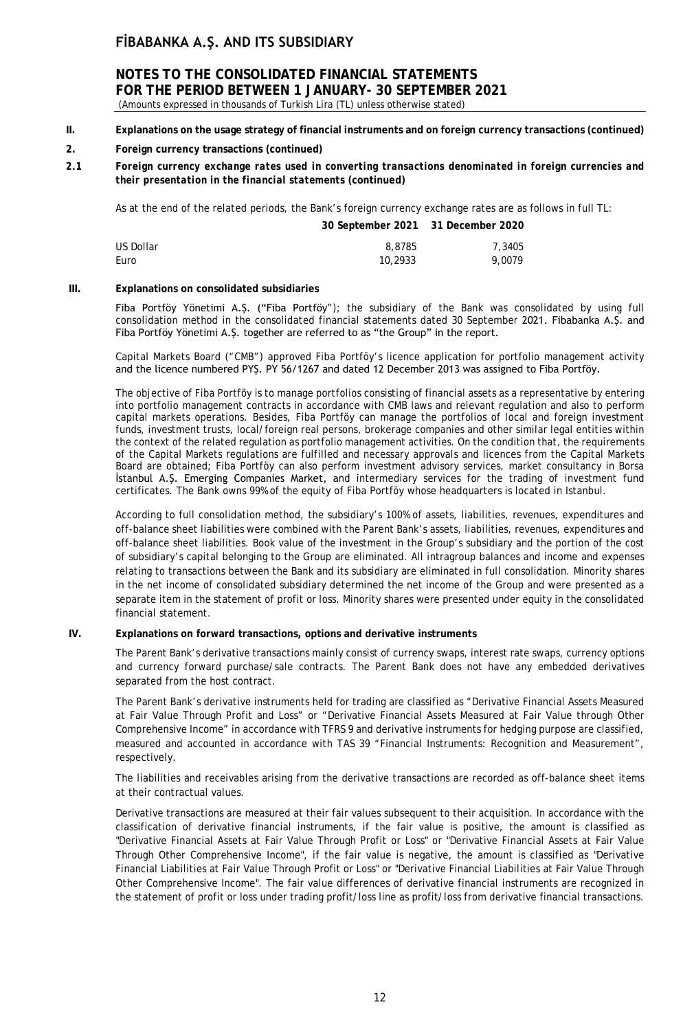**II. Explanations on the usage strategy of financial instruments and on foreign currency transactions (continued)**

**2. Foreign currency transactions (continued)**

***2.1 Foreign currency exchange rates used in converting transactions denominated in foreign currencies and their presentation in the financial statements (continued)***

As at the end of the related periods, the Bank's foreign currency exchange rates are as follows in full TL:

| | 30 September 2021 | 31 December 2020 |
|---|---|---|
| US Dollar | 8,8785 | 7,3405 |
| Euro | 10,2933 | 9,0079 |

**III. Explanations on consolidated subsidiaries**

Fiba Portföy Yönetimi A.Ş. ("Fiba Portföy"); the subsidiary of the Bank was consolidated by using full consolidation method in the consolidated financial statements dated 30 September 2021. Fibabanka A.Ş. and Fiba Portföy Yönetimi A.Ş. together are referred to as "the Group" in the report.

Capital Markets Board ("CMB") approved Fiba Portföy's licence application for portfolio management activity and the licence numbered PYŞ. PY 56/1267 and dated 12 December 2013 was assigned to Fiba Portföy.

The objective of Fiba Portföy is to manage portfolios consisting of financial assets as a representative by entering into portfolio management contracts in accordance with CMB laws and relevant regulation and also to perform capital markets operations. Besides, Fiba Portföy can manage the portfolios of local and foreign investment funds, investment trusts, local/foreign real persons, brokerage companies and other similar legal entities within the context of the related regulation as portfolio management activities. On the condition that, the requirements of the Capital Markets regulations are fulfilled and necessary approvals and licences from the Capital Markets Board are obtained; Fiba Portföy can also perform investment advisory services, market consultancy in Borsa İstanbul A.Ş. Emerging Companies Market, and intermediary services for the trading of investment fund certificates. The Bank owns 99% of the equity of Fiba Portföy whose headquarters is located in Istanbul.

According to full consolidation method, the subsidiary's 100% of assets, liabilities, revenues, expenditures and off-balance sheet liabilities were combined with the Parent Bank's assets, liabilities, revenues, expenditures and off-balance sheet liabilities. Book value of the investment in the Group's subsidiary and the portion of the cost of subsidiary's capital belonging to the Group are eliminated. All intragroup balances and income and expenses relating to transactions between the Bank and its subsidiary are eliminated in full consolidation. Minority shares in the net income of consolidated subsidiary determined the net income of the Group and were presented as a separate item in the statement of profit or loss. Minority shares were presented under equity in the consolidated financial statement.

**IV. Explanations on forward transactions, options and derivative instruments**

The Parent Bank's derivative transactions mainly consist of currency swaps, interest rate swaps, currency options and currency forward purchase/sale contracts. The Parent Bank does not have any embedded derivatives separated from the host contract.

The Parent Bank's derivative instruments held for trading are classified as "Derivative Financial Assets Measured at Fair Value Through Profit and Loss" or "Derivative Financial Assets Measured at Fair Value through Other Comprehensive Income" in accordance with TFRS 9 and derivative instruments for hedging purpose are classified, measured and accounted in accordance with TAS 39 "Financial Instruments: Recognition and Measurement", respectively.

The liabilities and receivables arising from the derivative transactions are recorded as off-balance sheet items at their contractual values.

Derivative transactions are measured at their fair values subsequent to their acquisition. In accordance with the classification of derivative financial instruments, if the fair value is positive, the amount is classified as "Derivative Financial Assets at Fair Value Through Profit or Loss" or "Derivative Financial Assets at Fair Value Through Other Comprehensive Income", if the fair value is negative, the amount is classified as "Derivative Financial Liabilities at Fair Value Through Profit or Loss" or "Derivative Financial Liabilities at Fair Value Through Other Comprehensive Income". The fair value differences of derivative financial instruments are recognized in the statement of profit or loss under trading profit/loss line as profit/loss from derivative financial transactions.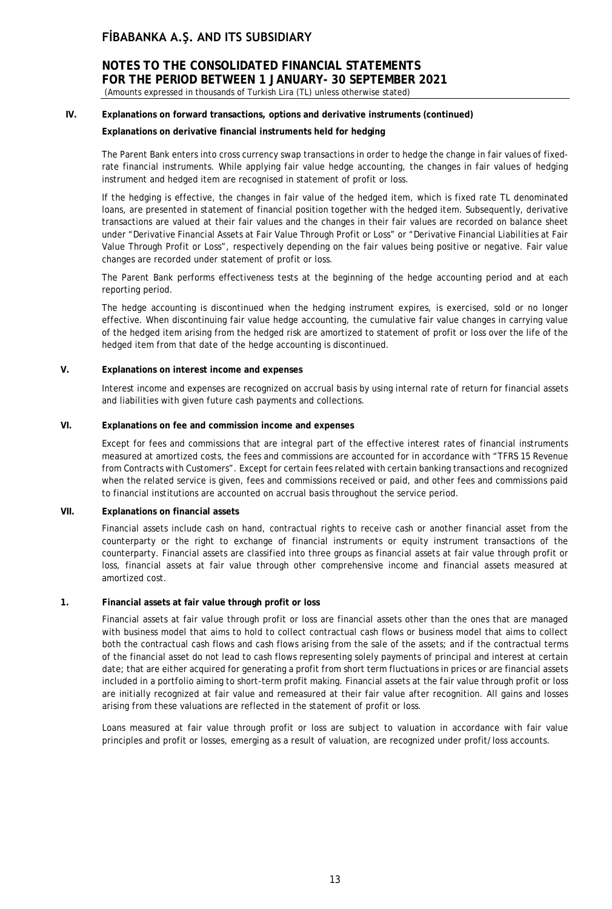## IV. Explanations on forward transactions, options and derivative instruments (continued)

**Explanations on derivative financial instruments held for hedging**

The Parent Bank enters into cross currency swap transactions in order to hedge the change in fair values of fixed-rate financial instruments. While applying fair value hedge accounting, the changes in fair values of hedging instrument and hedged item are recognised in statement of profit or loss.

If the hedging is effective, the changes in fair value of the hedged item, which is fixed rate TL denominated loans, are presented in statement of financial position together with the hedged item. Subsequently, derivative transactions are valued at their fair values and the changes in their fair values are recorded on balance sheet under "Derivative Financial Assets at Fair Value Through Profit or Loss" or "Derivative Financial Liabilities at Fair Value Through Profit or Loss", respectively depending on the fair values being positive or negative. Fair value changes are recorded under statement of profit or loss.

The Parent Bank performs effectiveness tests at the beginning of the hedge accounting period and at each reporting period.

The hedge accounting is discontinued when the hedging instrument expires, is exercised, sold or no longer effective. When discontinuing fair value hedge accounting, the cumulative fair value changes in carrying value of the hedged item arising from the hedged risk are amortized to statement of profit or loss over the life of the hedged item from that date of the hedge accounting is discontinued.

## V. Explanations on interest income and expenses

Interest income and expenses are recognized on accrual basis by using internal rate of return for financial assets and liabilities with given future cash payments and collections.

## VI. Explanations on fee and commission income and expenses

Except for fees and commissions that are integral part of the effective interest rates of financial instruments measured at amortized costs, the fees and commissions are accounted for in accordance with "TFRS 15 Revenue from Contracts with Customers". Except for certain fees related with certain banking transactions and recognized when the related service is given, fees and commissions received or paid, and other fees and commissions paid to financial institutions are accounted on accrual basis throughout the service period.

## VII. Explanations on financial assets

Financial assets include cash on hand, contractual rights to receive cash or another financial asset from the counterparty or the right to exchange of financial instruments or equity instrument transactions of the counterparty. Financial assets are classified into three groups as financial assets at fair value through profit or loss, financial assets at fair value through other comprehensive income and financial assets measured at amortized cost.

### 1. Financial assets at fair value through profit or loss

Financial assets at fair value through profit or loss are financial assets other than the ones that are managed with business model that aims to hold to collect contractual cash flows or business model that aims to collect both the contractual cash flows and cash flows arising from the sale of the assets; and if the contractual terms of the financial asset do not lead to cash flows representing solely payments of principal and interest at certain date; that are either acquired for generating a profit from short term fluctuations in prices or are financial assets included in a portfolio aiming to short-term profit making. Financial assets at the fair value through profit or loss are initially recognized at fair value and remeasured at their fair value after recognition. All gains and losses arising from these valuations are reflected in the statement of profit or loss.

Loans measured at fair value through profit or loss are subject to valuation in accordance with fair value principles and profit or losses, emerging as a result of valuation, are recognized under profit/loss accounts.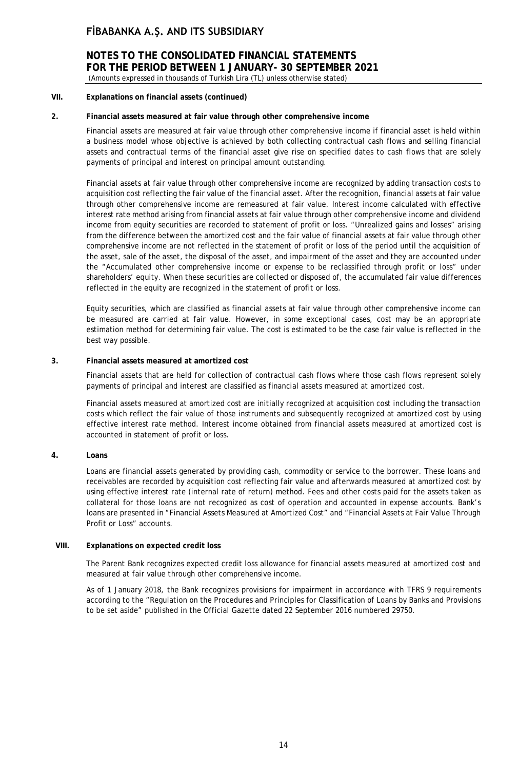### VII. Explanations on financial assets (continued)

#### 2. Financial assets measured at fair value through other comprehensive income

Financial assets are measured at fair value through other comprehensive income if financial asset is held within a business model whose objective is achieved by both collecting contractual cash flows and selling financial assets and contractual terms of the financial asset give rise on specified dates to cash flows that are solely payments of principal and interest on principal amount outstanding.

Financial assets at fair value through other comprehensive income are recognized by adding transaction costs to acquisition cost reflecting the fair value of the financial asset. After the recognition, financial assets at fair value through other comprehensive income are remeasured at fair value. Interest income calculated with effective interest rate method arising from financial assets at fair value through other comprehensive income and dividend income from equity securities are recorded to statement of profit or loss. "Unrealized gains and losses" arising from the difference between the amortized cost and the fair value of financial assets at fair value through other comprehensive income are not reflected in the statement of profit or loss of the period until the acquisition of the asset, sale of the asset, the disposal of the asset, and impairment of the asset and they are accounted under the "Accumulated other comprehensive income or expense to be reclassified through profit or loss" under shareholders' equity. When these securities are collected or disposed of, the accumulated fair value differences reflected in the equity are recognized in the statement of profit or loss.

Equity securities, which are classified as financial assets at fair value through other comprehensive income can be measured are carried at fair value. However, in some exceptional cases, cost may be an appropriate estimation method for determining fair value. The cost is estimated to be the case fair value is reflected in the best way possible.

#### 3. Financial assets measured at amortized cost

Financial assets that are held for collection of contractual cash flows where those cash flows represent solely payments of principal and interest are classified as financial assets measured at amortized cost.

Financial assets measured at amortized cost are initially recognized at acquisition cost including the transaction costs which reflect the fair value of those instruments and subsequently recognized at amortized cost by using effective interest rate method. Interest income obtained from financial assets measured at amortized cost is accounted in statement of profit or loss.

#### 4. Loans

Loans are financial assets generated by providing cash, commodity or service to the borrower. These loans and receivables are recorded by acquisition cost reflecting fair value and afterwards measured at amortized cost by using effective interest rate (internal rate of return) method. Fees and other costs paid for the assets taken as collateral for those loans are not recognized as cost of operation and accounted in expense accounts. Bank's loans are presented in "Financial Assets Measured at Amortized Cost" and "Financial Assets at Fair Value Through Profit or Loss" accounts.

### VIII. Explanations on expected credit loss

The Parent Bank recognizes expected credit loss allowance for financial assets measured at amortized cost and measured at fair value through other comprehensive income.

As of 1 January 2018, the Bank recognizes provisions for impairment in accordance with TFRS 9 requirements according to the "Regulation on the Procedures and Principles for Classification of Loans by Banks and Provisions to be set aside" published in the Official Gazette dated 22 September 2016 numbered 29750.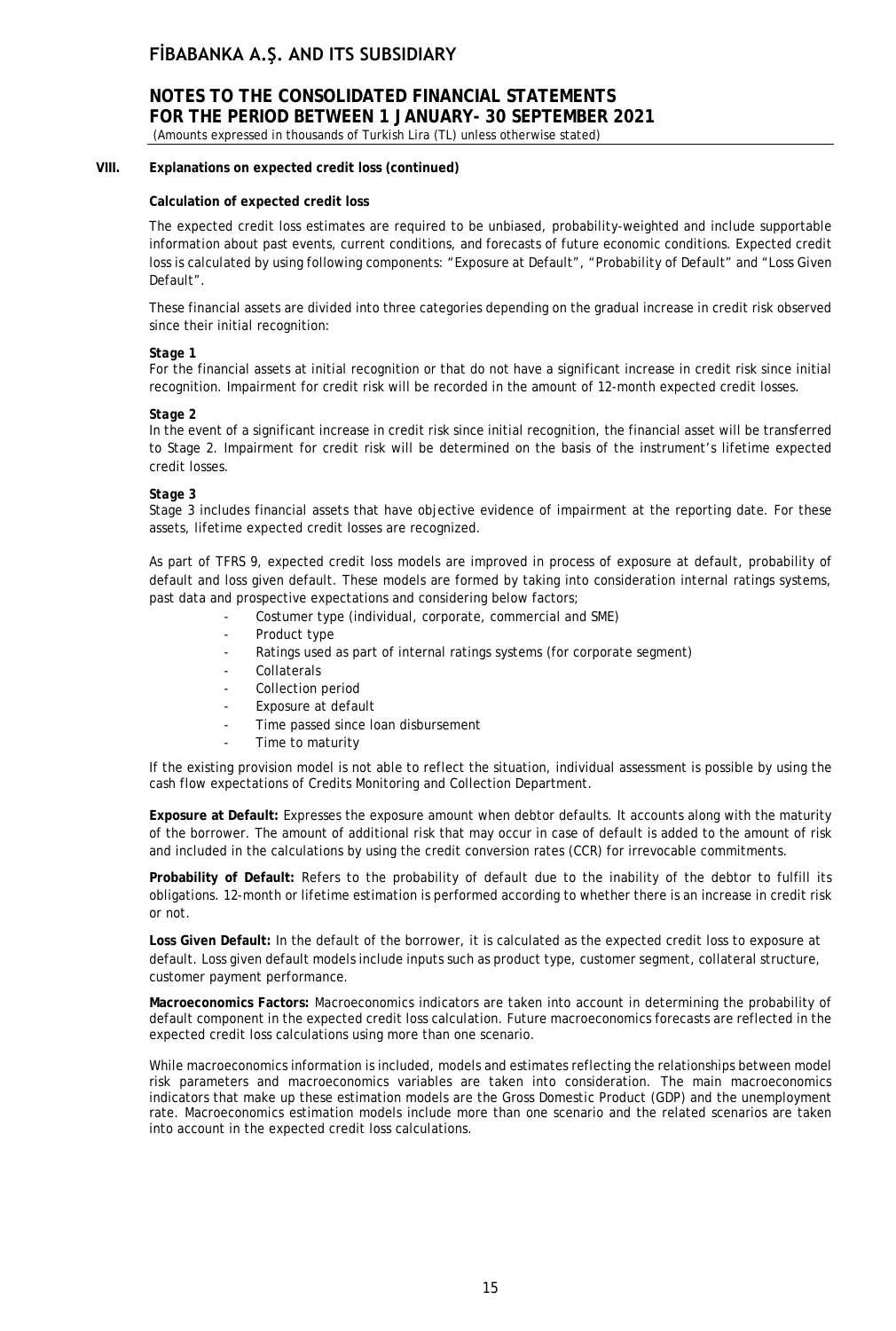## VIII. Explanations on expected credit loss (continued)

**Calculation of expected credit loss**

The expected credit loss estimates are required to be unbiased, probability-weighted and include supportable information about past events, current conditions, and forecasts of future economic conditions. Expected credit loss is calculated by using following components: "Exposure at Default", "Probability of Default" and "Loss Given Default".

These financial assets are divided into three categories depending on the gradual increase in credit risk observed since their initial recognition:

***Stage 1***

For the financial assets at initial recognition or that do not have a significant increase in credit risk since initial recognition. Impairment for credit risk will be recorded in the amount of 12-month expected credit losses.

***Stage 2***

In the event of a significant increase in credit risk since initial recognition, the financial asset will be transferred to Stage 2. Impairment for credit risk will be determined on the basis of the instrument's lifetime expected credit losses.

***Stage 3***

Stage 3 includes financial assets that have objective evidence of impairment at the reporting date. For these assets, lifetime expected credit losses are recognized.

As part of TFRS 9, expected credit loss models are improved in process of exposure at default, probability of default and loss given default. These models are formed by taking into consideration internal ratings systems, past data and prospective expectations and considering below factors;

- Costumer type (individual, corporate, commercial and SME)
- Product type
- Ratings used as part of internal ratings systems (for corporate segment)
- Collaterals
- Collection period
- Exposure at default
- Time passed since loan disbursement
- Time to maturity

If the existing provision model is not able to reflect the situation, individual assessment is possible by using the cash flow expectations of Credits Monitoring and Collection Department.

**Exposure at Default:** Expresses the exposure amount when debtor defaults. It accounts along with the maturity of the borrower. The amount of additional risk that may occur in case of default is added to the amount of risk and included in the calculations by using the credit conversion rates (CCR) for irrevocable commitments.

**Probability of Default:** Refers to the probability of default due to the inability of the debtor to fulfill its obligations. 12-month or lifetime estimation is performed according to whether there is an increase in credit risk or not.

**Loss Given Default:** In the default of the borrower, it is calculated as the expected credit loss to exposure at default. Loss given default models include inputs such as product type, customer segment, collateral structure, customer payment performance.

**Macroeconomics Factors:** Macroeconomics indicators are taken into account in determining the probability of default component in the expected credit loss calculation. Future macroeconomics forecasts are reflected in the expected credit loss calculations using more than one scenario.

While macroeconomics information is included, models and estimates reflecting the relationships between model risk parameters and macroeconomics variables are taken into consideration. The main macroeconomics indicators that make up these estimation models are the Gross Domestic Product (GDP) and the unemployment rate. Macroeconomics estimation models include more than one scenario and the related scenarios are taken into account in the expected credit loss calculations.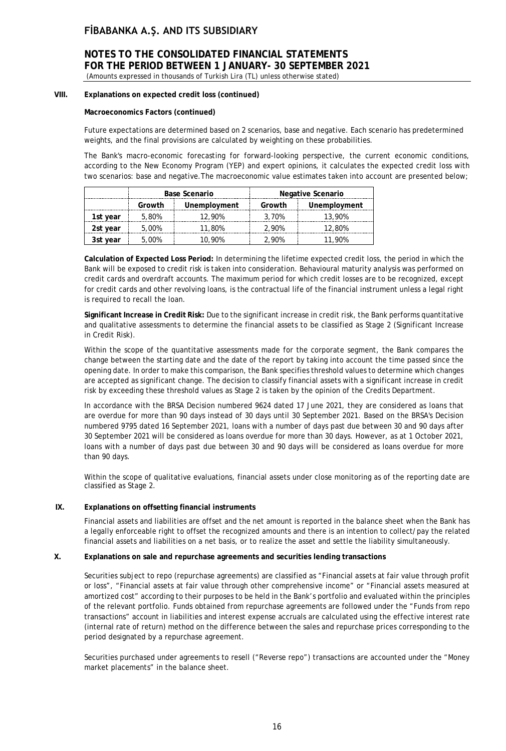**VIII. Explanations on expected credit loss (continued)**

**Macroeconomics Factors (continued)**

Future expectations are determined based on 2 scenarios, base and negative. Each scenario has predetermined weights, and the final provisions are calculated by weighting on these probabilities.

The Bank's macro-economic forecasting for forward-looking perspective, the current economic conditions, according to the New Economy Program (YEP) and expert opinions, it calculates the expected credit loss with two scenarios: base and negative.The macroeconomic value estimates taken into account are presented below;

| | Base Scenario | | Negative Scenario | |
|---|---|---|---|---|
| | Growth | Unemployment | Growth | Unemployment |
| **1st year** | 5,80% | 12,90% | 3,70% | 13,90% |
| **2st year** | 5,00% | 11,80% | 2,90% | 12,80% |
| **3st year** | 5,00% | 10,90% | 2,90% | 11,90% |

**Calculation of Expected Loss Period:** In determining the lifetime expected credit loss, the period in which the Bank will be exposed to credit risk is taken into consideration. Behavioural maturity analysis was performed on credit cards and overdraft accounts. The maximum period for which credit losses are to be recognized, except for credit cards and other revolving loans, is the contractual life of the financial instrument unless a legal right is required to recall the loan.

**Significant Increase in Credit Risk:** Due to the significant increase in credit risk, the Bank performs quantitative and qualitative assessments to determine the financial assets to be classified as Stage 2 (Significant Increase in Credit Risk).

Within the scope of the quantitative assessments made for the corporate segment, the Bank compares the change between the starting date and the date of the report by taking into account the time passed since the opening date. In order to make this comparison, the Bank specifies threshold values to determine which changes are accepted as significant change. The decision to classify financial assets with a significant increase in credit risk by exceeding these threshold values as Stage 2 is taken by the opinion of the Credits Department.

In accordance with the BRSA Decision numbered 9624 dated 17 June 2021, they are considered as loans that are overdue for more than 90 days instead of 30 days until 30 September 2021. Based on the BRSA's Decision numbered 9795 dated 16 September 2021, loans with a number of days past due between 30 and 90 days after 30 September 2021 will be considered as loans overdue for more than 30 days. However, as at 1 October 2021, loans with a number of days past due between 30 and 90 days will be considered as loans overdue for more than 90 days.

Within the scope of qualitative evaluations, financial assets under close monitoring as of the reporting date are classified as Stage 2.

**IX. Explanations on offsetting financial instruments**

Financial assets and liabilities are offset and the net amount is reported in the balance sheet when the Bank has a legally enforceable right to offset the recognized amounts and there is an intention to collect/pay the related financial assets and liabilities on a net basis, or to realize the asset and settle the liability simultaneously.

**X. Explanations on sale and repurchase agreements and securities lending transactions**

Securities subject to repo (repurchase agreements) are classified as "Financial assets at fair value through profit or loss", "Financial assets at fair value through other comprehensive income" or "Financial assets measured at amortized cost" according to their purposes to be held in the Bank's portfolio and evaluated within the principles of the relevant portfolio. Funds obtained from repurchase agreements are followed under the "Funds from repo transactions" account in liabilities and interest expense accruals are calculated using the effective interest rate (internal rate of return) method on the difference between the sales and repurchase prices corresponding to the period designated by a repurchase agreement.

Securities purchased under agreements to resell ("Reverse repo") transactions are accounted under the "Money market placements" in the balance sheet.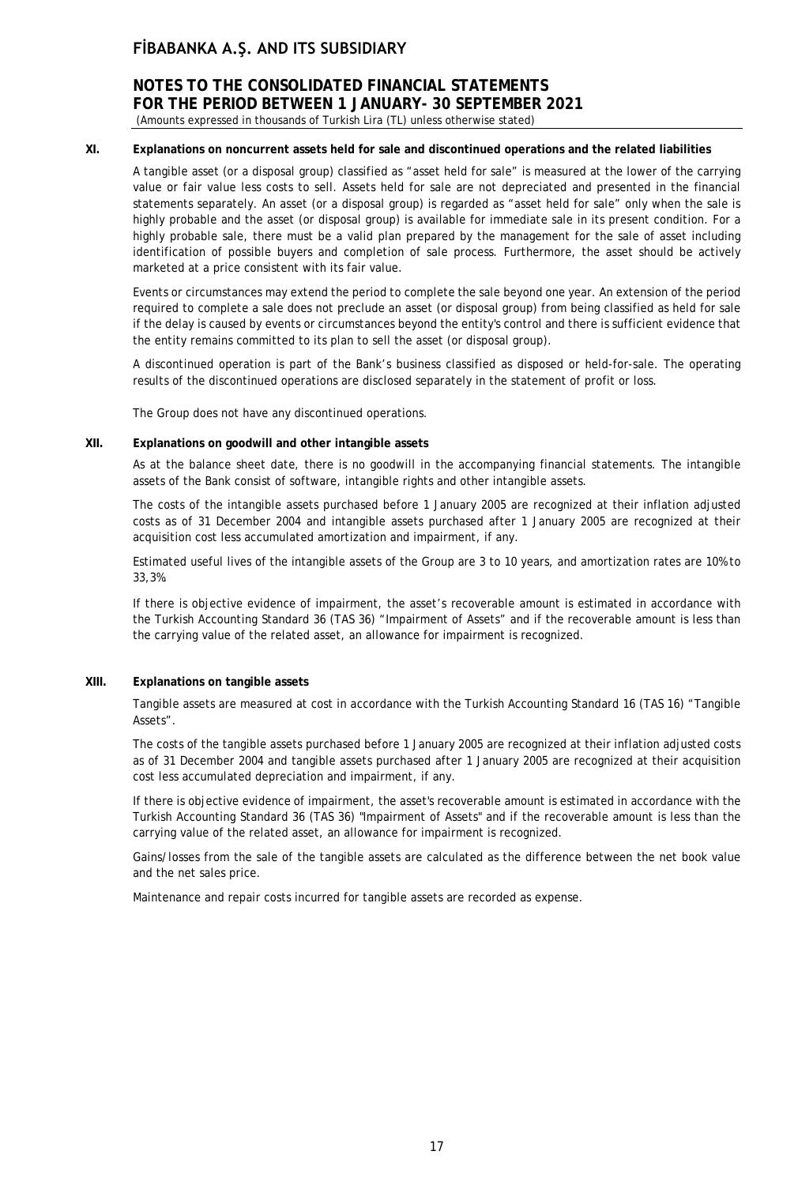## XI. Explanations on noncurrent assets held for sale and discontinued operations and the related liabilities

A tangible asset (or a disposal group) classified as "asset held for sale" is measured at the lower of the carrying value or fair value less costs to sell. Assets held for sale are not depreciated and presented in the financial statements separately. An asset (or a disposal group) is regarded as "asset held for sale" only when the sale is highly probable and the asset (or disposal group) is available for immediate sale in its present condition. For a highly probable sale, there must be a valid plan prepared by the management for the sale of asset including identification of possible buyers and completion of sale process. Furthermore, the asset should be actively marketed at a price consistent with its fair value.

Events or circumstances may extend the period to complete the sale beyond one year. An extension of the period required to complete a sale does not preclude an asset (or disposal group) from being classified as held for sale if the delay is caused by events or circumstances beyond the entity's control and there is sufficient evidence that the entity remains committed to its plan to sell the asset (or disposal group).

A discontinued operation is part of the Bank's business classified as disposed or held-for-sale. The operating results of the discontinued operations are disclosed separately in the statement of profit or loss.

The Group does not have any discontinued operations.

## XII. Explanations on goodwill and other intangible assets

As at the balance sheet date, there is no goodwill in the accompanying financial statements. The intangible assets of the Bank consist of software, intangible rights and other intangible assets.

The costs of the intangible assets purchased before 1 January 2005 are recognized at their inflation adjusted costs as of 31 December 2004 and intangible assets purchased after 1 January 2005 are recognized at their acquisition cost less accumulated amortization and impairment, if any.

Estimated useful lives of the intangible assets of the Group are 3 to 10 years, and amortization rates are 10% to 33,3%.

If there is objective evidence of impairment, the asset's recoverable amount is estimated in accordance with the Turkish Accounting Standard 36 (TAS 36) "Impairment of Assets" and if the recoverable amount is less than the carrying value of the related asset, an allowance for impairment is recognized.

## XIII. Explanations on tangible assets

Tangible assets are measured at cost in accordance with the Turkish Accounting Standard 16 (TAS 16) "Tangible Assets".

The costs of the tangible assets purchased before 1 January 2005 are recognized at their inflation adjusted costs as of 31 December 2004 and tangible assets purchased after 1 January 2005 are recognized at their acquisition cost less accumulated depreciation and impairment, if any.

If there is objective evidence of impairment, the asset's recoverable amount is estimated in accordance with the Turkish Accounting Standard 36 (TAS 36) "Impairment of Assets" and if the recoverable amount is less than the carrying value of the related asset, an allowance for impairment is recognized.

Gains/losses from the sale of the tangible assets are calculated as the difference between the net book value and the net sales price.

Maintenance and repair costs incurred for tangible assets are recorded as expense.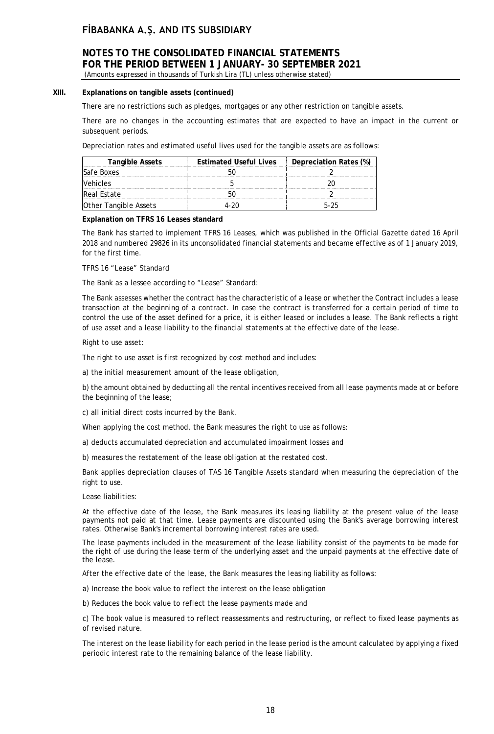## XIII. Explanations on tangible assets (continued)

There are no restrictions such as pledges, mortgages or any other restriction on tangible assets.

There are no changes in the accounting estimates that are expected to have an impact in the current or subsequent periods.

Depreciation rates and estimated useful lives used for the tangible assets are as follows:

| Tangible Assets | Estimated Useful Lives | Depreciation Rates (%) |
|---|---|---|
| Safe Boxes | 50 | 2 |
| Vehicles | 5 | 20 |
| Real Estate | 50 | 2 |
| Other Tangible Assets | 4-20 | 5-25 |

**Explanation on TFRS 16 Leases standard**

The Bank has started to implement TFRS 16 Leases, which was published in the Official Gazette dated 16 April 2018 and numbered 29826 in its unconsolidated financial statements and became effective as of 1 January 2019, for the first time.

TFRS 16 "Lease" Standard

The Bank as a lessee according to "Lease" Standard:

The Bank assesses whether the contract has the characteristic of a lease or whether the Contract includes a lease transaction at the beginning of a contract. In case the contract is transferred for a certain period of time to control the use of the asset defined for a price, it is either leased or includes a lease. The Bank reflects a right of use asset and a lease liability to the financial statements at the effective date of the lease.

Right to use asset:

The right to use asset is first recognized by cost method and includes:

a) the initial measurement amount of the lease obligation,

b) the amount obtained by deducting all the rental incentives received from all lease payments made at or before the beginning of the lease;

c) all initial direct costs incurred by the Bank.

When applying the cost method, the Bank measures the right to use as follows:

a) deducts accumulated depreciation and accumulated impairment losses and

b) measures the restatement of the lease obligation at the restated cost.

Bank applies depreciation clauses of TAS 16 Tangible Assets standard when measuring the depreciation of the right to use.

Lease liabilities:

At the effective date of the lease, the Bank measures its leasing liability at the present value of the lease payments not paid at that time. Lease payments are discounted using the Bank's average borrowing interest rates. Otherwise Bank's incremental borrowing interest rates are used.

The lease payments included in the measurement of the lease liability consist of the payments to be made for the right of use during the lease term of the underlying asset and the unpaid payments at the effective date of the lease.

After the effective date of the lease, the Bank measures the leasing liability as follows:

a) Increase the book value to reflect the interest on the lease obligation

b) Reduces the book value to reflect the lease payments made and

c) The book value is measured to reflect reassessments and restructuring, or reflect to fixed lease payments as of revised nature.

The interest on the lease liability for each period in the lease period is the amount calculated by applying a fixed periodic interest rate to the remaining balance of the lease liability.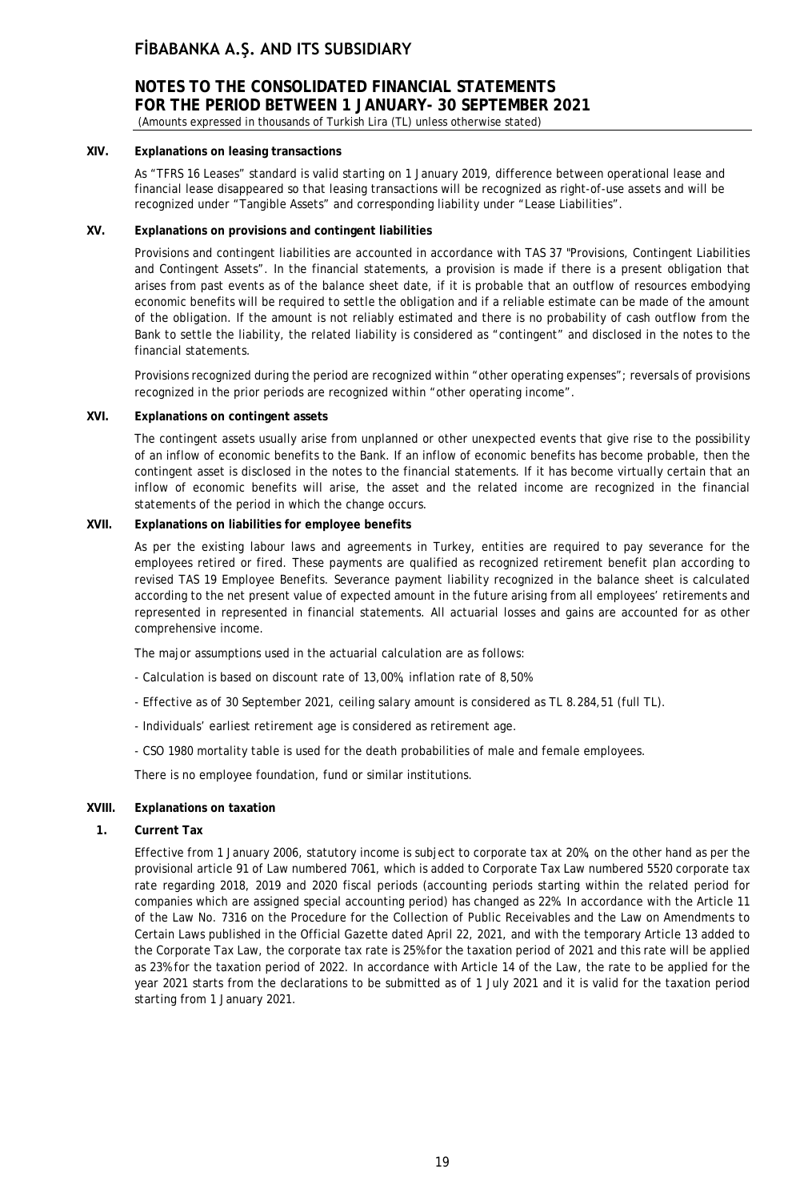### XIV. Explanations on leasing transactions

As "TFRS 16 Leases" standard is valid starting on 1 January 2019, difference between operational lease and financial lease disappeared so that leasing transactions will be recognized as right-of-use assets and will be recognized under "Tangible Assets" and corresponding liability under "Lease Liabilities".

### XV. Explanations on provisions and contingent liabilities

Provisions and contingent liabilities are accounted in accordance with TAS 37 "Provisions, Contingent Liabilities and Contingent Assets". In the financial statements, a provision is made if there is a present obligation that arises from past events as of the balance sheet date, if it is probable that an outflow of resources embodying economic benefits will be required to settle the obligation and if a reliable estimate can be made of the amount of the obligation. If the amount is not reliably estimated and there is no probability of cash outflow from the Bank to settle the liability, the related liability is considered as "contingent" and disclosed in the notes to the financial statements.

Provisions recognized during the period are recognized within "other operating expenses"; reversals of provisions recognized in the prior periods are recognized within "other operating income".

### XVI. Explanations on contingent assets

The contingent assets usually arise from unplanned or other unexpected events that give rise to the possibility of an inflow of economic benefits to the Bank. If an inflow of economic benefits has become probable, then the contingent asset is disclosed in the notes to the financial statements. If it has become virtually certain that an inflow of economic benefits will arise, the asset and the related income are recognized in the financial statements of the period in which the change occurs.

### XVII. Explanations on liabilities for employee benefits

As per the existing labour laws and agreements in Turkey, entities are required to pay severance for the employees retired or fired. These payments are qualified as recognized retirement benefit plan according to revised TAS 19 Employee Benefits. Severance payment liability recognized in the balance sheet is calculated according to the net present value of expected amount in the future arising from all employees' retirements and represented in represented in financial statements. All actuarial losses and gains are accounted for as other comprehensive income.

The major assumptions used in the actuarial calculation are as follows:

- Calculation is based on discount rate of 13,00%, inflation rate of 8,50%
- Effective as of 30 September 2021, ceiling salary amount is considered as TL 8.284,51 (full TL).
- Individuals' earliest retirement age is considered as retirement age.
- CSO 1980 mortality table is used for the death probabilities of male and female employees.

There is no employee foundation, fund or similar institutions.

### XVIII. Explanations on taxation

#### 1. Current Tax

Effective from 1 January 2006, statutory income is subject to corporate tax at 20%, on the other hand as per the provisional article 91 of Law numbered 7061, which is added to Corporate Tax Law numbered 5520 corporate tax rate regarding 2018, 2019 and 2020 fiscal periods (accounting periods starting within the related period for companies which are assigned special accounting period) has changed as 22%. In accordance with the Article 11 of the Law No. 7316 on the Procedure for the Collection of Public Receivables and the Law on Amendments to Certain Laws published in the Official Gazette dated April 22, 2021, and with the temporary Article 13 added to the Corporate Tax Law, the corporate tax rate is 25% for the taxation period of 2021 and this rate will be applied as 23% for the taxation period of 2022. In accordance with Article 14 of the Law, the rate to be applied for the year 2021 starts from the declarations to be submitted as of 1 July 2021 and it is valid for the taxation period starting from 1 January 2021.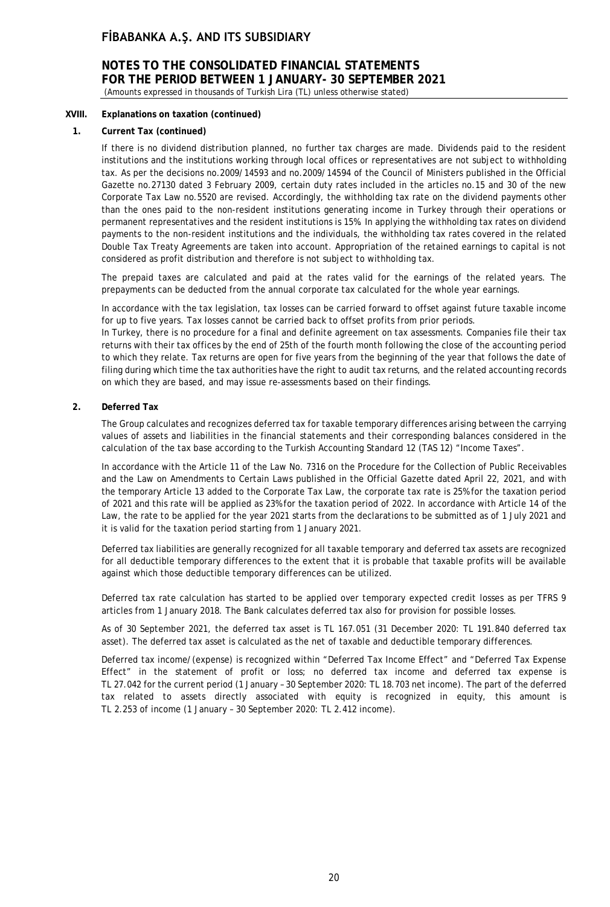## XVIII. Explanations on taxation (continued)

### 1. Current Tax (continued)

If there is no dividend distribution planned, no further tax charges are made. Dividends paid to the resident institutions and the institutions working through local offices or representatives are not subject to withholding tax. As per the decisions no.2009/14593 and no.2009/14594 of the Council of Ministers published in the Official Gazette no.27130 dated 3 February 2009, certain duty rates included in the articles no.15 and 30 of the new Corporate Tax Law no.5520 are revised. Accordingly, the withholding tax rate on the dividend payments other than the ones paid to the non-resident institutions generating income in Turkey through their operations or permanent representatives and the resident institutions is 15%. In applying the withholding tax rates on dividend payments to the non-resident institutions and the individuals, the withholding tax rates covered in the related Double Tax Treaty Agreements are taken into account. Appropriation of the retained earnings to capital is not considered as profit distribution and therefore is not subject to withholding tax.

The prepaid taxes are calculated and paid at the rates valid for the earnings of the related years. The prepayments can be deducted from the annual corporate tax calculated for the whole year earnings.

In accordance with the tax legislation, tax losses can be carried forward to offset against future taxable income for up to five years. Tax losses cannot be carried back to offset profits from prior periods.
In Turkey, there is no procedure for a final and definite agreement on tax assessments. Companies file their tax returns with their tax offices by the end of 25th of the fourth month following the close of the accounting period to which they relate. Tax returns are open for five years from the beginning of the year that follows the date of filing during which time the tax authorities have the right to audit tax returns, and the related accounting records on which they are based, and may issue re-assessments based on their findings.

### 2. Deferred Tax

The Group calculates and recognizes deferred tax for taxable temporary differences arising between the carrying values of assets and liabilities in the financial statements and their corresponding balances considered in the calculation of the tax base according to the Turkish Accounting Standard 12 (TAS 12) "Income Taxes".

In accordance with the Article 11 of the Law No. 7316 on the Procedure for the Collection of Public Receivables and the Law on Amendments to Certain Laws published in the Official Gazette dated April 22, 2021, and with the temporary Article 13 added to the Corporate Tax Law, the corporate tax rate is 25% for the taxation period of 2021 and this rate will be applied as 23% for the taxation period of 2022. In accordance with Article 14 of the Law, the rate to be applied for the year 2021 starts from the declarations to be submitted as of 1 July 2021 and it is valid for the taxation period starting from 1 January 2021.

Deferred tax liabilities are generally recognized for all taxable temporary and deferred tax assets are recognized for all deductible temporary differences to the extent that it is probable that taxable profits will be available against which those deductible temporary differences can be utilized.

Deferred tax rate calculation has started to be applied over temporary expected credit losses as per TFRS 9 articles from 1 January 2018. The Bank calculates deferred tax also for provision for possible losses.

As of 30 September 2021, the deferred tax asset is TL 167.051 (31 December 2020: TL 191.840 deferred tax asset). The deferred tax asset is calculated as the net of taxable and deductible temporary differences.

Deferred tax income/(expense) is recognized within "Deferred Tax Income Effect" and "Deferred Tax Expense Effect" in the statement of profit or loss; no deferred tax income and deferred tax expense is TL 27.042 for the current period (1 January – 30 September 2020: TL 18.703 net income). The part of the deferred tax related to assets directly associated with equity is recognized in equity, this amount is TL 2.253 of income (1 January – 30 September 2020: TL 2.412 income).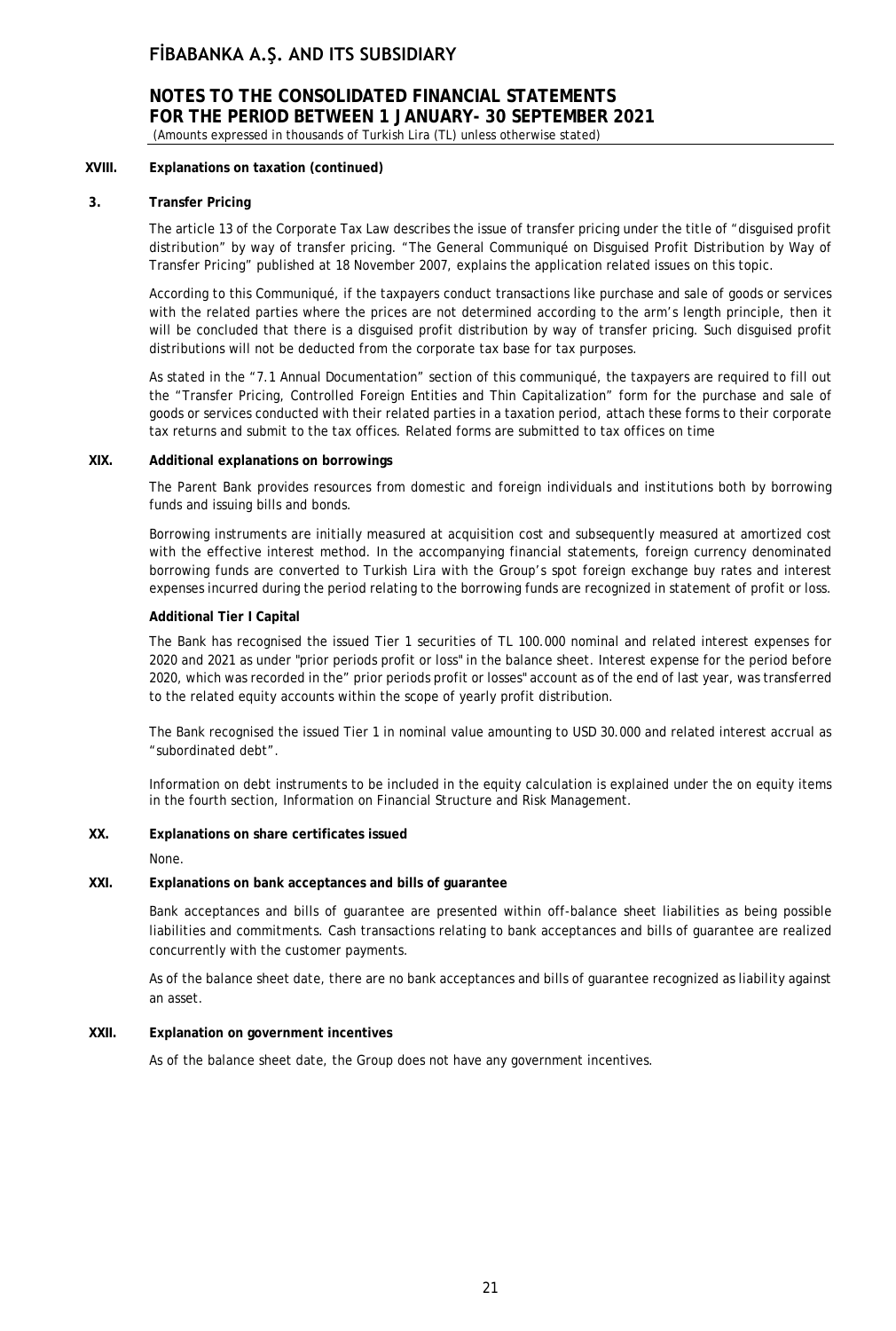### XVIII. Explanations on taxation (continued)

#### 3. Transfer Pricing

The article 13 of the Corporate Tax Law describes the issue of transfer pricing under the title of "disguised profit distribution" by way of transfer pricing. "The General Communiqué on Disguised Profit Distribution by Way of Transfer Pricing" published at 18 November 2007, explains the application related issues on this topic.

According to this Communiqué, if the taxpayers conduct transactions like purchase and sale of goods or services with the related parties where the prices are not determined according to the arm's length principle, then it will be concluded that there is a disguised profit distribution by way of transfer pricing. Such disguised profit distributions will not be deducted from the corporate tax base for tax purposes.

As stated in the "7.1 Annual Documentation" section of this communiqué, the taxpayers are required to fill out the "Transfer Pricing, Controlled Foreign Entities and Thin Capitalization" form for the purchase and sale of goods or services conducted with their related parties in a taxation period, attach these forms to their corporate tax returns and submit to the tax offices. Related forms are submitted to tax offices on time

### XIX. Additional explanations on borrowings

The Parent Bank provides resources from domestic and foreign individuals and institutions both by borrowing funds and issuing bills and bonds.

Borrowing instruments are initially measured at acquisition cost and subsequently measured at amortized cost with the effective interest method. In the accompanying financial statements, foreign currency denominated borrowing funds are converted to Turkish Lira with the Group's spot foreign exchange buy rates and interest expenses incurred during the period relating to the borrowing funds are recognized in statement of profit or loss.

**Additional Tier I Capital**

The Bank has recognised the issued Tier 1 securities of TL 100.000 nominal and related interest expenses for 2020 and 2021 as under "prior periods profit or loss" in the balance sheet. Interest expense for the period before 2020, which was recorded in the" prior periods profit or losses" account as of the end of last year, was transferred to the related equity accounts within the scope of yearly profit distribution.

The Bank recognised the issued Tier 1 in nominal value amounting to USD 30.000 and related interest accrual as "subordinated debt".

Information on debt instruments to be included in the equity calculation is explained under the on equity items in the fourth section, Information on Financial Structure and Risk Management.

### XX. Explanations on share certificates issued

None.

### XXI. Explanations on bank acceptances and bills of guarantee

Bank acceptances and bills of guarantee are presented within off-balance sheet liabilities as being possible liabilities and commitments. Cash transactions relating to bank acceptances and bills of guarantee are realized concurrently with the customer payments.

As of the balance sheet date, there are no bank acceptances and bills of guarantee recognized as liability against an asset.

### XXII. Explanation on government incentives

As of the balance sheet date, the Group does not have any government incentives.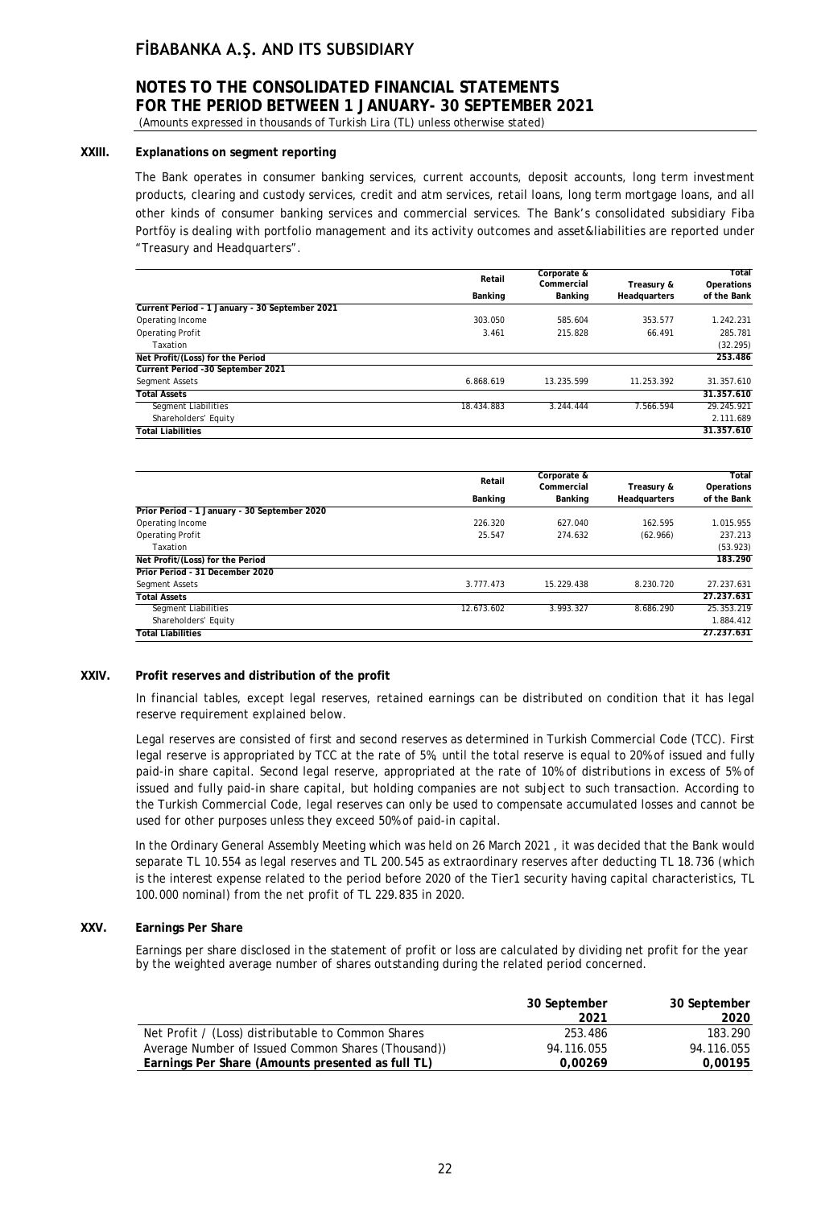### XXIII. Explanations on segment reporting

The Bank operates in consumer banking services, current accounts, deposit accounts, long term investment products, clearing and custody services, credit and atm services, retail loans, long term mortgage loans, and all other kinds of consumer banking services and commercial services. The Bank's consolidated subsidiary Fiba Portföy is dealing with portfolio management and its activity outcomes and asset&liabilities are reported under "Treasury and Headquarters".

| | Retail Banking | Corporate & Commercial Banking | Treasury & Headquarters | Total Operations of the Bank |
|---|---|---|---|---|
| **Current Period - 1 January - 30 September 2021** | | | | |
| Operating Income | 303.050 | 585.604 | 353.577 | 1.242.231 |
| Operating Profit | 3.461 | 215.828 | 66.491 | 285.781 |
| Taxation | | | | (32.295) |
| **Net Profit/(Loss) for the Period** | | | | **253.486** |
| **Current Period -30 September 2021** | | | | |
| Segment Assets | 6.868.619 | 13.235.599 | 11.253.392 | 31.357.610 |
| **Total Assets** | | | | **31.357.610** |
| Segment Liabilities | 18.434.883 | 3.244.444 | 7.566.594 | 29.245.921 |
| Shareholders' Equity | | | | 2.111.689 |
| **Total Liabilities** | | | | **31.357.610** |

| | Retail Banking | Corporate & Commercial Banking | Treasury & Headquarters | Total Operations of the Bank |
|---|---|---|---|---|
| **Prior Period - 1 January - 30 September 2020** | | | | |
| Operating Income | 226.320 | 627.040 | 162.595 | 1.015.955 |
| Operating Profit | 25.547 | 274.632 | (62.966) | 237.213 |
| Taxation | | | | (53.923) |
| **Net Profit/(Loss) for the Period** | | | | **183.290** |
| **Prior Period - 31 December 2020** | | | | |
| Segment Assets | 3.777.473 | 15.229.438 | 8.230.720 | 27.237.631 |
| **Total Assets** | | | | **27.237.631** |
| Segment Liabilities | 12.673.602 | 3.993.327 | 8.686.290 | 25.353.219 |
| Shareholders' Equity | | | | 1.884.412 |
| **Total Liabilities** | | | | **27.237.631** |

### XXIV. Profit reserves and distribution of the profit

In financial tables, except legal reserves, retained earnings can be distributed on condition that it has legal reserve requirement explained below.

Legal reserves are consisted of first and second reserves as determined in Turkish Commercial Code (TCC). First legal reserve is appropriated by TCC at the rate of 5%, until the total reserve is equal to 20% of issued and fully paid-in share capital. Second legal reserve, appropriated at the rate of 10% of distributions in excess of 5% of issued and fully paid-in share capital, but holding companies are not subject to such transaction. According to the Turkish Commercial Code, legal reserves can only be used to compensate accumulated losses and cannot be used for other purposes unless they exceed 50% of paid-in capital.

In the Ordinary General Assembly Meeting which was held on 26 March 2021 , it was decided that the Bank would separate TL 10.554 as legal reserves and TL 200.545 as extraordinary reserves after deducting TL 18.736 (which is the interest expense related to the period before 2020 of the Tier1 security having capital characteristics, TL 100.000 nominal) from the net profit of TL 229.835 in 2020.

### XXV. Earnings Per Share

Earnings per share disclosed in the statement of profit or loss are calculated by dividing net profit for the year by the weighted average number of shares outstanding during the related period concerned.

| | 30 September 2021 | 30 September 2020 |
|---|---|---|
| Net Profit / (Loss) distributable to Common Shares | 253.486 | 183.290 |
| Average Number of Issued Common Shares (Thousand)) | 94.116.055 | 94.116.055 |
| **Earnings Per Share (Amounts presented as full TL)** | **0,00269** | **0,00195** |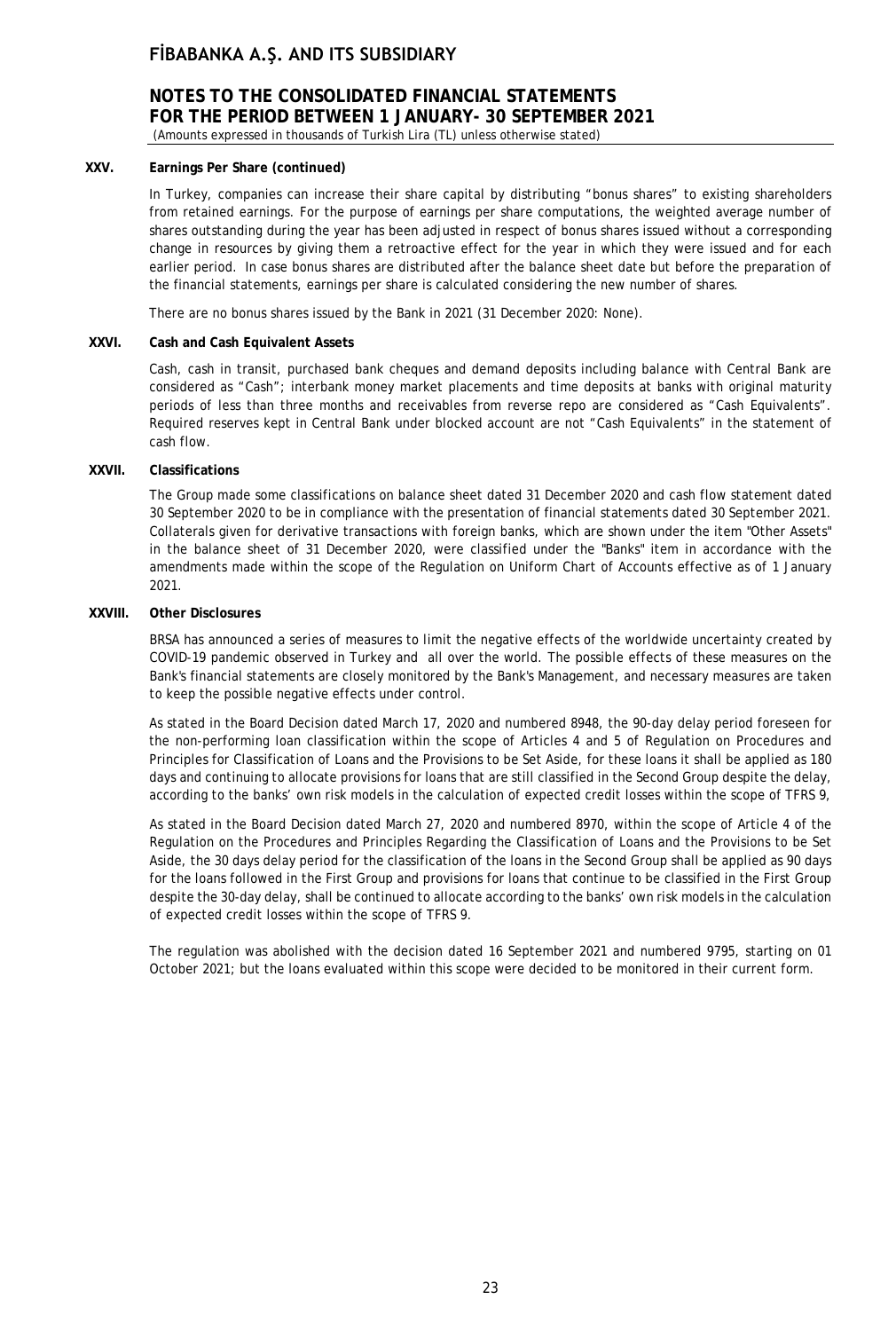## XXV. Earnings Per Share (continued)

In Turkey, companies can increase their share capital by distributing "bonus shares" to existing shareholders from retained earnings. For the purpose of earnings per share computations, the weighted average number of shares outstanding during the year has been adjusted in respect of bonus shares issued without a corresponding change in resources by giving them a retroactive effect for the year in which they were issued and for each earlier period. In case bonus shares are distributed after the balance sheet date but before the preparation of the financial statements, earnings per share is calculated considering the new number of shares.

There are no bonus shares issued by the Bank in 2021 (31 December 2020: None).

## XXVI. Cash and Cash Equivalent Assets

Cash, cash in transit, purchased bank cheques and demand deposits including balance with Central Bank are considered as "Cash"; interbank money market placements and time deposits at banks with original maturity periods of less than three months and receivables from reverse repo are considered as "Cash Equivalents". Required reserves kept in Central Bank under blocked account are not "Cash Equivalents" in the statement of cash flow.

## XXVII. Classifications

The Group made some classifications on balance sheet dated 31 December 2020 and cash flow statement dated 30 September 2020 to be in compliance with the presentation of financial statements dated 30 September 2021. Collaterals given for derivative transactions with foreign banks, which are shown under the item "Other Assets" in the balance sheet of 31 December 2020, were classified under the "Banks" item in accordance with the amendments made within the scope of the Regulation on Uniform Chart of Accounts effective as of 1 January 2021.

## XXVIII. Other Disclosures

BRSA has announced a series of measures to limit the negative effects of the worldwide uncertainty created by COVID-19 pandemic observed in Turkey and all over the world. The possible effects of these measures on the Bank's financial statements are closely monitored by the Bank's Management, and necessary measures are taken to keep the possible negative effects under control.

As stated in the Board Decision dated March 17, 2020 and numbered 8948, the 90-day delay period foreseen for the non-performing loan classification within the scope of Articles 4 and 5 of Regulation on Procedures and Principles for Classification of Loans and the Provisions to be Set Aside, for these loans it shall be applied as 180 days and continuing to allocate provisions for loans that are still classified in the Second Group despite the delay, according to the banks' own risk models in the calculation of expected credit losses within the scope of TFRS 9,

As stated in the Board Decision dated March 27, 2020 and numbered 8970, within the scope of Article 4 of the Regulation on the Procedures and Principles Regarding the Classification of Loans and the Provisions to be Set Aside, the 30 days delay period for the classification of the loans in the Second Group shall be applied as 90 days for the loans followed in the First Group and provisions for loans that continue to be classified in the First Group despite the 30-day delay, shall be continued to allocate according to the banks' own risk models in the calculation of expected credit losses within the scope of TFRS 9.

The regulation was abolished with the decision dated 16 September 2021 and numbered 9795, starting on 01 October 2021; but the loans evaluated within this scope were decided to be monitored in their current form.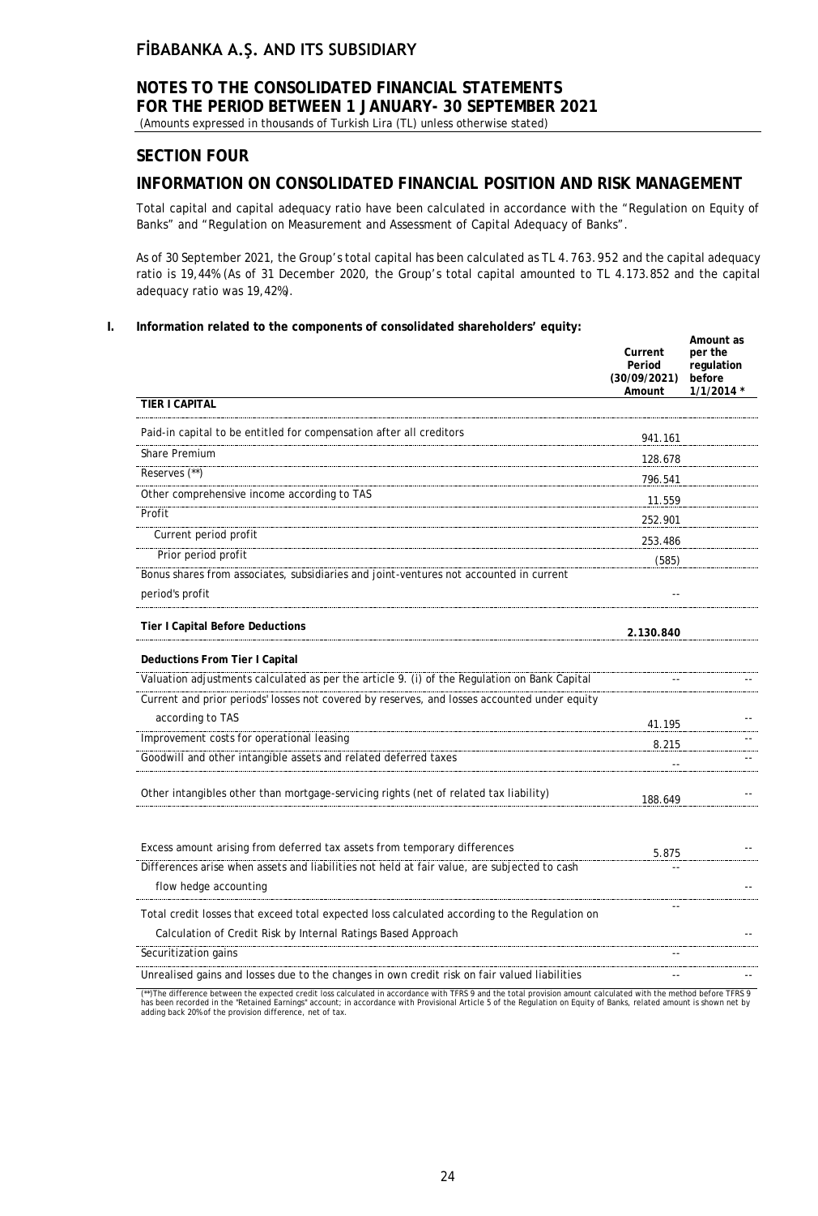## SECTION FOUR

## INFORMATION ON CONSOLIDATED FINANCIAL POSITION AND RISK MANAGEMENT

Total capital and capital adequacy ratio have been calculated in accordance with the "Regulation on Equity of Banks" and "Regulation on Measurement and Assessment of Capital Adequacy of Banks".

As of 30 September 2021, the Group's total capital has been calculated as TL 4.763.952 and the capital adequacy ratio is 19,44% (As of 31 December 2020, the Group's total capital amounted to TL 4.173.852 and the capital adequacy ratio was 19,42%).

**I. Information related to the components of consolidated shareholders' equity:**

| | Current Period (30/09/2021) Amount | Amount as per the regulation before 1/1/2014 * |
|---|---|---|
| **TIER I CAPITAL** | | |
| Paid-in capital to be entitled for compensation after all creditors | 941.161 | |
| Share Premium | 128.678 | |
| Reserves (**) | 796.541 | |
| Other comprehensive income according to TAS | 11.559 | |
| Profit | 252.901 | |
| Current period profit | 253.486 | |
| Prior period profit | (585) | |
| Bonus shares from associates, subsidiaries and joint-ventures not accounted in current period's profit | -- | |
| **Tier I Capital Before Deductions** | **2.130.840** | |
| **Deductions From Tier I Capital** | | |
| Valuation adjustments calculated as per the article 9. (i) of the Regulation on Bank Capital | -- | -- |
| Current and prior periods' losses not covered by reserves, and losses accounted under equity according to TAS | 41.195 | -- |
| Improvement costs for operational leasing | 8.215 | -- |
| Goodwill and other intangible assets and related deferred taxes | -- | -- |
| Other intangibles other than mortgage-servicing rights (net of related tax liability) | 188.649 | -- |
| Excess amount arising from deferred tax assets from temporary differences | 5.875 | -- |
| Differences arise when assets and liabilities not held at fair value, are subjected to cash flow hedge accounting | -- | -- |
| Total credit losses that exceed total expected loss calculated according to the Regulation on Calculation of Credit Risk by Internal Ratings Based Approach | -- | -- |
| Securitization gains | -- | |
| Unrealised gains and losses due to the changes in own credit risk on fair valued liabilities | -- | -- |

(**)The difference between the expected credit loss calculated in accordance with TFRS 9 and the total provision amount calculated with the method before TFRS 9 has been recorded in the "Retained Earnings" account; in accordance with Provisional Article 5 of the Regulation on Equity of Banks, related amount is shown net by adding back 20% of the provision difference, net of tax.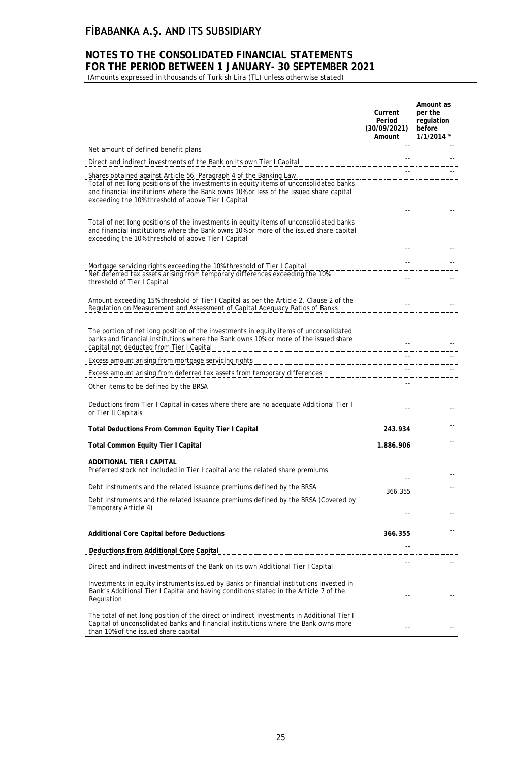# FİBABANKA A.Ş. AND ITS SUBSIDIARY

## NOTES TO THE CONSOLIDATED FINANCIAL STATEMENTS FOR THE PERIOD BETWEEN 1 JANUARY- 30 SEPTEMBER 2021

(Amounts expressed in thousands of Turkish Lira (TL) unless otherwise stated)

| | Current Period (30/09/2021) Amount | Amount as per the regulation before 1/1/2014 * |
|---|---|---|
| Net amount of defined benefit plans | -- | -- |
| Direct and indirect investments of the Bank on its own Tier I Capital | -- | -- |
| Shares obtained against Article 56, Paragraph 4 of the Banking Law | -- | -- |
| Total of net long positions of the investments in equity items of unconsolidated banks and financial institutions where the Bank owns 10% or less of the issued share capital exceeding the 10% threshold of above Tier I Capital | -- | -- |
| Total of net long positions of the investments in equity items of unconsolidated banks and financial institutions where the Bank owns 10% or more of the issued share capital exceeding the 10% threshold of above Tier I Capital | -- | -- |
| Mortgage servicing rights exceeding the 10% threshold of Tier I Capital | -- | -- |
| Net deferred tax assets arising from temporary differences exceeding the 10% threshold of Tier I Capital | -- | -- |
| Amount exceeding 15% threshold of Tier I Capital as per the Article 2, Clause 2 of the Regulation on Measurement and Assessment of Capital Adequacy Ratios of Banks | -- | -- |
| The portion of net long position of the investments in equity items of unconsolidated banks and financial institutions where the Bank owns 10% or more of the issued share capital not deducted from Tier I Capital | -- | -- |
| Excess amount arising from mortgage servicing rights | -- | -- |
| Excess amount arising from deferred tax assets from temporary differences | -- | -- |
| Other items to be defined by the BRSA | -- | |
| Deductions from Tier I Capital in cases where there are no adequate Additional Tier I or Tier II Capitals | -- | -- |
| **Total Deductions From Common Equity Tier I Capital** | **243.934** | -- |
| **Total Common Equity Tier I Capital** | **1.886.906** | -- |
| **ADDITIONAL TIER I CAPITAL** | | |
| Preferred stock not included in Tier I capital and the related share premiums | -- | -- |
| Debt instruments and the related issuance premiums defined by the BRSA | 366.355 | -- |
| Debt instruments and the related issuance premiums defined by the BRSA (Covered by Temporary Article 4) | -- | -- |
| **Additional Core Capital before Deductions** | **366.355** | -- |
| **Deductions from Additional Core Capital** | **--** | |
| Direct and indirect investments of the Bank on its own Additional Tier I Capital | -- | -- |
| Investments in equity instruments issued by Banks or financial institutions invested in Bank's Additional Tier I Capital and having conditions stated in the Article 7 of the Regulation | -- | -- |
| The total of net long position of the direct or indirect investments in Additional Tier I Capital of unconsolidated banks and financial institutions where the Bank owns more than 10% of the issued share capital | -- | -- |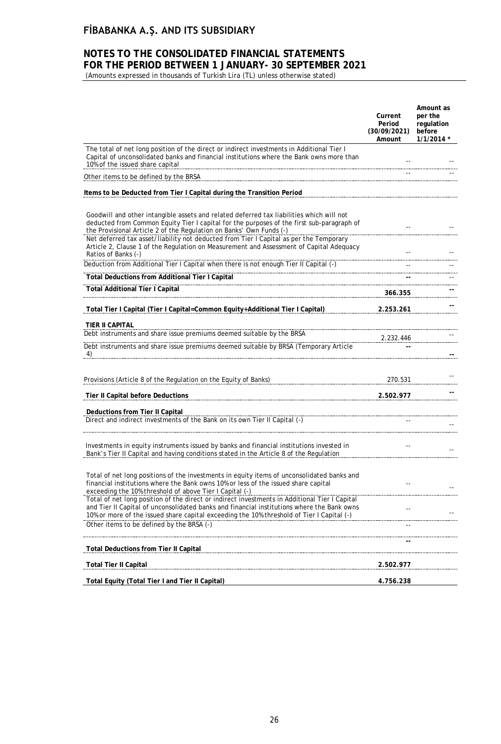# FİBABANKA A.Ş. AND ITS SUBSIDIARY

## NOTES TO THE CONSOLIDATED FINANCIAL STATEMENTS FOR THE PERIOD BETWEEN 1 JANUARY- 30 SEPTEMBER 2021

(Amounts expressed in thousands of Turkish Lira (TL) unless otherwise stated)

| | Current Period (30/09/2021) Amount | Amount as per the regulation before 1/1/2014 * |
|---|---|---|
| The total of net long position of the direct or indirect investments in Additional Tier I Capital of unconsolidated banks and financial institutions where the Bank owns more than 10% of the issued share capital | -- | -- |
| Other items to be defined by the BRSA | -- | -- |
| **Items to be Deducted from Tier I Capital during the Transition Period** | | |
| Goodwill and other intangible assets and related deferred tax liabilities which will not deducted from Common Equity Tier I capital for the purposes of the first sub-paragraph of the Provisional Article 2 of the Regulation on Banks' Own Funds (-) | -- | -- |
| Net deferred tax asset/liability not deducted from Tier I Capital as per the Temporary Article 2, Clause 1 of the Regulation on Measurement and Assessment of Capital Adequacy Ratios of Banks (-) | -- | -- |
| Deduction from Additional Tier I Capital when there is not enough Tier II Capital (-) | -- | -- |
| **Total Deductions from Additional Tier I Capital** | **--** | -- |
| **Total Additional Tier I Capital** | **366.355** | **--** |
| **Total Tier I Capital (Tier I Capital=Common Equity+Additional Tier I Capital)** | **2.253.261** | **--** |
| **TIER II CAPITAL** | | |
| Debt instruments and share issue premiums deemed suitable by the BRSA | 2.232.446 | -- |
| Debt instruments and share issue premiums deemed suitable by BRSA (Temporary Article 4) | **--** | **--** |
| Provisions (Article 8 of the Regulation on the Equity of Banks) | 270.531 | -- |
| **Tier II Capital before Deductions** | **2.502.977** | **--** |
| **Deductions from Tier II Capital** | | |
| Direct and indirect investments of the Bank on its own Tier II Capital (-) | -- | -- |
| Investments in equity instruments issued by banks and financial institutions invested in Bank's Tier II Capital and having conditions stated in the Article 8 of the Regulation | -- | -- |
| Total of net long positions of the investments in equity items of unconsolidated banks and financial institutions where the Bank owns 10% or less of the issued share capital exceeding the 10% threshold of above Tier I Capital (-) | -- | -- |
| Total of net long position of the direct or indirect investments in Additional Tier I Capital and Tier II Capital of unconsolidated banks and financial institutions where the Bank owns 10% or more of the issued share capital exceeding the 10% threshold of Tier I Capital (-) | -- | -- |
| Other items to be defined by the BRSA (-) | -- | |
| **Total Deductions from Tier II Capital** | **--** | |
| **Total Tier II Capital** | **2.502.977** | |
| **Total Equity (Total Tier I and Tier II Capital)** | **4.756.238** | |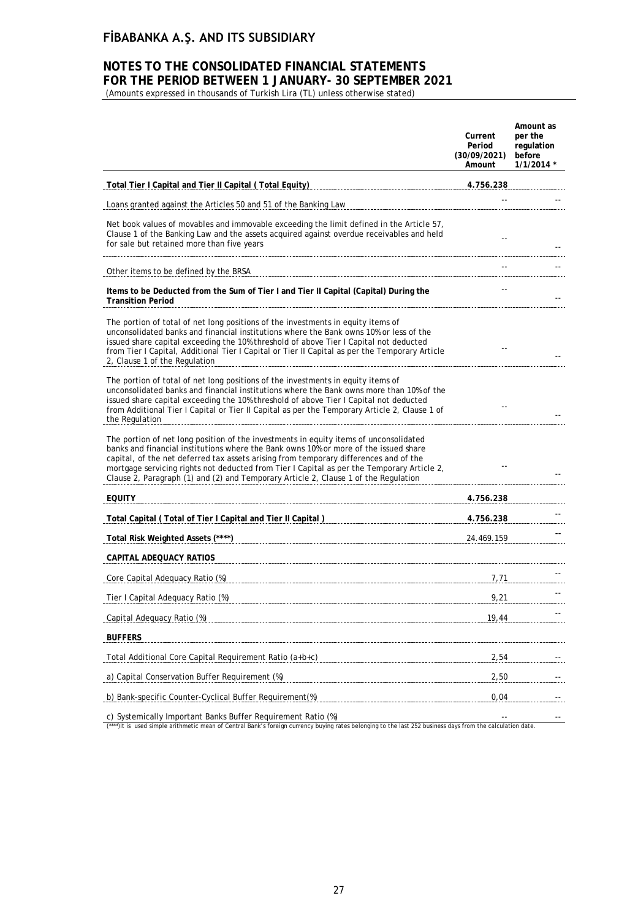| | Current Period (30/09/2021) Amount | Amount as per the regulation before 1/1/2014 * |
|---|---|---|
| **Total Tier I Capital and Tier II Capital ( Total Equity)** | **4.756.238** | |
| Loans granted against the Articles 50 and 51 of the Banking Law | -- | -- |
| Net book values of movables and immovable exceeding the limit defined in the Article 57, Clause 1 of the Banking Law and the assets acquired against overdue receivables and held for sale but retained more than five years | -- | -- |
| Other items to be defined by the BRSA | -- | -- |
| **Items to be Deducted from the Sum of Tier I and Tier II Capital (Capital) During the Transition Period** | -- | -- |
| The portion of total of net long positions of the investments in equity items of unconsolidated banks and financial institutions where the Bank owns 10% or less of the issued share capital exceeding the 10% threshold of above Tier I Capital not deducted from Tier I Capital, Additional Tier I Capital or Tier II Capital as per the Temporary Article 2, Clause 1 of the Regulation | -- | -- |
| The portion of total of net long positions of the investments in equity items of unconsolidated banks and financial institutions where the Bank owns more than 10% of the issued share capital exceeding the 10% threshold of above Tier I Capital not deducted from Additional Tier I Capital or Tier II Capital as per the Temporary Article 2, Clause 1 of the Regulation | -- | -- |
| The portion of net long position of the investments in equity items of unconsolidated banks and financial institutions where the Bank owns 10% or more of the issued share capital, of the net deferred tax assets arising from temporary differences and of the mortgage servicing rights not deducted from Tier I Capital as per the Temporary Article 2, Clause 2, Paragraph (1) and (2) and Temporary Article 2, Clause 1 of the Regulation | -- | -- |
| **EQUITY** | **4.756.238** | |
| **Total Capital ( Total of Tier I Capital and Tier II Capital )** | **4.756.238** | -- |
| **Total Risk Weighted Assets (****)** | 24.469.159 | **--** |
| **CAPITAL ADEQUACY RATIOS** | | |
| Core Capital Adequacy Ratio (%) | 7,71 | -- |
| Tier I Capital Adequacy Ratio (%) | 9,21 | -- |
| Capital Adequacy Ratio (%) | 19,44 | -- |
| **BUFFERS** | | |
| Total Additional Core Capital Requirement Ratio (a+b+c) | 2,54 | -- |
| a) Capital Conservation Buffer Requirement (%) | 2,50 | -- |
| b) Bank-specific Counter-Cyclical Buffer Requirement(%) | 0,04 | -- |
| c) Systemically Important Banks Buffer Requirement Ratio (%) | -- | -- |

(****)It is used simple arithmetic mean of Central Bank's foreign currency buying rates belonging to the last 252 business days from the calculation date.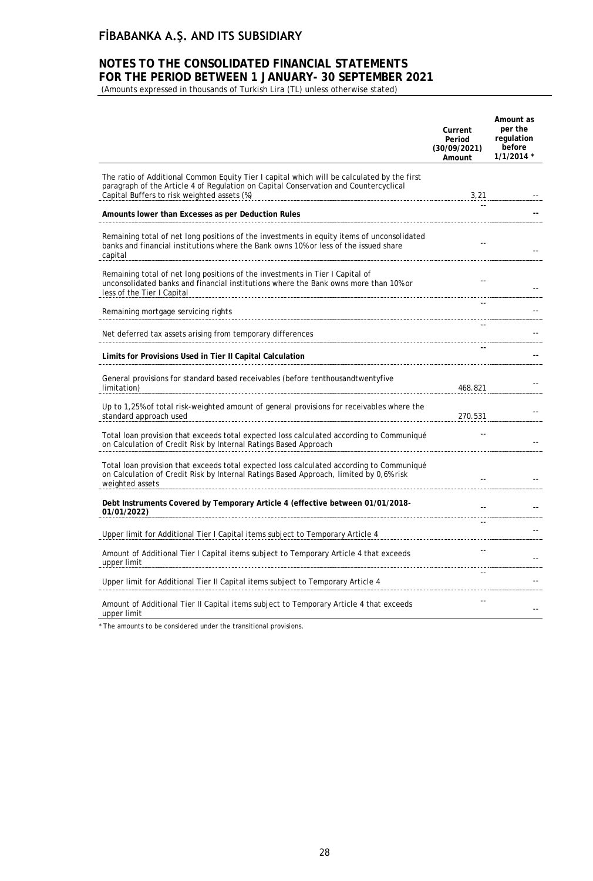# FİBABANKA A.Ş. AND ITS SUBSIDIARY

## NOTES TO THE CONSOLIDATED FINANCIAL STATEMENTS FOR THE PERIOD BETWEEN 1 JANUARY- 30 SEPTEMBER 2021

(Amounts expressed in thousands of Turkish Lira (TL) unless otherwise stated)

| | Current Period (30/09/2021) Amount | Amount as per the regulation before 1/1/2014 * |
|---|---|---|
| The ratio of Additional Common Equity Tier I capital which will be calculated by the first paragraph of the Article 4 of Regulation on Capital Conservation and Countercyclical Capital Buffers to risk weighted assets (%) | 3,21 | -- |
| **Amounts lower than Excesses as per Deduction Rules** | -- | -- |
| Remaining total of net long positions of the investments in equity items of unconsolidated banks and financial institutions where the Bank owns 10% or less of the issued share capital | -- | -- |
| Remaining total of net long positions of the investments in Tier I Capital of unconsolidated banks and financial institutions where the Bank owns more than 10% or less of the Tier I Capital | -- | -- |
| Remaining mortgage servicing rights | -- | -- |
| Net deferred tax assets arising from temporary differences | -- | -- |
| **Limits for Provisions Used in Tier II Capital Calculation** | -- | -- |
| General provisions for standard based receivables (before tenthousandtwentyfive limitation) | 468.821 | -- |
| Up to 1,25% of total risk-weighted amount of general provisions for receivables where the standard approach used | 270.531 | -- |
| Total loan provision that exceeds total expected loss calculated according to Communiqué on Calculation of Credit Risk by Internal Ratings Based Approach | -- | -- |
| Total loan provision that exceeds total expected loss calculated according to Communiqué on Calculation of Credit Risk by Internal Ratings Based Approach, limited by 0,6% risk weighted assets | -- | -- |
| **Debt Instruments Covered by Temporary Article 4 (effective between 01/01/2018-01/01/2022)** | -- | -- |
| Upper limit for Additional Tier I Capital items subject to Temporary Article 4 | -- | -- |
| Amount of Additional Tier I Capital items subject to Temporary Article 4 that exceeds upper limit | -- | -- |
| Upper limit for Additional Tier II Capital items subject to Temporary Article 4 | -- | -- |
| Amount of Additional Tier II Capital items subject to Temporary Article 4 that exceeds upper limit | -- | -- |

\* The amounts to be considered under the transitional provisions.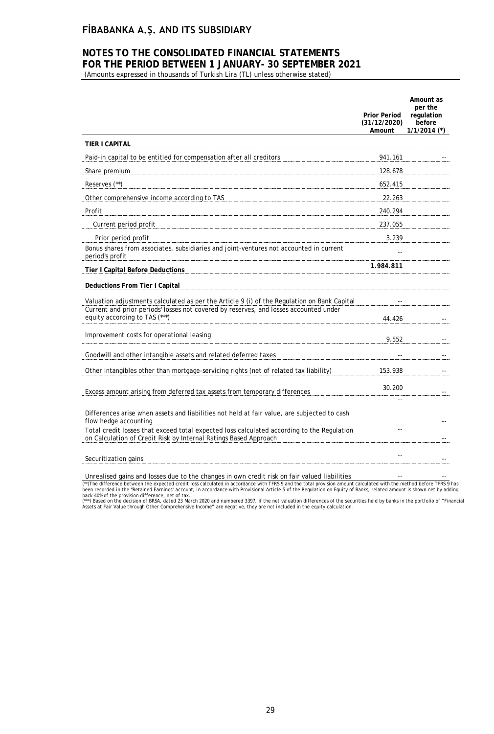# FİBABANKA A.Ş. AND ITS SUBSIDIARY

## NOTES TO THE CONSOLIDATED FINANCIAL STATEMENTS FOR THE PERIOD BETWEEN 1 JANUARY- 30 SEPTEMBER 2021

(Amounts expressed in thousands of Turkish Lira (TL) unless otherwise stated)

| | Prior Period (31/12/2020) Amount | Amount as per the regulation before 1/1/2014 (*) |
|---|---|---|
| **TIER I CAPITAL** | | |
| Paid-in capital to be entitled for compensation after all creditors | 941.161 | -- |
| Share premium | 128.678 | |
| Reserves (**) | 652.415 | |
| Other comprehensive income according to TAS | 22.263 | |
| Profit | 240.294 | |
| Current period profit | 237.055 | |
| Prior period profit | 3.239 | |
| Bonus shares from associates, subsidiaries and joint-ventures not accounted in current period's profit | -- | |
| **Tier I Capital Before Deductions** | **1.984.811** | |
| **Deductions From Tier I Capital** | | |
| Valuation adjustments calculated as per the Article 9 (i) of the Regulation on Bank Capital | -- | |
| Current and prior periods' losses not covered by reserves, and losses accounted under equity according to TAS (***) | 44.426 | -- |
| Improvement costs for operational leasing | 9.552 | -- |
| Goodwill and other intangible assets and related deferred taxes | -- | -- |
| Other intangibles other than mortgage-servicing rights (net of related tax liability) | 153.938 | -- |
| Excess amount arising from deferred tax assets from temporary differences | 30.200 | -- |
| Differences arise when assets and liabilities not held at fair value, are subjected to cash flow hedge accounting | -- | -- |
| Total credit losses that exceed total expected loss calculated according to the Regulation on Calculation of Credit Risk by Internal Ratings Based Approach | -- | -- |
| Securitization gains | -- | -- |
| Unrealised gains and losses due to the changes in own credit risk on fair valued liabilities | -- | -- |

(**)The difference between the expected credit loss calculated in accordance with TFRS 9 and the total provision amount calculated with the method before TFRS 9 has been recorded in the "Retained Earnings" account; in accordance with Provisional Article 5 of the Regulation on Equity of Banks, related amount is shown net by adding back 40% of the provision difference, net of tax.

(***) Based on the decision of BRSA, dated 23 March 2020 and numbered 3397, if the net valuation differences of the securities held by banks in the portfolio of "Financial Assets at Fair Value through Other Comprehensive Income" are negative, they are not included in the equity calculation.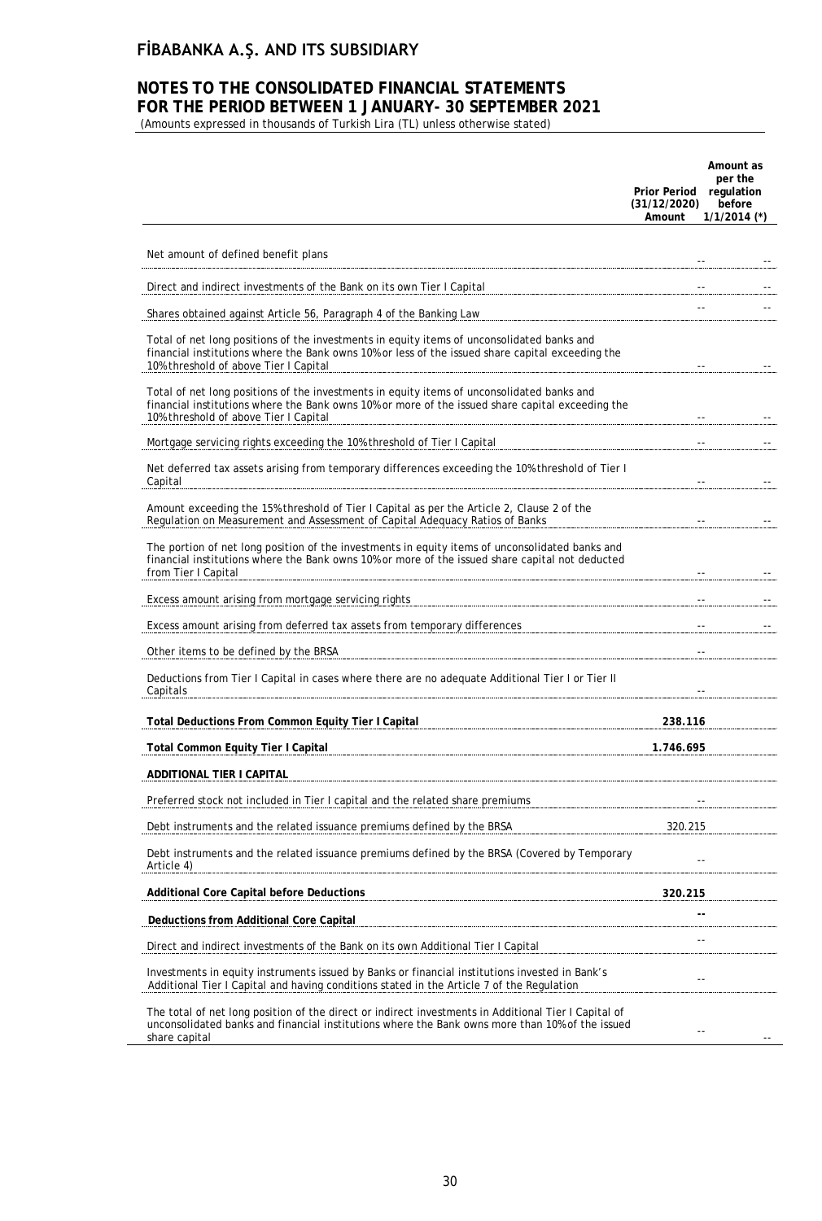# FİBABANKA A.Ş. AND ITS SUBSIDIARY

## NOTES TO THE CONSOLIDATED FINANCIAL STATEMENTS FOR THE PERIOD BETWEEN 1 JANUARY- 30 SEPTEMBER 2021

(Amounts expressed in thousands of Turkish Lira (TL) unless otherwise stated)

| | Prior Period (31/12/2020) Amount | Amount as per the regulation before 1/1/2014 (*) |
|---|---|---|
| Net amount of defined benefit plans | -- | -- |
| Direct and indirect investments of the Bank on its own Tier I Capital | -- | -- |
| Shares obtained against Article 56, Paragraph 4 of the Banking Law | -- | -- |
| Total of net long positions of the investments in equity items of unconsolidated banks and financial institutions where the Bank owns 10% or less of the issued share capital exceeding the 10% threshold of above Tier I Capital | -- | -- |
| Total of net long positions of the investments in equity items of unconsolidated banks and financial institutions where the Bank owns 10% or more of the issued share capital exceeding the 10% threshold of above Tier I Capital | -- | -- |
| Mortgage servicing rights exceeding the 10% threshold of Tier I Capital | -- | -- |
| Net deferred tax assets arising from temporary differences exceeding the 10% threshold of Tier I Capital | -- | -- |
| Amount exceeding the 15% threshold of Tier I Capital as per the Article 2, Clause 2 of the Regulation on Measurement and Assessment of Capital Adequacy Ratios of Banks | -- | -- |
| The portion of net long position of the investments in equity items of unconsolidated banks and financial institutions where the Bank owns 10% or more of the issued share capital not deducted from Tier I Capital | -- | -- |
| Excess amount arising from mortgage servicing rights | -- | -- |
| Excess amount arising from deferred tax assets from temporary differences | -- | -- |
| Other items to be defined by the BRSA | -- | |
| Deductions from Tier I Capital in cases where there are no adequate Additional Tier I or Tier II Capitals | -- | |
| **Total Deductions From Common Equity Tier I Capital** | **238.116** | |
| **Total Common Equity Tier I Capital** | **1.746.695** | |
| **ADDITIONAL TIER I CAPITAL** | | |
| Preferred stock not included in Tier I capital and the related share premiums | -- | |
| Debt instruments and the related issuance premiums defined by the BRSA | 320.215 | |
| Debt instruments and the related issuance premiums defined by the BRSA (Covered by Temporary Article 4) | -- | |
| **Additional Core Capital before Deductions** | **320.215** | |
| **Deductions from Additional Core Capital** | **--** | |
| Direct and indirect investments of the Bank on its own Additional Tier I Capital | -- | |
| Investments in equity instruments issued by Banks or financial institutions invested in Bank's Additional Tier I Capital and having conditions stated in the Article 7 of the Regulation | -- | |
| The total of net long position of the direct or indirect investments in Additional Tier I Capital of unconsolidated banks and financial institutions where the Bank owns more than 10% of the issued share capital | -- | -- |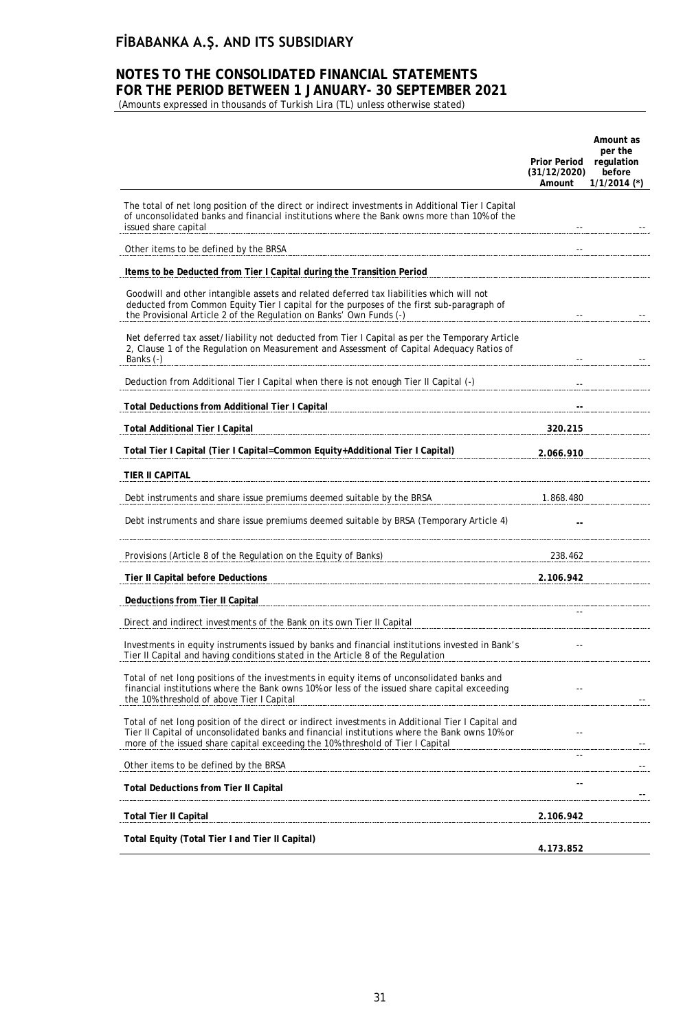# FİBABANKA A.Ş. AND ITS SUBSIDIARY

## NOTES TO THE CONSOLIDATED FINANCIAL STATEMENTS FOR THE PERIOD BETWEEN 1 JANUARY- 30 SEPTEMBER 2021

(Amounts expressed in thousands of Turkish Lira (TL) unless otherwise stated)

| | Prior Period (31/12/2020) Amount | Amount as per the regulation before 1/1/2014 (*) |
|---|---|---|
| The total of net long position of the direct or indirect investments in Additional Tier I Capital of unconsolidated banks and financial institutions where the Bank owns more than 10% of the issued share capital | -- | -- |
| Other items to be defined by the BRSA | -- | |
| **Items to be Deducted from Tier I Capital during the Transition Period** | | |
| Goodwill and other intangible assets and related deferred tax liabilities which will not deducted from Common Equity Tier I capital for the purposes of the first sub-paragraph of the Provisional Article 2 of the Regulation on Banks' Own Funds (-) | -- | -- |
| Net deferred tax asset/liability not deducted from Tier I Capital as per the Temporary Article 2, Clause 1 of the Regulation on Measurement and Assessment of Capital Adequacy Ratios of Banks (-) | -- | -- |
| Deduction from Additional Tier I Capital when there is not enough Tier II Capital (-) | -- | |
| **Total Deductions from Additional Tier I Capital** | **--** | |
| **Total Additional Tier I Capital** | **320.215** | |
| **Total Tier I Capital (Tier I Capital=Common Equity+Additional Tier I Capital)** | **2.066.910** | |
| **TIER II CAPITAL** | | |
| Debt instruments and share issue premiums deemed suitable by the BRSA | 1.868.480 | |
| Debt instruments and share issue premiums deemed suitable by BRSA (Temporary Article 4) | -- | |
| Provisions (Article 8 of the Regulation on the Equity of Banks) | 238.462 | |
| **Tier II Capital before Deductions** | **2.106.942** | |
| **Deductions from Tier II Capital** | | |
| Direct and indirect investments of the Bank on its own Tier II Capital | -- | |
| Investments in equity instruments issued by banks and financial institutions invested in Bank's Tier II Capital and having conditions stated in the Article 8 of the Regulation | -- | |
| Total of net long positions of the investments in equity items of unconsolidated banks and financial institutions where the Bank owns 10% or less of the issued share capital exceeding the 10% threshold of above Tier I Capital | -- | -- |
| Total of net long position of the direct or indirect investments in Additional Tier I Capital and Tier II Capital of unconsolidated banks and financial institutions where the Bank owns 10% or more of the issued share capital exceeding the 10% threshold of Tier I Capital | -- | -- |
| Other items to be defined by the BRSA | -- | -- |
| **Total Deductions from Tier II Capital** | **--** | **--** |
| **Total Tier II Capital** | **2.106.942** | |
| **Total Equity (Total Tier I and Tier II Capital)** | **4.173.852** | |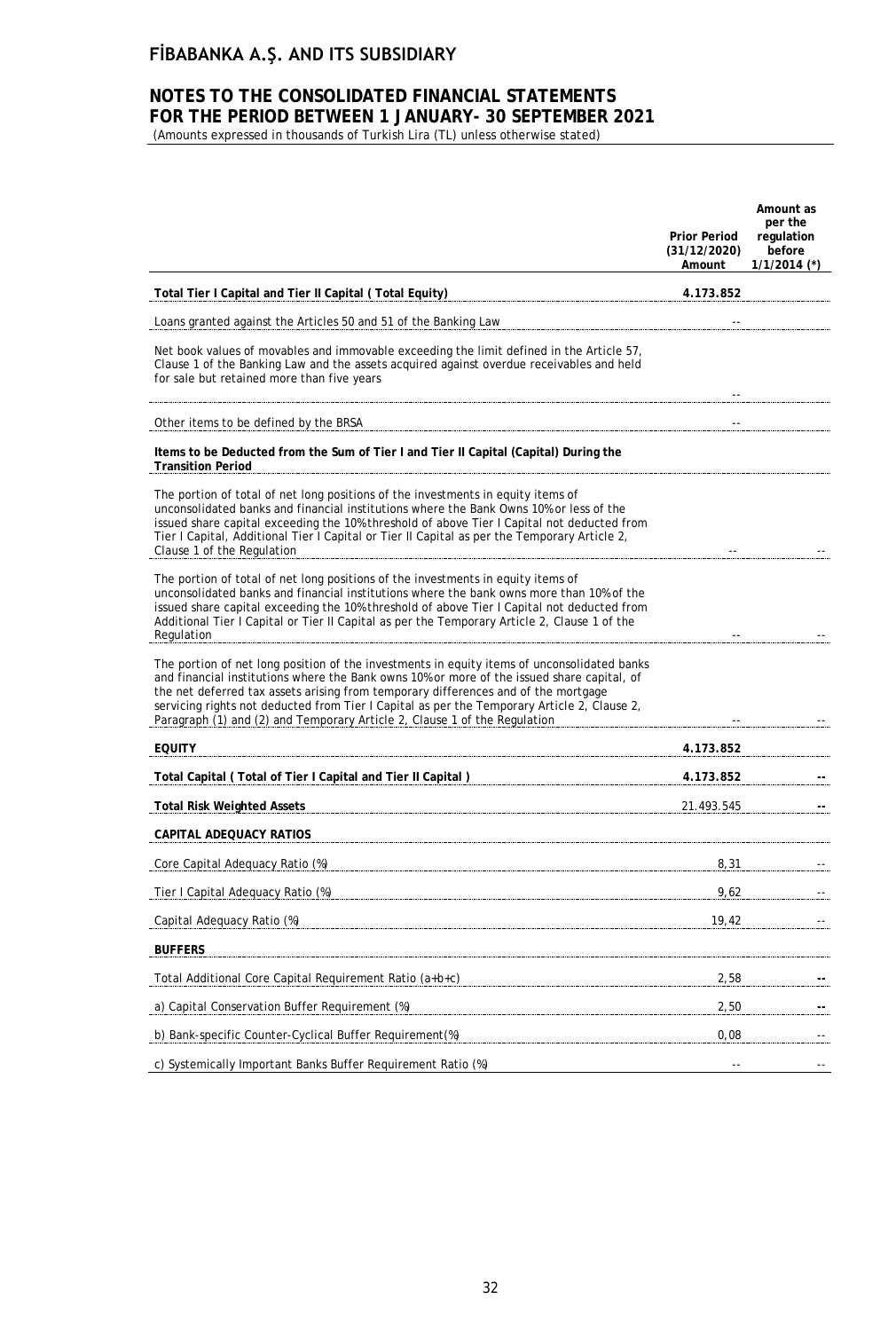# FİBABANKA A.Ş. AND ITS SUBSIDIARY

## NOTES TO THE CONSOLIDATED FINANCIAL STATEMENTS FOR THE PERIOD BETWEEN 1 JANUARY- 30 SEPTEMBER 2021

(Amounts expressed in thousands of Turkish Lira (TL) unless otherwise stated)

| | Prior Period (31/12/2020) Amount | Amount as per the regulation before 1/1/2014 (*) |
|---|---|---|
| **Total Tier I Capital and Tier II Capital ( Total Equity)** | **4.173.852** | |
| Loans granted against the Articles 50 and 51 of the Banking Law | -- | |
| Net book values of movables and immovable exceeding the limit defined in the Article 57, Clause 1 of the Banking Law and the assets acquired against overdue receivables and held for sale but retained more than five years | -- | |
| Other items to be defined by the BRSA | -- | |
| **Items to be Deducted from the Sum of Tier I and Tier II Capital (Capital) During the Transition Period** | | |
| The portion of total of net long positions of the investments in equity items of unconsolidated banks and financial institutions where the Bank Owns 10% or less of the issued share capital exceeding the 10% threshold of above Tier I Capital not deducted from Tier I Capital, Additional Tier I Capital or Tier II Capital as per the Temporary Article 2, Clause 1 of the Regulation | -- | -- |
| The portion of total of net long positions of the investments in equity items of unconsolidated banks and financial institutions where the bank owns more than 10% of the issued share capital exceeding the 10% threshold of above Tier I Capital not deducted from Additional Tier I Capital or Tier II Capital as per the Temporary Article 2, Clause 1 of the Regulation | -- | -- |
| The portion of net long position of the investments in equity items of unconsolidated banks and financial institutions where the Bank owns 10% or more of the issued share capital, of the net deferred tax assets arising from temporary differences and of the mortgage servicing rights not deducted from Tier I Capital as per the Temporary Article 2, Clause 2, Paragraph (1) and (2) and Temporary Article 2, Clause 1 of the Regulation | -- | -- |
| **EQUITY** | **4.173.852** | |
| **Total Capital ( Total of Tier I Capital and Tier II Capital )** | **4.173.852** | **--** |
| **Total Risk Weighted Assets** | 21.493.545 | **--** |
| **CAPITAL ADEQUACY RATIOS** | | |
| Core Capital Adequacy Ratio (%) | 8,31 | -- |
| Tier I Capital Adequacy Ratio (%) | 9,62 | -- |
| Capital Adequacy Ratio (%) | 19,42 | -- |
| **BUFFERS** | | |
| Total Additional Core Capital Requirement Ratio (a+b+c) | 2,58 | **--** |
| a) Capital Conservation Buffer Requirement (%) | 2,50 | **--** |
| b) Bank-specific Counter-Cyclical Buffer Requirement(%) | 0,08 | -- |
| c) Systemically Important Banks Buffer Requirement Ratio (%) | -- | -- |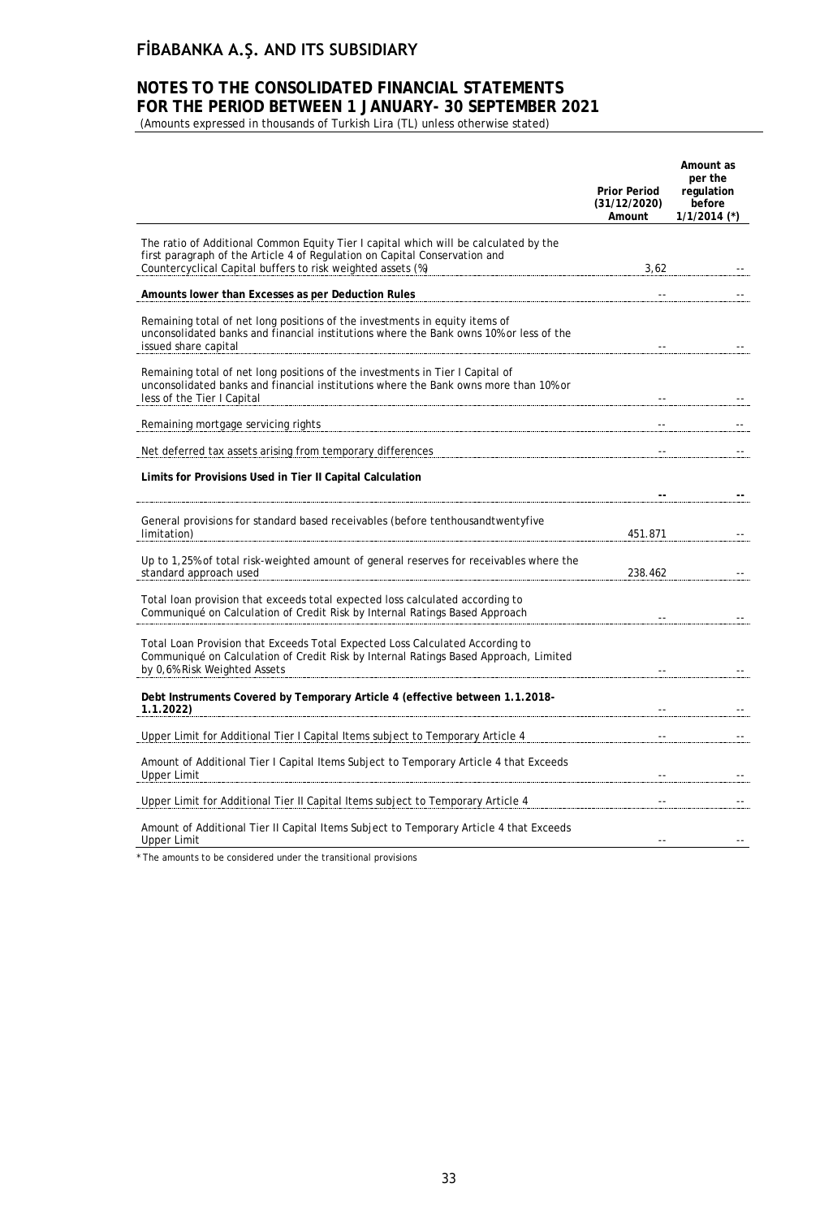| | Prior Period (31/12/2020) Amount | Amount as per the regulation before 1/1/2014 (*) |
|---|---|---|
| The ratio of Additional Common Equity Tier I capital which will be calculated by the first paragraph of the Article 4 of Regulation on Capital Conservation and Countercyclical Capital buffers to risk weighted assets (%) | 3,62 | -- |
| **Amounts lower than Excesses as per Deduction Rules** | -- | -- |
| Remaining total of net long positions of the investments in equity items of unconsolidated banks and financial institutions where the Bank owns 10% or less of the issued share capital | -- | -- |
| Remaining total of net long positions of the investments in Tier I Capital of unconsolidated banks and financial institutions where the Bank owns more than 10% or less of the Tier I Capital | -- | -- |
| Remaining mortgage servicing rights | -- | -- |
| Net deferred tax assets arising from temporary differences | -- | -- |
| **Limits for Provisions Used in Tier II Capital Calculation** | **--** | **--** |
| General provisions for standard based receivables (before tenthousandtwentyfive limitation) | 451.871 | -- |
| Up to 1,25% of total risk-weighted amount of general reserves for receivables where the standard approach used | 238.462 | -- |
| Total loan provision that exceeds total expected loss calculated according to Communiqué on Calculation of Credit Risk by Internal Ratings Based Approach | -- | -- |
| Total Loan Provision that Exceeds Total Expected Loss Calculated According to Communiqué on Calculation of Credit Risk by Internal Ratings Based Approach, Limited by 0,6% Risk Weighted Assets | -- | -- |
| **Debt Instruments Covered by Temporary Article 4 (effective between 1.1.2018-1.1.2022)** | -- | -- |
| Upper Limit for Additional Tier I Capital Items subject to Temporary Article 4 | -- | -- |
| Amount of Additional Tier I Capital Items Subject to Temporary Article 4 that Exceeds Upper Limit | -- | -- |
| Upper Limit for Additional Tier II Capital Items subject to Temporary Article 4 | -- | -- |
| Amount of Additional Tier II Capital Items Subject to Temporary Article 4 that Exceeds Upper Limit | -- | -- |

* The amounts to be considered under the transitional provisions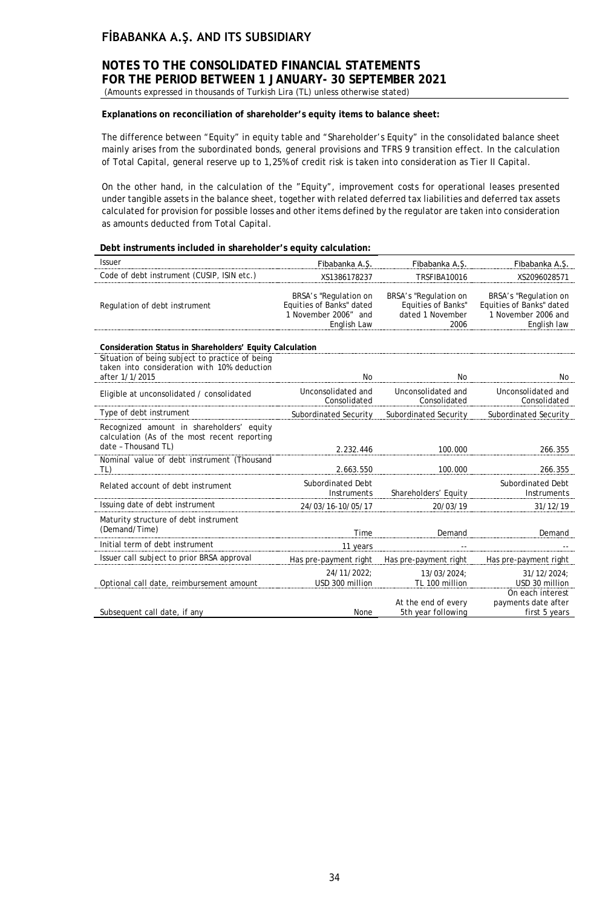**Explanations on reconciliation of shareholder's equity items to balance sheet:**

The difference between "Equity" in equity table and "Shareholder's Equity" in the consolidated balance sheet mainly arises from the subordinated bonds, general provisions and TFRS 9 transition effect. In the calculation of Total Capital, general reserve up to 1,25% of credit risk is taken into consideration as Tier II Capital.

On the other hand, in the calculation of the "Equity", improvement costs for operational leases presented under tangible assets in the balance sheet, together with related deferred tax liabilities and deferred tax assets calculated for provision for possible losses and other items defined by the regulator are taken into consideration as amounts deducted from Total Capital.

**Debt instruments included in shareholder's equity calculation:**

| Issuer | Fibabanka A.Ş. | Fibabanka A.Ş. | Fibabanka A.Ş. |
|---|---|---|---|
| Code of debt instrument (CUSIP, ISIN etc.) | XS1386178237 | TRSFIBA10016 | XS2096028571 |
| Regulation of debt instrument | BRSA's "Regulation on Equities of Banks" dated 1 November 2006" and English Law | BRSA's "Regulation on Equities of Banks" dated 1 November 2006 | BRSA's "Regulation on Equities of Banks" dated 1 November 2006 and English law |
| **Consideration Status in Shareholders' Equity Calculation** | | | |
| Situation of being subject to practice of being taken into consideration with 10% deduction after 1/1/2015 | No | No | No |
| Eligible at unconsolidated / consolidated | Unconsolidated and Consolidated | Unconsolidated and Consolidated | Unconsolidated and Consolidated |
| Type of debt instrument | Subordinated Security | Subordinated Security | Subordinated Security |
| Recognized amount in shareholders' equity calculation (As of the most recent reporting date – Thousand TL) | 2.232.446 | 100.000 | 266.355 |
| Nominal value of debt instrument (Thousand TL) | 2.663.550 | 100.000 | 266.355 |
| Related account of debt instrument | Subordinated Debt Instruments | Shareholders' Equity | Subordinated Debt Instruments |
| Issuing date of debt instrument | 24/03/16-10/05/17 | 20/03/19 | 31/12/19 |
| Maturity structure of debt instrument (Demand/Time) | Time | Demand | Demand |
| Initial term of debt instrument | 11 years | -- | -- |
| Issuer call subject to prior BRSA approval | Has pre-payment right | Has pre-payment right | Has pre-payment right |
| Optional call date, reimbursement amount | 24/11/2022; USD 300 million | 13/03/2024; TL 100 million | 31/12/2024; USD 30 million |
| Subsequent call date, if any | None | At the end of every 5th year following | On each interest payments date after first 5 years |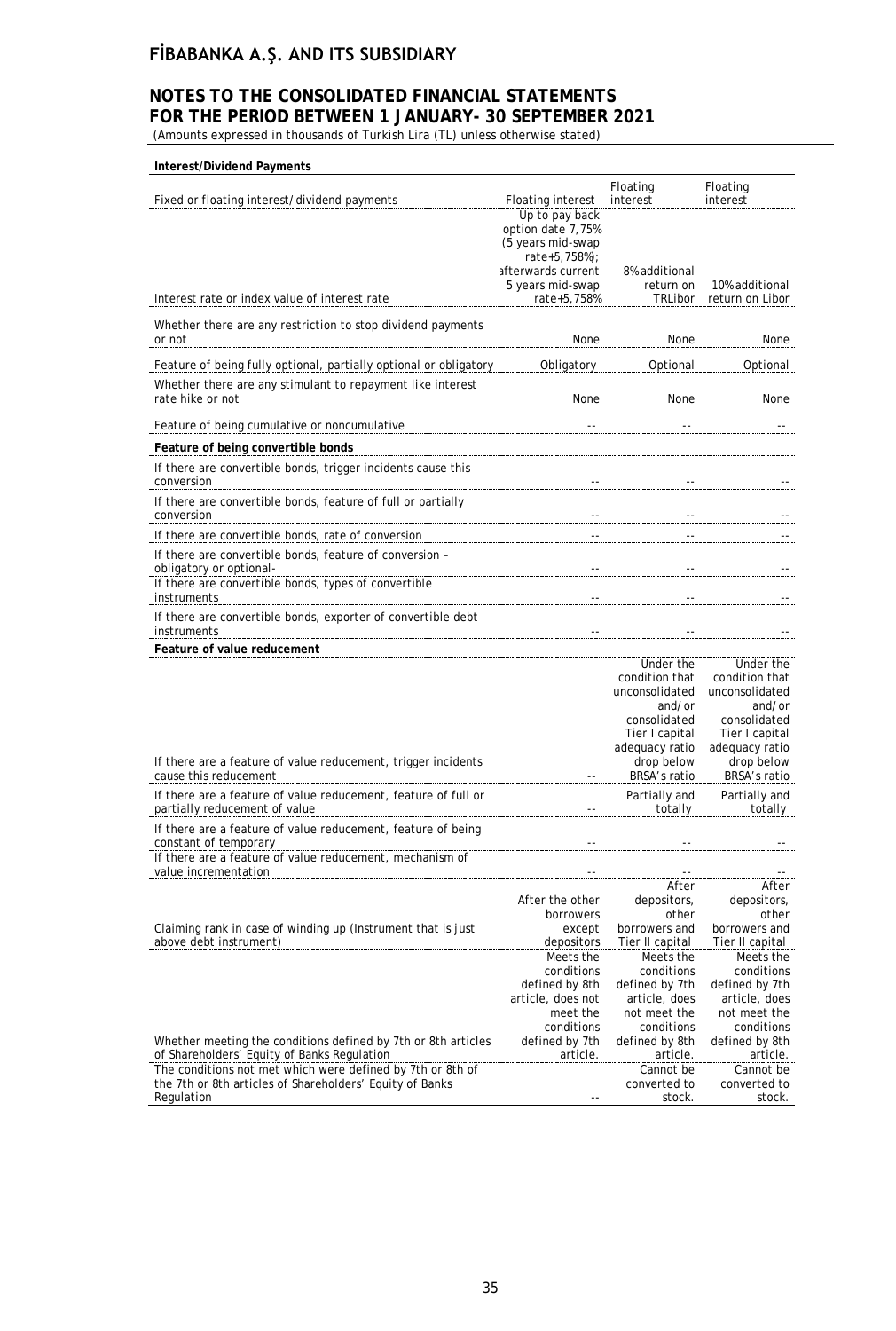**Interest/Dividend Payments**

| | | | |
|---|---|---|---|
| Fixed or floating interest/dividend payments | Floating interest | Floating interest | Floating interest |
| Interest rate or index value of interest rate | Up to pay back option date 7,75% (5 years mid-swap rate+5,758%); afterwards current 5 years mid-swap rate+5,758% | 8% additional return on TRLibor | 10% additional return on Libor |
| Whether there are any restriction to stop dividend payments or not | None | None | None |
| Feature of being fully optional, partially optional or obligatory | Obligatory | Optional | Optional |
| Whether there are any stimulant to repayment like interest rate hike or not | None | None | None |
| Feature of being cumulative or noncumulative | -- | -- | -- |
| **Feature of being convertible bonds** | | | |
| If there are convertible bonds, trigger incidents cause this conversion | -- | -- | -- |
| If there are convertible bonds, feature of full or partially conversion | -- | -- | -- |
| If there are convertible bonds, rate of conversion | -- | -- | -- |
| If there are convertible bonds, feature of conversion – obligatory or optional- | -- | -- | -- |
| If there are convertible bonds, types of convertible instruments | -- | -- | -- |
| If there are convertible bonds, exporter of convertible debt instruments | -- | -- | -- |
| **Feature of value reducement** | | | |
| If there are a feature of value reducement, trigger incidents cause this reducement | -- | Under the condition that unconsolidated and/or consolidated Tier I capital adequacy ratio drop below BRSA's ratio | Under the condition that unconsolidated and/or consolidated Tier I capital adequacy ratio drop below BRSA's ratio |
| If there are a feature of value reducement, feature of full or partially reducement of value | -- | Partially and totally | Partially and totally |
| If there are a feature of value reducement, feature of being constant of temporary | -- | -- | -- |
| If there are a feature of value reducement, mechanism of value incrementation | -- | -- | -- |
| Claiming rank in case of winding up (Instrument that is just above debt instrument) | After the other borrowers except depositors | After depositors, other borrowers and Tier II capital | After depositors, other borrowers and Tier II capital |
| Whether meeting the conditions defined by 7th or 8th articles of Shareholders' Equity of Banks Regulation | Meets the conditions defined by 8th article, does not meet the conditions defined by 7th article. | Meets the conditions defined by 7th article, does not meet the conditions defined by 8th article. | Meets the conditions defined by 7th article, does not meet the conditions defined by 8th article. |
| The conditions not met which were defined by 7th or 8th of the 7th or 8th articles of Shareholders' Equity of Banks Regulation | -- | Cannot be converted to stock. | Cannot be converted to stock. |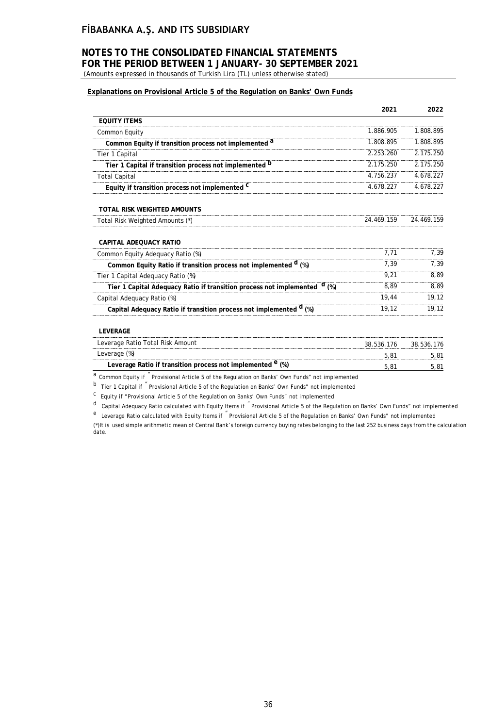# FİBABANKA A.Ş. AND ITS SUBSIDIARY

## NOTES TO THE CONSOLIDATED FINANCIAL STATEMENTS FOR THE PERIOD BETWEEN 1 JANUARY- 30 SEPTEMBER 2021

(Amounts expressed in thousands of Turkish Lira (TL) unless otherwise stated)

**Explanations on Provisional Article 5 of the Regulation on Banks' Own Funds**

| | 2021 | 2022 |
|---|---|---|
| **EQUITY ITEMS** | | |
| Common Equity | 1.886.905 | 1.808.895 |
| **Common Equity if transition process not implemented [a]** | 1.808.895 | 1.808.895 |
| Tier 1 Capital | 2.253.260 | 2.175.250 |
| **Tier 1 Capital if transition process not implemented [b]** | 2.175.250 | 2.175.250 |
| Total Capital | 4.756.237 | 4.678.227 |
| **Equity if transition process not implemented [c]** | 4.678.227 | 4.678.227 |
| **TOTAL RISK WEIGHTED AMOUNTS** | | |
| Total Risk Weighted Amounts (*) | 24.469.159 | 24.469.159 |
| **CAPITAL ADEQUACY RATIO** | | |
| Common Equity Adequacy Ratio (%) | 7,71 | 7,39 |
| **Common Equity Ratio if transition process not implemented [d] (%)** | 7,39 | 7,39 |
| Tier 1 Capital Adequacy Ratio (%) | 9,21 | 8,89 |
| **Tier 1 Capital Adequacy Ratio if transition process not implemented [d] (%)** | 8,89 | 8,89 |
| Capital Adequacy Ratio (%) | 19,44 | 19,12 |
| **Capital Adequacy Ratio if transition process not implemented [d] (%)** | 19,12 | 19,12 |
| **LEVERAGE** | | |
| Leverage Ratio Total Risk Amount | 38.536.176 | 38.536.176 |
| Leverage (%) | 5,81 | 5,81 |
| **Leverage Ratio if transition process not implemented [e] (%)** | 5,81 | 5,81 |

[a] Common Equity if "Provisional Article 5 of the Regulation on Banks' Own Funds" not implemented

[b] Tier 1 Capital if "Provisional Article 5 of the Regulation on Banks' Own Funds" not implemented

[c] Equity if "Provisional Article 5 of the Regulation on Banks' Own Funds" not implemented

[d] Capital Adequacy Ratio calculated with Equity Items if "Provisional Article 5 of the Regulation on Banks' Own Funds" not implemented

[e] Leverage Ratio calculated with Equity Items if "Provisional Article 5 of the Regulation on Banks' Own Funds" not implemented

(*)It is used simple arithmetic mean of Central Bank's foreign currency buying rates belonging to the last 252 business days from the calculation date.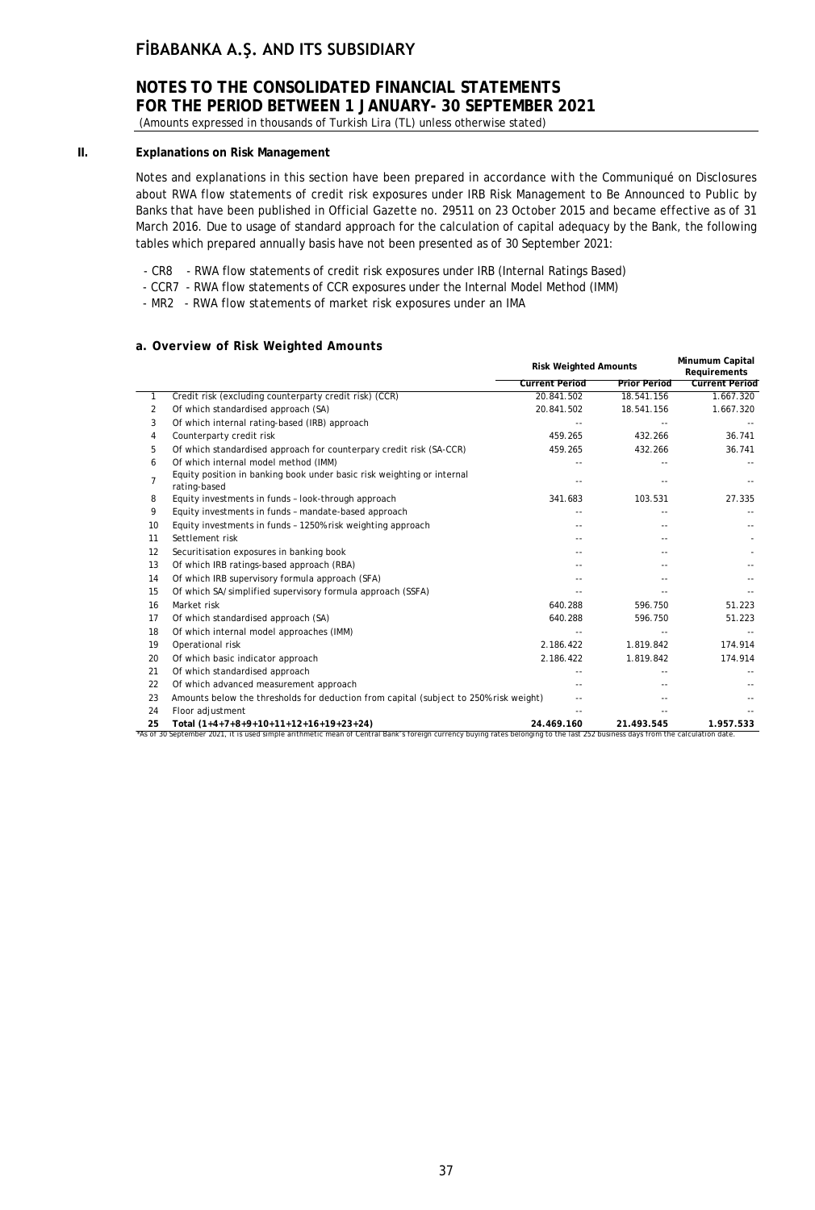## II. Explanations on Risk Management

Notes and explanations in this section have been prepared in accordance with the Communiqué on Disclosures about RWA flow statements of credit risk exposures under IRB Risk Management to Be Announced to Public by Banks that have been published in Official Gazette no. 29511 on 23 October 2015 and became effective as of 31 March 2016. Due to usage of standard approach for the calculation of capital adequacy by the Bank, the following tables which prepared annually basis have not been presented as of 30 September 2021:

- CR8 - RWA flow statements of credit risk exposures under IRB (Internal Ratings Based)
- CCR7 - RWA flow statements of CCR exposures under the Internal Model Method (IMM)
- MR2 - RWA flow statements of market risk exposures under an IMA

### a. Overview of Risk Weighted Amounts

| | | Risk Weighted Amounts | | Minumum Capital Requirements |
|---|---|---|---|---|
| | | Current Period | Prior Period | Current Period |
| 1 | Credit risk (excluding counterparty credit risk) (CCR) | 20.841.502 | 18.541.156 | 1.667.320 |
| 2 | Of which standardised approach (SA) | 20.841.502 | 18.541.156 | 1.667.320 |
| 3 | Of which internal rating-based (IRB) approach | -- | -- | -- |
| 4 | Counterparty credit risk | 459.265 | 432.266 | 36.741 |
| 5 | Of which standardised approach for counterparty credit risk (SA-CCR) | 459.265 | 432.266 | 36.741 |
| 6 | Of which internal model method (IMM) | -- | -- | -- |
| 7 | Equity position in banking book under basic risk weighting or internal rating-based | -- | -- | -- |
| 8 | Equity investments in funds – look-through approach | 341.683 | 103.531 | 27.335 |
| 9 | Equity investments in funds – mandate-based approach | -- | -- | -- |
| 10 | Equity investments in funds – 1250% risk weighting approach | -- | -- | -- |
| 11 | Settlement risk | -- | -- | - |
| 12 | Securitisation exposures in banking book | -- | -- | - |
| 13 | Of which IRB ratings-based approach (RBA) | -- | -- | -- |
| 14 | Of which IRB supervisory formula approach (SFA) | -- | -- | -- |
| 15 | Of which SA/simplified supervisory formula approach (SSFA) | -- | -- | -- |
| 16 | Market risk | 640.288 | 596.750 | 51.223 |
| 17 | Of which standardised approach (SA) | 640.288 | 596.750 | 51.223 |
| 18 | Of which internal model approaches (IMM) | -- | -- | -- |
| 19 | Operational risk | 2.186.422 | 1.819.842 | 174.914 |
| 20 | Of which basic indicator approach | 2.186.422 | 1.819.842 | 174.914 |
| 21 | Of which standardised approach | -- | -- | -- |
| 22 | Of which advanced measurement approach | -- | -- | -- |
| 23 | Amounts below the thresholds for deduction from capital (subject to 250% risk weight) | -- | -- | -- |
| 24 | Floor adjustment | -- | -- | -- |
| 25 | **Total (1+4+7+8+9+10+11+12+16+19+23+24)** | **24.469.160** | **21.493.545** | **1.957.533** |

*As of 30 September 2021, it is used simple arithmetic mean of Central Bank's foreign currency buying rates belonging to the last 252 business days from the calculation date.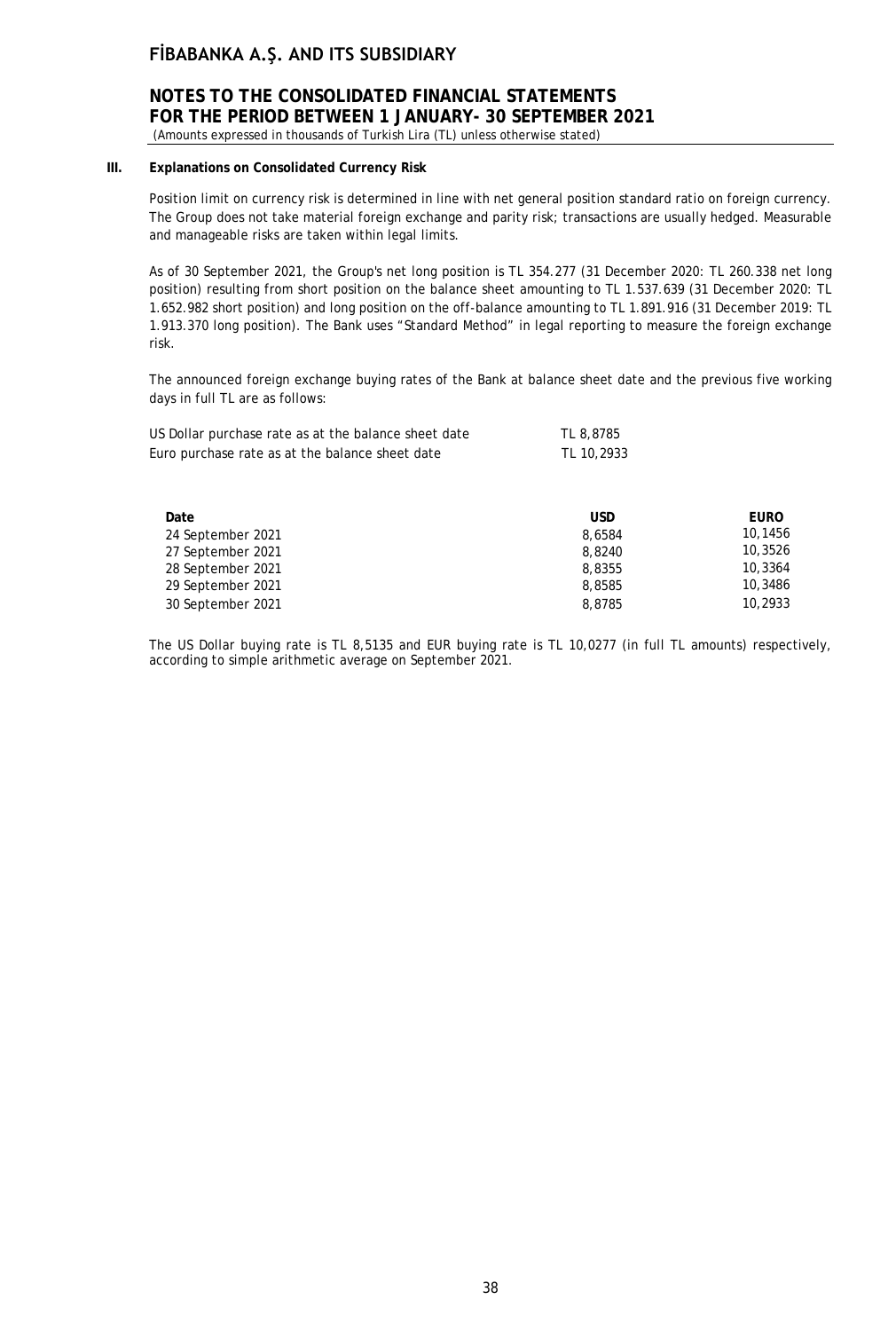### III. Explanations on Consolidated Currency Risk

Position limit on currency risk is determined in line with net general position standard ratio on foreign currency. The Group does not take material foreign exchange and parity risk; transactions are usually hedged. Measurable and manageable risks are taken within legal limits.

As of 30 September 2021, the Group's net long position is TL 354.277 (31 December 2020: TL 260.338 net long position) resulting from short position on the balance sheet amounting to TL 1.537.639 (31 December 2020: TL 1.652.982 short position) and long position on the off-balance amounting to TL 1.891.916 (31 December 2019: TL 1.913.370 long position). The Bank uses "Standard Method" in legal reporting to measure the foreign exchange risk.

The announced foreign exchange buying rates of the Bank at balance sheet date and the previous five working days in full TL are as follows:

| | |
|---|---|
| US Dollar purchase rate as at the balance sheet date | TL 8,8785 |
| Euro purchase rate as at the balance sheet date | TL 10,2933 |

| Date | USD | EURO |
|---|---|---|
| 24 September 2021 | 8,6584 | 10,1456 |
| 27 September 2021 | 8,8240 | 10,3526 |
| 28 September 2021 | 8,8355 | 10,3364 |
| 29 September 2021 | 8,8585 | 10,3486 |
| 30 September 2021 | 8,8785 | 10,2933 |

The US Dollar buying rate is TL 8,5135 and EUR buying rate is TL 10,0277 (in full TL amounts) respectively, according to simple arithmetic average on September 2021.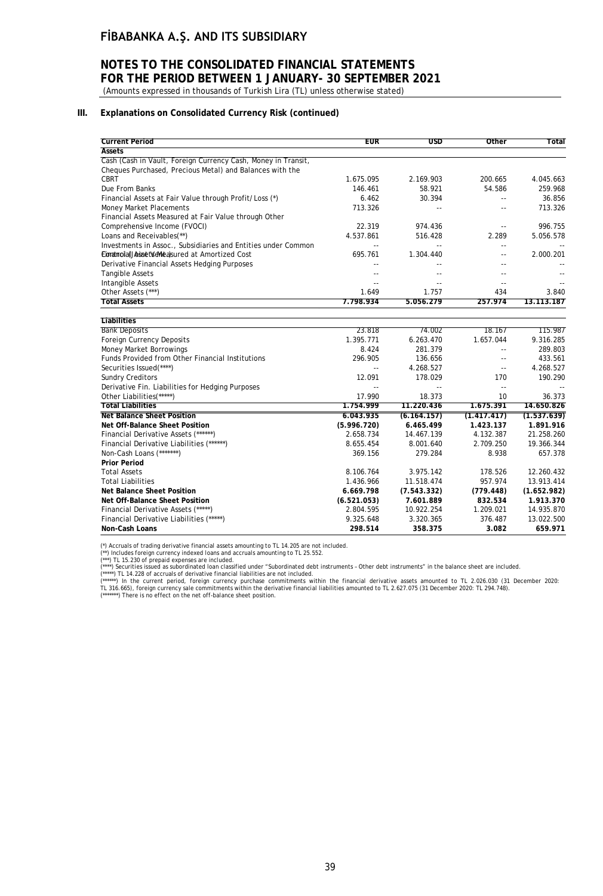## III. Explanations on Consolidated Currency Risk (continued)

| Current Period | EUR | USD | Other | Total |
|---|---|---|---|---|
| **Assets** | | | | |
| Cash (Cash in Vault, Foreign Currency Cash, Money in Transit, Cheques Purchased, Precious Metal) and Balances with the CBRT | 1.675.095 | 2.169.903 | 200.665 | 4.045.663 |
| Due From Banks | 146.461 | 58.921 | 54.586 | 259.968 |
| Financial Assets at Fair Value through Profit/Loss (*) | 6.462 | 30.394 | -- | 36.856 |
| Money Market Placements | 713.326 | -- | -- | 713.326 |
| Financial Assets Measured at Fair Value through Other Comprehensive Income (FVOCI) | 22.319 | 974.436 | -- | 996.755 |
| Loans and Receivables(**) | 4.537.861 | 516.428 | 2.289 | 5.056.578 |
| Investments in Assoc., Subsidiaries and Entities under Common Control (Joint Vent.) | -- | -- | -- | -- |
| Financial Assets Measured at Amortized Cost | 695.761 | 1.304.440 | -- | 2.000.201 |
| Derivative Financial Assets Hedging Purposes | -- | -- | -- | -- |
| Tangible Assets | -- | -- | -- | -- |
| Intangible Assets | -- | -- | -- | -- |
| Other Assets (***) | 1.649 | 1.757 | 434 | 3.840 |
| **Total Assets** | **7.798.934** | **5.056.279** | **257.974** | **13.113.187** |
| **Liabilities** | | | | |
| Bank Deposits | 23.818 | 74.002 | 18.167 | 115.987 |
| Foreign Currency Deposits | 1.395.771 | 6.263.470 | 1.657.044 | 9.316.285 |
| Money Market Borrowings | 8.424 | 281.379 | -- | 289.803 |
| Funds Provided from Other Financial Institutions | 296.905 | 136.656 | -- | 433.561 |
| Securities Issued(****) | -- | 4.268.527 | -- | 4.268.527 |
| Sundry Creditors | 12.091 | 178.029 | 170 | 190.290 |
| Derivative Fin. Liabilities for Hedging Purposes | -- | -- | -- | -- |
| Other Liabilities(*****) | 17.990 | 18.373 | 10 | 36.373 |
| **Total Liabilities** | **1.754.999** | **11.220.436** | **1.675.391** | **14.650.826** |
| **Net Balance Sheet Position** | **6.043.935** | **(6.164.157)** | **(1.417.417)** | **(1.537.639)** |
| **Net Off-Balance Sheet Position** | **(5.996.720)** | **6.465.499** | **1.423.137** | **1.891.916** |
| Financial Derivative Assets (******) | 2.658.734 | 14.467.139 | 4.132.387 | 21.258.260 |
| Financial Derivative Liabilities (******) | 8.655.454 | 8.001.640 | 2.709.250 | 19.366.344 |
| Non-Cash Loans (*******) | 369.156 | 279.284 | 8.938 | 657.378 |
| **Prior Period** | | | | |
| Total Assets | 8.106.764 | 3.975.142 | 178.526 | 12.260.432 |
| Total Liabilities | 1.436.966 | 11.518.474 | 957.974 | 13.913.414 |
| **Net Balance Sheet Position** | **6.669.798** | **(7.543.332)** | **(779.448)** | **(1.652.982)** |
| **Net Off-Balance Sheet Position** | **(6.521.053)** | **7.601.889** | **832.534** | **1.913.370** |
| Financial Derivative Assets (*****) | 2.804.595 | 10.922.254 | 1.209.021 | 14.935.870 |
| Financial Derivative Liabilities (*****) | 9.325.648 | 3.320.365 | 376.487 | 13.022.500 |
| **Non-Cash Loans** | **298.514** | **358.375** | **3.082** | **659.971** |

(*) Accruals of trading derivative financial assets amounting to TL 14.205 are not included.
(**) Includes foreign currency indexed loans and accruals amounting to TL 25.552.
(***) TL 15.230 of prepaid expenses are included.
(****) Securities issued as subordinated loan classified under "Subordinated debt instruments – Other debt instruments" in the balance sheet are included.
(*****) TL 14.228 of accruals of derivative financial liabilities are not included.
(******) In the current period, foreign currency purchase commitments within the financial derivative assets amounted to TL 2.026.030 (31 December 2020: TL 316.665), foreign currency sale commitments within the derivative financial liabilities amounted to TL 2.627.075 (31 December 2020: TL 294.748).
(*******) There is no effect on the net off-balance sheet position.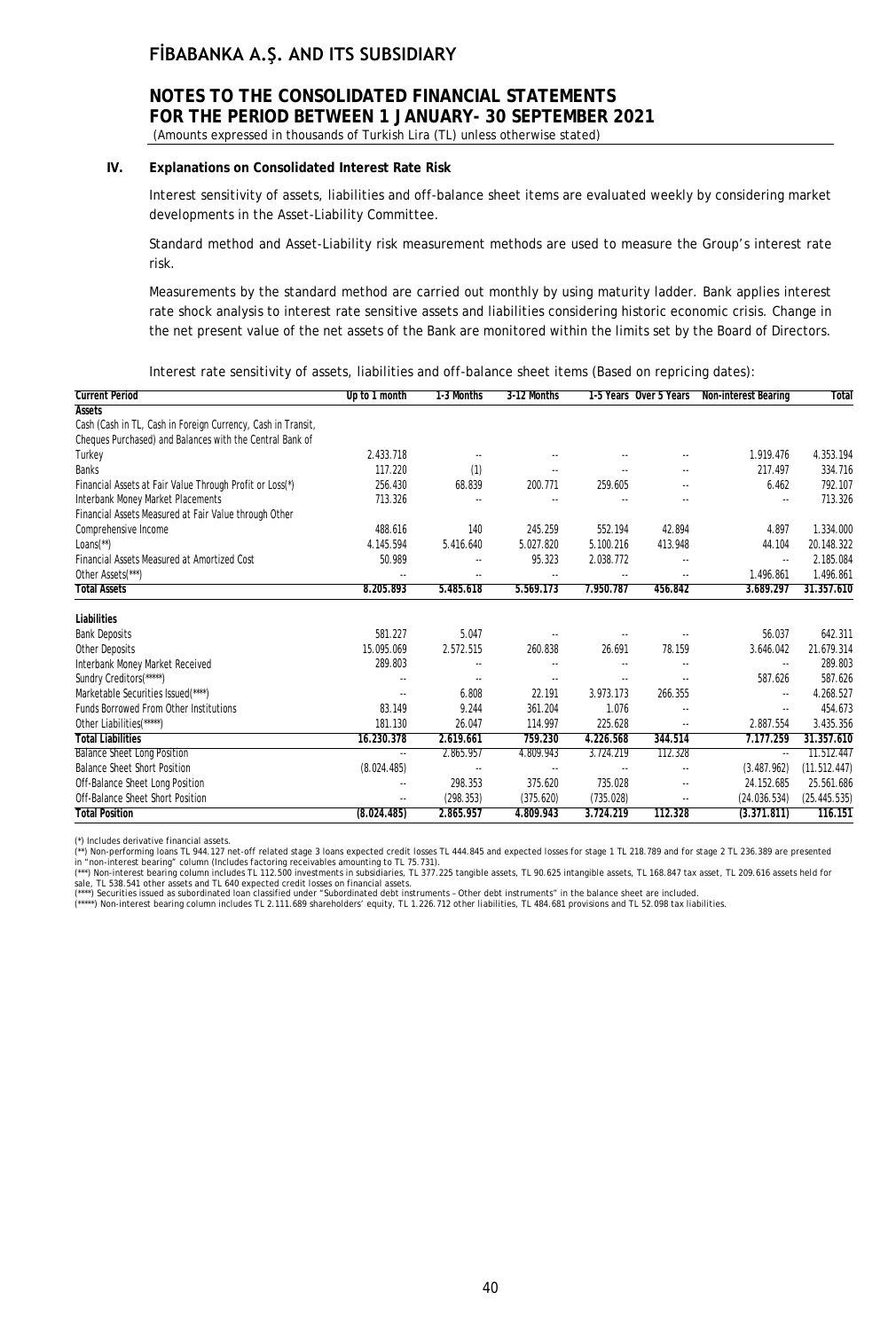### IV. Explanations on Consolidated Interest Rate Risk

Interest sensitivity of assets, liabilities and off-balance sheet items are evaluated weekly by considering market developments in the Asset-Liability Committee.

Standard method and Asset-Liability risk measurement methods are used to measure the Group's interest rate risk.

Measurements by the standard method are carried out monthly by using maturity ladder. Bank applies interest rate shock analysis to interest rate sensitive assets and liabilities considering historic economic crisis. Change in the net present value of the net assets of the Bank are monitored within the limits set by the Board of Directors.

Interest rate sensitivity of assets, liabilities and off-balance sheet items (Based on repricing dates):

| Current Period | Up to 1 month | 1-3 Months | 3-12 Months | 1-5 Years | Over 5 Years | Non-interest Bearing | Total |
|---|---|---|---|---|---|---|---|
| **Assets** | | | | | | | |
| Cash (Cash in TL, Cash in Foreign Currency, Cash in Transit, Cheques Purchased) and Balances with the Central Bank of Turkey | 2.433.718 | -- | -- | -- | -- | 1.919.476 | 4.353.194 |
| Banks | 117.220 | (1) | -- | -- | -- | 217.497 | 334.716 |
| Financial Assets at Fair Value Through Profit or Loss(*) | 256.430 | 68.839 | 200.771 | 259.605 | -- | 6.462 | 792.107 |
| Interbank Money Market Placements | 713.326 | -- | -- | -- | -- | -- | 713.326 |
| Financial Assets Measured at Fair Value through Other Comprehensive Income | 488.616 | 140 | 245.259 | 552.194 | 42.894 | 4.897 | 1.334.000 |
| Loans(**) | 4.145.594 | 5.416.640 | 5.027.820 | 5.100.216 | 413.948 | 44.104 | 20.148.322 |
| Financial Assets Measured at Amortized Cost | 50.989 | -- | 95.323 | 2.038.772 | -- | -- | 2.185.084 |
| Other Assets(***) | -- | -- | -- | -- | -- | 1.496.861 | 1.496.861 |
| **Total Assets** | **8.205.893** | **5.485.618** | **5.569.173** | **7.950.787** | **456.842** | **3.689.297** | **31.357.610** |
| **Liabilities** | | | | | | | |
| Bank Deposits | 581.227 | 5.047 | -- | -- | -- | 56.037 | 642.311 |
| Other Deposits | 15.095.069 | 2.572.515 | 260.838 | 26.691 | 78.159 | 3.646.042 | 21.679.314 |
| Interbank Money Market Received | 289.803 | -- | -- | -- | -- | -- | 289.803 |
| Sundry Creditors(*****) | -- | -- | -- | -- | -- | 587.626 | 587.626 |
| Marketable Securities Issued(****) | -- | 6.808 | 22.191 | 3.973.173 | 266.355 | -- | 4.268.527 |
| Funds Borrowed From Other Institutions | 83.149 | 9.244 | 361.204 | 1.076 | -- | -- | 454.673 |
| Other Liabilities(*****) | 181.130 | 26.047 | 114.997 | 225.628 | -- | 2.887.554 | 3.435.356 |
| **Total Liabilities** | **16.230.378** | **2.619.661** | **759.230** | **4.226.568** | **344.514** | **7.177.259** | **31.357.610** |
| Balance Sheet Long Position | -- | 2.865.957 | 4.809.943 | 3.724.219 | 112.328 | -- | 11.512.447 |
| Balance Sheet Short Position | (8.024.485) | -- | -- | -- | -- | (3.487.962) | (11.512.447) |
| Off-Balance Sheet Long Position | -- | 298.353 | 375.620 | 735.028 | -- | 24.152.685 | 25.561.686 |
| Off-Balance Sheet Short Position | -- | (298.353) | (375.620) | (735.028) | -- | (24.036.534) | (25.445.535) |
| **Total Position** | **(8.024.485)** | **2.865.957** | **4.809.943** | **3.724.219** | **112.328** | **(3.371.811)** | **116.151** |

(*) Includes derivative financial assets.
(**) Non-performing loans TL 944.127 net-off related stage 3 loans expected credit losses TL 444.845 and expected losses for stage 1 TL 218.789 and for stage 2 TL 236.389 are presented in "non-interest bearing" column (Includes factoring receivables amounting to TL 75.731).
(***) Non-interest bearing column includes TL 112.500 investments in subsidiaries, TL 377.225 tangible assets, TL 90.625 intangible assets, TL 168.847 tax asset, TL 209.616 assets held for sale, TL 538.541 other assets and TL 640 expected credit losses on financial assets.
(****) Securities issued as subordinated loan classified under "Subordinated debt instruments – Other debt instruments" in the balance sheet are included.
(*****) Non-interest bearing column includes TL 2.111.689 shareholders' equity, TL 1.226.712 other liabilities, TL 484.681 provisions and TL 52.098 tax liabilities.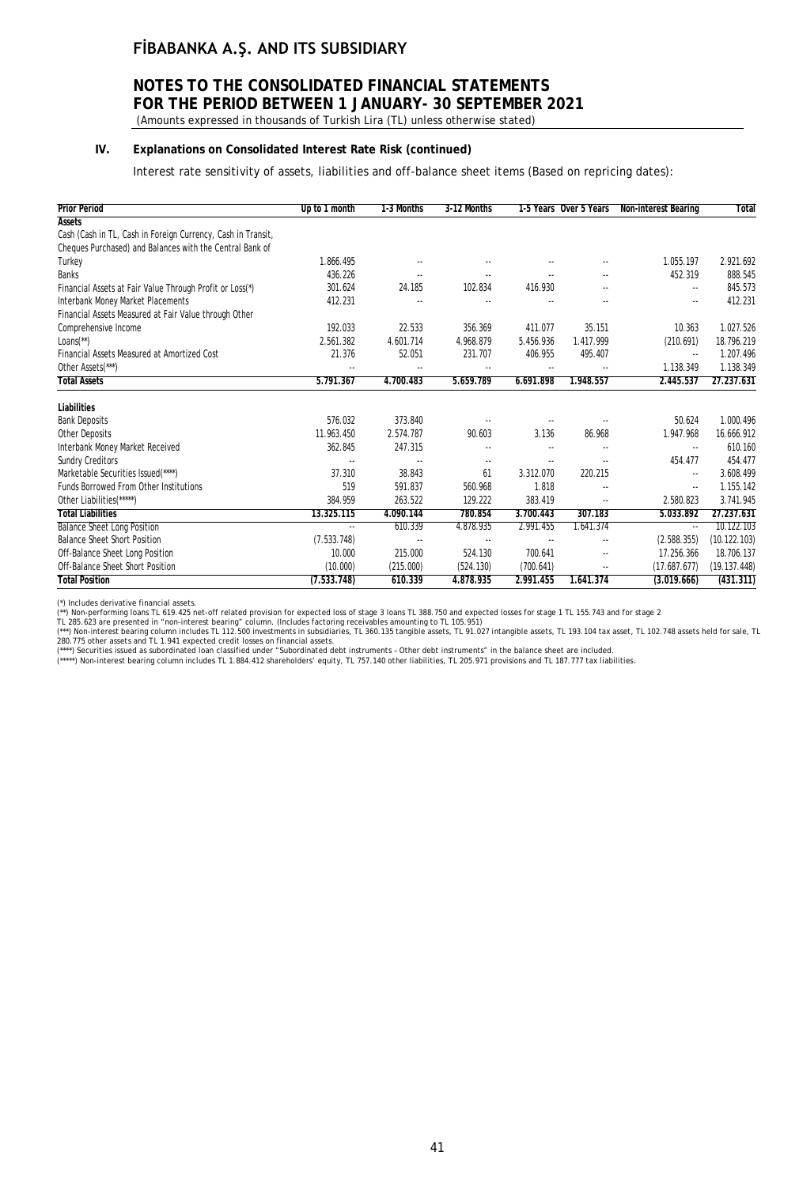### IV. Explanations on Consolidated Interest Rate Risk (continued)

Interest rate sensitivity of assets, liabilities and off-balance sheet items (Based on repricing dates):

| Prior Period | Up to 1 month | 1-3 Months | 3-12 Months | 1-5 Years | Over 5 Years | Non-interest Bearing | Total |
|---|---|---|---|---|---|---|---|
| **Assets** | | | | | | | |
| Cash (Cash in TL, Cash in Foreign Currency, Cash in Transit, Cheques Purchased) and Balances with the Central Bank of Turkey | 1.866.495 | -- | -- | -- | -- | 1.055.197 | 2.921.692 |
| Banks | 436.226 | -- | -- | -- | -- | 452.319 | 888.545 |
| Financial Assets at Fair Value Through Profit or Loss(*) | 301.624 | 24.185 | 102.834 | 416.930 | -- | -- | 845.573 |
| Interbank Money Market Placements | 412.231 | -- | -- | -- | -- | -- | 412.231 |
| Financial Assets Measured at Fair Value through Other Comprehensive Income | 192.033 | 22.533 | 356.369 | 411.077 | 35.151 | 10.363 | 1.027.526 |
| Loans(**) | 2.561.382 | 4.601.714 | 4.968.879 | 5.456.936 | 1.417.999 | (210.691) | 18.796.219 |
| Financial Assets Measured at Amortized Cost | 21.376 | 52.051 | 231.707 | 406.955 | 495.407 | -- | 1.207.496 |
| Other Assets(***) | -- | -- | -- | -- | -- | 1.138.349 | 1.138.349 |
| **Total Assets** | **5.791.367** | **4.700.483** | **5.659.789** | **6.691.898** | **1.948.557** | **2.445.537** | **27.237.631** |
| **Liabilities** | | | | | | | |
| Bank Deposits | 576.032 | 373.840 | -- | -- | -- | 50.624 | 1.000.496 |
| Other Deposits | 11.963.450 | 2.574.787 | 90.603 | 3.136 | 86.968 | 1.947.968 | 16.666.912 |
| Interbank Money Market Received | 362.845 | 247.315 | -- | -- | -- | -- | 610.160 |
| Sundry Creditors | -- | -- | -- | -- | -- | 454.477 | 454.477 |
| Marketable Securities Issued(****) | 37.310 | 38.843 | 61 | 3.312.070 | 220.215 | -- | 3.608.499 |
| Funds Borrowed From Other Institutions | 519 | 591.837 | 560.968 | 1.818 | -- | -- | 1.155.142 |
| Other Liabilities(*****) | 384.959 | 263.522 | 129.222 | 383.419 | -- | 2.580.823 | 3.741.945 |
| **Total Liabilities** | **13.325.115** | **4.090.144** | **780.854** | **3.700.443** | **307.183** | **5.033.892** | **27.237.631** |
| Balance Sheet Long Position | -- | 610.339 | 4.878.935 | 2.991.455 | 1.641.374 | -- | 10.122.103 |
| Balance Sheet Short Position | (7.533.748) | -- | -- | -- | -- | (2.588.355) | (10.122.103) |
| Off-Balance Sheet Long Position | 10.000 | 215.000 | 524.130 | 700.641 | -- | 17.256.366 | 18.706.137 |
| Off-Balance Sheet Short Position | (10.000) | (215.000) | (524.130) | (700.641) | -- | (17.687.677) | (19.137.448) |
| **Total Position** | **(7.533.748)** | **610.339** | **4.878.935** | **2.991.455** | **1.641.374** | **(3.019.666)** | **(431.311)** |

(*) Includes derivative financial assets.
(**) Non-performing loans TL 619.425 net-off related provision for expected loss of stage 3 loans TL 388.750 and expected losses for stage 1 TL 155.743 and for stage 2 TL 285.623 are presented in "non-interest bearing" column. (Includes factoring receivables amounting to TL 105.951)
(***) Non-interest bearing column includes TL 112.500 investments in subsidiaries, TL 360.135 tangible assets, TL 91.027 intangible assets, TL 193.104 tax asset, TL 102.748 assets held for sale, TL 280.775 other assets and TL 1.941 expected credit losses on financial assets.
(****) Securities issued as subordinated loan classified under "Subordinated debt instruments – Other debt instruments" in the balance sheet are included.
(*****) Non-interest bearing column includes TL 1.884.412 shareholders' equity, TL 757.140 other liabilities, TL 205.971 provisions and TL 187.777 tax liabilities.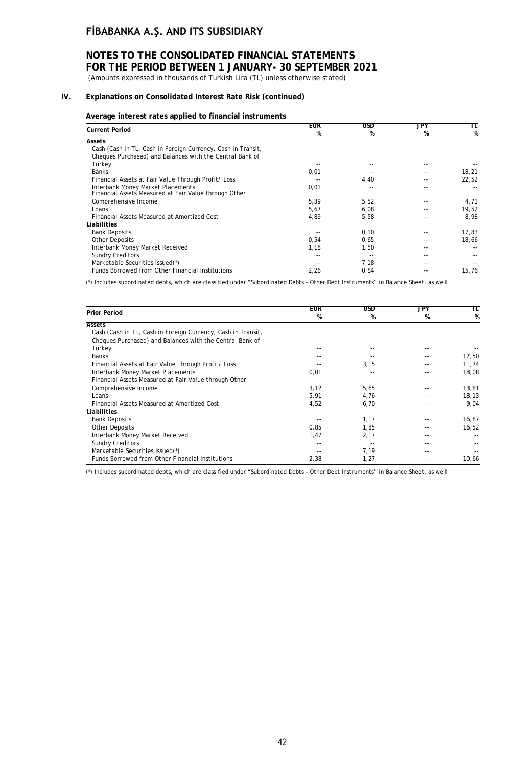## IV. Explanations on Consolidated Interest Rate Risk (continued)

### Average interest rates applied to financial instruments

| Current Period | EUR % | USD % | JPY % | TL % |
|---|---|---|---|---|
| **Assets** | | | | |
| Cash (Cash in TL, Cash in Foreign Currency, Cash in Transit, Cheques Purchased) and Balances with the Central Bank of Turkey | -- | -- | -- | -- |
| Banks | 0,01 | -- | -- | 18,21 |
| Financial Assets at Fair Value Through Profit/ Loss | -- | 4,40 | -- | 22,52 |
| Interbank Money Market Placements | 0,01 | -- | -- | -- |
| Financial Assets Measured at Fair Value through Other Comprehensive Income | 5,39 | 5,52 | -- | 4,71 |
| Loans | 5,67 | 6,08 | -- | 19,52 |
| Financial Assets Measured at Amortized Cost | 4,89 | 5,58 | -- | 8,98 |
| **Liabilities** | | | | |
| Bank Deposits | -- | 0,10 | -- | 17,83 |
| Other Deposits | 0,54 | 0,65 | -- | 18,66 |
| Interbank Money Market Received | 1,18 | 1,50 | -- | -- |
| Sundry Creditors | -- | -- | -- | -- |
| Marketable Securities Issued(*) | -- | 7,18 | -- | -- |
| Funds Borrowed from Other Financial Institutions | 2,26 | 0,84 | -- | 15,76 |

(*) Includes subordinated debts, which are classified under "Subordinated Debts – Other Debt Instruments" in Balance Sheet, as well.

| Prior Period | EUR % | USD % | JPY % | TL % |
|---|---|---|---|---|
| **Assets** | | | | |
| Cash (Cash in TL, Cash in Foreign Currency, Cash in Transit, Cheques Purchased) and Balances with the Central Bank of Turkey | -- | -- | -- | -- |
| Banks | -- | -- | -- | 17,50 |
| Financial Assets at Fair Value Through Profit/ Loss | -- | 3,15 | -- | 11,74 |
| Interbank Money Market Placements | 0,01 | -- | -- | 18,08 |
| Financial Assets Measured at Fair Value through Other Comprehensive Income | 3,12 | 5,65 | -- | 13,81 |
| Loans | 5,91 | 4,76 | -- | 18,13 |
| Financial Assets Measured at Amortized Cost | 4,52 | 6,70 | -- | 9,04 |
| **Liabilities** | | | | |
| Bank Deposits | -- | 1,17 | -- | 16,87 |
| Other Deposits | 0,85 | 1,85 | -- | 16,52 |
| Interbank Money Market Received | 1,47 | 2,17 | -- | -- |
| Sundry Creditors | -- | -- | -- | -- |
| Marketable Securities Issued(*) | -- | 7,19 | -- | -- |
| Funds Borrowed from Other Financial Institutions | 2,38 | 1,27 | -- | 10,66 |

(*) Includes subordinated debts, which are classified under "Subordinated Debts – Other Debt Instruments" in Balance Sheet, as well.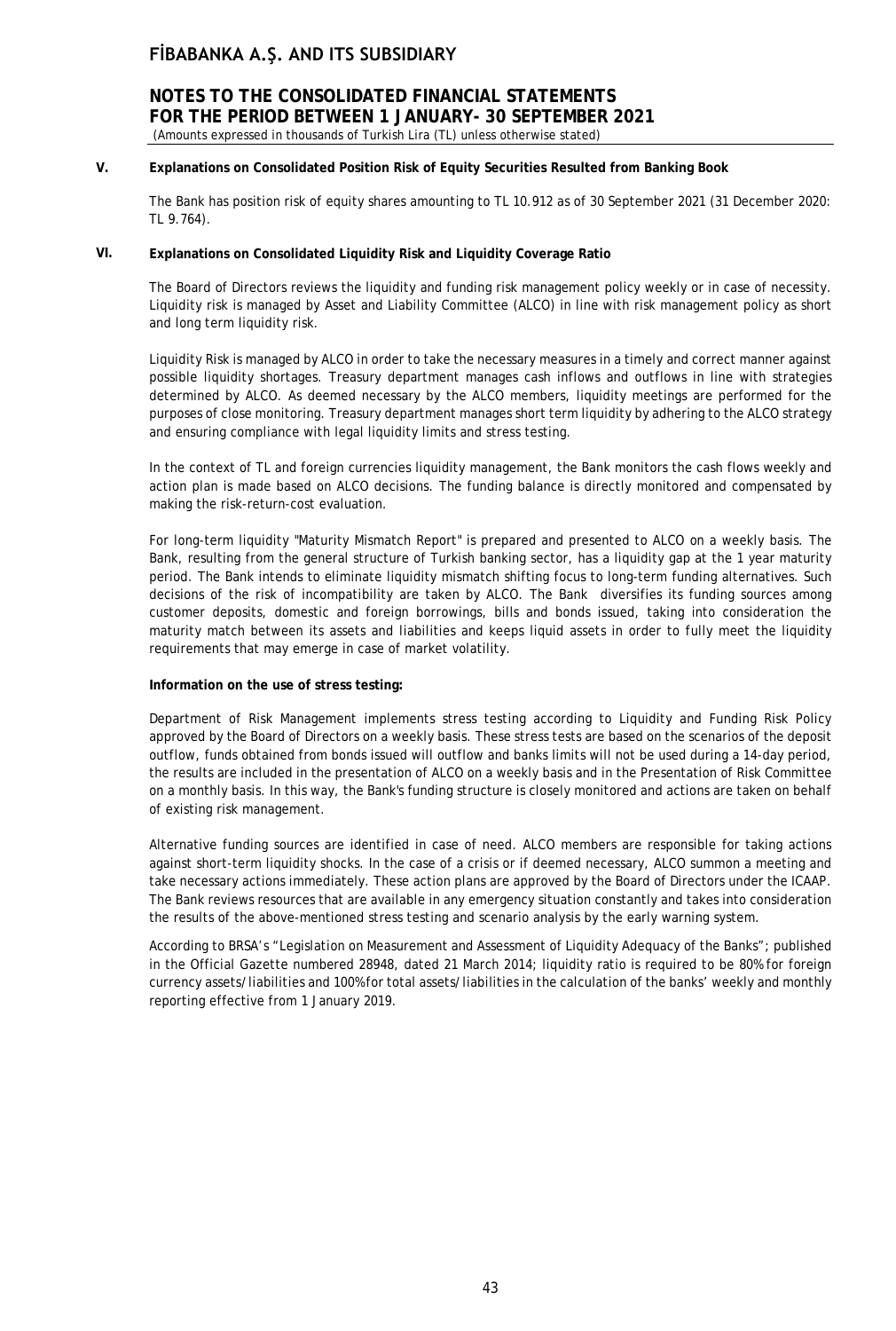## V. Explanations on Consolidated Position Risk of Equity Securities Resulted from Banking Book

The Bank has position risk of equity shares amounting to TL 10.912 as of 30 September 2021 (31 December 2020: TL 9.764).

## VI. Explanations on Consolidated Liquidity Risk and Liquidity Coverage Ratio

The Board of Directors reviews the liquidity and funding risk management policy weekly or in case of necessity. Liquidity risk is managed by Asset and Liability Committee (ALCO) in line with risk management policy as short and long term liquidity risk.

Liquidity Risk is managed by ALCO in order to take the necessary measures in a timely and correct manner against possible liquidity shortages. Treasury department manages cash inflows and outflows in line with strategies determined by ALCO. As deemed necessary by the ALCO members, liquidity meetings are performed for the purposes of close monitoring. Treasury department manages short term liquidity by adhering to the ALCO strategy and ensuring compliance with legal liquidity limits and stress testing.

In the context of TL and foreign currencies liquidity management, the Bank monitors the cash flows weekly and action plan is made based on ALCO decisions. The funding balance is directly monitored and compensated by making the risk-return-cost evaluation.

For long-term liquidity "Maturity Mismatch Report" is prepared and presented to ALCO on a weekly basis. The Bank, resulting from the general structure of Turkish banking sector, has a liquidity gap at the 1 year maturity period. The Bank intends to eliminate liquidity mismatch shifting focus to long-term funding alternatives. Such decisions of the risk of incompatibility are taken by ALCO. The Bank diversifies its funding sources among customer deposits, domestic and foreign borrowings, bills and bonds issued, taking into consideration the maturity match between its assets and liabilities and keeps liquid assets in order to fully meet the liquidity requirements that may emerge in case of market volatility.

**Information on the use of stress testing:**

Department of Risk Management implements stress testing according to Liquidity and Funding Risk Policy approved by the Board of Directors on a weekly basis. These stress tests are based on the scenarios of the deposit outflow, funds obtained from bonds issued will outflow and banks limits will not be used during a 14-day period, the results are included in the presentation of ALCO on a weekly basis and in the Presentation of Risk Committee on a monthly basis. In this way, the Bank's funding structure is closely monitored and actions are taken on behalf of existing risk management.

Alternative funding sources are identified in case of need. ALCO members are responsible for taking actions against short-term liquidity shocks. In the case of a crisis or if deemed necessary, ALCO summon a meeting and take necessary actions immediately. These action plans are approved by the Board of Directors under the ICAAP. The Bank reviews resources that are available in any emergency situation constantly and takes into consideration the results of the above-mentioned stress testing and scenario analysis by the early warning system.

According to BRSA's "Legislation on Measurement and Assessment of Liquidity Adequacy of the Banks"; published in the Official Gazette numbered 28948, dated 21 March 2014; liquidity ratio is required to be 80% for foreign currency assets/liabilities and 100% for total assets/liabilities in the calculation of the banks' weekly and monthly reporting effective from 1 January 2019.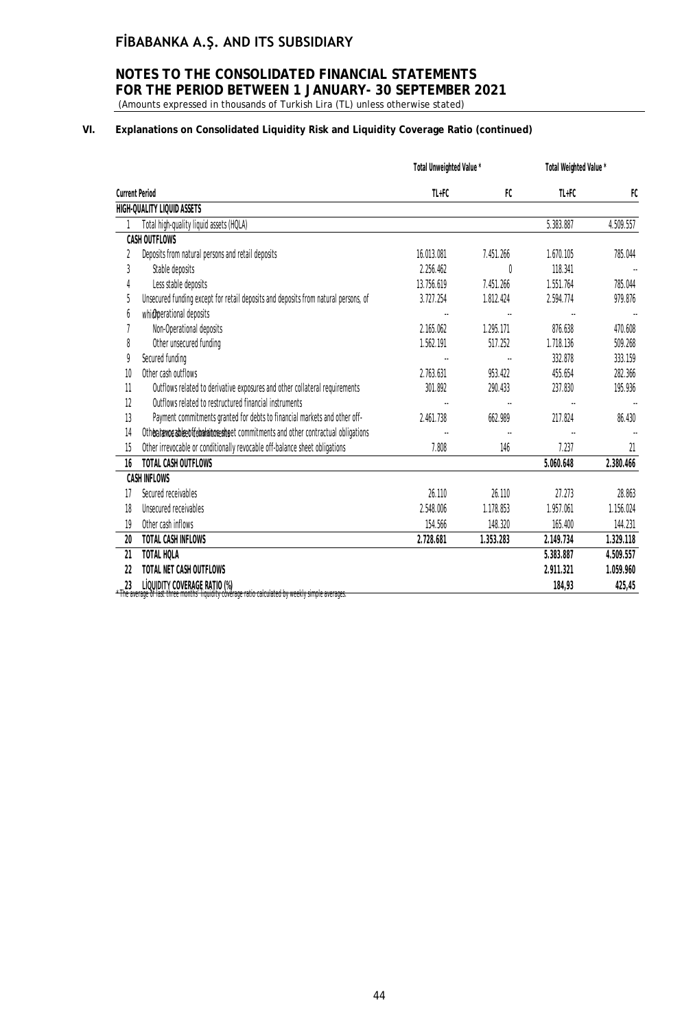## VI. Explanations on Consolidated Liquidity Risk and Liquidity Coverage Ratio (continued)

| | Current Period | Total Unweighted Value * | | Total Weighted Value * | |
|---|---|---|---|---|---|
| | | TL+FC | FC | TL+FC | FC |
| | **HIGH-QUALITY LIQUID ASSETS** | | | | |
| 1 | Total high-quality liquid assets (HQLA) | | | 5.383.887 | 4.509.557 |
| | **CASH OUTFLOWS** | | | | |
| 2 | Deposits from natural persons and retail deposits | 16.013.081 | 7.451.266 | 1.670.105 | 785.044 |
| 3 | Stable deposits | 2.256.462 | 0 | 118.341 | -- |
| 4 | Less stable deposits | 13.756.619 | 7.451.266 | 1.551.764 | 785.044 |
| 5 | Unsecured funding except for retail deposits and deposits from natural persons, of which | 3.727.254 | 1.812.424 | 2.594.774 | 979.876 |
| 6 | Operational deposits | -- | -- | -- | -- |
| 7 | Non-Operational deposits | 2.165.062 | 1.295.171 | 876.638 | 470.608 |
| 8 | Other unsecured funding | 1.562.191 | 517.252 | 1.718.136 | 509.268 |
| 9 | Secured funding | -- | -- | 332.878 | 333.159 |
| 10 | Other cash outflows | 2.763.631 | 953.422 | 455.654 | 282.366 |
| 11 | Outflows related to derivative exposures and other collateral requirements | 301.892 | 290.433 | 237.830 | 195.936 |
| 12 | Outflows related to restructured financial instruments | -- | -- | -- | -- |
| 13 | Payment commitments granted for debts to financial markets and other off-balance sheet obligations | 2.461.738 | 662.989 | 217.824 | 86.430 |
| 14 | Other revocable off-balance sheet commitments and other contractual obligations | -- | -- | -- | -- |
| 15 | Other irrevocable or conditionally revocable off-balance sheet obligations | 7.808 | 146 | 7.237 | 21 |
| **16** | **TOTAL CASH OUTFLOWS** | | | **5.060.648** | **2.380.466** |
| | **CASH INFLOWS** | | | | |
| 17 | Secured receivables | 26.110 | 26.110 | 27.273 | 28.863 |
| 18 | Unsecured receivables | 2.548.006 | 1.178.853 | 1.957.061 | 1.156.024 |
| 19 | Other cash inflows | 154.566 | 148.320 | 165.400 | 144.231 |
| **20** | **TOTAL CASH INFLOWS** | **2.728.681** | **1.353.283** | **2.149.734** | **1.329.118** |
| **21** | **TOTAL HQLA** | | | **5.383.887** | **4.509.557** |
| **22** | **TOTAL NET CASH OUTFLOWS** | | | **2.911.321** | **1.059.960** |
| **23** | **LIQUIDITY COVERAGE RATIO (%)** | | | **184,93** | **425,45** |

* The average of last three months' liquidity coverage ratio calculated by weekly simple averages.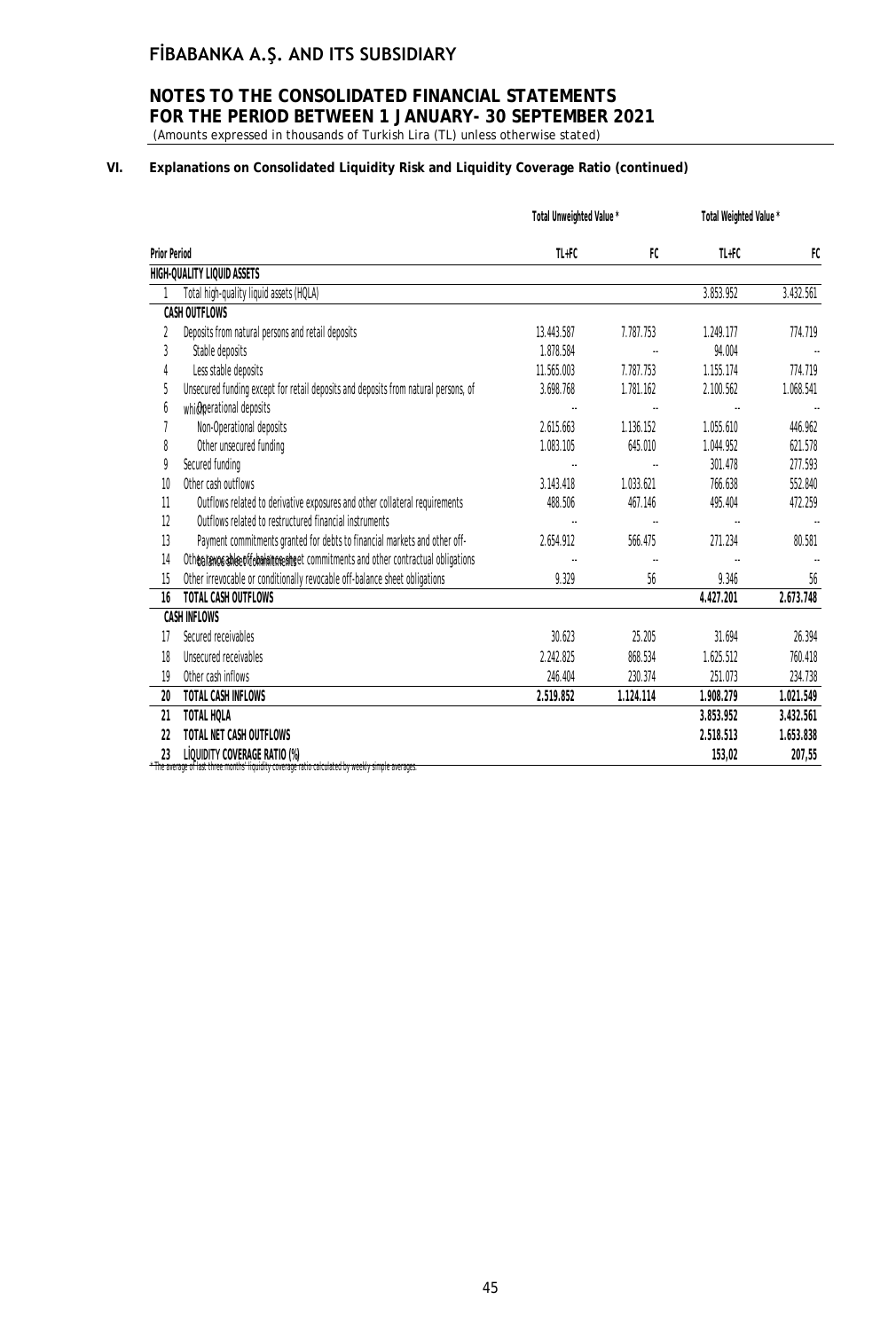# FİBABANKA A.Ş. AND ITS SUBSIDIARY

## NOTES TO THE CONSOLIDATED FINANCIAL STATEMENTS FOR THE PERIOD BETWEEN 1 JANUARY- 30 SEPTEMBER 2021

(Amounts expressed in thousands of Turkish Lira (TL) unless otherwise stated)

### VI. Explanations on Consolidated Liquidity Risk and Liquidity Coverage Ratio (continued)

| | | Total Unweighted Value * | | Total Weighted Value * | |
|---|---|---|---|---|---|
| **Prior Period** | | **TL+FC** | **FC** | **TL+FC** | **FC** |
| | **HIGH-QUALITY LIQUID ASSETS** | | | | |
| 1 | Total high-quality liquid assets (HQLA) | | | 3.853.952 | 3.432.561 |
| | **CASH OUTFLOWS** | | | | |
| 2 | Deposits from natural persons and retail deposits | 13.443.587 | 7.787.753 | 1.249.177 | 774.719 |
| 3 | Stable deposits | 1.878.584 | -- | 94.004 | -- |
| 4 | Less stable deposits | 11.565.003 | 7.787.753 | 1.155.174 | 774.719 |
| 5 | Unsecured funding except for retail deposits and deposits from natural persons, of which | 3.698.768 | 1.781.162 | 2.100.562 | 1.068.541 |
| 6 | Operational deposits | -- | -- | -- | -- |
| 7 | Non-Operational deposits | 2.615.663 | 1.136.152 | 1.055.610 | 446.962 |
| 8 | Other unsecured funding | 1.083.105 | 645.010 | 1.044.952 | 621.578 |
| 9 | Secured funding | -- | -- | 301.478 | 277.593 |
| 10 | Other cash outflows | 3.143.418 | 1.033.621 | 766.638 | 552.840 |
| 11 | Outflows related to derivative exposures and other collateral requirements | 488.506 | 467.146 | 495.404 | 472.259 |
| 12 | Outflows related to restructured financial instruments | -- | -- | -- | -- |
| 13 | Payment commitments granted for debts to financial markets and other off-balance sheet commitments | 2.654.912 | 566.475 | 271.234 | 80.581 |
| 14 | Other revocable off-balance sheet commitments and other contractual obligations | -- | -- | -- | -- |
| 15 | Other irrevocable or conditionally revocable off-balance sheet obligations | 9.329 | 56 | 9.346 | 56 |
| **16** | **TOTAL CASH OUTFLOWS** | | | **4.427.201** | **2.673.748** |
| | **CASH INFLOWS** | | | | |
| 17 | Secured receivables | 30.623 | 25.205 | 31.694 | 26.394 |
| 18 | Unsecured receivables | 2.242.825 | 868.534 | 1.625.512 | 760.418 |
| 19 | Other cash inflows | 246.404 | 230.374 | 251.073 | 234.738 |
| **20** | **TOTAL CASH INFLOWS** | **2.519.852** | **1.124.114** | **1.908.279** | **1.021.549** |
| **21** | **TOTAL HQLA** | | | **3.853.952** | **3.432.561** |
| **22** | **TOTAL NET CASH OUTFLOWS** | | | **2.518.513** | **1.653.838** |
| **23** | **LIQUIDITY COVERAGE RATIO (%)** | | | **153,02** | **207,55** |

* The average of last three months' liquidity coverage ratio calculated by weekly simple averages.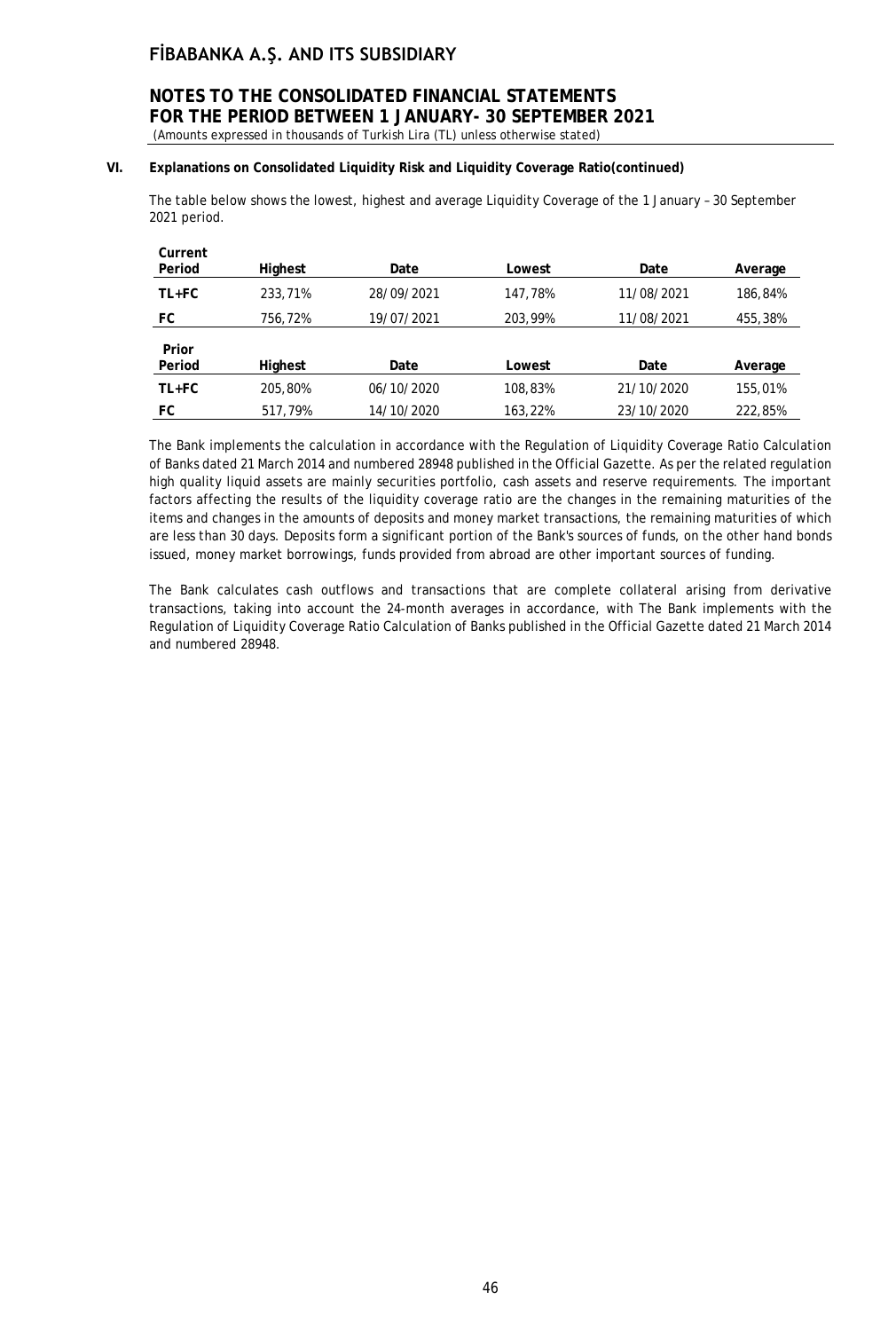## VI. Explanations on Consolidated Liquidity Risk and Liquidity Coverage Ratio(continued)

The table below shows the lowest, highest and average Liquidity Coverage of the 1 January – 30 September 2021 period.

| Current Period | Highest | Date | Lowest | Date | Average |
|---|---|---|---|---|---|
| TL+FC | 233,71% | 28/09/2021 | 147,78% | 11/08/2021 | 186,84% |
| FC | 756,72% | 19/07/2021 | 203,99% | 11/08/2021 | 455,38% |

| Prior Period | Highest | Date | Lowest | Date | Average |
|---|---|---|---|---|---|
| TL+FC | 205,80% | 06/10/2020 | 108,83% | 21/10/2020 | 155,01% |
| FC | 517,79% | 14/10/2020 | 163,22% | 23/10/2020 | 222,85% |

The Bank implements the calculation in accordance with the Regulation of Liquidity Coverage Ratio Calculation of Banks dated 21 March 2014 and numbered 28948 published in the Official Gazette. As per the related regulation high quality liquid assets are mainly securities portfolio, cash assets and reserve requirements. The important factors affecting the results of the liquidity coverage ratio are the changes in the remaining maturities of the items and changes in the amounts of deposits and money market transactions, the remaining maturities of which are less than 30 days. Deposits form a significant portion of the Bank's sources of funds, on the other hand bonds issued, money market borrowings, funds provided from abroad are other important sources of funding.

The Bank calculates cash outflows and transactions that are complete collateral arising from derivative transactions, taking into account the 24-month averages in accordance, with The Bank implements with the Regulation of Liquidity Coverage Ratio Calculation of Banks published in the Official Gazette dated 21 March 2014 and numbered 28948.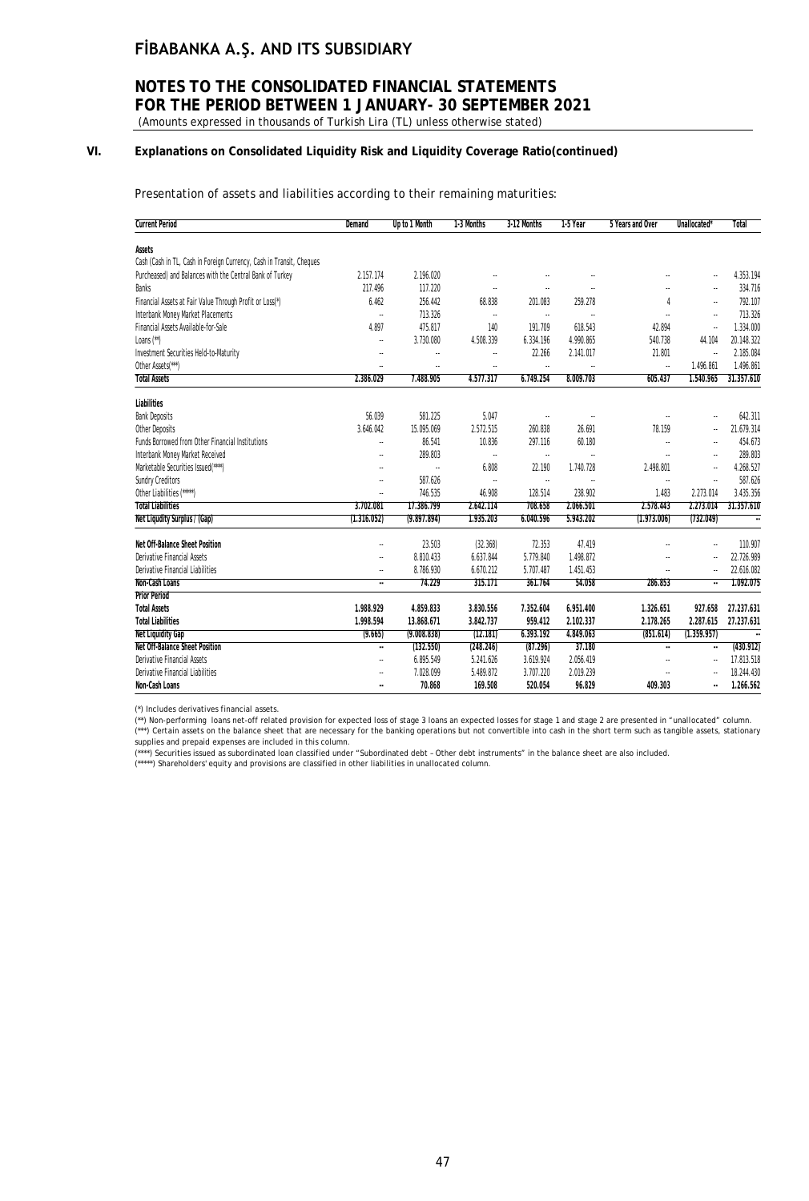## VI. Explanations on Consolidated Liquidity Risk and Liquidity Coverage Ratio(continued)

Presentation of assets and liabilities according to their remaining maturities:

| Current Period | Demand | Up to 1 Month | 1-3 Months | 3-12 Months | 1-5 Year | 5 Years and Over | Unallocated* | Total |
|---|---|---|---|---|---|---|---|---|
| **Assets** | | | | | | | | |
| Cash (Cash in TL, Cash in Foreign Currency, Cash in Transit, Cheques Purchased) and Balances with the Central Bank of Turkey | 2.157.174 | 2.196.020 | -- | -- | -- | -- | -- | 4.353.194 |
| Banks | 217.496 | 117.220 | -- | -- | -- | -- | -- | 334.716 |
| Financial Assets at Fair Value Through Profit or Loss(*) | 6.462 | 256.442 | 68.838 | 201.083 | 259.278 | 4 | -- | 792.107 |
| Interbank Money Market Placements | -- | 713.326 | -- | -- | -- | -- | -- | 713.326 |
| Financial Assets Available-for-Sale | 4.897 | 475.817 | 140 | 191.709 | 618.543 | 42.894 | -- | 1.334.000 |
| Loans (**) | -- | 3.730.080 | 4.508.339 | 6.334.196 | 4.990.865 | 540.738 | 44.104 | 20.148.322 |
| Investment Securities Held-to-Maturity | -- | -- | -- | 22.266 | 2.141.017 | 21.801 | -- | 2.185.084 |
| Other Assets(***) | -- | -- | -- | -- | -- | -- | 1.496.861 | 1.496.861 |
| **Total Assets** | **2.386.029** | **7.488.905** | **4.577.317** | **6.749.254** | **8.009.703** | **605.437** | **1.540.965** | **31.357.610** |
| **Liabilities** | | | | | | | | |
| Bank Deposits | 56.039 | 581.225 | 5.047 | -- | -- | -- | -- | 642.311 |
| Other Deposits | 3.646.042 | 15.095.069 | 2.572.515 | 260.838 | 26.691 | 78.159 | -- | 21.679.314 |
| Funds Borrowed from Other Financial Institutions | -- | 86.541 | 10.836 | 297.116 | 60.180 | -- | -- | 454.673 |
| Interbank Money Market Received | -- | 289.803 | -- | -- | -- | -- | -- | 289.803 |
| Marketable Securities Issued(****) | -- | -- | 6.808 | 22.190 | 1.740.728 | 2.498.801 | -- | 4.268.527 |
| Sundry Creditors | -- | 587.626 | -- | -- | -- | -- | -- | 587.626 |
| Other Liabilities (*****) | -- | 746.535 | 46.908 | 128.514 | 238.902 | 1.483 | 2.273.014 | 3.435.356 |
| **Total Liabilities** | **3.702.081** | **17.386.799** | **2.642.114** | **708.658** | **2.066.501** | **2.578.443** | **2.273.014** | **31.357.610** |
| **Net Liquidity Surplus / (Gap)** | **(1.316.052)** | **(9.897.894)** | **1.935.203** | **6.040.596** | **5.943.202** | **(1.973.006)** | **(732.049)** | **--** |
| **Net Off-Balance Sheet Position** | -- | 23.503 | (32.368) | 72.353 | 47.419 | -- | -- | 110.907 |
| Derivative Financial Assets | -- | 8.810.433 | 6.637.844 | 5.779.840 | 1.498.872 | -- | -- | 22.726.989 |
| Derivative Financial Liabilities | -- | 8.786.930 | 6.670.212 | 5.707.487 | 1.451.453 | -- | -- | 22.616.082 |
| **Non-Cash Loans** | **--** | **74.229** | **315.171** | **361.764** | **54.058** | **286.853** | **--** | **1.092.075** |
| **Prior Period** | | | | | | | | |
| **Total Assets** | **1.988.929** | **4.859.833** | **3.830.556** | **7.352.604** | **6.951.400** | **1.326.651** | **927.658** | **27.237.631** |
| **Total Liabilities** | **1.998.594** | **13.868.671** | **3.842.737** | **959.412** | **2.102.337** | **2.178.265** | **2.287.615** | **27.237.631** |
| **Net Liquidity Gap** | **(9.665)** | **(9.008.838)** | **(12.181)** | **6.393.192** | **4.849.063** | **(851.614)** | **(1.359.957)** | **--** |
| **Net Off-Balance Sheet Position** | **--** | **(132.550)** | **(248.246)** | **(87.296)** | **37.180** | **--** | **--** | **(430.912)** |
| Derivative Financial Assets | -- | 6.895.549 | 5.241.626 | 3.619.924 | 2.056.419 | -- | -- | 17.813.518 |
| Derivative Financial Liabilities | -- | 7.028.099 | 5.489.872 | 3.707.220 | 2.019.239 | -- | -- | 18.244.430 |
| **Non-Cash Loans** | **--** | **70.868** | **169.508** | **520.054** | **96.829** | **409.303** | **--** | **1.266.562** |

(*) Includes derivatives financial assets.
(**) Non-performing loans net-off related provision for expected loss of stage 3 loans an expected losses for stage 1 and stage 2 are presented in "unallocated" column.
(***) Certain assets on the balance sheet that are necessary for the banking operations but not convertible into cash in the short term such as tangible assets, stationary supplies and prepaid expenses are included in this column.
(****) Securities issued as subordinated loan classified under "Subordinated debt – Other debt instruments" in the balance sheet are also included.
(*****) Shareholders' equity and provisions are classified in other liabilities in unallocated column.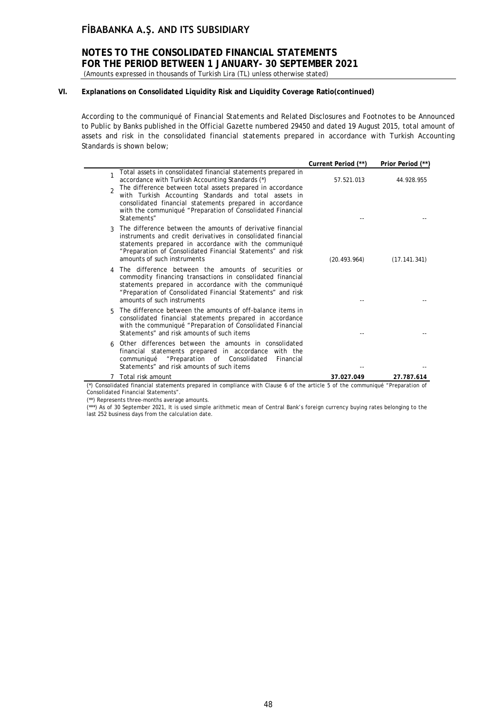### VI. Explanations on Consolidated Liquidity Risk and Liquidity Coverage Ratio(continued)

According to the communiqué of Financial Statements and Related Disclosures and Footnotes to be Announced to Public by Banks published in the Official Gazette numbered 29450 and dated 19 August 2015, total amount of assets and risk in the consolidated financial statements prepared in accordance with Turkish Accounting Standards is shown below;

| | | Current Period (**) | Prior Period (**) |
|---|---|---|---|
| 1 | Total assets in consolidated financial statements prepared in accordance with Turkish Accounting Standards (*) | 57.521.013 | 44.928.955 |
| 2 | The difference between total assets prepared in accordance with Turkish Accounting Standards and total assets in consolidated financial statements prepared in accordance with the communiqué "Preparation of Consolidated Financial Statements" | -- | -- |
| 3 | The difference between the amounts of derivative financial instruments and credit derivatives in consolidated financial statements prepared in accordance with the communiqué "Preparation of Consolidated Financial Statements" and risk amounts of such instruments | (20.493.964) | (17.141.341) |
| 4 | The difference between the amounts of securities or commodity financing transactions in consolidated financial statements prepared in accordance with the communiqué "Preparation of Consolidated Financial Statements" and risk amounts of such instruments | -- | -- |
| 5 | The difference between the amounts of off-balance items in consolidated financial statements prepared in accordance with the communiqué "Preparation of Consolidated Financial Statements" and risk amounts of such items | -- | -- |
| 6 | Other differences between the amounts in consolidated financial statements prepared in accordance with the communiqué "Preparation of Consolidated Financial Statements" and risk amounts of such items | -- | -- |
| 7 | **Total risk amount** | **37.027.049** | **27.787.614** |

(*) Consolidated financial statements prepared in compliance with Clause 6 of the article 5 of the communiqué "Preparation of Consolidated Financial Statements".

(**) Represents three-months average amounts.

(***) As of 30 September 2021, It is used simple arithmetic mean of Central Bank's foreign currency buying rates belonging to the last 252 business days from the calculation date.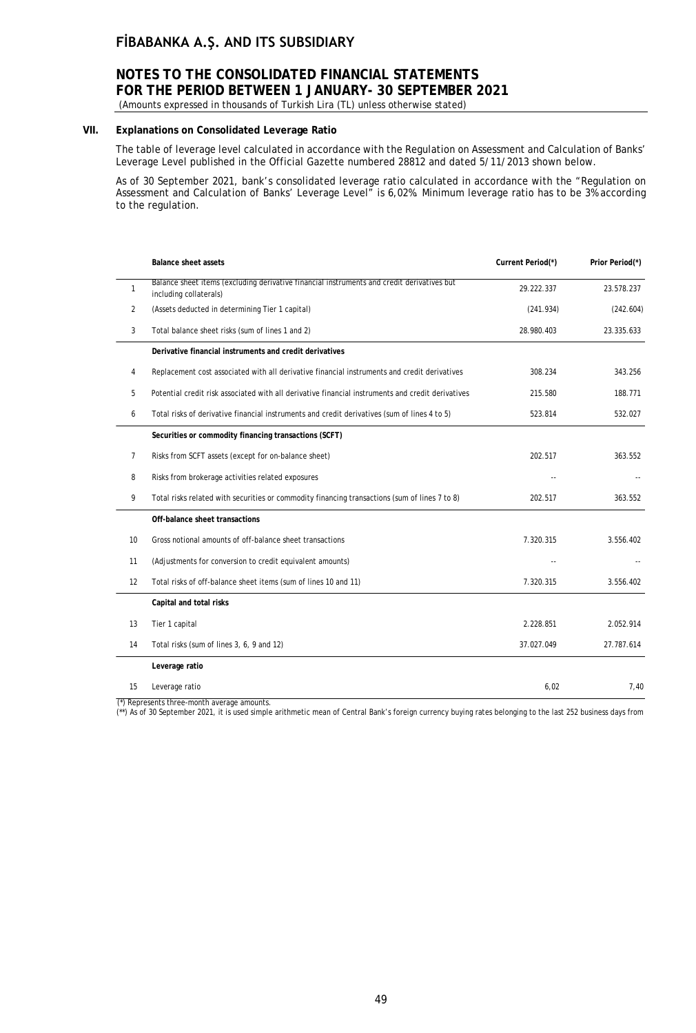## VII. Explanations on Consolidated Leverage Ratio

The table of leverage level calculated in accordance with the Regulation on Assessment and Calculation of Banks' Leverage Level published in the Official Gazette numbered 28812 and dated 5/11/2013 shown below.

As of 30 September 2021, bank's consolidated leverage ratio calculated in accordance with the "Regulation on Assessment and Calculation of Banks' Leverage Level" is 6,02%. Minimum leverage ratio has to be 3% according to the regulation.

| | Balance sheet assets | Current Period(*) | Prior Period(*) |
|---|---|---|---|
| 1 | Balance sheet items (excluding derivative financial instruments and credit derivatives but including collaterals) | 29.222.337 | 23.578.237 |
| 2 | (Assets deducted in determining Tier 1 capital) | (241.934) | (242.604) |
| 3 | Total balance sheet risks (sum of lines 1 and 2) | 28.980.403 | 23.335.633 |
| | **Derivative financial instruments and credit derivatives** | | |
| 4 | Replacement cost associated with all derivative financial instruments and credit derivatives | 308.234 | 343.256 |
| 5 | Potential credit risk associated with all derivative financial instruments and credit derivatives | 215.580 | 188.771 |
| 6 | Total risks of derivative financial instruments and credit derivatives (sum of lines 4 to 5) | 523.814 | 532.027 |
| | **Securities or commodity financing transactions (SCFT)** | | |
| 7 | Risks from SCFT assets (except for on-balance sheet) | 202.517 | 363.552 |
| 8 | Risks from brokerage activities related exposures | -- | -- |
| 9 | Total risks related with securities or commodity financing transactions (sum of lines 7 to 8) | 202.517 | 363.552 |
| | **Off-balance sheet transactions** | | |
| 10 | Gross notional amounts of off-balance sheet transactions | 7.320.315 | 3.556.402 |
| 11 | (Adjustments for conversion to credit equivalent amounts) | -- | -- |
| 12 | Total risks of off-balance sheet items (sum of lines 10 and 11) | 7.320.315 | 3.556.402 |
| | **Capital and total risks** | | |
| 13 | Tier 1 capital | 2.228.851 | 2.052.914 |
| 14 | Total risks (sum of lines 3, 6, 9 and 12) | 37.027.049 | 27.787.614 |
| | **Leverage ratio** | | |
| 15 | Leverage ratio | 6,02 | 7,40 |

(*) Represents three-month average amounts.
(**) As of 30 September 2021, it is used simple arithmetic mean of Central Bank's foreign currency buying rates belonging to the last 252 business days from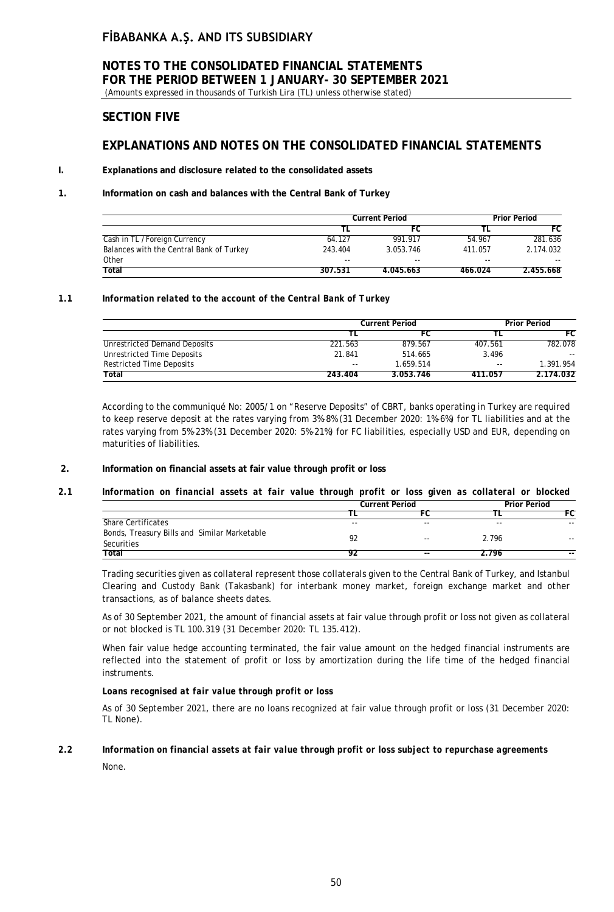## SECTION FIVE

## EXPLANATIONS AND NOTES ON THE CONSOLIDATED FINANCIAL STATEMENTS

### I. Explanations and disclosure related to the consolidated assets

### 1. Information on cash and balances with the Central Bank of Turkey

| | Current Period | | Prior Period | |
|---|---|---|---|---|
| | TL | FC | TL | FC |
| Cash in TL / Foreign Currency | 64.127 | 991.917 | 54.967 | 281.636 |
| Balances with the Central Bank of Turkey | 243.404 | 3.053.746 | 411.057 | 2.174.032 |
| Other | -- | -- | -- | -- |
| **Total** | **307.531** | **4.045.663** | **466.024** | **2.455.668** |

### 1.1 *Information related to the account of the Central Bank of Turkey*

| | Current Period | | Prior Period | |
|---|---|---|---|---|
| | TL | FC | TL | FC |
| Unrestricted Demand Deposits | 221.563 | 879.567 | 407.561 | 782.078 |
| Unrestricted Time Deposits | 21.841 | 514.665 | 3.496 | -- |
| Restricted Time Deposits | -- | 1.659.514 | -- | 1.391.954 |
| **Total** | **243.404** | **3.053.746** | **411.057** | **2.174.032** |

According to the communiqué No: 2005/1 on "Reserve Deposits" of CBRT, banks operating in Turkey are required to keep reserve deposit at the rates varying from 3%-8% (31 December 2020: 1%-6%) for TL liabilities and at the rates varying from 5%-23% (31 December 2020: 5%-21%) for FC liabilities, especially USD and EUR, depending on maturities of liabilities.

### 2. Information on financial assets at fair value through profit or loss

### 2.1 *Information on financial assets at fair value through profit or loss given as collateral or blocked*

| | Current Period | | Prior Period | |
|---|---|---|---|---|
| | TL | FC | TL | FC |
| Share Certificates | -- | -- | -- | -- |
| Bonds, Treasury Bills and Similar Marketable Securities | 92 | -- | 2.796 | -- |
| **Total** | **92** | **--** | **2.796** | **--** |

Trading securities given as collateral represent those collaterals given to the Central Bank of Turkey, and Istanbul Clearing and Custody Bank (Takasbank) for interbank money market, foreign exchange market and other transactions, as of balance sheets dates.

As of 30 September 2021, the amount of financial assets at fair value through profit or loss not given as collateral or not blocked is TL 100.319 (31 December 2020: TL 135.412).

When fair value hedge accounting terminated, the fair value amount on the hedged financial instruments are reflected into the statement of profit or loss by amortization during the life time of the hedged financial instruments.

***Loans recognised at fair value through profit or loss***

As of 30 September 2021, there are no loans recognized at fair value through profit or loss (31 December 2020: TL None).

### 2.2 *Information on financial assets at fair value through profit or loss subject to repurchase agreements*

None.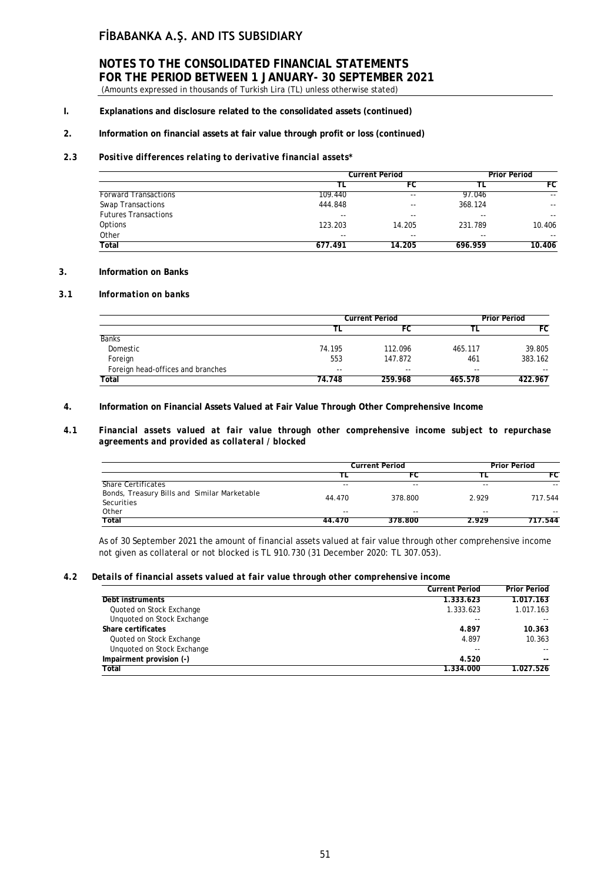# FİBABANKA A.Ş. AND ITS SUBSIDIARY

## NOTES TO THE CONSOLIDATED FINANCIAL STATEMENTS FOR THE PERIOD BETWEEN 1 JANUARY- 30 SEPTEMBER 2021

(Amounts expressed in thousands of Turkish Lira (TL) unless otherwise stated)

**I. Explanations and disclosure related to the consolidated assets (continued)**

**2. Information on financial assets at fair value through profit or loss (continued)**

**2.3** ***Positive differences relating to derivative financial assets****

| | Current Period | | Prior Period | |
|---|---|---|---|---|
| | TL | FC | TL | FC |
| Forward Transactions | 109.440 | -- | 97.046 | -- |
| Swap Transactions | 444.848 | -- | 368.124 | -- |
| Futures Transactions | -- | -- | -- | -- |
| Options | 123.203 | 14.205 | 231.789 | 10.406 |
| Other | -- | -- | -- | -- |
| **Total** | **677.491** | **14.205** | **696.959** | **10.406** |

**3. Information on Banks**

**3.1** ***Information on banks***

| | Current Period | | Prior Period | |
|---|---|---|---|---|
| | TL | FC | TL | FC |
| Banks | | | | |
| Domestic | 74.195 | 112.096 | 465.117 | 39.805 |
| Foreign | 553 | 147.872 | 461 | 383.162 |
| Foreign head-offices and branches | -- | -- | -- | -- |
| **Total** | **74.748** | **259.968** | **465.578** | **422.967** |

**4. Information on Financial Assets Valued at Fair Value Through Other Comprehensive Income**

**4.1** ***Financial assets valued at fair value through other comprehensive income subject to repurchase agreements and provided as collateral / blocked***

| | Current Period | | Prior Period | |
|---|---|---|---|---|
| | TL | FC | TL | FC |
| Share Certificates | -- | -- | -- | -- |
| Bonds, Treasury Bills and Similar Marketable Securities | 44.470 | 378.800 | 2.929 | 717.544 |
| Other | -- | -- | -- | -- |
| **Total** | **44.470** | **378.800** | **2.929** | **717.544** |

As of 30 September 2021 the amount of financial assets valued at fair value through other comprehensive income not given as collateral or not blocked is TL 910.730 (31 December 2020: TL 307.053).

**4.2** ***Details of financial assets valued at fair value through other comprehensive income***

| | Current Period | Prior Period |
|---|---|---|
| **Debt instruments** | **1.333.623** | **1.017.163** |
| Quoted on Stock Exchange | 1.333.623 | 1.017.163 |
| Unquoted on Stock Exchange | -- | -- |
| **Share certificates** | **4.897** | **10.363** |
| Quoted on Stock Exchange | 4.897 | 10.363 |
| Unquoted on Stock Exchange | -- | -- |
| **Impairment provision (-)** | **4.520** | **--** |
| **Total** | **1.334.000** | **1.027.526** |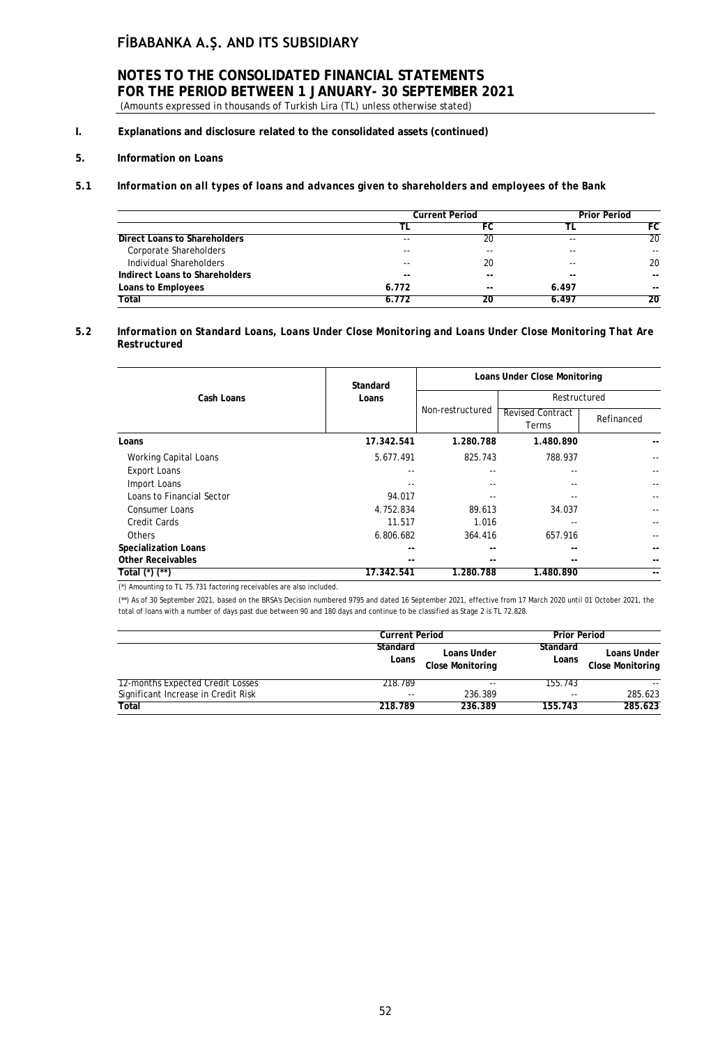## I. Explanations and disclosure related to the consolidated assets (continued)

### 5. Information on Loans

#### 5.1 *Information on all types of loans and advances given to shareholders and employees of the Bank*

| | Current Period | | Prior Period | |
|---|---|---|---|---|
| | TL | FC | TL | FC |
| **Direct Loans to Shareholders** | -- | 20 | -- | 20 |
| Corporate Shareholders | -- | -- | -- | -- |
| Individual Shareholders | -- | 20 | -- | 20 |
| **Indirect Loans to Shareholders** | -- | -- | -- | -- |
| **Loans to Employees** | 6.772 | -- | 6.497 | -- |
| **Total** | 6.772 | 20 | 6.497 | 20 |

#### 5.2 *Information on Standard Loans, Loans Under Close Monitoring and Loans Under Close Monitoring That Are Restructured*

| Cash Loans | Standard Loans | Loans Under Close Monitoring | | |
|---|---|---|---|---|
| | | Non-restructured | Restructured | |
| | | | Revised Contract Terms | Refinanced |
| **Loans** | **17.342.541** | **1.280.788** | **1.480.890** | **--** |
| Working Capital Loans | 5.677.491 | 825.743 | 788.937 | -- |
| Export Loans | -- | -- | -- | -- |
| Import Loans | -- | -- | -- | -- |
| Loans to Financial Sector | 94.017 | -- | -- | -- |
| Consumer Loans | 4.752.834 | 89.613 | 34.037 | -- |
| Credit Cards | 11.517 | 1.016 | -- | -- |
| Others | 6.806.682 | 364.416 | 657.916 | -- |
| **Specialization Loans** | -- | -- | -- | -- |
| **Other Receivables** | -- | -- | -- | -- |
| **Total (*) (**)** | **17.342.541** | **1.280.788** | **1.480.890** | **--** |

(*) Amounting to TL 75.731 factoring receivables are also included.

(**) As of 30 September 2021, based on the BRSA's Decision numbered 9795 and dated 16 September 2021, effective from 17 March 2020 until 01 October 2021, the total of loans with a number of days past due between 90 and 180 days and continue to be classified as Stage 2 is TL 72.828.

| | Current Period | | Prior Period | |
|---|---|---|---|---|
| | Standard Loans | Loans Under Close Monitoring | Standard Loans | Loans Under Close Monitoring |
| 12-months Expected Credit Losses | 218.789 | -- | 155.743 | -- |
| Significant Increase in Credit Risk | -- | 236.389 | -- | 285.623 |
| **Total** | **218.789** | **236.389** | **155.743** | **285.623** |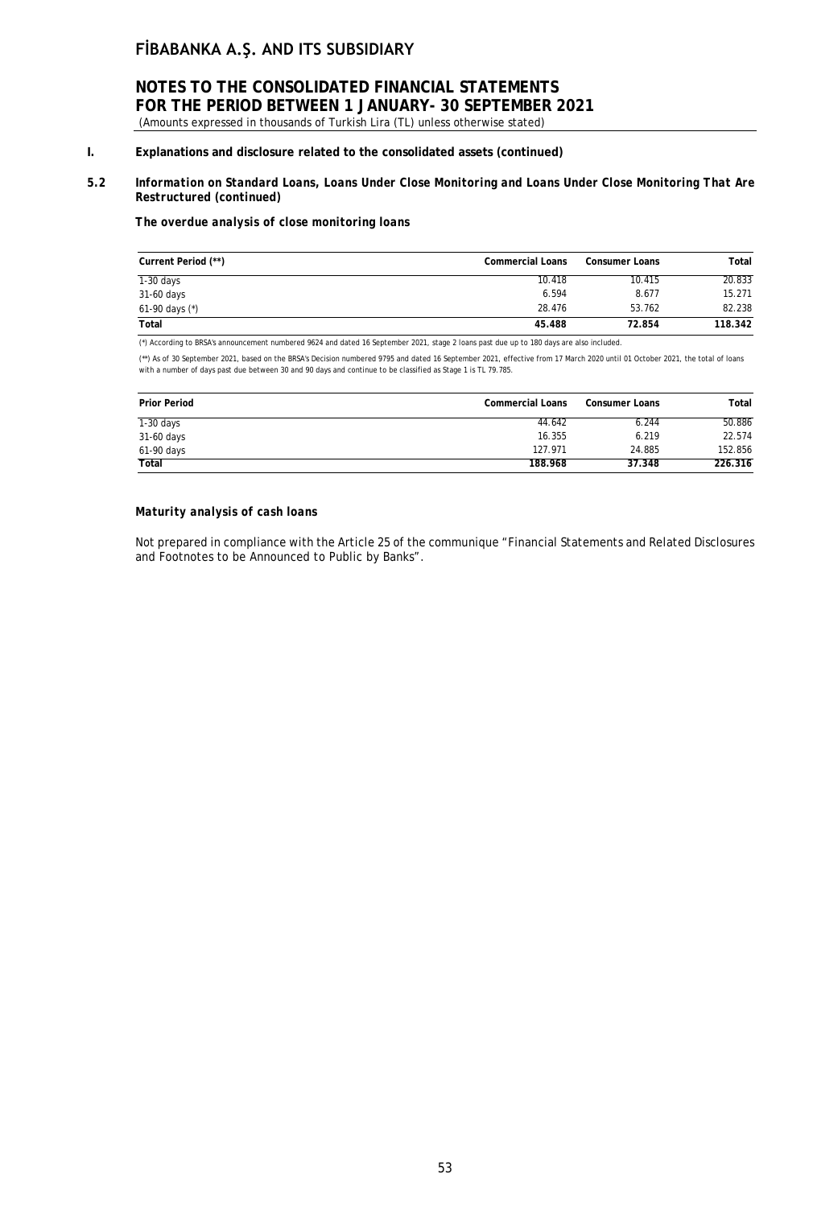## I. Explanations and disclosure related to the consolidated assets (continued)

### 5.2 *Information on Standard Loans, Loans Under Close Monitoring and Loans Under Close Monitoring That Are Restructured (continued)*

***The overdue analysis of close monitoring loans***

| Current Period (**) | Commercial Loans | Consumer Loans | Total |
|---|---|---|---|
| 1-30 days | 10.418 | 10.415 | 20.833 |
| 31-60 days | 6.594 | 8.677 | 15.271 |
| 61-90 days (*) | 28.476 | 53.762 | 82.238 |
| **Total** | **45.488** | **72.854** | **118.342** |

(*) According to BRSA's announcement numbered 9624 and dated 16 September 2021, stage 2 loans past due up to 180 days are also included.

(**) As of 30 September 2021, based on the BRSA's Decision numbered 9795 and dated 16 September 2021, effective from 17 March 2020 until 01 October 2021, the total of loans with a number of days past due between 30 and 90 days and continue to be classified as Stage 1 is TL 79.785.

| Prior Period | Commercial Loans | Consumer Loans | Total |
|---|---|---|---|
| 1-30 days | 44.642 | 6.244 | 50.886 |
| 31-60 days | 16.355 | 6.219 | 22.574 |
| 61-90 days | 127.971 | 24.885 | 152.856 |
| **Total** | **188.968** | **37.348** | **226.316** |

***Maturity analysis of cash loans***

Not prepared in compliance with the Article 25 of the communique "Financial Statements and Related Disclosures and Footnotes to be Announced to Public by Banks".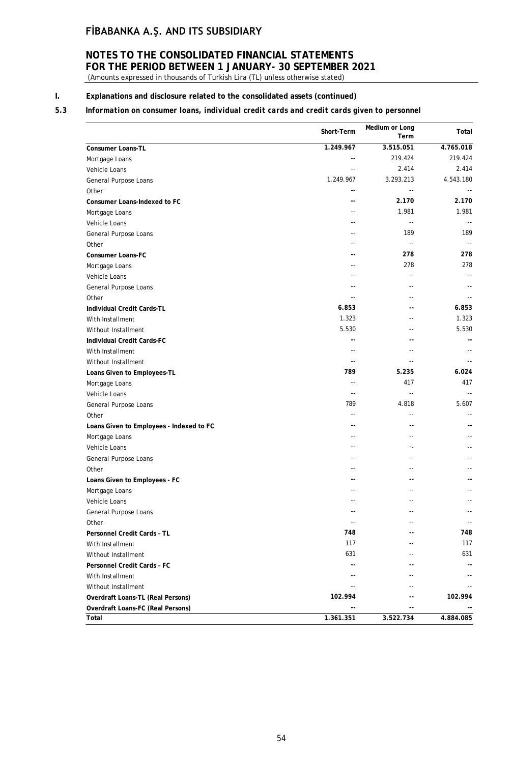# FİBABANKA A.Ş. AND ITS SUBSIDIARY

## NOTES TO THE CONSOLIDATED FINANCIAL STATEMENTS FOR THE PERIOD BETWEEN 1 JANUARY- 30 SEPTEMBER 2021

(Amounts expressed in thousands of Turkish Lira (TL) unless otherwise stated)

**I. Explanations and disclosure related to the consolidated assets (continued)**

**5.3 *Information on consumer loans, individual credit cards and credit cards given to personnel***

| | Short-Term | Medium or Long Term | Total |
|---|---|---|---|
| **Consumer Loans-TL** | **1.249.967** | **3.515.051** | **4.765.018** |
| Mortgage Loans | -- | 219.424 | 219.424 |
| Vehicle Loans | -- | 2.414 | 2.414 |
| General Purpose Loans | 1.249.967 | 3.293.213 | 4.543.180 |
| Other | -- | -- | -- |
| **Consumer Loans-Indexed to FC** | **--** | **2.170** | **2.170** |
| Mortgage Loans | -- | 1.981 | 1.981 |
| Vehicle Loans | -- | -- | -- |
| General Purpose Loans | -- | 189 | 189 |
| Other | -- | -- | -- |
| **Consumer Loans-FC** | **--** | **278** | **278** |
| Mortgage Loans | -- | 278 | 278 |
| Vehicle Loans | -- | -- | -- |
| General Purpose Loans | -- | -- | -- |
| Other | -- | -- | -- |
| **Individual Credit Cards-TL** | **6.853** | **--** | **6.853** |
| With Installment | 1.323 | -- | 1.323 |
| Without Installment | 5.530 | -- | 5.530 |
| **Individual Credit Cards-FC** | **--** | **--** | **--** |
| With Installment | -- | -- | -- |
| Without Installment | -- | -- | -- |
| **Loans Given to Employees-TL** | **789** | **5.235** | **6.024** |
| Mortgage Loans | -- | 417 | 417 |
| Vehicle Loans | -- | -- | -- |
| General Purpose Loans | 789 | 4.818 | 5.607 |
| Other | -- | -- | -- |
| **Loans Given to Employees - Indexed to FC** | **--** | **--** | **--** |
| Mortgage Loans | -- | -- | -- |
| Vehicle Loans | -- | -- | -- |
| General Purpose Loans | -- | -- | -- |
| Other | -- | -- | -- |
| **Loans Given to Employees - FC** | **--** | **--** | **--** |
| Mortgage Loans | -- | -- | -- |
| Vehicle Loans | -- | -- | -- |
| General Purpose Loans | -- | -- | -- |
| Other | -- | -- | -- |
| **Personnel Credit Cards - TL** | **748** | **--** | **748** |
| With Installment | 117 | -- | 117 |
| Without Installment | 631 | -- | 631 |
| **Personnel Credit Cards - FC** | **--** | **--** | **--** |
| With Installment | -- | -- | -- |
| Without Installment | -- | -- | -- |
| **Overdraft Loans-TL (Real Persons)** | **102.994** | **--** | **102.994** |
| **Overdraft Loans-FC (Real Persons)** | **--** | **--** | **--** |
| **Total** | **1.361.351** | **3.522.734** | **4.884.085** |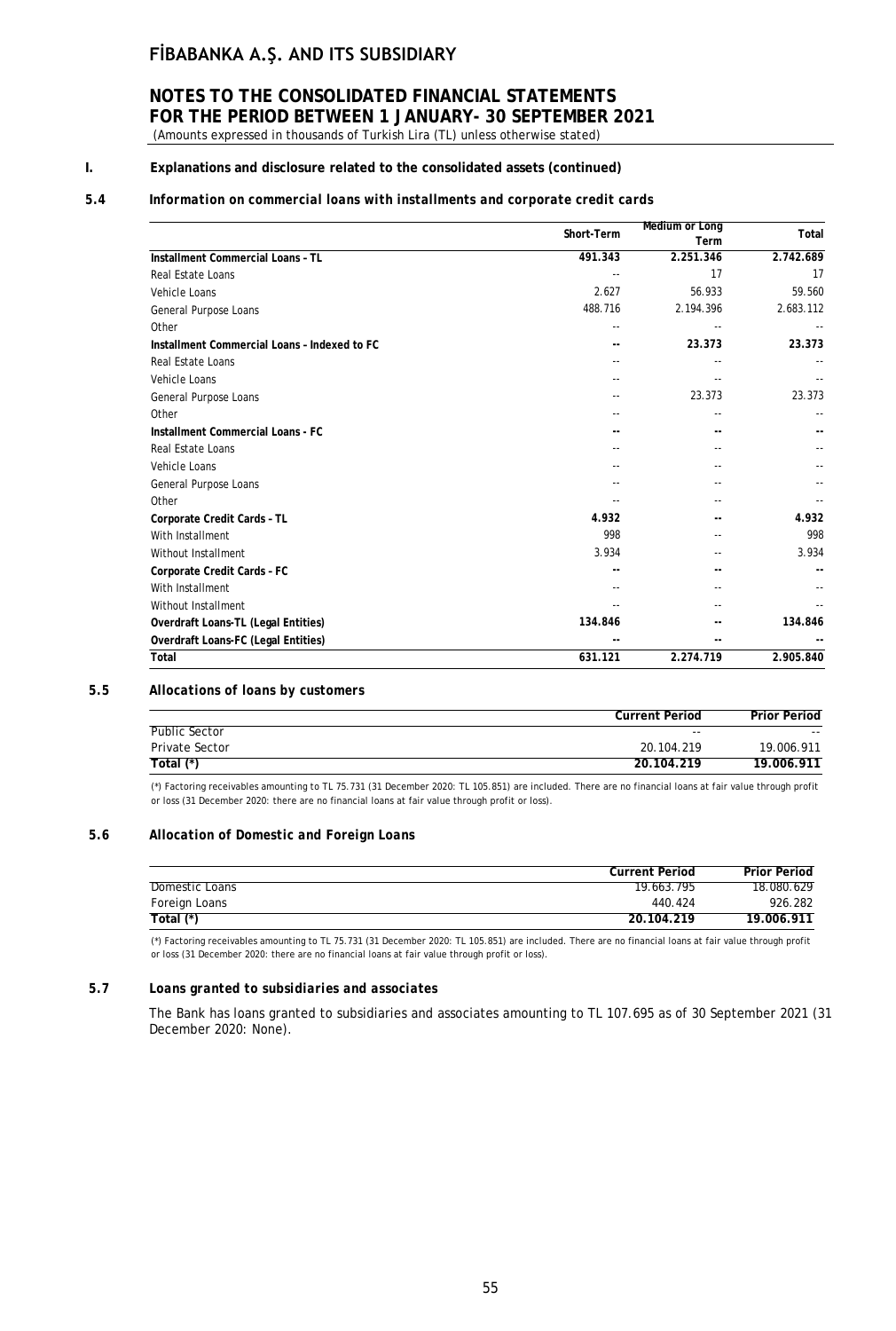**I. Explanations and disclosure related to the consolidated assets (continued)**

**5.4 *Information on commercial loans with installments and corporate credit cards***

| | Short-Term | Medium or Long Term | Total |
|---|---|---|---|
| **Installment Commercial Loans - TL** | **491.343** | **2.251.346** | **2.742.689** |
| Real Estate Loans | -- | 17 | 17 |
| Vehicle Loans | 2.627 | 56.933 | 59.560 |
| General Purpose Loans | 488.716 | 2.194.396 | 2.683.112 |
| Other | -- | -- | -- |
| **Installment Commercial Loans - Indexed to FC** | **--** | **23.373** | **23.373** |
| Real Estate Loans | -- | -- | -- |
| Vehicle Loans | -- | -- | -- |
| General Purpose Loans | -- | 23.373 | 23.373 |
| Other | -- | -- | -- |
| **Installment Commercial Loans - FC** | **--** | **--** | **--** |
| Real Estate Loans | -- | -- | -- |
| Vehicle Loans | -- | -- | -- |
| General Purpose Loans | -- | -- | -- |
| Other | -- | -- | -- |
| **Corporate Credit Cards - TL** | **4.932** | **--** | **4.932** |
| With Installment | 998 | -- | 998 |
| Without Installment | 3.934 | -- | 3.934 |
| **Corporate Credit Cards - FC** | **--** | **--** | **--** |
| With Installment | -- | -- | -- |
| Without Installment | -- | -- | -- |
| **Overdraft Loans-TL (Legal Entities)** | **134.846** | **--** | **134.846** |
| **Overdraft Loans-FC (Legal Entities)** | **--** | **--** | **--** |
| **Total** | **631.121** | **2.274.719** | **2.905.840** |

**5.5 *Allocations of loans by customers***

| | Current Period | Prior Period |
|---|---|---|
| Public Sector | -- | -- |
| Private Sector | 20.104.219 | 19.006.911 |
| **Total (*)** | **20.104.219** | **19.006.911** |

(*) Factoring receivables amounting to TL 75.731 (31 December 2020: TL 105.851) are included. There are no financial loans at fair value through profit or loss (31 December 2020: there are no financial loans at fair value through profit or loss).

**5.6 *Allocation of Domestic and Foreign Loans***

| | Current Period | Prior Period |
|---|---|---|
| Domestic Loans | 19.663.795 | 18.080.629 |
| Foreign Loans | 440.424 | 926.282 |
| **Total (*)** | **20.104.219** | **19.006.911** |

(*) Factoring receivables amounting to TL 75.731 (31 December 2020: TL 105.851) are included. There are no financial loans at fair value through profit or loss (31 December 2020: there are no financial loans at fair value through profit or loss).

**5.7 *Loans granted to subsidiaries and associates***

The Bank has loans granted to subsidiaries and associates amounting to TL 107.695 as of 30 September 2021 (31 December 2020: None).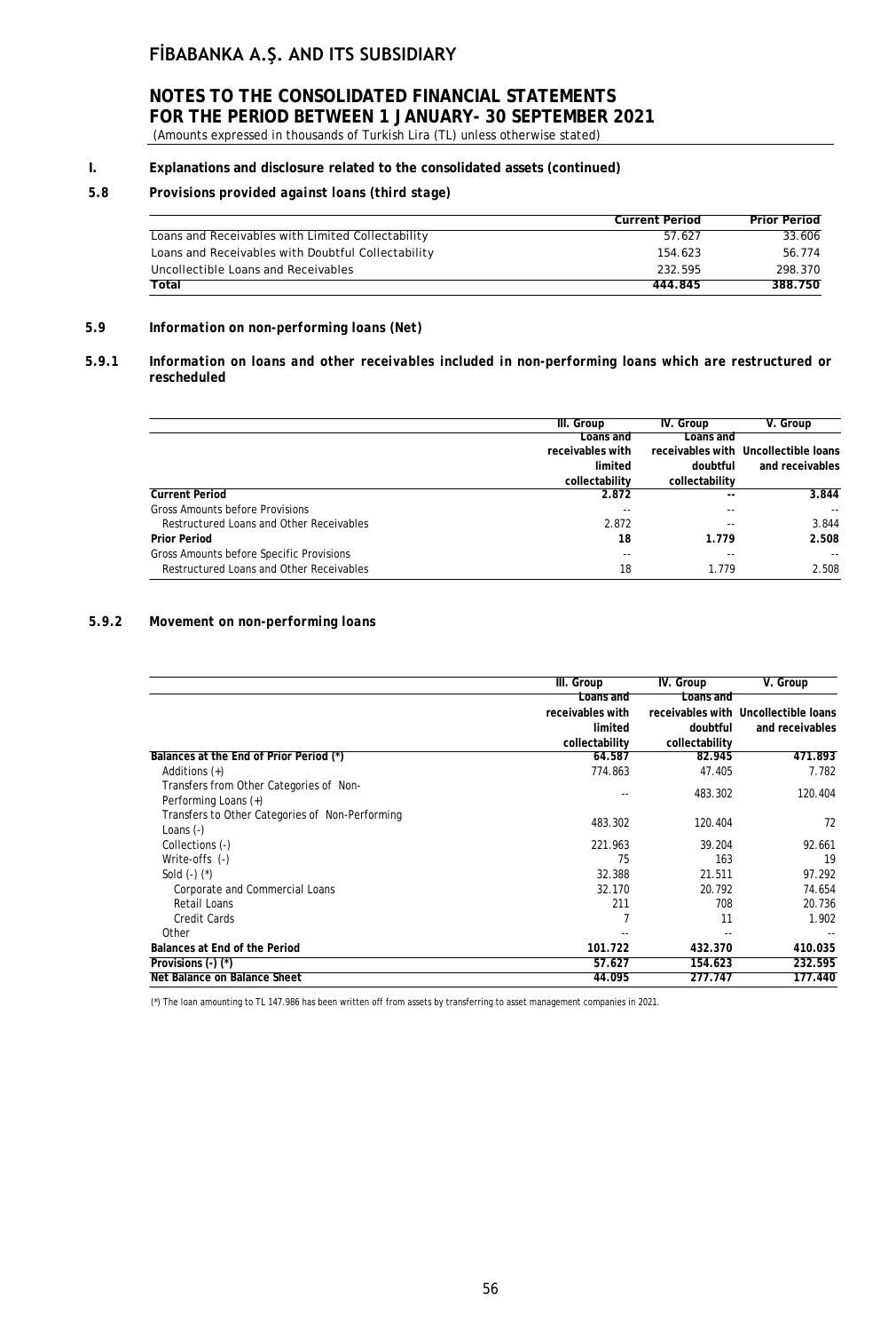# FİBABANKA A.Ş. AND ITS SUBSIDIARY

## NOTES TO THE CONSOLIDATED FINANCIAL STATEMENTS FOR THE PERIOD BETWEEN 1 JANUARY- 30 SEPTEMBER 2021

(Amounts expressed in thousands of Turkish Lira (TL) unless otherwise stated)

**I. Explanations and disclosure related to the consolidated assets (continued)**

**5.8 *Provisions provided against loans (third stage)***

| | Current Period | Prior Period |
|---|---|---|
| Loans and Receivables with Limited Collectability | 57.627 | 33.606 |
| Loans and Receivables with Doubtful Collectability | 154.623 | 56.774 |
| Uncollectible Loans and Receivables | 232.595 | 298.370 |
| **Total** | **444.845** | **388.750** |

**5.9 *Information on non-performing loans (Net)***

**5.9.1 *Information on loans and other receivables included in non-performing loans which are restructured or rescheduled***

| | III. Group | IV. Group | V. Group |
|---|---|---|---|
| | Loans and receivables with limited collectability | Loans and receivables with doubtful collectability | Uncollectible loans and receivables |
| **Current Period** | **2.872** | **--** | **3.844** |
| Gross Amounts before Provisions | -- | -- | -- |
| Restructured Loans and Other Receivables | 2.872 | -- | 3.844 |
| **Prior Period** | **18** | **1.779** | **2.508** |
| Gross Amounts before Specific Provisions | -- | -- | -- |
| Restructured Loans and Other Receivables | 18 | 1.779 | 2.508 |

**5.9.2 *Movement on non-performing loans***

| | III. Group | IV. Group | V. Group |
|---|---|---|---|
| | Loans and receivables with limited collectability | Loans and receivables with doubtful collectability | Uncollectible loans and receivables |
| **Balances at the End of Prior Period (*)** | **64.587** | **82.945** | **471.893** |
| Additions (+) | 774.863 | 47.405 | 7.782 |
| Transfers from Other Categories of Non-Performing Loans (+) | -- | 483.302 | 120.404 |
| Transfers to Other Categories of Non-Performing Loans (-) | 483.302 | 120.404 | 72 |
| Collections (-) | 221.963 | 39.204 | 92.661 |
| Write-offs (-) | 75 | 163 | 19 |
| Sold (-) (*) | 32.388 | 21.511 | 97.292 |
| Corporate and Commercial Loans | 32.170 | 20.792 | 74.654 |
| Retail Loans | 211 | 708 | 20.736 |
| Credit Cards | 7 | 11 | 1.902 |
| Other | -- | -- | -- |
| **Balances at End of the Period** | **101.722** | **432.370** | **410.035** |
| **Provisions (-) (*)** | **57.627** | **154.623** | **232.595** |
| **Net Balance on Balance Sheet** | **44.095** | **277.747** | **177.440** |

(*) The loan amounting to TL 147.986 has been written off from assets by transferring to asset management companies in 2021.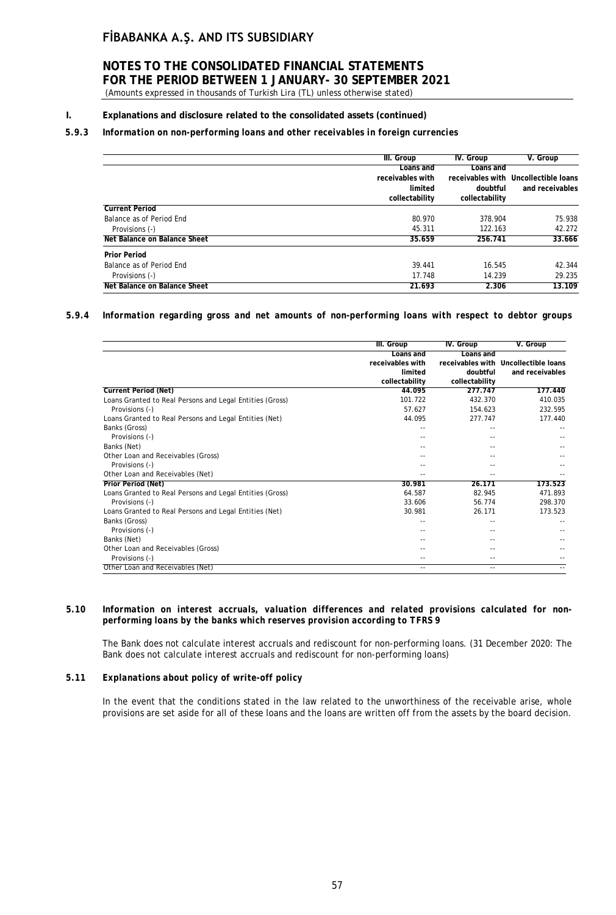## I. Explanations and disclosure related to the consolidated assets (continued)

### 5.9.3 *Information on non-performing loans and other receivables in foreign currencies*

| | III. Group | IV. Group | V. Group |
|---|---|---|---|
| | Loans and receivables with limited collectability | Loans and receivables with doubtful collectability | Uncollectible loans and receivables |
| **Current Period** | | | |
| Balance as of Period End | 80.970 | 378.904 | 75.938 |
| Provisions (-) | 45.311 | 122.163 | 42.272 |
| **Net Balance on Balance Sheet** | **35.659** | **256.741** | **33.666** |
| **Prior Period** | | | |
| Balance as of Period End | 39.441 | 16.545 | 42.344 |
| Provisions (-) | 17.748 | 14.239 | 29.235 |
| **Net Balance on Balance Sheet** | **21.693** | **2.306** | **13.109** |

### 5.9.4 *Information regarding gross and net amounts of non-performing loans with respect to debtor groups*

| | III. Group | IV. Group | V. Group |
|---|---|---|---|
| | Loans and receivables with limited collectability | Loans and receivables with doubtful collectability | Uncollectible loans and receivables |
| **Current Period (Net)** | **44.095** | **277.747** | **177.440** |
| Loans Granted to Real Persons and Legal Entities (Gross) | 101.722 | 432.370 | 410.035 |
| Provisions (-) | 57.627 | 154.623 | 232.595 |
| Loans Granted to Real Persons and Legal Entities (Net) | 44.095 | 277.747 | 177.440 |
| Banks (Gross) | -- | -- | -- |
| Provisions (-) | -- | -- | -- |
| Banks (Net) | -- | -- | -- |
| Other Loan and Receivables (Gross) | -- | -- | -- |
| Provisions (-) | -- | -- | -- |
| Other Loan and Receivables (Net) | -- | -- | -- |
| **Prior Period (Net)** | **30.981** | **26.171** | **173.523** |
| Loans Granted to Real Persons and Legal Entities (Gross) | 64.587 | 82.945 | 471.893 |
| Provisions (-) | 33.606 | 56.774 | 298.370 |
| Loans Granted to Real Persons and Legal Entities (Net) | 30.981 | 26.171 | 173.523 |
| Banks (Gross) | -- | -- | -- |
| Provisions (-) | -- | -- | -- |
| Banks (Net) | -- | -- | -- |
| Other Loan and Receivables (Gross) | -- | -- | -- |
| Provisions (-) | -- | -- | -- |
| Other Loan and Receivables (Net) | -- | -- | -- |

### 5.10 *Information on interest accruals, valuation differences and related provisions calculated for non-performing loans by the banks which reserves provision according to TFRS 9*

The Bank does not calculate interest accruals and rediscount for non-performing loans. (31 December 2020: The Bank does not calculate interest accruals and rediscount for non-performing loans)

### 5.11 *Explanations about policy of write-off policy*

In the event that the conditions stated in the law related to the unworthiness of the receivable arise, whole provisions are set aside for all of these loans and the loans are written off from the assets by the board decision.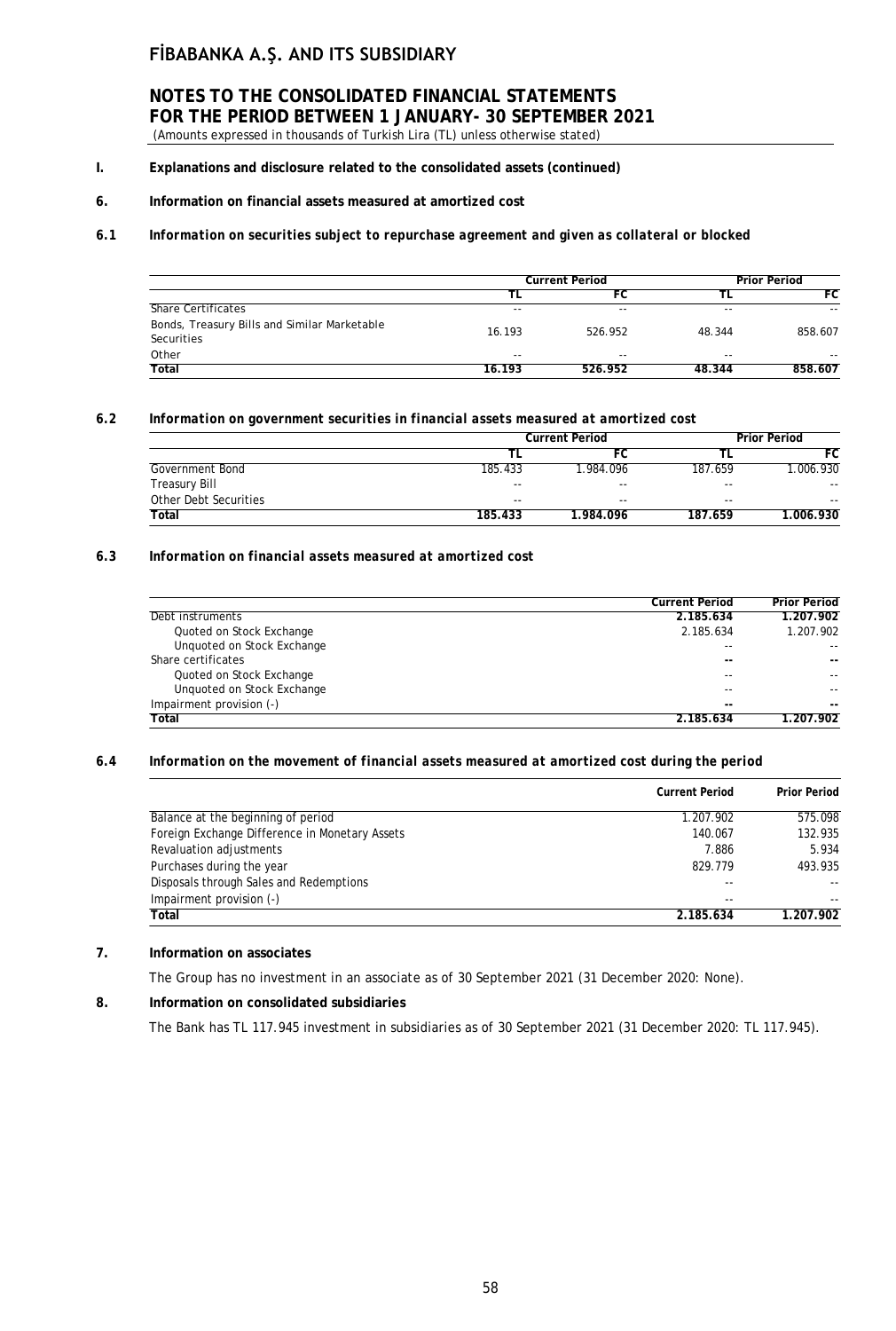# FİBABANKA A.Ş. AND ITS SUBSIDIARY

## NOTES TO THE CONSOLIDATED FINANCIAL STATEMENTS FOR THE PERIOD BETWEEN 1 JANUARY- 30 SEPTEMBER 2021

(Amounts expressed in thousands of Turkish Lira (TL) unless otherwise stated)

**I. Explanations and disclosure related to the consolidated assets (continued)**

**6. Information on financial assets measured at amortized cost**

***6.1 Information on securities subject to repurchase agreement and given as collateral or blocked***

| | Current Period | | Prior Period | |
|---|---|---|---|---|
| | TL | FC | TL | FC |
| Share Certificates | -- | -- | -- | -- |
| Bonds, Treasury Bills and Similar Marketable Securities | 16.193 | 526.952 | 48.344 | 858.607 |
| Other | -- | -- | -- | -- |
| **Total** | **16.193** | **526.952** | **48.344** | **858.607** |

***6.2 Information on government securities in financial assets measured at amortized cost***

| | Current Period | | Prior Period | |
|---|---|---|---|---|
| | TL | FC | TL | FC |
| Government Bond | 185.433 | 1.984.096 | 187.659 | 1.006.930 |
| Treasury Bill | -- | -- | -- | -- |
| Other Debt Securities | -- | -- | -- | -- |
| **Total** | **185.433** | **1.984.096** | **187.659** | **1.006.930** |

***6.3 Information on financial assets measured at amortized cost***

| | Current Period | Prior Period |
|---|---|---|
| Debt instruments | **2.185.634** | **1.207.902** |
| Quoted on Stock Exchange | 2.185.634 | 1.207.902 |
| Unquoted on Stock Exchange | -- | -- |
| Share certificates | -- | -- |
| Quoted on Stock Exchange | -- | -- |
| Unquoted on Stock Exchange | -- | -- |
| Impairment provision (-) | -- | -- |
| **Total** | **2.185.634** | **1.207.902** |

***6.4 Information on the movement of financial assets measured at amortized cost during the period***

| | Current Period | Prior Period |
|---|---|---|
| Balance at the beginning of period | 1.207.902 | 575.098 |
| Foreign Exchange Difference in Monetary Assets | 140.067 | 132.935 |
| Revaluation adjustments | 7.886 | 5.934 |
| Purchases during the year | 829.779 | 493.935 |
| Disposals through Sales and Redemptions | -- | -- |
| Impairment provision (-) | -- | -- |
| **Total** | **2.185.634** | **1.207.902** |

**7. Information on associates**

The Group has no investment in an associate as of 30 September 2021 (31 December 2020: None).

**8. Information on consolidated subsidiaries**

The Bank has TL 117.945 investment in subsidiaries as of 30 September 2021 (31 December 2020: TL 117.945).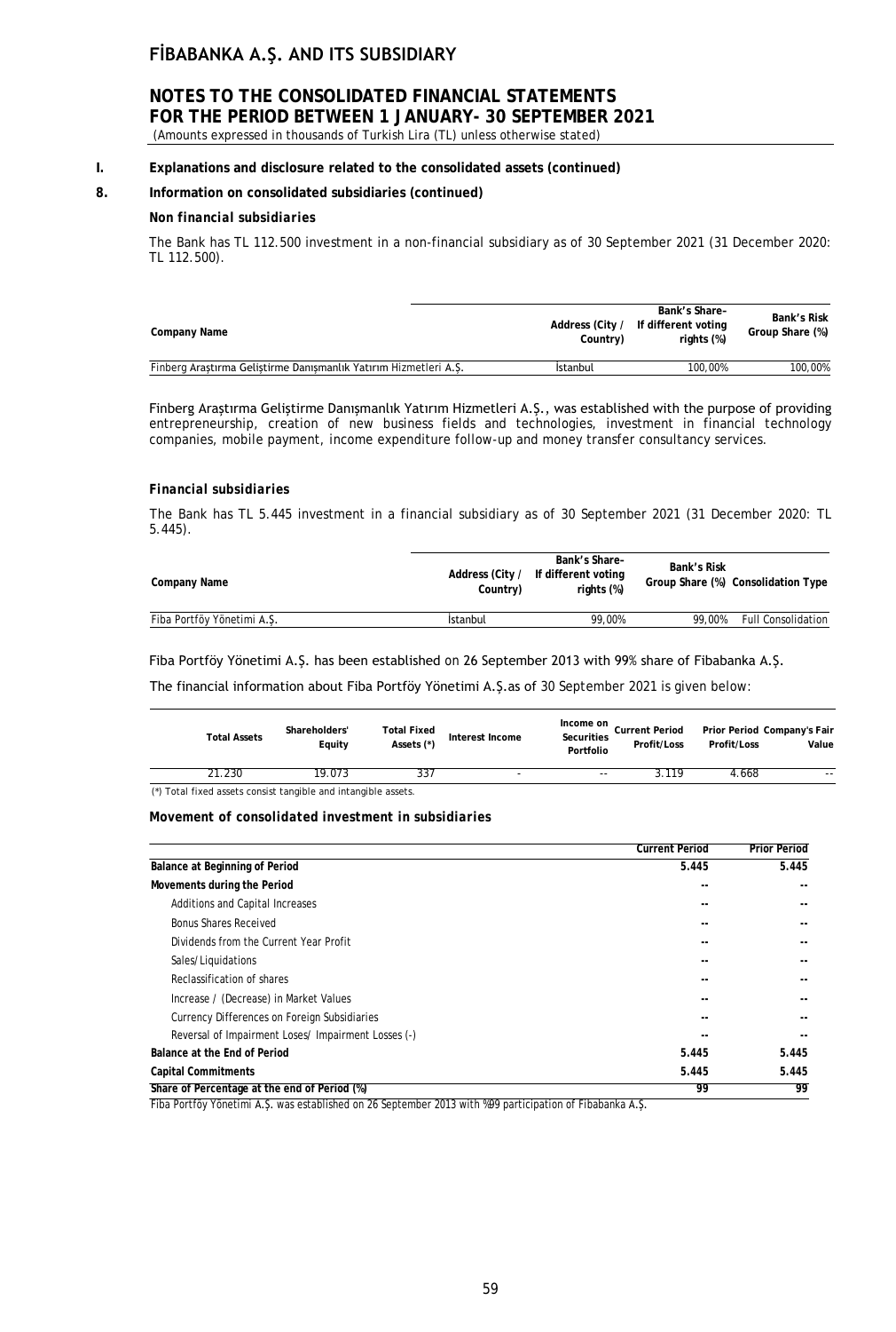## I. Explanations and disclosure related to the consolidated assets (continued)

## 8. Information on consolidated subsidiaries (continued)

***Non financial subsidiaries***

The Bank has TL 112.500 investment in a non-financial subsidiary as of 30 September 2021 (31 December 2020: TL 112.500).

| Company Name | Address (City / Country) | Bank's Share-If different voting rights (%) | Bank's Risk Group Share (%) |
|---|---|---|---|
| Finberg Araştırma Geliştirme Danışmanlık Yatırım Hizmetleri A.Ş. | İstanbul | 100,00% | 100,00% |

Finberg Araştırma Geliştirme Danışmanlık Yatırım Hizmetleri A.Ş., was established with the purpose of providing entrepreneurship, creation of new business fields and technologies, investment in financial technology companies, mobile payment, income expenditure follow-up and money transfer consultancy services.

***Financial subsidiaries***

The Bank has TL 5.445 investment in a financial subsidiary as of 30 September 2021 (31 December 2020: TL 5.445).

| Company Name | Address (City / Country) | Bank's Share-If different voting rights (%) | Bank's Risk Group Share (%) | Consolidation Type |
|---|---|---|---|---|
| Fiba Portföy Yönetimi A.Ş. | İstanbul | 99,00% | 99,00% | Full Consolidation |

Fiba Portföy Yönetimi A.Ş. has been established on 26 September 2013 with 99% share of Fibabanka A.Ş.

The financial information about Fiba Portföy Yönetimi A.Ş.as of 30 September 2021 is given below:

| Total Assets | Shareholders' Equity | Total Fixed Assets (*) | Interest Income | Income on Securities Portfolio | Current Period Profit/Loss | Prior Period Profit/Loss | Company's Fair Value |
|---|---|---|---|---|---|---|---|
| 21.230 | 19.073 | 337 | - | -- | 3.119 | 4.668 | -- |

(*) Total fixed assets consist tangible and intangible assets.

***Movement of consolidated investment in subsidiaries***

| | Current Period | Prior Period |
|---|---|---|
| **Balance at Beginning of Period** | **5.445** | **5.445** |
| **Movements during the Period** | -- | -- |
| Additions and Capital Increases | -- | -- |
| Bonus Shares Received | -- | -- |
| Dividends from the Current Year Profit | -- | -- |
| Sales/Liquidations | -- | -- |
| Reclassification of shares | -- | -- |
| Increase / (Decrease) in Market Values | -- | -- |
| Currency Differences on Foreign Subsidiaries | -- | -- |
| Reversal of Impairment Loses/ Impairment Losses (-) | -- | -- |
| **Balance at the End of Period** | **5.445** | **5.445** |
| **Capital Commitments** | **5.445** | **5.445** |
| **Share of Percentage at the end of Period (%)** | **99** | **99** |

Fiba Portföy Yönetimi A.Ş. was established on 26 September 2013 with %99 participation of Fibabanka A.Ş.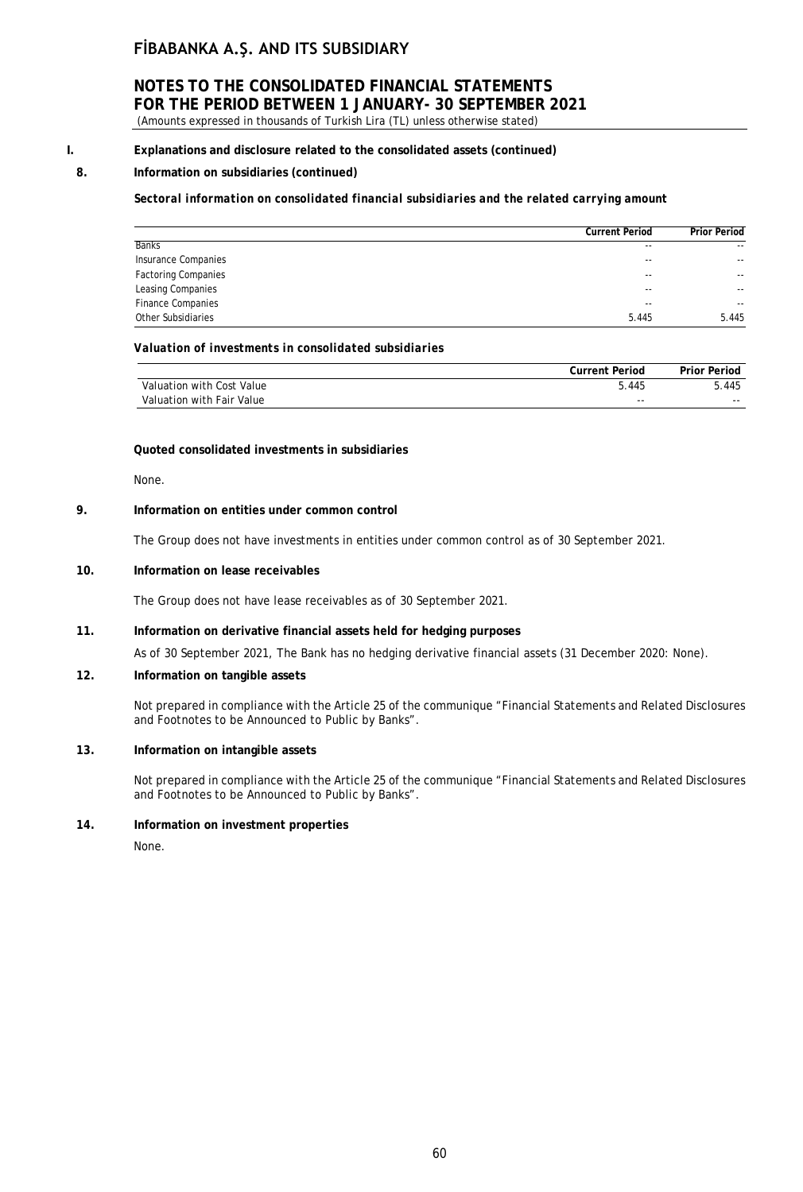# FİBABANKA A.Ş. AND ITS SUBSIDIARY

## NOTES TO THE CONSOLIDATED FINANCIAL STATEMENTS FOR THE PERIOD BETWEEN 1 JANUARY- 30 SEPTEMBER 2021

(Amounts expressed in thousands of Turkish Lira (TL) unless otherwise stated)

**I. Explanations and disclosure related to the consolidated assets (continued)**

**8. Information on subsidiaries (continued)**

***Sectoral information on consolidated financial subsidiaries and the related carrying amount***

| | Current Period | Prior Period |
|---|---|---|
| Banks | -- | -- |
| Insurance Companies | -- | -- |
| Factoring Companies | -- | -- |
| Leasing Companies | -- | -- |
| Finance Companies | -- | -- |
| Other Subsidiaries | 5.445 | 5.445 |

***Valuation of investments in consolidated subsidiaries***

| | Current Period | Prior Period |
|---|---|---|
| Valuation with Cost Value | 5.445 | 5.445 |
| Valuation with Fair Value | -- | -- |

**Quoted consolidated investments in subsidiaries**

None.

**9. Information on entities under common control**

The Group does not have investments in entities under common control as of 30 September 2021.

**10. Information on lease receivables**

The Group does not have lease receivables as of 30 September 2021.

**11. Information on derivative financial assets held for hedging purposes**

As of 30 September 2021, The Bank has no hedging derivative financial assets (31 December 2020: None).

**12. Information on tangible assets**

Not prepared in compliance with the Article 25 of the communique "Financial Statements and Related Disclosures and Footnotes to be Announced to Public by Banks".

**13. Information on intangible assets**

Not prepared in compliance with the Article 25 of the communique "Financial Statements and Related Disclosures and Footnotes to be Announced to Public by Banks".

**14. Information on investment properties**

None.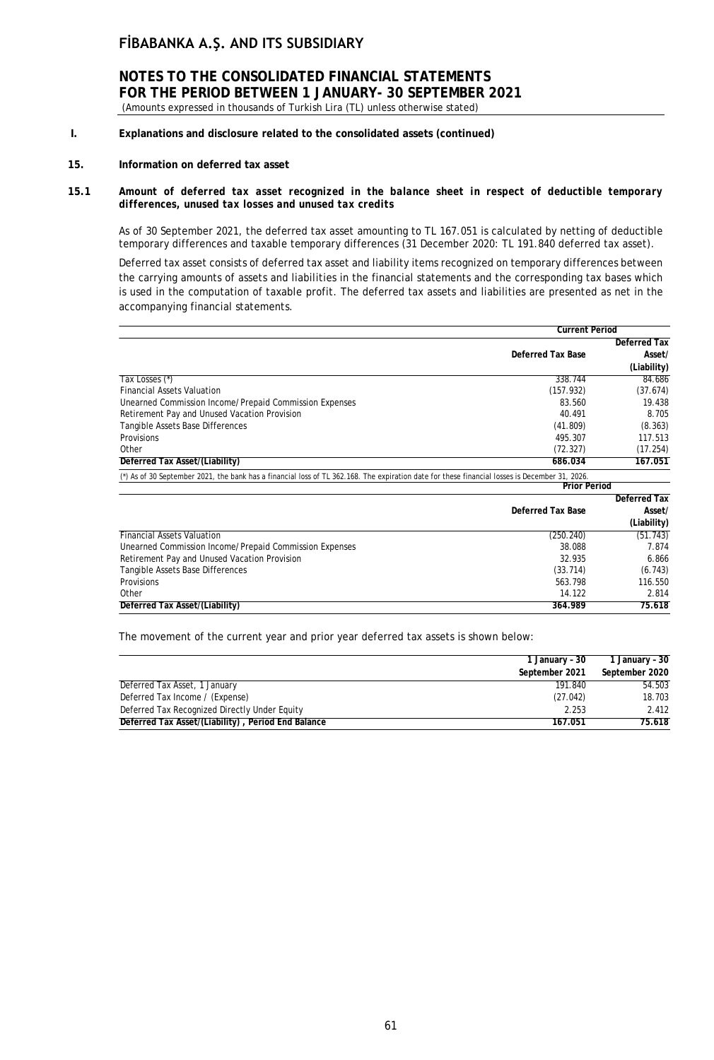## I. Explanations and disclosure related to the consolidated assets (continued)

### 15. Information on deferred tax asset

#### 15.1 *Amount of deferred tax asset recognized in the balance sheet in respect of deductible temporary differences, unused tax losses and unused tax credits*

As of 30 September 2021, the deferred tax asset amounting to TL 167.051 is calculated by netting of deductible temporary differences and taxable temporary differences (31 December 2020: TL 191.840 deferred tax asset).

Deferred tax asset consists of deferred tax asset and liability items recognized on temporary differences between the carrying amounts of assets and liabilities in the financial statements and the corresponding tax bases which is used in the computation of taxable profit. The deferred tax assets and liabilities are presented as net in the accompanying financial statements.

| | Current Period | |
|---|---|---|
| | Deferred Tax Base | Deferred Tax Asset/ (Liability) |
| Tax Losses (*) | 338.744 | 84.686 |
| Financial Assets Valuation | (157.932) | (37.674) |
| Unearned Commission Income/Prepaid Commission Expenses | 83.560 | 19.438 |
| Retirement Pay and Unused Vacation Provision | 40.491 | 8.705 |
| Tangible Assets Base Differences | (41.809) | (8.363) |
| Provisions | 495.307 | 117.513 |
| Other | (72.327) | (17.254) |
| **Deferred Tax Asset/(Liability)** | **686.034** | **167.051** |

(*) As of 30 September 2021, the bank has a financial loss of TL 362.168. The expiration date for these financial losses is December 31, 2026.

| | Prior Period | |
|---|---|---|
| | Deferred Tax Base | Deferred Tax Asset/ (Liability) |
| Financial Assets Valuation | (250.240) | (51.743) |
| Unearned Commission Income/Prepaid Commission Expenses | 38.088 | 7.874 |
| Retirement Pay and Unused Vacation Provision | 32.935 | 6.866 |
| Tangible Assets Base Differences | (33.714) | (6.743) |
| Provisions | 563.798 | 116.550 |
| Other | 14.122 | 2.814 |
| **Deferred Tax Asset/(Liability)** | **364.989** | **75.618** |

The movement of the current year and prior year deferred tax assets is shown below:

| | 1 January – 30 September 2021 | 1 January – 30 September 2020 |
|---|---|---|
| Deferred Tax Asset, 1 January | 191.840 | 54.503 |
| Deferred Tax Income / (Expense) | (27.042) | 18.703 |
| Deferred Tax Recognized Directly Under Equity | 2.253 | 2.412 |
| **Deferred Tax Asset/(Liability), Period End Balance** | **167.051** | **75.618** |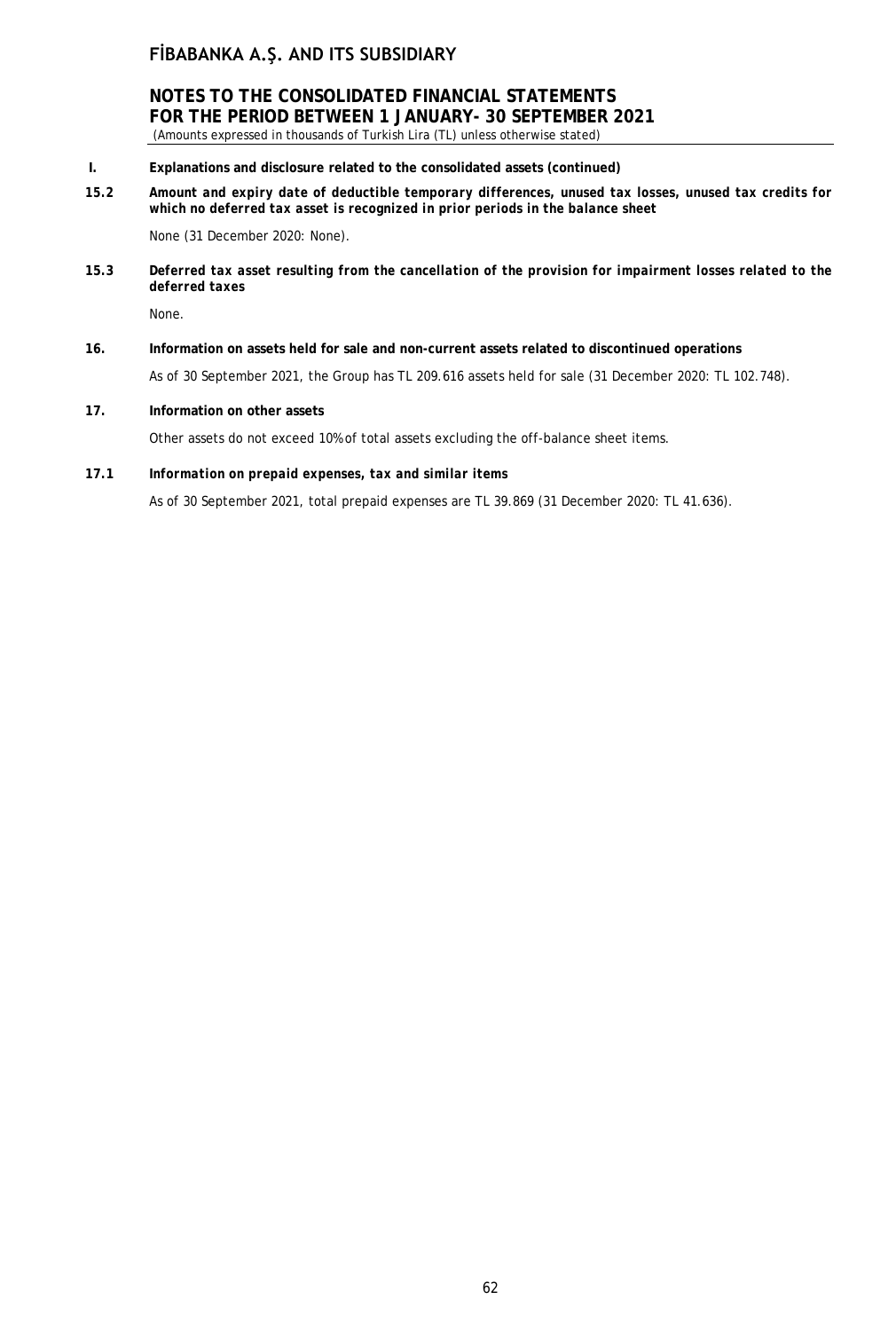**I. Explanations and disclosure related to the consolidated assets (continued)**

**15.2 *Amount and expiry date of deductible temporary differences, unused tax losses, unused tax credits for which no deferred tax asset is recognized in prior periods in the balance sheet***

None (31 December 2020: None).

**15.3 *Deferred tax asset resulting from the cancellation of the provision for impairment losses related to the deferred taxes***

None.

**16. Information on assets held for sale and non-current assets related to discontinued operations**

As of 30 September 2021, the Group has TL 209.616 assets held for sale (31 December 2020: TL 102.748).

**17. Information on other assets**

Other assets do not exceed 10% of total assets excluding the off-balance sheet items.

**17.1 *Information on prepaid expenses, tax and similar items***

As of 30 September 2021, total prepaid expenses are TL 39.869 (31 December 2020: TL 41.636).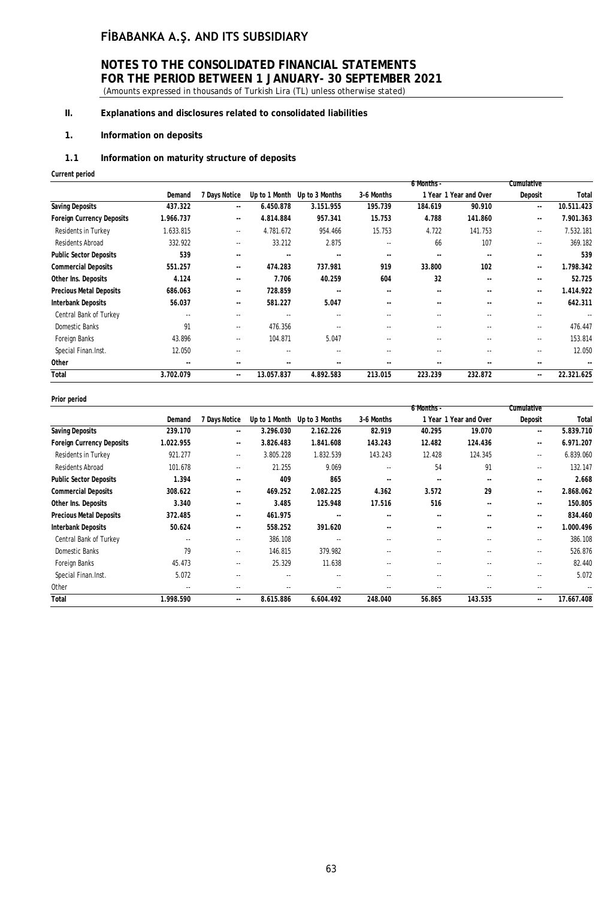## II. Explanations and disclosures related to consolidated liabilities

### 1. Information on deposits

#### 1.1 Information on maturity structure of deposits

**Current period**

| | Demand | 7 Days Notice | Up to 1 Month | Up to 3 Months | 3-6 Months | 6 Months - 1 Year | 1 Year and Over | Cumulative Deposit | Total |
|---|---|---|---|---|---|---|---|---|---|
| **Saving Deposits** | **437.322** | **--** | **6.450.878** | **3.151.955** | **195.739** | **184.619** | **90.910** | **--** | **10.511.423** |
| **Foreign Currency Deposits** | **1.966.737** | **--** | **4.814.884** | **957.341** | **15.753** | **4.788** | **141.860** | **--** | **7.901.363** |
| Residents in Turkey | 1.633.815 | -- | 4.781.672 | 954.466 | 15.753 | 4.722 | 141.753 | -- | 7.532.181 |
| Residents Abroad | 332.922 | -- | 33.212 | 2.875 | -- | 66 | 107 | -- | 369.182 |
| **Public Sector Deposits** | **539** | **--** | **--** | **--** | **--** | **--** | **--** | **--** | **539** |
| **Commercial Deposits** | **551.257** | **--** | **474.283** | **737.981** | **919** | **33.800** | **102** | **--** | **1.798.342** |
| **Other Ins. Deposits** | **4.124** | **--** | **7.706** | **40.259** | **604** | **32** | **--** | **--** | **52.725** |
| **Precious Metal Deposits** | **686.063** | **--** | **728.859** | **--** | **--** | **--** | **--** | **--** | **1.414.922** |
| **Interbank Deposits** | **56.037** | **--** | **581.227** | **5.047** | **--** | **--** | **--** | **--** | **642.311** |
| Central Bank of Turkey | -- | -- | -- | -- | -- | -- | -- | -- | -- |
| Domestic Banks | 91 | -- | 476.356 | -- | -- | -- | -- | -- | 476.447 |
| Foreign Banks | 43.896 | -- | 104.871 | 5.047 | -- | -- | -- | -- | 153.814 |
| Special Finan.Inst. | 12.050 | -- | -- | -- | -- | -- | -- | -- | 12.050 |
| **Other** | **--** | **--** | **--** | **--** | **--** | **--** | **--** | **--** | **--** |
| **Total** | **3.702.079** | **--** | **13.057.837** | **4.892.583** | **213.015** | **223.239** | **232.872** | **--** | **22.321.625** |

**Prior period**

| | Demand | 7 Days Notice | Up to 1 Month | Up to 3 Months | 3-6 Months | 6 Months - 1 Year | 1 Year and Over | Cumulative Deposit | Total |
|---|---|---|---|---|---|---|---|---|---|
| **Saving Deposits** | **239.170** | **--** | **3.296.030** | **2.162.226** | **82.919** | **40.295** | **19.070** | **--** | **5.839.710** |
| **Foreign Currency Deposits** | **1.022.955** | **--** | **3.826.483** | **1.841.608** | **143.243** | **12.482** | **124.436** | **--** | **6.971.207** |
| Residents in Turkey | 921.277 | -- | 3.805.228 | 1.832.539 | 143.243 | 12.428 | 124.345 | -- | 6.839.060 |
| Residents Abroad | 101.678 | -- | 21.255 | 9.069 | -- | 54 | 91 | -- | 132.147 |
| **Public Sector Deposits** | **1.394** | **--** | **409** | **865** | **--** | **--** | **--** | **--** | **2.668** |
| **Commercial Deposits** | **308.622** | **--** | **469.252** | **2.082.225** | **4.362** | **3.572** | **29** | **--** | **2.868.062** |
| **Other Ins. Deposits** | **3.340** | **--** | **3.485** | **125.948** | **17.516** | **516** | **--** | **--** | **150.805** |
| **Precious Metal Deposits** | **372.485** | **--** | **461.975** | **--** | **--** | **--** | **--** | **--** | **834.460** |
| **Interbank Deposits** | **50.624** | **--** | **558.252** | **391.620** | **--** | **--** | **--** | **--** | **1.000.496** |
| Central Bank of Turkey | -- | -- | 386.108 | -- | -- | -- | -- | -- | 386.108 |
| Domestic Banks | 79 | -- | 146.815 | 379.982 | -- | -- | -- | -- | 526.876 |
| Foreign Banks | 45.473 | -- | 25.329 | 11.638 | -- | -- | -- | -- | 82.440 |
| Special Finan.Inst. | 5.072 | -- | -- | -- | -- | -- | -- | -- | 5.072 |
| Other | -- | -- | -- | -- | -- | -- | -- | -- | -- |
| **Total** | **1.998.590** | **--** | **8.615.886** | **6.604.492** | **248.040** | **56.865** | **143.535** | **--** | **17.667.408** |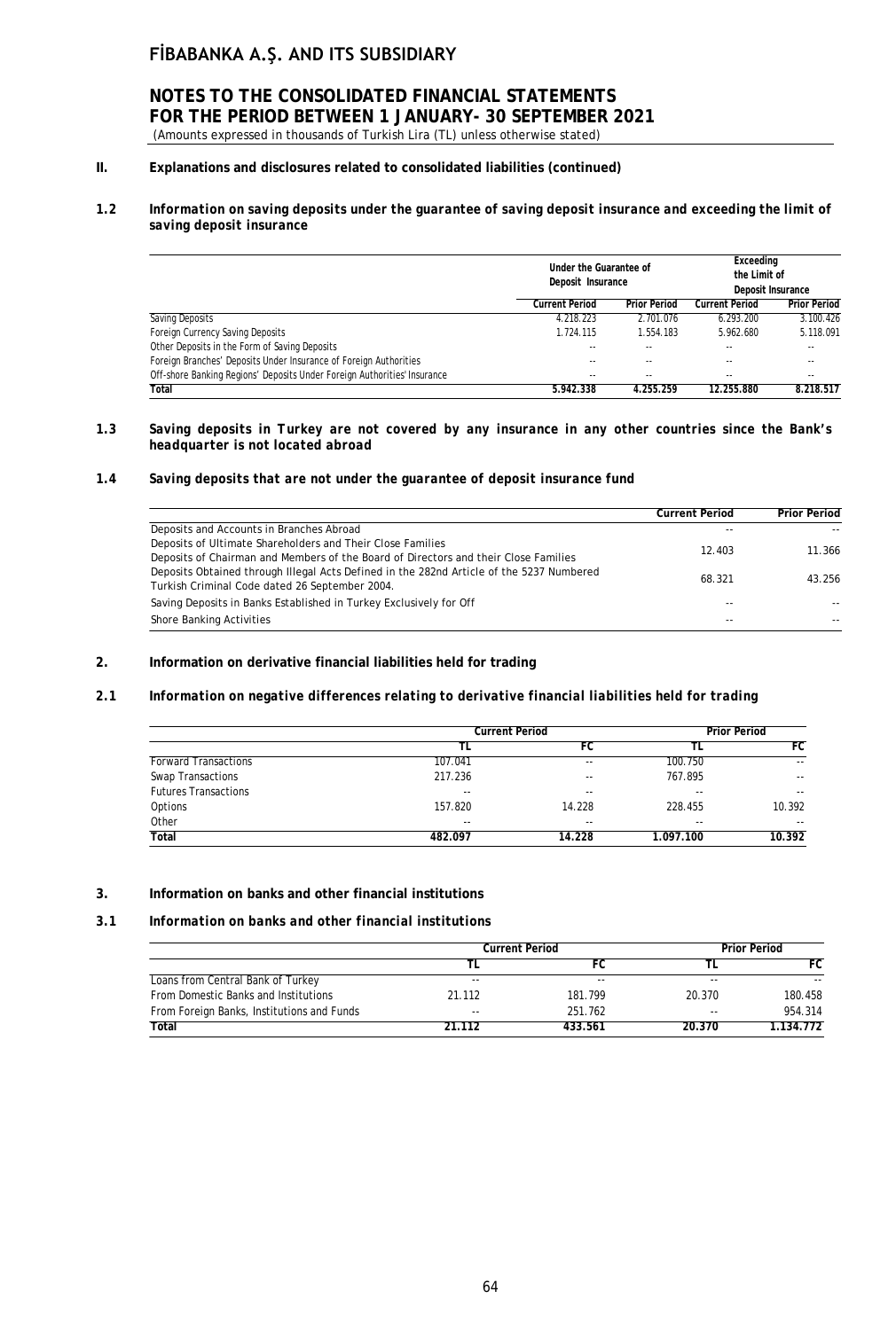## II. Explanations and disclosures related to consolidated liabilities (continued)

### 1.2 *Information on saving deposits under the guarantee of saving deposit insurance and exceeding the limit of saving deposit insurance*

| | Under the Guarantee of Deposit Insurance | | Exceeding the Limit of Deposit Insurance | |
|---|---|---|---|---|
| | Current Period | Prior Period | Current Period | Prior Period |
| Saving Deposits | 4.218.223 | 2.701.076 | 6.293.200 | 3.100.426 |
| Foreign Currency Saving Deposits | 1.724.115 | 1.554.183 | 5.962.680 | 5.118.091 |
| Other Deposits in the Form of Saving Deposits | -- | -- | -- | -- |
| Foreign Branches' Deposits Under Insurance of Foreign Authorities | -- | -- | -- | -- |
| Off-shore Banking Regions' Deposits Under Foreign Authorities' Insurance | -- | -- | -- | -- |
| **Total** | **5.942.338** | **4.255.259** | **12.255.880** | **8.218.517** |

### 1.3 *Saving deposits in Turkey are not covered by any insurance in any other countries since the Bank's headquarter is not located abroad*

### 1.4 *Saving deposits that are not under the guarantee of deposit insurance fund*

| | Current Period | Prior Period |
|---|---|---|
| Deposits and Accounts in Branches Abroad | -- | -- |
| Deposits of Ultimate Shareholders and Their Close Families<br>Deposits of Chairman and Members of the Board of Directors and their Close Families | 12.403 | 11.366 |
| Deposits Obtained through Illegal Acts Defined in the 282nd Article of the 5237 Numbered Turkish Criminal Code dated 26 September 2004. | 68.321 | 43.256 |
| Saving Deposits in Banks Established in Turkey Exclusively for Off | -- | -- |
| Shore Banking Activities | -- | -- |

## 2. Information on derivative financial liabilities held for trading

### 2.1 *Information on negative differences relating to derivative financial liabilities held for trading*

| | Current Period | | Prior Period | |
|---|---|---|---|---|
| | TL | FC | TL | FC |
| Forward Transactions | 107.041 | -- | 100.750 | -- |
| Swap Transactions | 217.236 | -- | 767.895 | -- |
| Futures Transactions | -- | -- | -- | -- |
| Options | 157.820 | 14.228 | 228.455 | 10.392 |
| Other | -- | -- | -- | -- |
| **Total** | **482.097** | **14.228** | **1.097.100** | **10.392** |

## 3. Information on banks and other financial institutions

### 3.1 *Information on banks and other financial institutions*

| | Current Period | | Prior Period | |
|---|---|---|---|---|
| | TL | FC | TL | FC |
| Loans from Central Bank of Turkey | -- | -- | -- | -- |
| From Domestic Banks and Institutions | 21.112 | 181.799 | 20.370 | 180.458 |
| From Foreign Banks, Institutions and Funds | -- | 251.762 | -- | 954.314 |
| **Total** | **21.112** | **433.561** | **20.370** | **1.134.772** |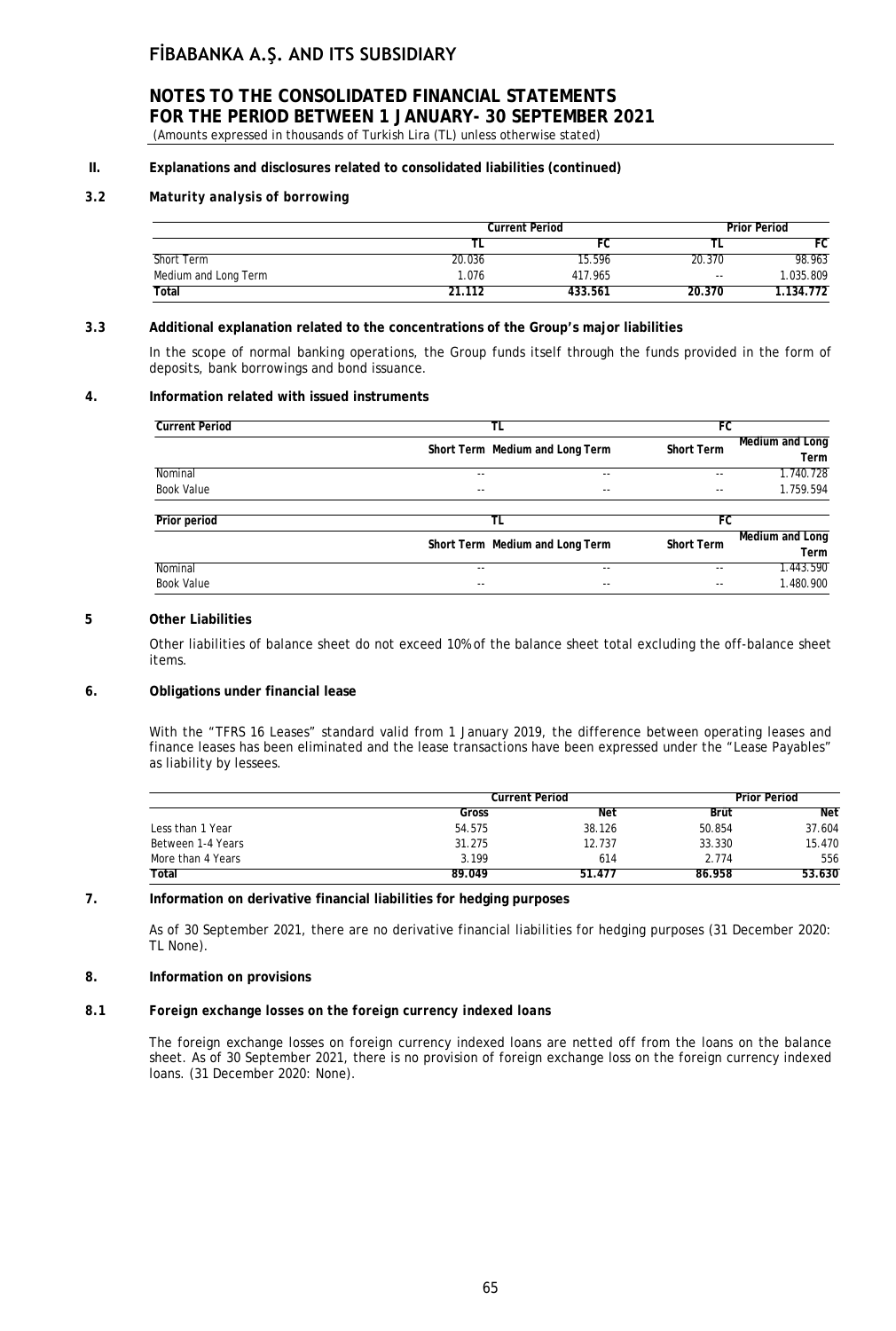## II. Explanations and disclosures related to consolidated liabilities (continued)

### 3.2 *Maturity analysis of borrowing*

| | Current Period | | Prior Period | |
|---|---|---|---|---|
| | TL | FC | TL | FC |
| Short Term | 20.036 | 15.596 | 20.370 | 98.963 |
| Medium and Long Term | 1.076 | 417.965 | -- | 1.035.809 |
| **Total** | **21.112** | **433.561** | **20.370** | **1.134.772** |

### 3.3 Additional explanation related to the concentrations of the Group's major liabilities

In the scope of normal banking operations, the Group funds itself through the funds provided in the form of deposits, bank borrowings and bond issuance.

### 4. Information related with issued instruments

| Current Period | TL | | FC | |
|---|---|---|---|---|
| | Short Term | Medium and Long Term | Short Term | Medium and Long Term |
| Nominal | -- | -- | -- | 1.740.728 |
| Book Value | -- | -- | -- | 1.759.594 |

| Prior period | TL | | FC | |
|---|---|---|---|---|
| | Short Term | Medium and Long Term | Short Term | Medium and Long Term |
| Nominal | -- | -- | -- | 1.443.590 |
| Book Value | -- | -- | -- | 1.480.900 |

### 5 Other Liabilities

Other liabilities of balance sheet do not exceed 10% of the balance sheet total excluding the off-balance sheet items.

### 6. Obligations under financial lease

With the "TFRS 16 Leases" standard valid from 1 January 2019, the difference between operating leases and finance leases has been eliminated and the lease transactions have been expressed under the "Lease Payables" as liability by lessees.

| | Current Period | | Prior Period | |
|---|---|---|---|---|
| | Gross | Net | Brut | Net |
| Less than 1 Year | 54.575 | 38.126 | 50.854 | 37.604 |
| Between 1-4 Years | 31.275 | 12.737 | 33.330 | 15.470 |
| More than 4 Years | 3.199 | 614 | 2.774 | 556 |
| **Total** | **89.049** | **51.477** | **86.958** | **53.630** |

### 7. Information on derivative financial liabilities for hedging purposes

As of 30 September 2021, there are no derivative financial liabilities for hedging purposes (31 December 2020: TL None).

### 8. Information on provisions

### 8.1 *Foreign exchange losses on the foreign currency indexed loans*

The foreign exchange losses on foreign currency indexed loans are netted off from the loans on the balance sheet. As of 30 September 2021, there is no provision of foreign exchange loss on the foreign currency indexed loans. (31 December 2020: None).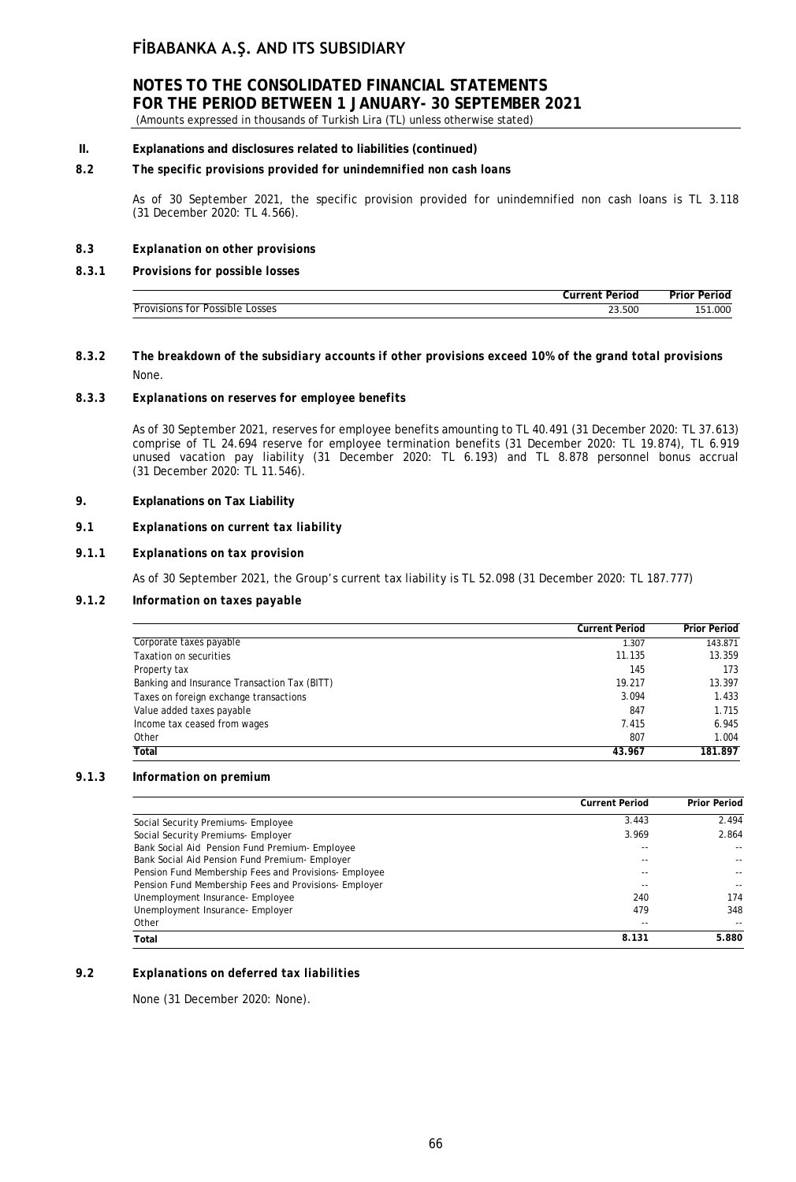## II. Explanations and disclosures related to liabilities (continued)

### 8.2 The specific provisions provided for unindemnified non cash loans

As of 30 September 2021, the specific provision provided for unindemnified non cash loans is TL 3.118 (31 December 2020: TL 4.566).

### 8.3 Explanation on other provisions

### 8.3.1 Provisions for possible losses

| | Current Period | Prior Period |
|---|---|---|
| Provisions for Possible Losses | 23.500 | 151.000 |

### 8.3.2 The breakdown of the subsidiary accounts if other provisions exceed 10% of the grand total provisions

None.

### 8.3.3 Explanations on reserves for employee benefits

As of 30 September 2021, reserves for employee benefits amounting to TL 40.491 (31 December 2020: TL 37.613) comprise of TL 24.694 reserve for employee termination benefits (31 December 2020: TL 19.874), TL 6.919 unused vacation pay liability (31 December 2020: TL 6.193) and TL 8.878 personnel bonus accrual (31 December 2020: TL 11.546).

## 9. Explanations on Tax Liability

### 9.1 Explanations on current tax liability

### 9.1.1 Explanations on tax provision

As of 30 September 2021, the Group's current tax liability is TL 52.098 (31 December 2020: TL 187.777)

### 9.1.2 Information on taxes payable

| | Current Period | Prior Period |
|---|---|---|
| Corporate taxes payable | 1.307 | 143.871 |
| Taxation on securities | 11.135 | 13.359 |
| Property tax | 145 | 173 |
| Banking and Insurance Transaction Tax (BITT) | 19.217 | 13.397 |
| Taxes on foreign exchange transactions | 3.094 | 1.433 |
| Value added taxes payable | 847 | 1.715 |
| Income tax ceased from wages | 7.415 | 6.945 |
| Other | 807 | 1.004 |
| **Total** | **43.967** | **181.897** |

### 9.1.3 Information on premium

| | Current Period | Prior Period |
|---|---|---|
| Social Security Premiums- Employee | 3.443 | 2.494 |
| Social Security Premiums- Employer | 3.969 | 2.864 |
| Bank Social Aid Pension Fund Premium- Employee | -- | -- |
| Bank Social Aid Pension Fund Premium- Employer | -- | -- |
| Pension Fund Membership Fees and Provisions- Employee | -- | -- |
| Pension Fund Membership Fees and Provisions- Employer | -- | -- |
| Unemployment Insurance- Employee | 240 | 174 |
| Unemployment Insurance- Employer | 479 | 348 |
| Other | -- | -- |
| **Total** | **8.131** | **5.880** |

### 9.2 Explanations on deferred tax liabilities

None (31 December 2020: None).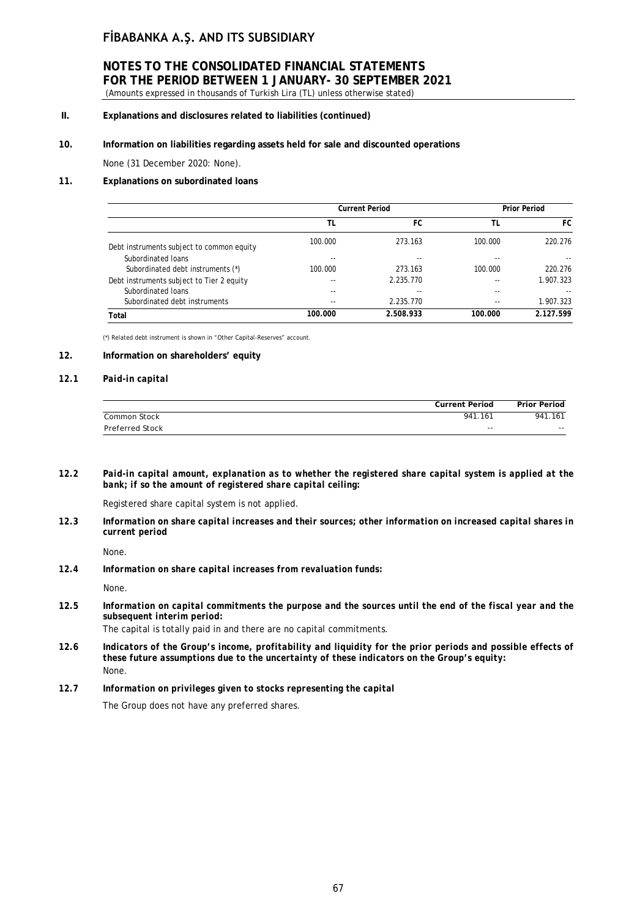# FİBABANKA A.Ş. AND ITS SUBSIDIARY

## NOTES TO THE CONSOLIDATED FINANCIAL STATEMENTS FOR THE PERIOD BETWEEN 1 JANUARY- 30 SEPTEMBER 2021

(Amounts expressed in thousands of Turkish Lira (TL) unless otherwise stated)

**II. Explanations and disclosures related to liabilities (continued)**

**10. Information on liabilities regarding assets held for sale and discounted operations**

None (31 December 2020: None).

**11. Explanations on subordinated loans**

| | Current Period | | Prior Period | |
|---|---|---|---|---|
| | TL | FC | TL | FC |
| Debt instruments subject to common equity | 100.000 | 273.163 | 100.000 | 220.276 |
| Subordinated loans | -- | -- | -- | -- |
| Subordinated debt instruments (*) | 100.000 | 273.163 | 100.000 | 220.276 |
| Debt instruments subject to Tier 2 equity | -- | 2.235.770 | -- | 1.907.323 |
| Subordinated loans | -- | -- | -- | -- |
| Subordinated debt instruments | -- | 2.235.770 | -- | 1.907.323 |
| **Total** | **100.000** | **2.508.933** | **100.000** | **2.127.599** |

(*) Related debt instrument is shown in "Other Capital-Reserves" account.

**12. Information on shareholders' equity**

***12.1 Paid-in capital***

| | Current Period | Prior Period |
|---|---|---|
| Common Stock | 941.161 | 941.161 |
| Preferred Stock | -- | -- |

***12.2 Paid-in capital amount, explanation as to whether the registered share capital system is applied at the bank; if so the amount of registered share capital ceiling:***

Registered share capital system is not applied.

***12.3 Information on share capital increases and their sources; other information on increased capital shares in current period***

None.

***12.4 Information on share capital increases from revaluation funds:***

None.

***12.5 Information on capital commitments the purpose and the sources until the end of the fiscal year and the subsequent interim period:***

The capital is totally paid in and there are no capital commitments.

***12.6 Indicators of the Group's income, profitability and liquidity for the prior periods and possible effects of these future assumptions due to the uncertainty of these indicators on the Group's equity:***

None.

***12.7 Information on privileges given to stocks representing the capital***

The Group does not have any preferred shares.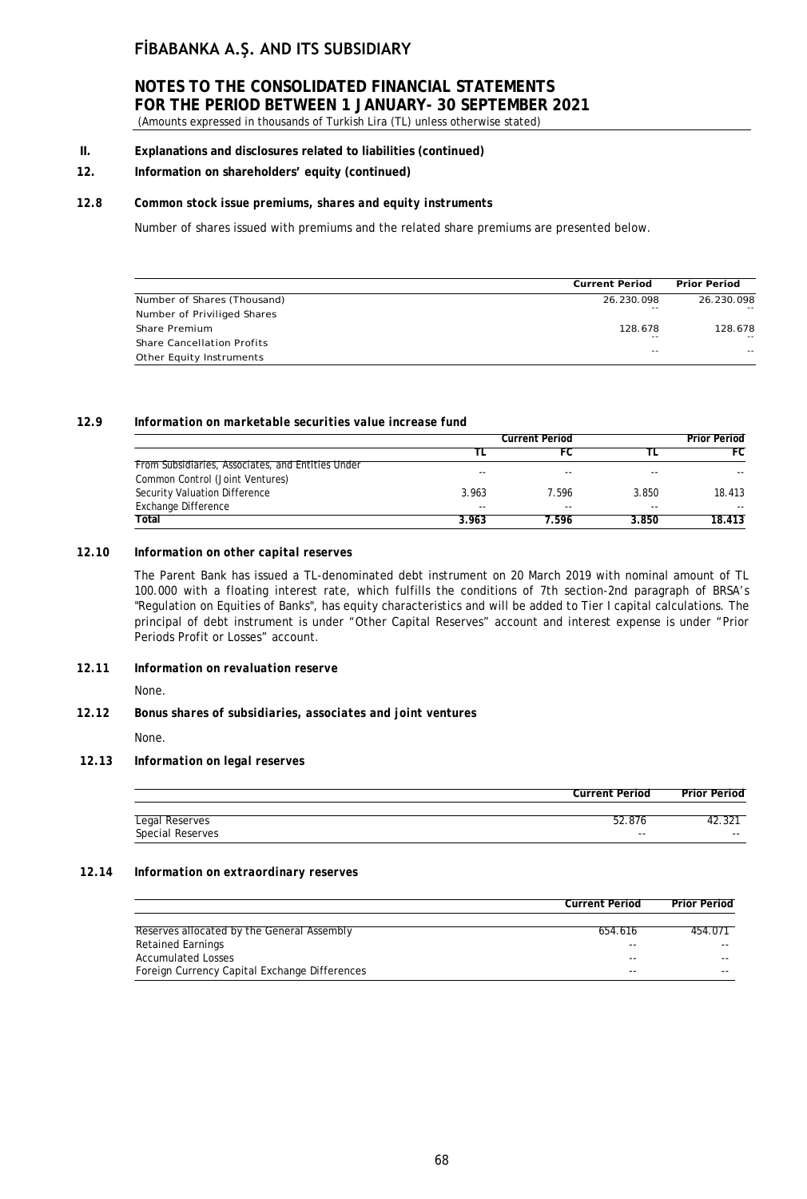## II. Explanations and disclosures related to liabilities (continued)

## 12. Information on shareholders' equity (continued)

### 12.8 *Common stock issue premiums, shares and equity instruments*

Number of shares issued with premiums and the related share premiums are presented below.

| | Current Period | Prior Period |
|---|---|---|
| Number of Shares (Thousand) | 26.230.098 | 26.230.098 |
| Number of Priviliged Shares | -- | -- |
| Share Premium | 128.678 | 128.678 |
| Share Cancellation Profits | -- | -- |
| Other Equity Instruments | -- | -- |

### 12.9 *Information on marketable securities value increase fund*

| | Current Period | | Prior Period | |
|---|---|---|---|---|
| | TL | FC | TL | FC |
| From Subsidiaries, Associates, and Entities Under Common Control (Joint Ventures) | -- | -- | -- | -- |
| Security Valuation Difference | 3.963 | 7.596 | 3.850 | 18.413 |
| Exchange Difference | -- | -- | -- | -- |
| **Total** | **3.963** | **7.596** | **3.850** | **18.413** |

### 12.10 *Information on other capital reserves*

The Parent Bank has issued a TL-denominated debt instrument on 20 March 2019 with nominal amount of TL 100.000 with a floating interest rate, which fulfills the conditions of 7th section-2nd paragraph of BRSA's "Regulation on Equities of Banks", has equity characteristics and will be added to Tier I capital calculations. The principal of debt instrument is under "Other Capital Reserves" account and interest expense is under "Prior Periods Profit or Losses" account.

### 12.11 *Information on revaluation reserve*

None.

### 12.12 *Bonus shares of subsidiaries, associates and joint ventures*

None.

### 12.13 *Information on legal reserves*

| | Current Period | Prior Period |
|---|---|---|
| Legal Reserves | 52.876 | 42.321 |
| Special Reserves | -- | -- |

### 12.14 *Information on extraordinary reserves*

| | Current Period | Prior Period |
|---|---|---|
| Reserves allocated by the General Assembly | 654.616 | 454.071 |
| Retained Earnings | -- | -- |
| Accumulated Losses | -- | -- |
| Foreign Currency Capital Exchange Differences | -- | -- |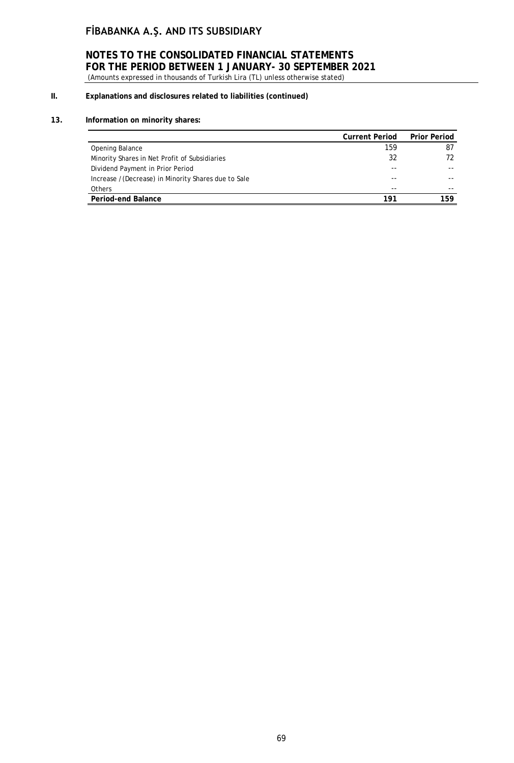## II. Explanations and disclosures related to liabilities (continued)

### 13. Information on minority shares:

| | Current Period | Prior Period |
|---|---|---|
| Opening Balance | 159 | 87 |
| Minority Shares in Net Profit of Subsidiaries | 32 | 72 |
| Dividend Payment in Prior Period | -- | -- |
| Increase / (Decrease) in Minority Shares due to Sale | -- | -- |
| Others | -- | -- |
| **Period-end Balance** | **191** | **159** |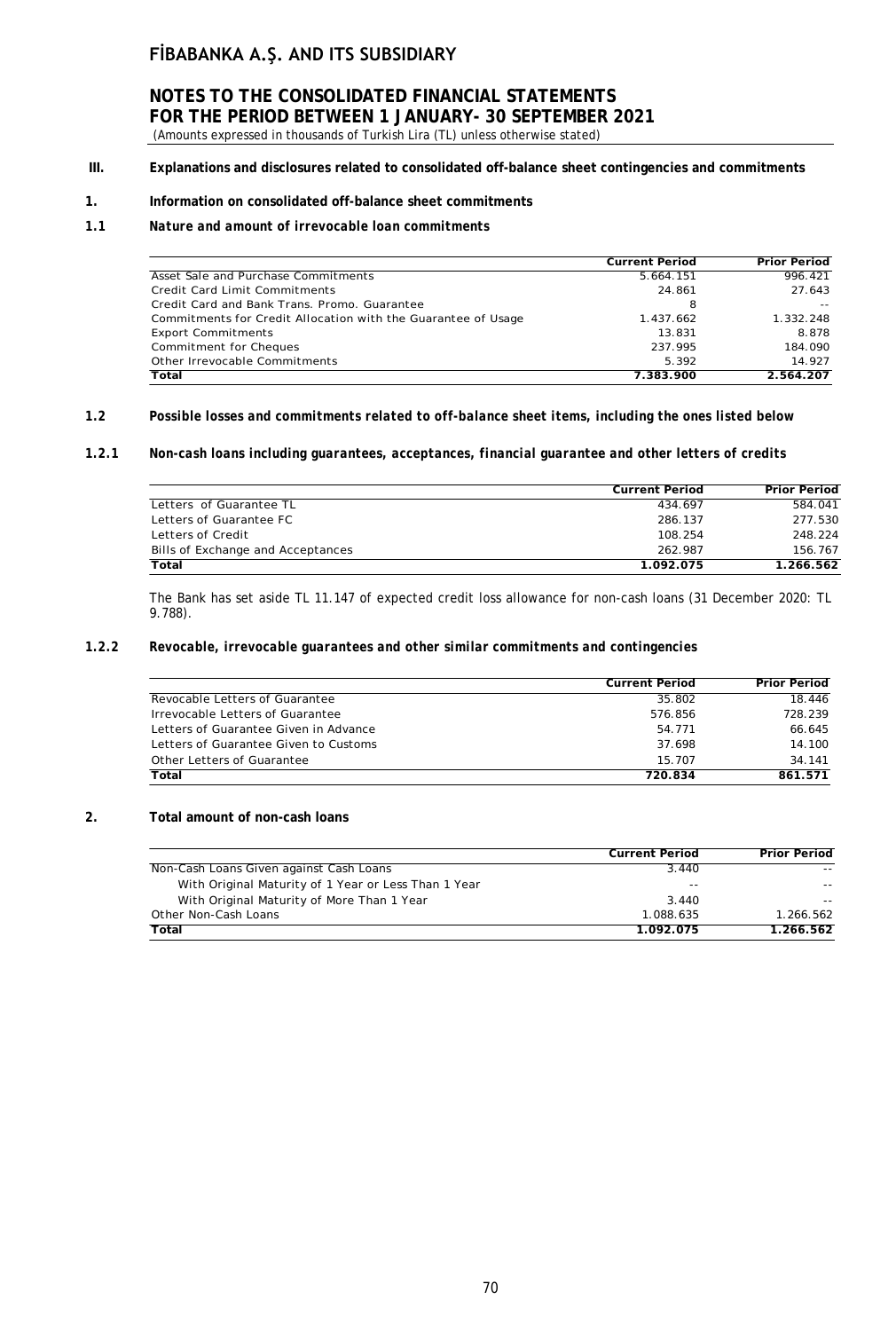### III. Explanations and disclosures related to consolidated off-balance sheet contingencies and commitments

#### 1. Information on consolidated off-balance sheet commitments

#### 1.1 *Nature and amount of irrevocable loan commitments*

| | Current Period | Prior Period |
|---|---|---|
| Asset Sale and Purchase Commitments | 5.664.151 | 996.421 |
| Credit Card Limit Commitments | 24.861 | 27.643 |
| Credit Card and Bank Trans. Promo. Guarantee | 8 | -- |
| Commitments for Credit Allocation with the Guarantee of Usage | 1.437.662 | 1.332.248 |
| Export Commitments | 13.831 | 8.878 |
| Commitment for Cheques | 237.995 | 184.090 |
| Other Irrevocable Commitments | 5.392 | 14.927 |
| **Total** | **7.383.900** | **2.564.207** |

#### 1.2 *Possible losses and commitments related to off-balance sheet items, including the ones listed below*

#### 1.2.1 *Non-cash loans including guarantees, acceptances, financial guarantee and other letters of credits*

| | Current Period | Prior Period |
|---|---|---|
| Letters of Guarantee TL | 434.697 | 584.041 |
| Letters of Guarantee FC | 286.137 | 277.530 |
| Letters of Credit | 108.254 | 248.224 |
| Bills of Exchange and Acceptances | 262.987 | 156.767 |
| **Total** | **1.092.075** | **1.266.562** |

The Bank has set aside TL 11.147 of expected credit loss allowance for non-cash loans (31 December 2020: TL 9.788).

#### 1.2.2 *Revocable, irrevocable guarantees and other similar commitments and contingencies*

| | Current Period | Prior Period |
|---|---|---|
| Revocable Letters of Guarantee | 35.802 | 18.446 |
| Irrevocable Letters of Guarantee | 576.856 | 728.239 |
| Letters of Guarantee Given in Advance | 54.771 | 66.645 |
| Letters of Guarantee Given to Customs | 37.698 | 14.100 |
| Other Letters of Guarantee | 15.707 | 34.141 |
| **Total** | **720.834** | **861.571** |

#### 2. Total amount of non-cash loans

| | Current Period | Prior Period |
|---|---|---|
| Non-Cash Loans Given against Cash Loans | 3.440 | -- |
| With Original Maturity of 1 Year or Less Than 1 Year | -- | -- |
| With Original Maturity of More Than 1 Year | 3.440 | -- |
| Other Non-Cash Loans | 1.088.635 | 1.266.562 |
| **Total** | **1.092.075** | **1.266.562** |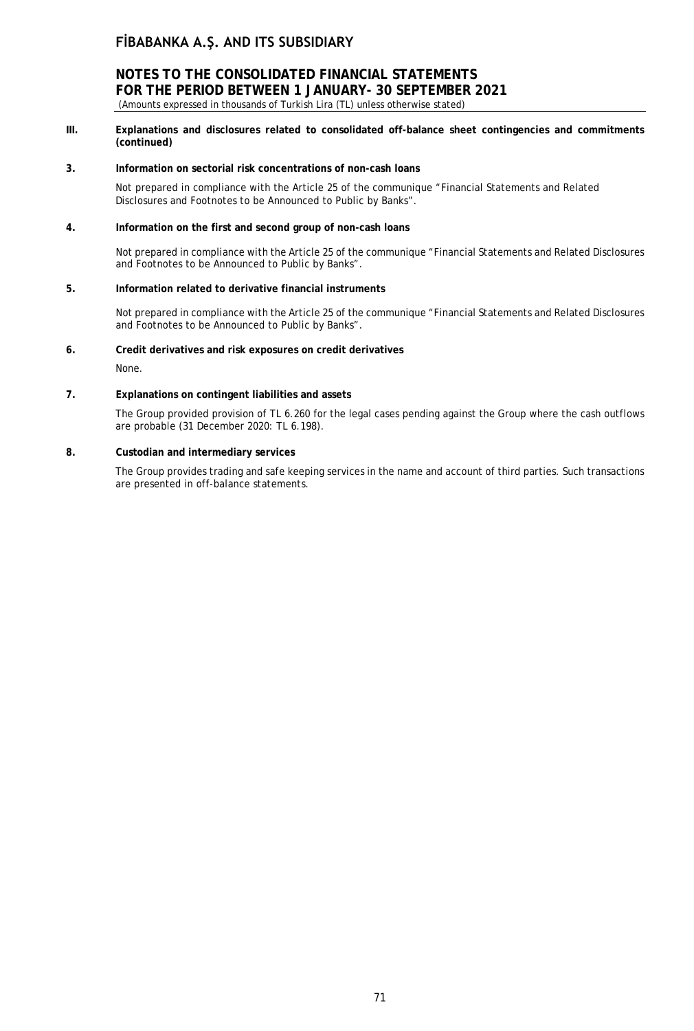### III. Explanations and disclosures related to consolidated off-balance sheet contingencies and commitments (continued)

**3. Information on sectorial risk concentrations of non-cash loans**

Not prepared in compliance with the Article 25 of the communique "Financial Statements and Related Disclosures and Footnotes to be Announced to Public by Banks".

**4. Information on the first and second group of non-cash loans**

Not prepared in compliance with the Article 25 of the communique "Financial Statements and Related Disclosures and Footnotes to be Announced to Public by Banks".

**5. Information related to derivative financial instruments**

Not prepared in compliance with the Article 25 of the communique "Financial Statements and Related Disclosures and Footnotes to be Announced to Public by Banks".

**6. Credit derivatives and risk exposures on credit derivatives**

None.

**7. Explanations on contingent liabilities and assets**

The Group provided provision of TL 6.260 for the legal cases pending against the Group where the cash outflows are probable (31 December 2020: TL 6.198).

**8. Custodian and intermediary services**

The Group provides trading and safe keeping services in the name and account of third parties. Such transactions are presented in off-balance statements.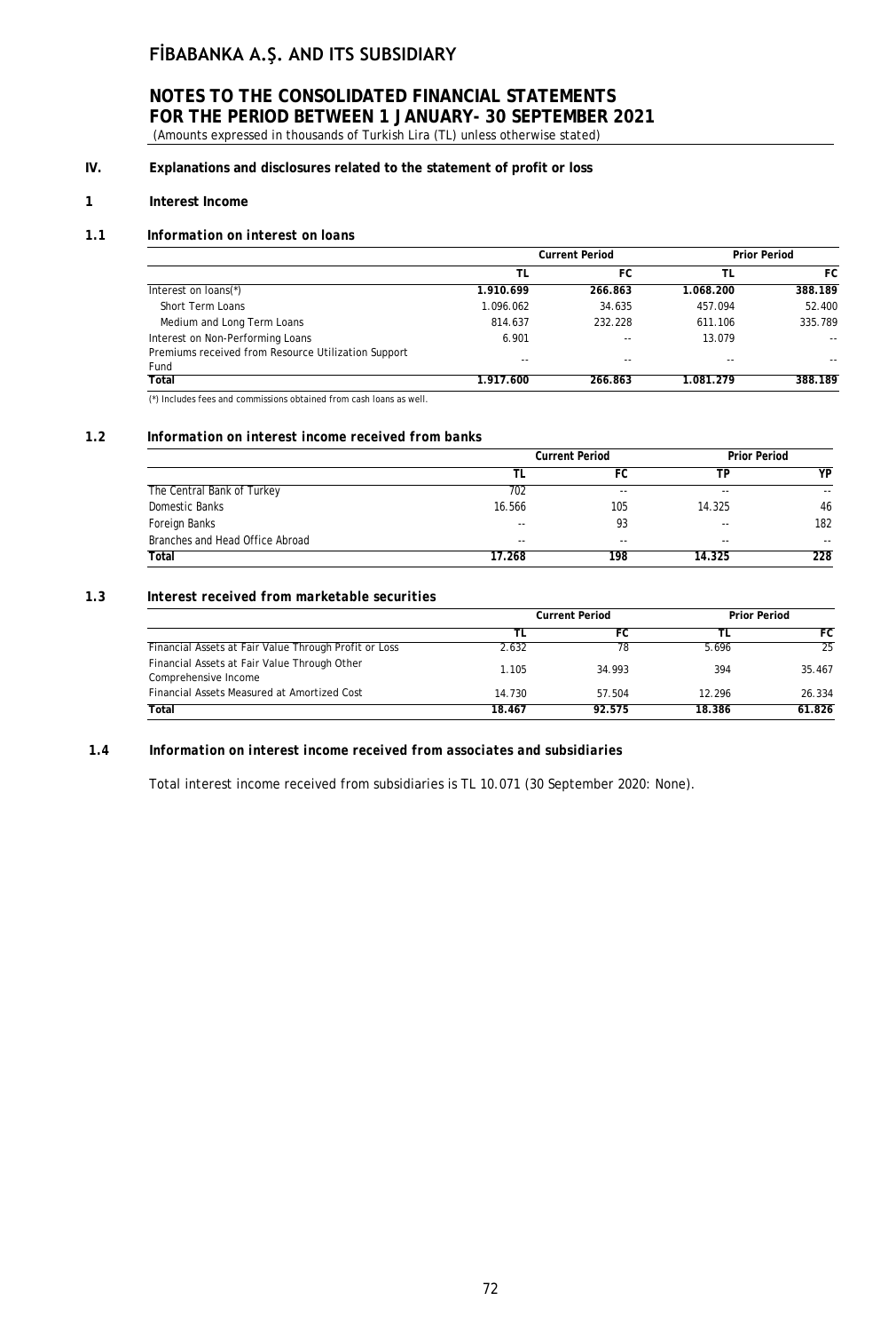# FİBABANKA A.Ş. AND ITS SUBSIDIARY

## NOTES TO THE CONSOLIDATED FINANCIAL STATEMENTS FOR THE PERIOD BETWEEN 1 JANUARY- 30 SEPTEMBER 2021

(Amounts expressed in thousands of Turkish Lira (TL) unless otherwise stated)

### IV. Explanations and disclosures related to the statement of profit or loss

### 1 Interest Income

#### 1.1 *Information on interest on loans*

| | Current Period | | Prior Period | |
|---|---|---|---|---|
| | **TL** | **FC** | **TL** | **FC** |
| Interest on loans(*) | **1.910.699** | **266.863** | **1.068.200** | **388.189** |
| Short Term Loans | 1.096.062 | 34.635 | 457.094 | 52.400 |
| Medium and Long Term Loans | 814.637 | 232.228 | 611.106 | 335.789 |
| Interest on Non-Performing Loans | 6.901 | -- | 13.079 | -- |
| Premiums received from Resource Utilization Support Fund | -- | -- | -- | -- |
| **Total** | **1.917.600** | **266.863** | **1.081.279** | **388.189** |

(*) Includes fees and commissions obtained from cash loans as well.

#### 1.2 *Information on interest income received from banks*

| | Current Period | | Prior Period | |
|---|---|---|---|---|
| | **TL** | **FC** | **TP** | **YP** |
| The Central Bank of Turkey | 702 | -- | -- | -- |
| Domestic Banks | 16.566 | 105 | 14.325 | 46 |
| Foreign Banks | -- | 93 | -- | 182 |
| Branches and Head Office Abroad | -- | -- | -- | -- |
| **Total** | **17.268** | **198** | **14.325** | **228** |

#### 1.3 *Interest received from marketable securities*

| | Current Period | | Prior Period | |
|---|---|---|---|---|
| | **TL** | **FC** | **TL** | **FC** |
| Financial Assets at Fair Value Through Profit or Loss | 2.632 | 78 | 5.696 | 25 |
| Financial Assets at Fair Value Through Other Comprehensive Income | 1.105 | 34.993 | 394 | 35.467 |
| Financial Assets Measured at Amortized Cost | 14.730 | 57.504 | 12.296 | 26.334 |
| **Total** | **18.467** | **92.575** | **18.386** | **61.826** |

#### 1.4 *Information on interest income received from associates and subsidiaries*

Total interest income received from subsidiaries is TL 10.071 (30 September 2020: None).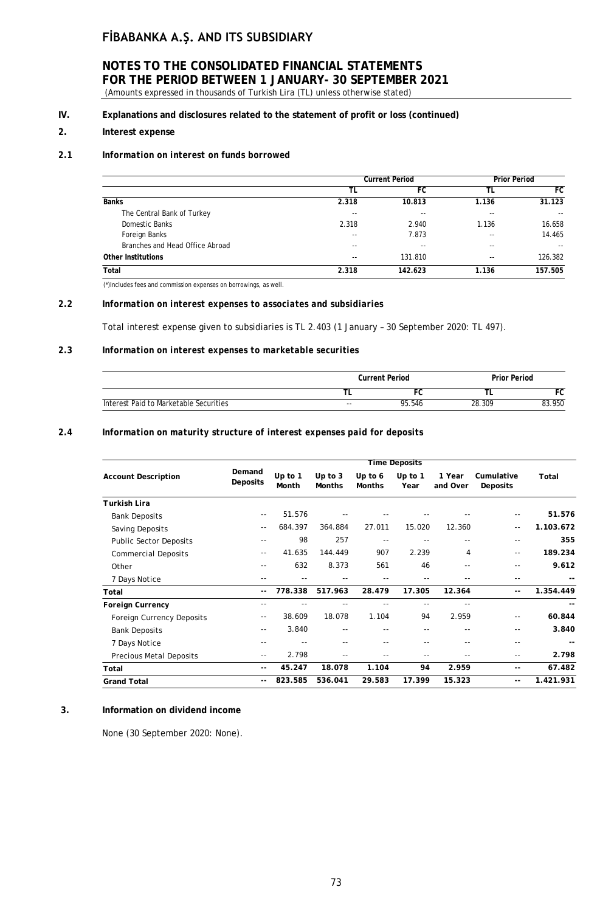# FİBABANKA A.Ş. AND ITS SUBSIDIARY

## NOTES TO THE CONSOLIDATED FINANCIAL STATEMENTS FOR THE PERIOD BETWEEN 1 JANUARY- 30 SEPTEMBER 2021

(Amounts expressed in thousands of Turkish Lira (TL) unless otherwise stated)

**IV. Explanations and disclosures related to the statement of profit or loss (continued)**

**2. Interest expense**

**2.1 *Information on interest on funds borrowed***

| | Current Period | | Prior Period | |
|---|---|---|---|---|
| | TL | FC | TL | FC |
| **Banks** | **2.318** | **10.813** | **1.136** | **31.123** |
| The Central Bank of Turkey | -- | -- | -- | -- |
| Domestic Banks | 2.318 | 2.940 | 1.136 | 16.658 |
| Foreign Banks | -- | 7.873 | -- | 14.465 |
| Branches and Head Office Abroad | -- | -- | -- | -- |
| **Other Institutions** | -- | 131.810 | -- | 126.382 |
| **Total** | **2.318** | **142.623** | **1.136** | **157.505** |

(*)Includes fees and commission expenses on borrowings, as well.

**2.2 *Information on interest expenses to associates and subsidiaries***

Total interest expense given to subsidiaries is TL 2.403 (1 January – 30 September 2020: TL 497).

**2.3 *Information on interest expenses to marketable securities***

| | Current Period | | Prior Period | |
|---|---|---|---|---|
| | TL | FC | TL | FC |
| Interest Paid to Marketable Securities | -- | 95.546 | 28.309 | 83.950 |

**2.4 *Information on maturity structure of interest expenses paid for deposits***

| | | Time Deposits | | | | | | |
|---|---|---|---|---|---|---|---|---|
| **Account Description** | **Demand Deposits** | **Up to 1 Month** | **Up to 3 Months** | **Up to 6 Months** | **Up to 1 Year** | **1 Year and Over** | **Cumulative Deposits** | **Total** |
| **Turkish Lira** | | | | | | | | |
| Bank Deposits | -- | 51.576 | -- | -- | -- | -- | -- | **51.576** |
| Saving Deposits | -- | 684.397 | 364.884 | 27.011 | 15.020 | 12.360 | -- | **1.103.672** |
| Public Sector Deposits | -- | 98 | 257 | -- | -- | -- | -- | **355** |
| Commercial Deposits | -- | 41.635 | 144.449 | 907 | 2.239 | 4 | -- | **189.234** |
| Other | -- | 632 | 8.373 | 561 | 46 | -- | -- | **9.612** |
| 7 Days Notice | -- | -- | -- | -- | -- | -- | -- | **--** |
| **Total** | **--** | **778.338** | **517.963** | **28.479** | **17.305** | **12.364** | **--** | **1.354.449** |
| **Foreign Currency** | -- | -- | -- | -- | -- | -- | | **--** |
| Foreign Currency Deposits | -- | 38.609 | 18.078 | 1.104 | 94 | 2.959 | -- | **60.844** |
| Bank Deposits | -- | 3.840 | -- | -- | -- | -- | -- | **3.840** |
| 7 Days Notice | -- | -- | -- | -- | -- | -- | -- | **--** |
| Precious Metal Deposits | -- | 2.798 | -- | -- | -- | -- | -- | **2.798** |
| **Total** | **--** | **45.247** | **18.078** | **1.104** | **94** | **2.959** | **--** | **67.482** |
| **Grand Total** | **--** | **823.585** | **536.041** | **29.583** | **17.399** | **15.323** | **--** | **1.421.931** |

**3. Information on dividend income**

None (30 September 2020: None).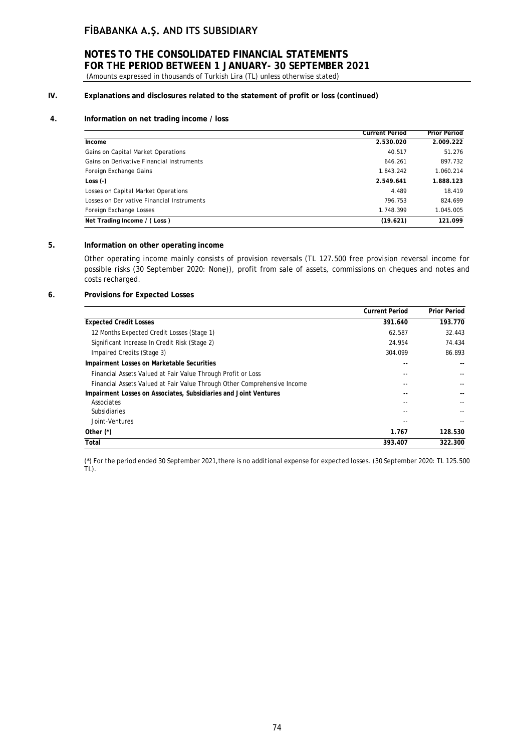## IV. Explanations and disclosures related to the statement of profit or loss (continued)

### 4. Information on net trading income / loss

| | Current Period | Prior Period |
|---|---|---|
| **Income** | **2.530.020** | **2.009.222** |
| Gains on Capital Market Operations | 40.517 | 51.276 |
| Gains on Derivative Financial Instruments | 646.261 | 897.732 |
| Foreign Exchange Gains | 1.843.242 | 1.060.214 |
| **Loss (-)** | **2.549.641** | **1.888.123** |
| Losses on Capital Market Operations | 4.489 | 18.419 |
| Losses on Derivative Financial Instruments | 796.753 | 824.699 |
| Foreign Exchange Losses | 1.748.399 | 1.045.005 |
| **Net Trading Income / ( Loss )** | **(19.621)** | **121.099** |

### 5. Information on other operating income

Other operating income mainly consists of provision reversals (TL 127.500 free provision reversal income for possible risks (30 September 2020: None)), profit from sale of assets, commissions on cheques and notes and costs recharged.

### 6. Provisions for Expected Losses

| | Current Period | Prior Period |
|---|---|---|
| **Expected Credit Losses** | **391.640** | **193.770** |
| 12 Months Expected Credit Losses (Stage 1) | 62.587 | 32.443 |
| Significant Increase In Credit Risk (Stage 2) | 24.954 | 74.434 |
| Impaired Credits (Stage 3) | 304.099 | 86.893 |
| **Impairment Losses on Marketable Securities** | **--** | **--** |
| Financial Assets Valued at Fair Value Through Profit or Loss | -- | -- |
| Financial Assets Valued at Fair Value Through Other Comprehensive Income | -- | -- |
| **Impairment Losses on Associates, Subsidiaries and Joint Ventures** | **--** | **--** |
| Associates | -- | -- |
| Subsidiaries | -- | -- |
| Joint-Ventures | -- | -- |
| **Other (*)** | **1.767** | **128.530** |
| **Total** | **393.407** | **322.300** |

(*) For the period ended 30 September 2021,there is no additional expense for expected losses. (30 September 2020: TL 125.500 TL).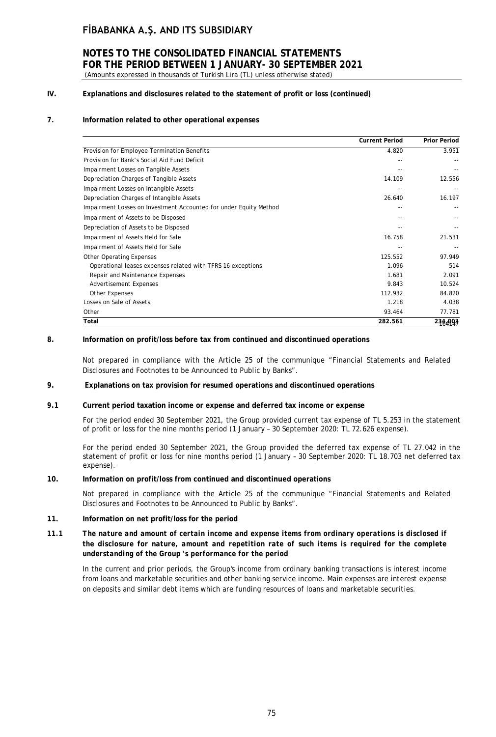## IV. Explanations and disclosures related to the statement of profit or loss (continued)

### 7. Information related to other operational expenses

| | Current Period | Prior Period |
|---|---|---|
| Provision for Employee Termination Benefits | 4.820 | 3.951 |
| Provision for Bank's Social Aid Fund Deficit | -- | -- |
| Impairment Losses on Tangible Assets | -- | -- |
| Depreciation Charges of Tangible Assets | 14.109 | 12.556 |
| Impairment Losses on Intangible Assets | -- | -- |
| Depreciation Charges of Intangible Assets | 26.640 | 16.197 |
| Impairment Losses on Investment Accounted for under Equity Method | -- | -- |
| Impairment of Assets to be Disposed | -- | -- |
| Depreciation of Assets to be Disposed | -- | -- |
| Impairment of Assets Held for Sale | 16.758 | 21.531 |
| Impairment of Assets Held for Sale | -- | -- |
| Other Operating Expenses | 125.552 | 97.949 |
| Operational leases expenses related with TFRS 16 exceptions | 1.096 | 514 |
| Repair and Maintenance Expenses | 1.681 | 2.091 |
| Advertisement Expenses | 9.843 | 10.524 |
| Other Expenses | 112.932 | 84.820 |
| Losses on Sale of Assets | 1.218 | 4.038 |
| Other | 93.464 | 77.781 |
| **Total** | **282.561** | **234.003** |

### 8. Information on profit/loss before tax from continued and discontinued operations

Not prepared in compliance with the Article 25 of the communique "Financial Statements and Related Disclosures and Footnotes to be Announced to Public by Banks".

### 9. Explanations on tax provision for resumed operations and discontinued operations

#### 9.1 Current period taxation income or expense and deferred tax income or expense

For the period ended 30 September 2021, the Group provided current tax expense of TL 5.253 in the statement of profit or loss for the nine months period (1 January – 30 September 2020: TL 72.626 expense).

For the period ended 30 September 2021, the Group provided the deferred tax expense of TL 27.042 in the statement of profit or loss for nine months period (1 January – 30 September 2020: TL 18.703 net deferred tax expense).

### 10. Information on profit/loss from continued and discontinued operations

Not prepared in compliance with the Article 25 of the communique "Financial Statements and Related Disclosures and Footnotes to be Announced to Public by Banks".

### 11. Information on net profit/loss for the period

#### 11.1 *The nature and amount of certain income and expense items from ordinary operations is disclosed if the disclosure for nature, amount and repetition rate of such items is required for the complete understanding of the Group 's performance for the period*

In the current and prior periods, the Group's income from ordinary banking transactions is interest income from loans and marketable securities and other banking service income. Main expenses are interest expense on deposits and similar debt items which are funding resources of loans and marketable securities.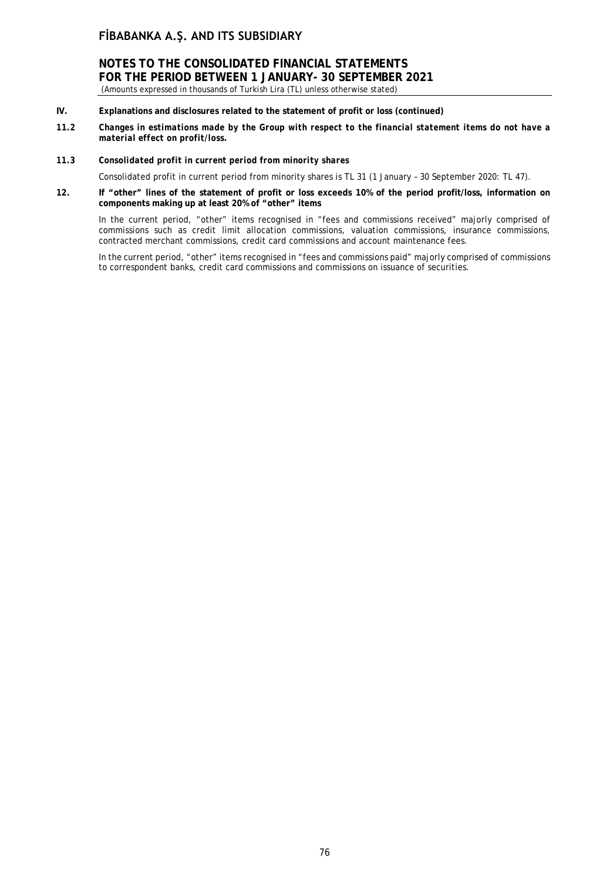**IV. Explanations and disclosures related to the statement of profit or loss (continued)**

***11.2 Changes in estimations made by the Group with respect to the financial statement items do not have a material effect on profit/loss.***

***11.3 Consolidated profit in current period from minority shares***

Consolidated profit in current period from minority shares is TL 31 (1 January – 30 September 2020: TL 47).

**12. If "other" lines of the statement of profit or loss exceeds 10% of the period profit/loss, information on components making up at least 20% of "other" items**

In the current period, "other" items recognised in "fees and commissions received" majorly comprised of commissions such as credit limit allocation commissions, valuation commissions, insurance commissions, contracted merchant commissions, credit card commissions and account maintenance fees.

In the current period, "other" items recognised in "fees and commissions paid" majorly comprised of commissions to correspondent banks, credit card commissions and commissions on issuance of securities.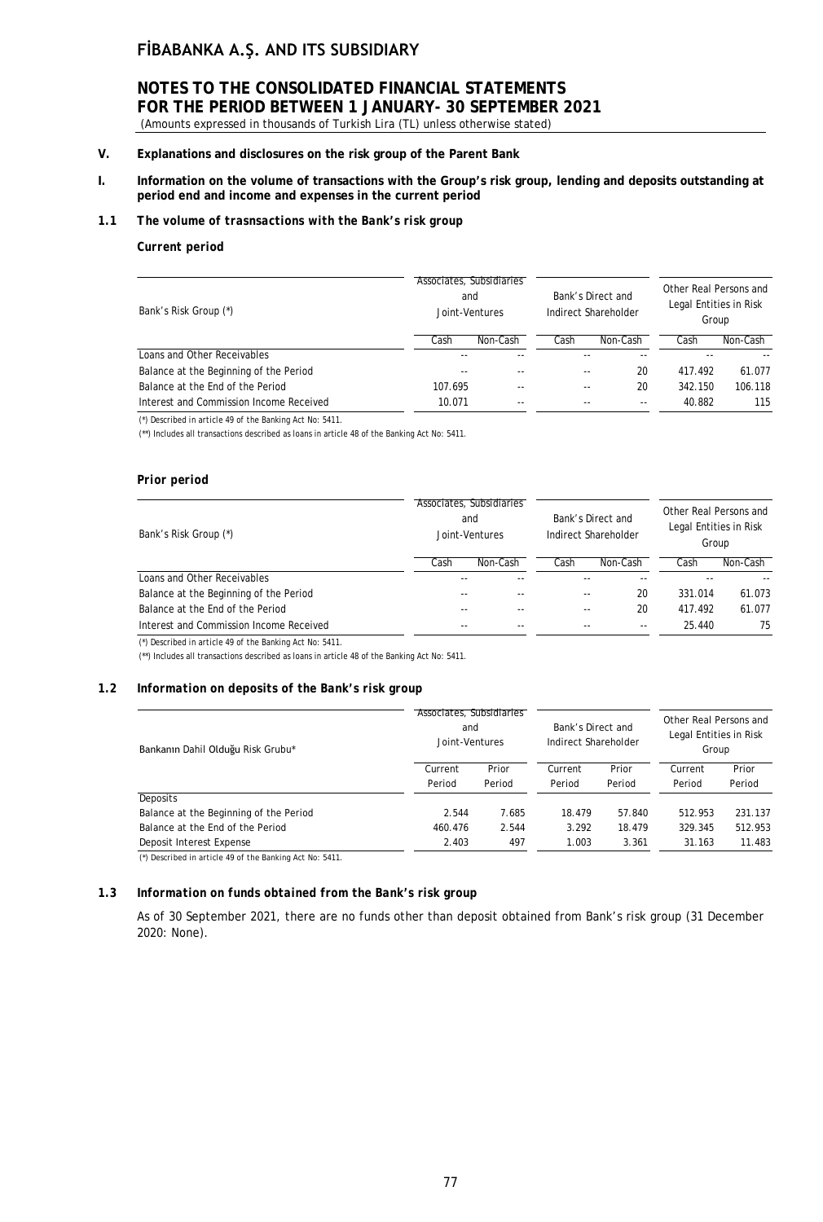## V. Explanations and disclosures on the risk group of the Parent Bank

### I. Information on the volume of transactions with the Group's risk group, lending and deposits outstanding at period end and income and expenses in the current period

### 1.1 *The volume of trasnsactions with the Bank's risk group*

**Current period**

| Bank's Risk Group (*) | Associates, Subsidiaries and Joint-Ventures | | Bank's Direct and Indirect Shareholder | | Other Real Persons and Legal Entities in Risk Group | |
|---|---|---|---|---|---|---|
| | Cash | Non-Cash | Cash | Non-Cash | Cash | Non-Cash |
| Loans and Other Receivables | -- | -- | -- | -- | -- | -- |
| Balance at the Beginning of the Period | -- | -- | -- | 20 | 417.492 | 61.077 |
| Balance at the End of the Period | 107.695 | -- | -- | 20 | 342.150 | 106.118 |
| Interest and Commission Income Received | 10.071 | -- | -- | -- | 40.882 | 115 |

(*) Described in article 49 of the Banking Act No: 5411.

(**) Includes all transactions described as loans in article 48 of the Banking Act No: 5411.

**Prior period**

| Bank's Risk Group (*) | Associates, Subsidiaries and Joint-Ventures | | Bank's Direct and Indirect Shareholder | | Other Real Persons and Legal Entities in Risk Group | |
|---|---|---|---|---|---|---|
| | Cash | Non-Cash | Cash | Non-Cash | Cash | Non-Cash |
| Loans and Other Receivables | -- | -- | -- | -- | -- | -- |
| Balance at the Beginning of the Period | -- | -- | -- | 20 | 331.014 | 61.073 |
| Balance at the End of the Period | -- | -- | -- | 20 | 417.492 | 61.077 |
| Interest and Commission Income Received | -- | -- | -- | -- | 25.440 | 75 |

(*) Described in article 49 of the Banking Act No: 5411.

(**) Includes all transactions described as loans in article 48 of the Banking Act No: 5411.

### 1.2 *Information on deposits of the Bank's risk group*

| Bankanın Dahil Olduğu Risk Grubu* | Associates, Subsidiaries and Joint-Ventures | | Bank's Direct and Indirect Shareholder | | Other Real Persons and Legal Entities in Risk Group | |
|---|---|---|---|---|---|---|
| | Current Period | Prior Period | Current Period | Prior Period | Current Period | Prior Period |
| Deposits | | | | | | |
| Balance at the Beginning of the Period | 2.544 | 7.685 | 18.479 | 57.840 | 512.953 | 231.137 |
| Balance at the End of the Period | 460.476 | 2.544 | 3.292 | 18.479 | 329.345 | 512.953 |
| Deposit Interest Expense | 2.403 | 497 | 1.003 | 3.361 | 31.163 | 11.483 |

(*) Described in article 49 of the Banking Act No: 5411.

### 1.3 *Information on funds obtained from the Bank's risk group*

As of 30 September 2021, there are no funds other than deposit obtained from Bank's risk group (31 December 2020: None).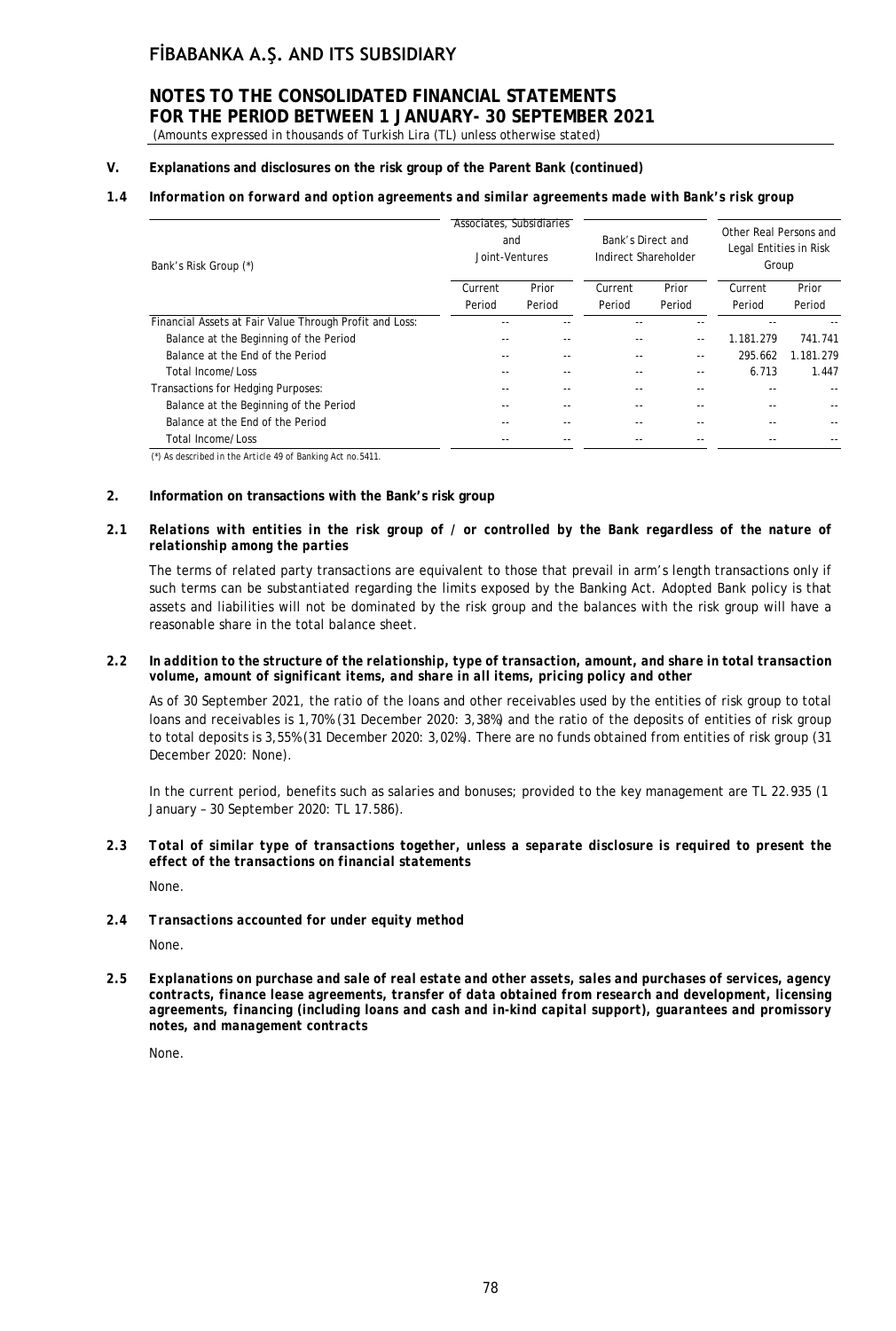**V. Explanations and disclosures on the risk group of the Parent Bank (continued)**

**1.4 *Information on forward and option agreements and similar agreements made with Bank's risk group***

| Bank's Risk Group (*) | Associates, Subsidiaries and Joint-Ventures | | Bank's Direct and Indirect Shareholder | | Other Real Persons and Legal Entities in Risk Group | |
|---|---|---|---|---|---|---|
| | Current Period | Prior Period | Current Period | Prior Period | Current Period | Prior Period |
| Financial Assets at Fair Value Through Profit and Loss: | -- | -- | -- | -- | -- | -- |
| Balance at the Beginning of the Period | -- | -- | -- | -- | 1.181.279 | 741.741 |
| Balance at the End of the Period | -- | -- | -- | -- | 295.662 | 1.181.279 |
| Total Income/Loss | -- | -- | -- | -- | 6.713 | 1.447 |
| Transactions for Hedging Purposes: | -- | -- | -- | -- | -- | -- |
| Balance at the Beginning of the Period | -- | -- | -- | -- | -- | -- |
| Balance at the End of the Period | -- | -- | -- | -- | -- | -- |
| Total Income/Loss | -- | -- | -- | -- | -- | -- |

(*) As described in the Article 49 of Banking Act no.5411.

**2. Information on transactions with the Bank's risk group**

**2.1 *Relations with entities in the risk group of / or controlled by the Bank regardless of the nature of relationship among the parties***

The terms of related party transactions are equivalent to those that prevail in arm's length transactions only if such terms can be substantiated regarding the limits exposed by the Banking Act. Adopted Bank policy is that assets and liabilities will not be dominated by the risk group and the balances with the risk group will have a reasonable share in the total balance sheet.

**2.2 *In addition to the structure of the relationship, type of transaction, amount, and share in total transaction volume, amount of significant items, and share in all items, pricing policy and other***

As of 30 September 2021, the ratio of the loans and other receivables used by the entities of risk group to total loans and receivables is 1,70% (31 December 2020: 3,38%) and the ratio of the deposits of entities of risk group to total deposits is 3,55% (31 December 2020: 3,02%). There are no funds obtained from entities of risk group (31 December 2020: None).

In the current period, benefits such as salaries and bonuses; provided to the key management are TL 22.935 (1 January – 30 September 2020: TL 17.586).

**2.3 *Total of similar type of transactions together, unless a separate disclosure is required to present the effect of the transactions on financial statements***

None.

**2.4 *Transactions accounted for under equity method***

None.

**2.5 *Explanations on purchase and sale of real estate and other assets, sales and purchases of services, agency contracts, finance lease agreements, transfer of data obtained from research and development, licensing agreements, financing (including loans and cash and in-kind capital support), guarantees and promissory notes, and management contracts***

None.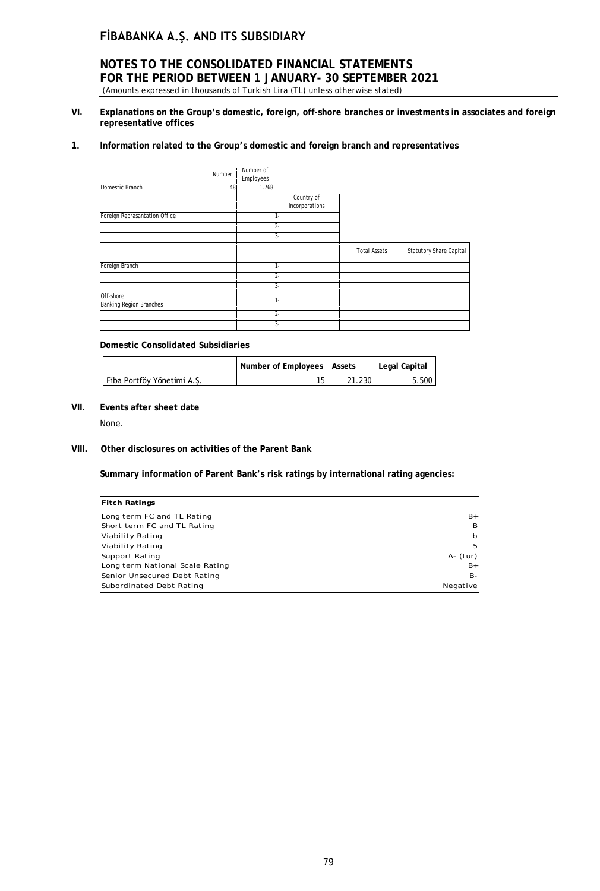**VI. Explanations on the Group's domestic, foreign, off-shore branches or investments in associates and foreign representative offices**

**1. Information related to the Group's domestic and foreign branch and representatives**

| | Number | Number of Employees | | | |
|---|---|---|---|---|---|
| Domestic Branch | 48 | 1.768 | | | |
| | | | Country of Incorporations | | |
| Foreign Reprasantation Office | | | 1- | | |
| | | | 2- | | |
| | | | 3- | | |
| | | | | Total Assets | Statutory Share Capital |
| Foreign Branch | | | 1- | | |
| | | | 2- | | |
| | | | 3- | | |
| Off-shore Banking Region Branches | | | 1- | | |
| | | | 2- | | |
| | | | 3- | | |

**Domestic Consolidated Subsidiaries**

| | Number of Employees | Assets | Legal Capital |
|---|---|---|---|
| Fiba Portföy Yönetimi A.Ş. | 15 | 21.230 | 5.500 |

**VII. Events after sheet date**

None.

**VIII. Other disclosures on activities of the Parent Bank**

**Summary information of Parent Bank's risk ratings by international rating agencies:**

| Fitch Ratings | |
|---|---|
| Long term FC and TL Rating | B+ |
| Short term FC and TL Rating | B |
| Viability Rating | b |
| Viability Rating | 5 |
| Support Rating | A- (tur) |
| Long term National Scale Rating | B+ |
| Senior Unsecured Debt Rating | B- |
| Subordinated Debt Rating | Negative |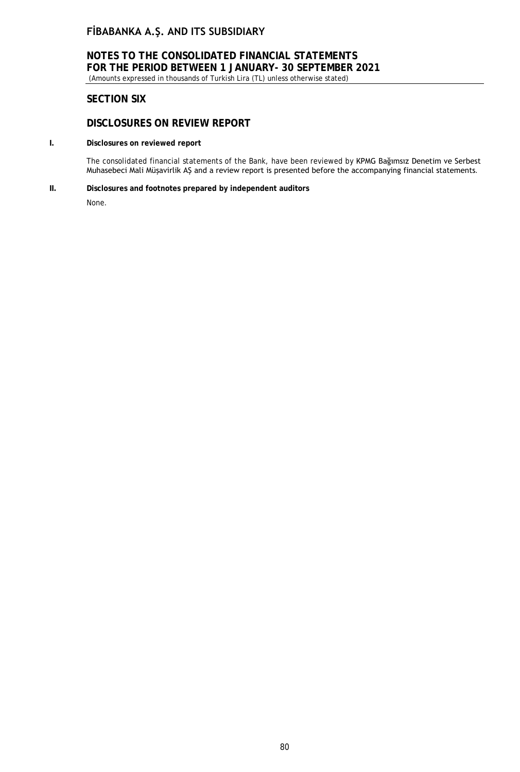## SECTION SIX

## DISCLOSURES ON REVIEW REPORT

**I. Disclosures on reviewed report**

The consolidated financial statements of the Bank, have been reviewed by KPMG Bağımsız Denetim ve Serbest Muhasebeci Mali Müşavirlik AŞ and a review report is presented before the accompanying financial statements.

**II. Disclosures and footnotes prepared by independent auditors**

None.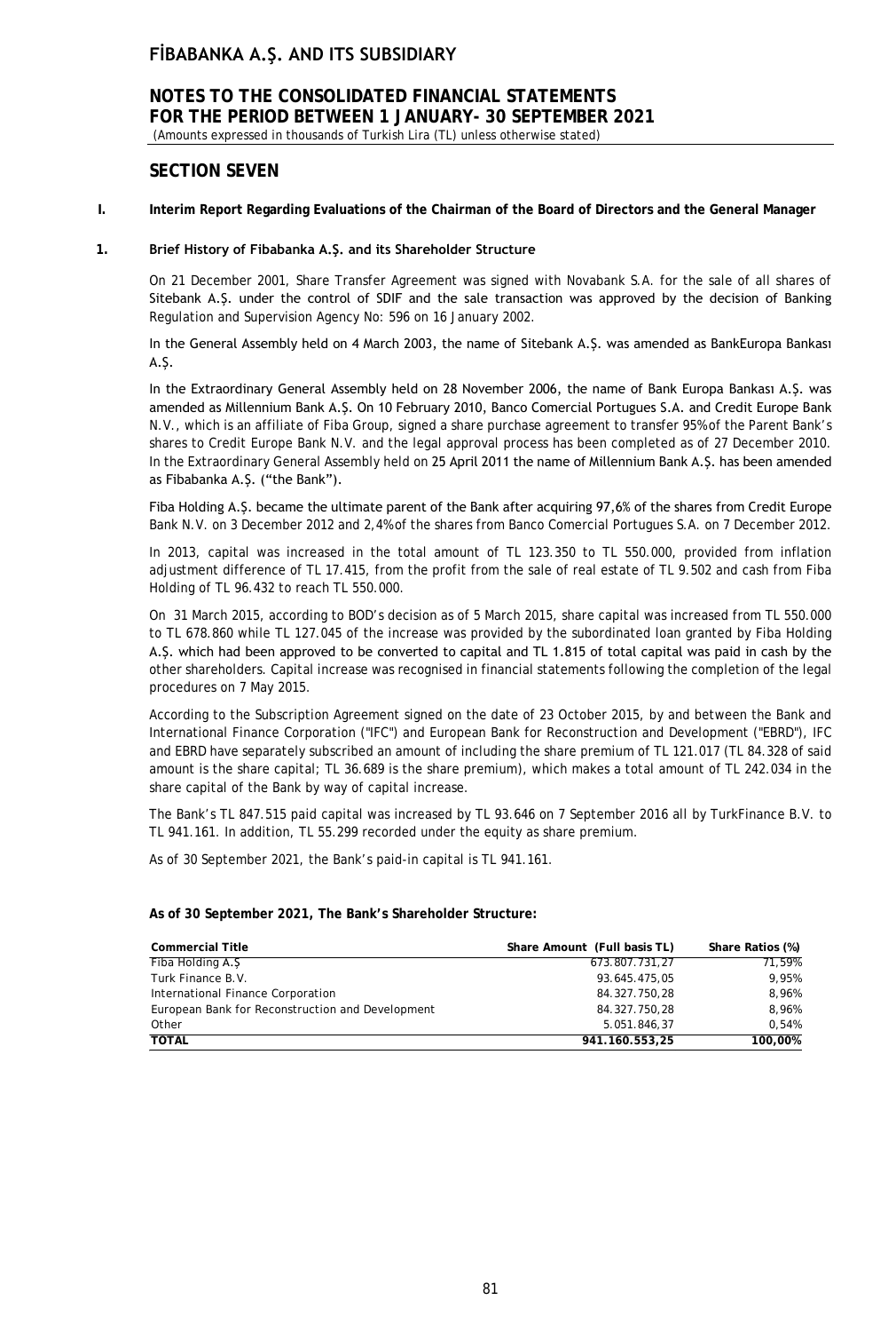## SECTION SEVEN

### I. Interim Report Regarding Evaluations of the Chairman of the Board of Directors and the General Manager

#### 1. Brief History of Fibabanka A.Ş. and its Shareholder Structure

On 21 December 2001, Share Transfer Agreement was signed with Novabank S.A. for the sale of all shares of Sitebank A.Ş. under the control of SDIF and the sale transaction was approved by the decision of Banking Regulation and Supervision Agency No: 596 on 16 January 2002.

In the General Assembly held on 4 March 2003, the name of Sitebank A.Ş. was amended as BankEuropa Bankası A.Ş.

In the Extraordinary General Assembly held on 28 November 2006, the name of Bank Europa Bankası A.Ş. was amended as Millennium Bank A.Ş. On 10 February 2010, Banco Comercial Portugues S.A. and Credit Europe Bank N.V., which is an affiliate of Fiba Group, signed a share purchase agreement to transfer 95% of the Parent Bank's shares to Credit Europe Bank N.V. and the legal approval process has been completed as of 27 December 2010. In the Extraordinary General Assembly held on 25 April 2011 the name of Millennium Bank A.Ş. has been amended as Fibabanka A.Ş. ("the Bank").

Fiba Holding A.Ş. became the ultimate parent of the Bank after acquiring 97,6% of the shares from Credit Europe Bank N.V. on 3 December 2012 and 2,4% of the shares from Banco Comercial Portugues S.A. on 7 December 2012.

In 2013, capital was increased in the total amount of TL 123.350 to TL 550.000, provided from inflation adjustment difference of TL 17.415, from the profit from the sale of real estate of TL 9.502 and cash from Fiba Holding of TL 96.432 to reach TL 550.000.

On 31 March 2015, according to BOD's decision as of 5 March 2015, share capital was increased from TL 550.000 to TL 678.860 while TL 127.045 of the increase was provided by the subordinated loan granted by Fiba Holding A.Ş. which had been approved to be converted to capital and TL 1.815 of total capital was paid in cash by the other shareholders. Capital increase was recognised in financial statements following the completion of the legal procedures on 7 May 2015.

According to the Subscription Agreement signed on the date of 23 October 2015, by and between the Bank and International Finance Corporation ("IFC") and European Bank for Reconstruction and Development ("EBRD"), IFC and EBRD have separately subscribed an amount of including the share premium of TL 121.017 (TL 84.328 of said amount is the share capital; TL 36.689 is the share premium), which makes a total amount of TL 242.034 in the share capital of the Bank by way of capital increase.

The Bank's TL 847.515 paid capital was increased by TL 93.646 on 7 September 2016 all by TurkFinance B.V. to TL 941.161. In addition, TL 55.299 recorded under the equity as share premium.

As of 30 September 2021, the Bank's paid-in capital is TL 941.161.

**As of 30 September 2021, The Bank's Shareholder Structure:**

| Commercial Title | Share Amount (Full basis TL) | Share Ratios (%) |
|---|---|---|
| Fiba Holding A.Ş | 673.807.731,27 | 71,59% |
| Turk Finance B.V. | 93.645.475,05 | 9,95% |
| International Finance Corporation | 84.327.750,28 | 8,96% |
| European Bank for Reconstruction and Development | 84.327.750,28 | 8,96% |
| Other | 5.051.846,37 | 0,54% |
| **TOTAL** | **941.160.553,25** | **100,00%** |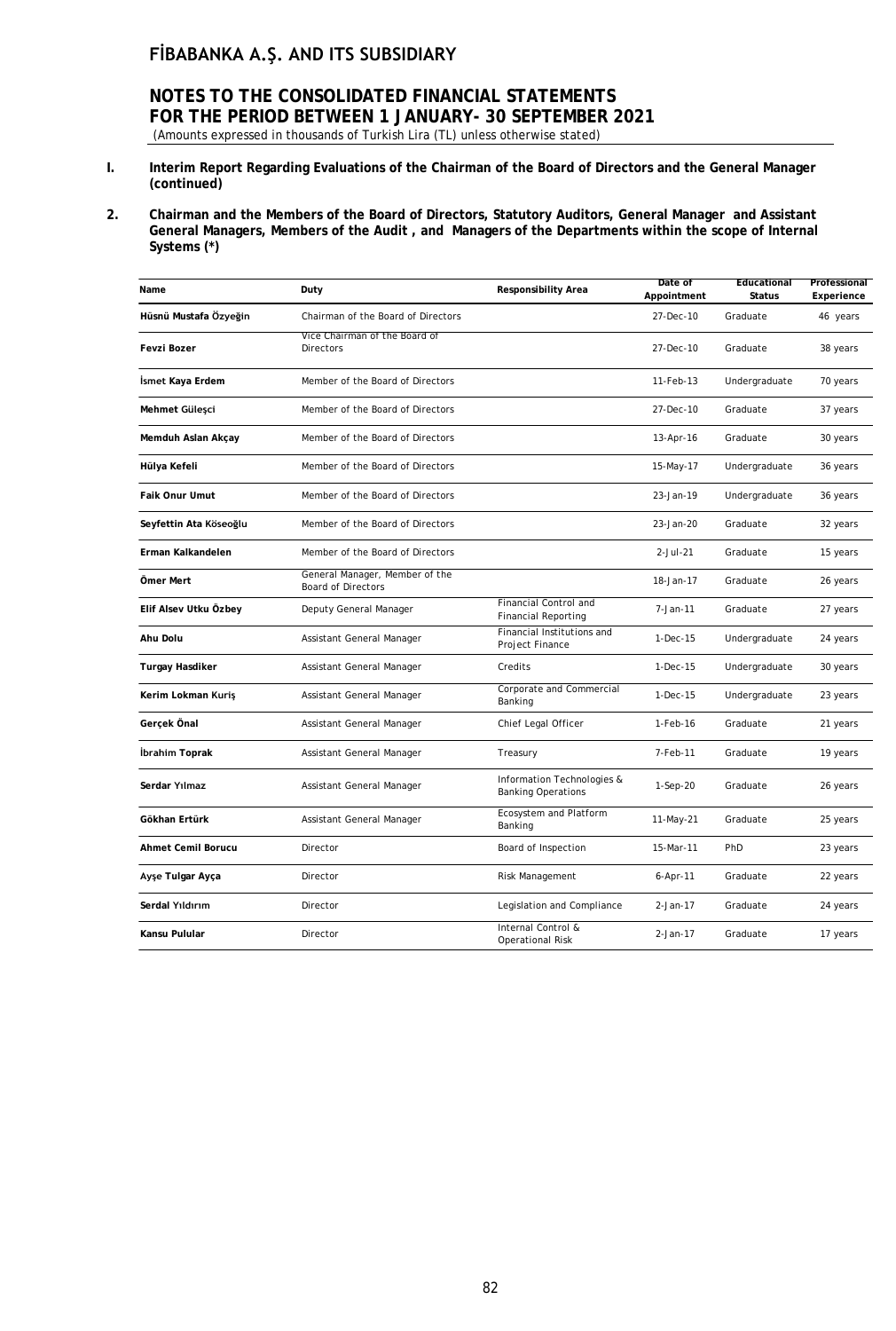# FİBABANKA A.Ş. AND ITS SUBSIDIARY

## NOTES TO THE CONSOLIDATED FINANCIAL STATEMENTS FOR THE PERIOD BETWEEN 1 JANUARY- 30 SEPTEMBER 2021

(Amounts expressed in thousands of Turkish Lira (TL) unless otherwise stated)

**I. Interim Report Regarding Evaluations of the Chairman of the Board of Directors and the General Manager (continued)**

**2. Chairman and the Members of the Board of Directors, Statutory Auditors, General Manager and Assistant General Managers, Members of the Audit , and Managers of the Departments within the scope of Internal Systems (*)**

| Name | Duty | Responsibility Area | Date of Appointment | Educational Status | Professional Experience |
|---|---|---|---|---|---|
| **Hüsnü Mustafa Özyeğin** | Chairman of the Board of Directors | | 27-Dec-10 | Graduate | 46 years |
| **Fevzi Bozer** | Vice Chairman of the Board of Directors | | 27-Dec-10 | Graduate | 38 years |
| **İsmet Kaya Erdem** | Member of the Board of Directors | | 11-Feb-13 | Undergraduate | 70 years |
| **Mehmet Güleşci** | Member of the Board of Directors | | 27-Dec-10 | Graduate | 37 years |
| **Memduh Aslan Akçay** | Member of the Board of Directors | | 13-Apr-16 | Graduate | 30 years |
| **Hülya Kefeli** | Member of the Board of Directors | | 15-May-17 | Undergraduate | 36 years |
| **Faik Onur Umut** | Member of the Board of Directors | | 23-Jan-19 | Undergraduate | 36 years |
| **Seyfettin Ata Köseoğlu** | Member of the Board of Directors | | 23-Jan-20 | Graduate | 32 years |
| **Erman Kalkandelen** | Member of the Board of Directors | | 2-Jul-21 | Graduate | 15 years |
| **Ömer Mert** | General Manager, Member of the Board of Directors | | 18-Jan-17 | Graduate | 26 years |
| **Elif Alsev Utku Özbey** | Deputy General Manager | Financial Control and Financial Reporting | 7-Jan-11 | Graduate | 27 years |
| **Ahu Dolu** | Assistant General Manager | Financial Institutions and Project Finance | 1-Dec-15 | Undergraduate | 24 years |
| **Turgay Hasdiker** | Assistant General Manager | Credits | 1-Dec-15 | Undergraduate | 30 years |
| **Kerim Lokman Kuriş** | Assistant General Manager | Corporate and Commercial Banking | 1-Dec-15 | Undergraduate | 23 years |
| **Gerçek Önal** | Assistant General Manager | Chief Legal Officer | 1-Feb-16 | Graduate | 21 years |
| **İbrahim Toprak** | Assistant General Manager | Treasury | 7-Feb-11 | Graduate | 19 years |
| **Serdar Yılmaz** | Assistant General Manager | Information Technologies & Banking Operations | 1-Sep-20 | Graduate | 26 years |
| **Gökhan Ertürk** | Assistant General Manager | Ecosystem and Platform Banking | 11-May-21 | Graduate | 25 years |
| **Ahmet Cemil Borucu** | Director | Board of Inspection | 15-Mar-11 | PhD | 23 years |
| **Ayşe Tulgar Ayça** | Director | Risk Management | 6-Apr-11 | Graduate | 22 years |
| **Serdal Yıldırım** | Director | Legislation and Compliance | 2-Jan-17 | Graduate | 24 years |
| **Kansu Pulular** | Director | Internal Control & Operational Risk | 2-Jan-17 | Graduate | 17 years |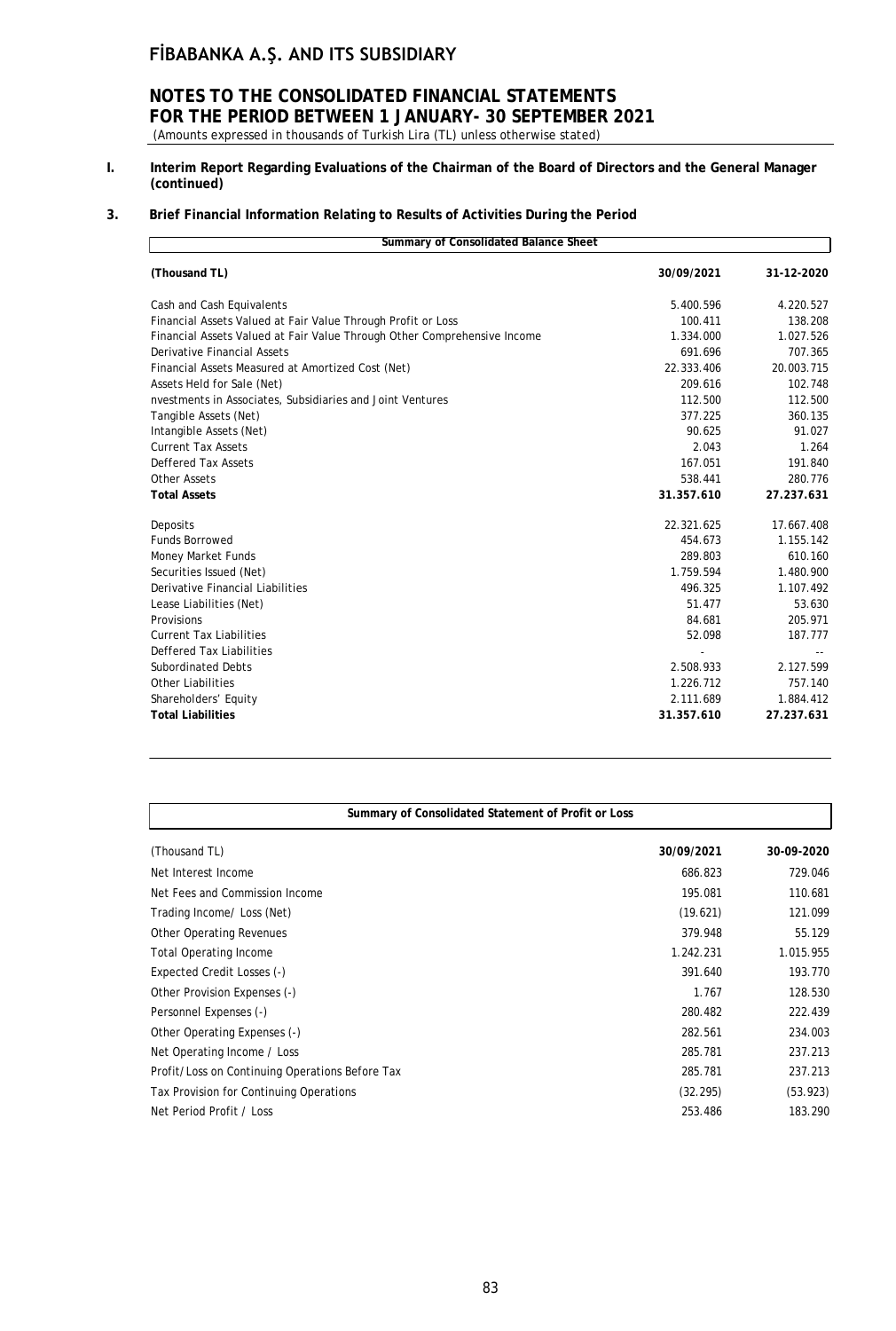## I. Interim Report Regarding Evaluations of the Chairman of the Board of Directors and the General Manager (continued)

### 3. Brief Financial Information Relating to Results of Activities During the Period

| Summary of Consolidated Balance Sheet | | |
|---|---|---|
| **(Thousand TL)** | **30/09/2021** | **31-12-2020** |
| Cash and Cash Equivalents | 5.400.596 | 4.220.527 |
| Financial Assets Valued at Fair Value Through Profit or Loss | 100.411 | 138.208 |
| Financial Assets Valued at Fair Value Through Other Comprehensive Income | 1.334.000 | 1.027.526 |
| Derivative Financial Assets | 691.696 | 707.365 |
| Financial Assets Measured at Amortized Cost (Net) | 22.333.406 | 20.003.715 |
| Assets Held for Sale (Net) | 209.616 | 102.748 |
| nvestments in Associates, Subsidiaries and Joint Ventures | 112.500 | 112.500 |
| Tangible Assets (Net) | 377.225 | 360.135 |
| Intangible Assets (Net) | 90.625 | 91.027 |
| Current Tax Assets | 2.043 | 1.264 |
| Deffered Tax Assets | 167.051 | 191.840 |
| Other Assets | 538.441 | 280.776 |
| **Total Assets** | **31.357.610** | **27.237.631** |
| Deposits | 22.321.625 | 17.667.408 |
| Funds Borrowed | 454.673 | 1.155.142 |
| Money Market Funds | 289.803 | 610.160 |
| Securities Issued (Net) | 1.759.594 | 1.480.900 |
| Derivative Financial Liabilities | 496.325 | 1.107.492 |
| Lease Liabilities (Net) | 51.477 | 53.630 |
| Provisions | 84.681 | 205.971 |
| Current Tax Liabilities | 52.098 | 187.777 |
| Deffered Tax Liabilities | - | -- |
| Subordinated Debts | 2.508.933 | 2.127.599 |
| Other Liabilities | 1.226.712 | 757.140 |
| Shareholders' Equity | 2.111.689 | 1.884.412 |
| **Total Liabilities** | **31.357.610** | **27.237.631** |

| Summary of Consolidated Statement of Profit or Loss | | |
|---|---|---|
| (Thousand TL) | **30/09/2021** | **30-09-2020** |
| Net Interest Income | 686.823 | 729.046 |
| Net Fees and Commission Income | 195.081 | 110.681 |
| Trading Income/ Loss (Net) | (19.621) | 121.099 |
| Other Operating Revenues | 379.948 | 55.129 |
| Total Operating Income | 1.242.231 | 1.015.955 |
| Expected Credit Losses (-) | 391.640 | 193.770 |
| Other Provision Expenses (-) | 1.767 | 128.530 |
| Personnel Expenses (-) | 280.482 | 222.439 |
| Other Operating Expenses (-) | 282.561 | 234.003 |
| Net Operating Income / Loss | 285.781 | 237.213 |
| Profit/Loss on Continuing Operations Before Tax | 285.781 | 237.213 |
| Tax Provision for Continuing Operations | (32.295) | (53.923) |
| Net Period Profit / Loss | 253.486 | 183.290 |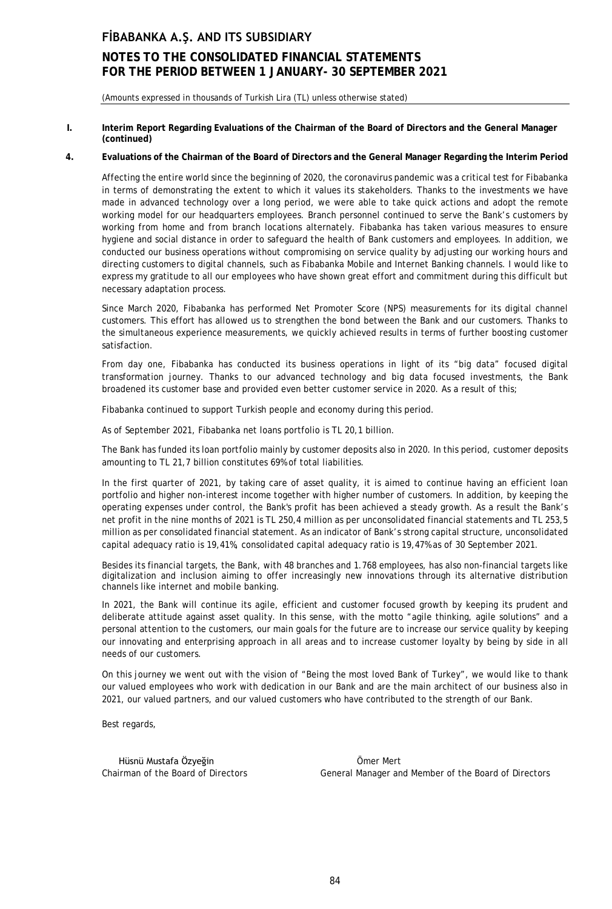**I. Interim Report Regarding Evaluations of the Chairman of the Board of Directors and the General Manager (continued)**

**4. Evaluations of the Chairman of the Board of Directors and the General Manager Regarding the Interim Period**

Affecting the entire world since the beginning of 2020, the coronavirus pandemic was a critical test for Fibabanka in terms of demonstrating the extent to which it values its stakeholders. Thanks to the investments we have made in advanced technology over a long period, we were able to take quick actions and adopt the remote working model for our headquarters employees. Branch personnel continued to serve the Bank's customers by working from home and from branch locations alternately. Fibabanka has taken various measures to ensure hygiene and social distance in order to safeguard the health of Bank customers and employees. In addition, we conducted our business operations without compromising on service quality by adjusting our working hours and directing customers to digital channels, such as Fibabanka Mobile and Internet Banking channels. I would like to express my gratitude to all our employees who have shown great effort and commitment during this difficult but necessary adaptation process.

Since March 2020, Fibabanka has performed Net Promoter Score (NPS) measurements for its digital channel customers. This effort has allowed us to strengthen the bond between the Bank and our customers. Thanks to the simultaneous experience measurements, we quickly achieved results in terms of further boosting customer satisfaction.

From day one, Fibabanka has conducted its business operations in light of its "big data" focused digital transformation journey. Thanks to our advanced technology and big data focused investments, the Bank broadened its customer base and provided even better customer service in 2020. As a result of this;

Fibabanka continued to support Turkish people and economy during this period.

As of September 2021, Fibabanka net loans portfolio is TL 20,1 billion.

The Bank has funded its loan portfolio mainly by customer deposits also in 2020. In this period, customer deposits amounting to TL 21,7 billion constitutes 69% of total liabilities.

In the first quarter of 2021, by taking care of asset quality, it is aimed to continue having an efficient loan portfolio and higher non-interest income together with higher number of customers. In addition, by keeping the operating expenses under control, the Bank's profit has been achieved a steady growth. As a result the Bank's net profit in the nine months of 2021 is TL 250,4 million as per unconsolidated financial statements and TL 253,5 million as per consolidated financial statement. As an indicator of Bank's strong capital structure, unconsolidated capital adequacy ratio is 19,41%, consolidated capital adequacy ratio is 19,47% as of 30 September 2021.

Besides its financial targets, the Bank, with 48 branches and 1.768 employees, has also non-financial targets like digitalization and inclusion aiming to offer increasingly new innovations through its alternative distribution channels like internet and mobile banking.

In 2021, the Bank will continue its agile, efficient and customer focused growth by keeping its prudent and deliberate attitude against asset quality. In this sense, with the motto "agile thinking, agile solutions" and a personal attention to the customers, our main goals for the future are to increase our service quality by keeping our innovating and enterprising approach in all areas and to increase customer loyalty by being by side in all needs of our customers.

On this journey we went out with the vision of "Being the most loved Bank of Turkey", we would like to thank our valued employees who work with dedication in our Bank and are the main architect of our business also in 2021, our valued partners, and our valued customers who have contributed to the strength of our Bank.

Best regards,

| Hüsnü Mustafa Özyeğin | Ömer Mert |
|---|---|
| Chairman of the Board of Directors | General Manager and Member of the Board of Directors |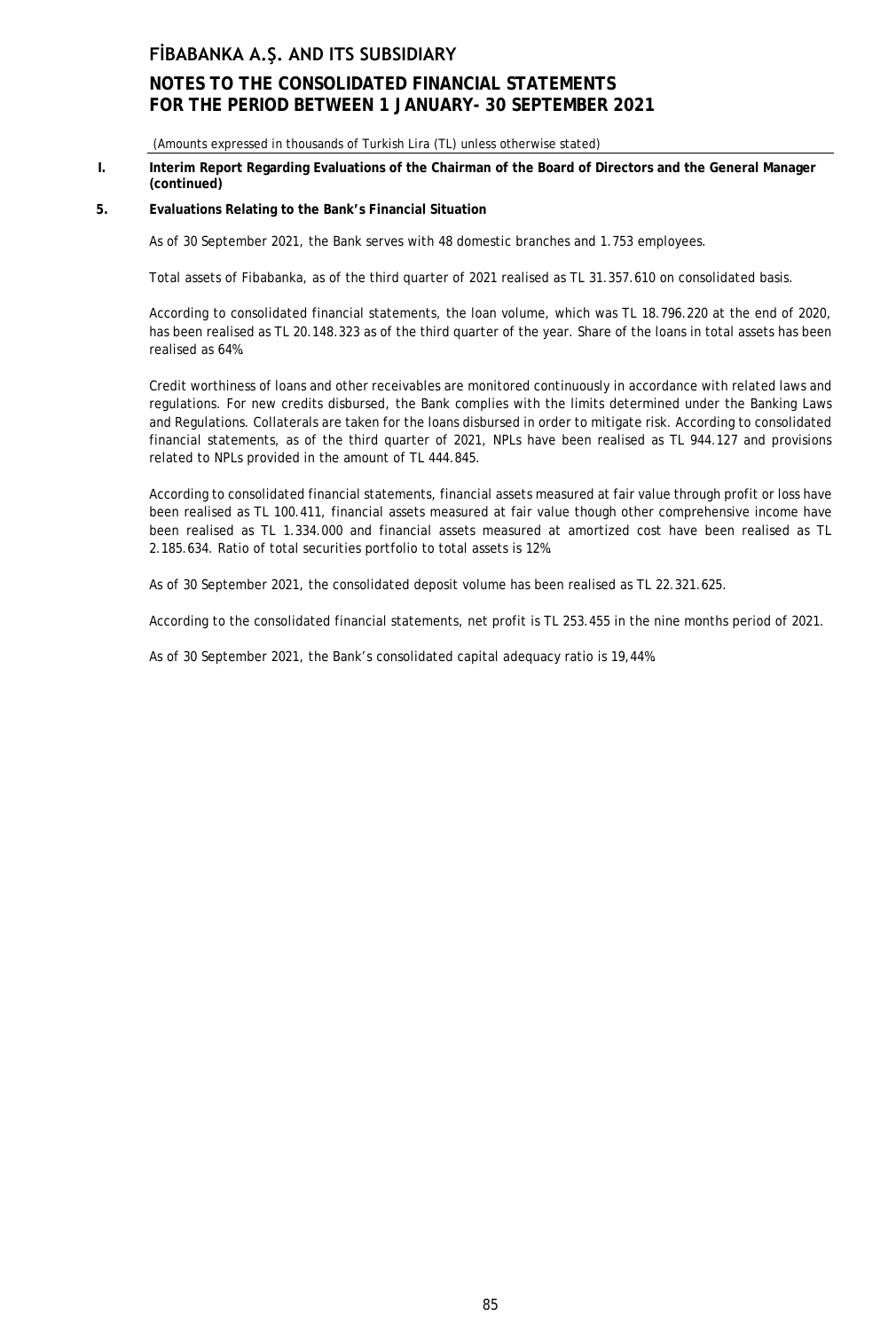(Amounts expressed in thousands of Turkish Lira (TL) unless otherwise stated)

**I. Interim Report Regarding Evaluations of the Chairman of the Board of Directors and the General Manager (continued)**

**5. Evaluations Relating to the Bank's Financial Situation**

As of 30 September 2021, the Bank serves with 48 domestic branches and 1.753 employees.

Total assets of Fibabanka, as of the third quarter of 2021 realised as TL 31.357.610 on consolidated basis.

According to consolidated financial statements, the loan volume, which was TL 18.796.220 at the end of 2020, has been realised as TL 20.148.323 as of the third quarter of the year. Share of the loans in total assets has been realised as 64%.

Credit worthiness of loans and other receivables are monitored continuously in accordance with related laws and regulations. For new credits disbursed, the Bank complies with the limits determined under the Banking Laws and Regulations. Collaterals are taken for the loans disbursed in order to mitigate risk. According to consolidated financial statements, as of the third quarter of 2021, NPLs have been realised as TL 944.127 and provisions related to NPLs provided in the amount of TL 444.845.

According to consolidated financial statements, financial assets measured at fair value through profit or loss have been realised as TL 100.411, financial assets measured at fair value though other comprehensive income have been realised as TL 1.334.000 and financial assets measured at amortized cost have been realised as TL 2.185.634. Ratio of total securities portfolio to total assets is 12%.

As of 30 September 2021, the consolidated deposit volume has been realised as TL 22.321.625.

According to the consolidated financial statements, net profit is TL 253.455 in the nine months period of 2021.

As of 30 September 2021, the Bank's consolidated capital adequacy ratio is 19,44%.